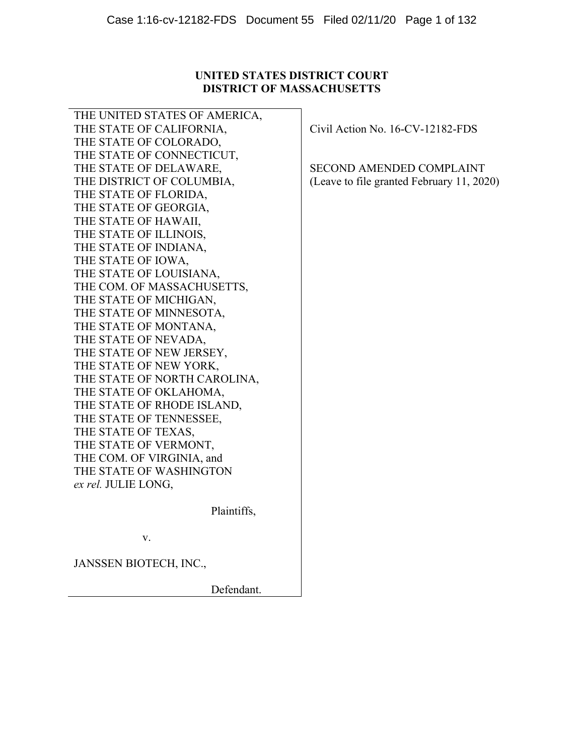**UNITED STATES DISTRICT COURT**
**DISTRICT OF MASSACHUSETTS**

THE UNITED STATES OF AMERICA,
THE STATE OF CALIFORNIA,
THE STATE OF COLORADO,
THE STATE OF CONNECTICUT,
THE STATE OF DELAWARE,
THE DISTRICT OF COLUMBIA,
THE STATE OF FLORIDA,
THE STATE OF GEORGIA,
THE STATE OF HAWAII,
THE STATE OF ILLINOIS,
THE STATE OF INDIANA,
THE STATE OF IOWA,
THE STATE OF LOUISIANA,
THE COM. OF MASSACHUSETTS,
THE STATE OF MICHIGAN,
THE STATE OF MINNESOTA,
THE STATE OF MONTANA,
THE STATE OF NEVADA,
THE STATE OF NEW JERSEY,
THE STATE OF NEW YORK,
THE STATE OF NORTH CAROLINA,
THE STATE OF OKLAHOMA,
THE STATE OF RHODE ISLAND,
THE STATE OF TENNESSEE,
THE STATE OF TEXAS,
THE STATE OF VERMONT,
THE COM. OF VIRGINIA, and
THE STATE OF WASHINGTON
*ex rel.* JULIE LONG,

Plaintiffs,

v.

JANSSEN BIOTECH, INC.,

Defendant.

Civil Action No. 16-CV-12182-FDS

SECOND AMENDED COMPLAINT
(Leave to file granted February 11, 2020)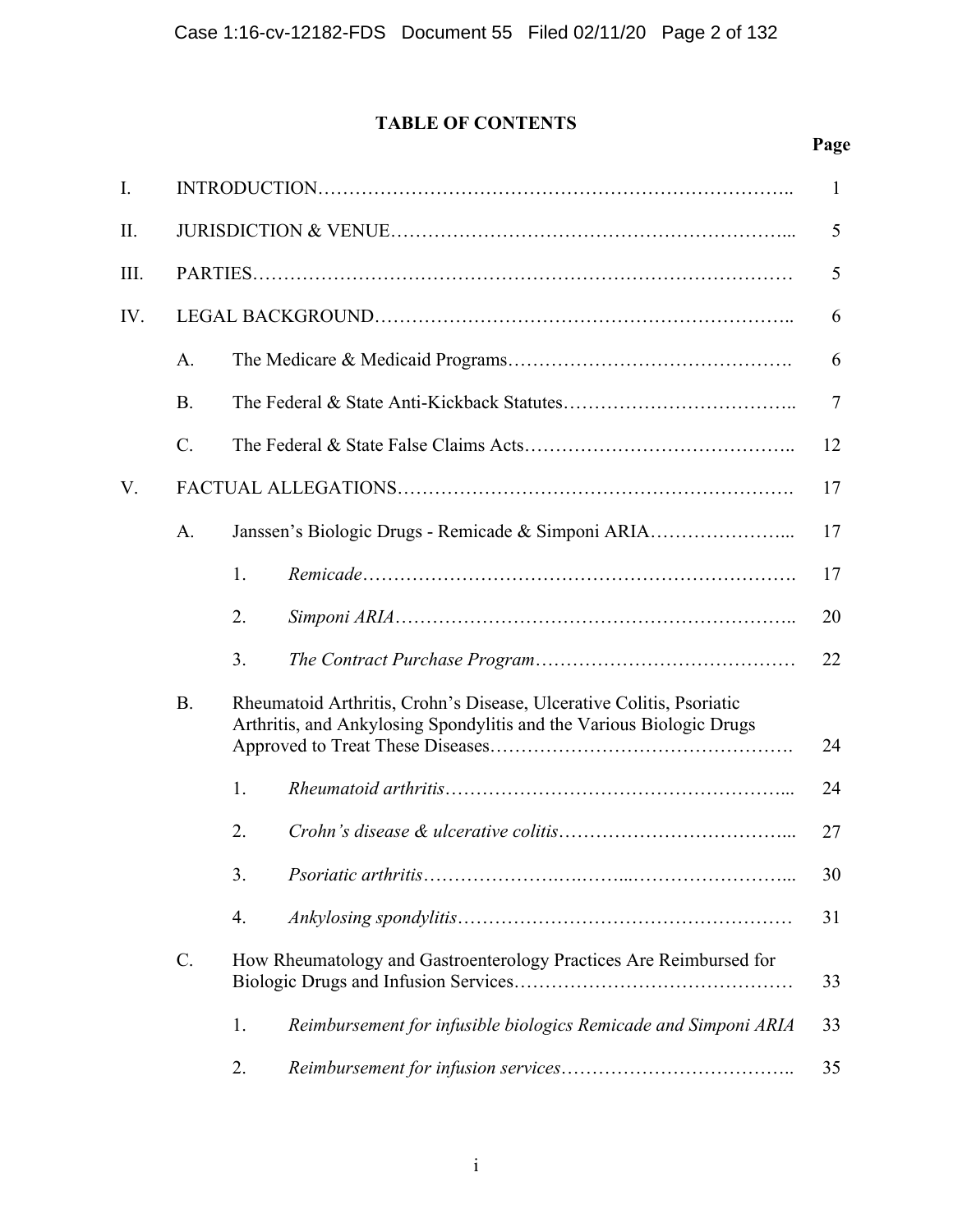# TABLE OF CONTENTS

| | | | | Page |
|---|---|---|---|---|
| I. | INTRODUCTION | | | 1 |
| II. | JURISDICTION & VENUE | | | 5 |
| III. | PARTIES | | | 5 |
| IV. | LEGAL BACKGROUND | | | 6 |
| | A. | The Medicare & Medicaid Programs | | 6 |
| | B. | The Federal & State Anti-Kickback Statutes | | 7 |
| | C. | The Federal & State False Claims Acts | | 12 |
| V. | FACTUAL ALLEGATIONS | | | 17 |
| | A. | Janssen's Biologic Drugs - Remicade & Simponi ARIA | | 17 |
| | | 1. | *Remicade* | 17 |
| | | 2. | *Simponi ARIA* | 20 |
| | | 3. | *The Contract Purchase Program* | 22 |
| | B. | Rheumatoid Arthritis, Crohn's Disease, Ulcerative Colitis, Psoriatic Arthritis, and Ankylosing Spondylitis and the Various Biologic Drugs Approved to Treat These Diseases | | 24 |
| | | 1. | *Rheumatoid arthritis* | 24 |
| | | 2. | *Crohn's disease & ulcerative colitis* | 27 |
| | | 3. | *Psoriatic arthritis* | 30 |
| | | 4. | *Ankylosing spondylitis* | 31 |
| | C. | How Rheumatology and Gastroenterology Practices Are Reimbursed for Biologic Drugs and Infusion Services | | 33 |
| | | 1. | *Reimbursement for infusible biologics Remicade and Simponi ARIA* | 33 |
| | | 2. | *Reimbursement for infusion services* | 35 |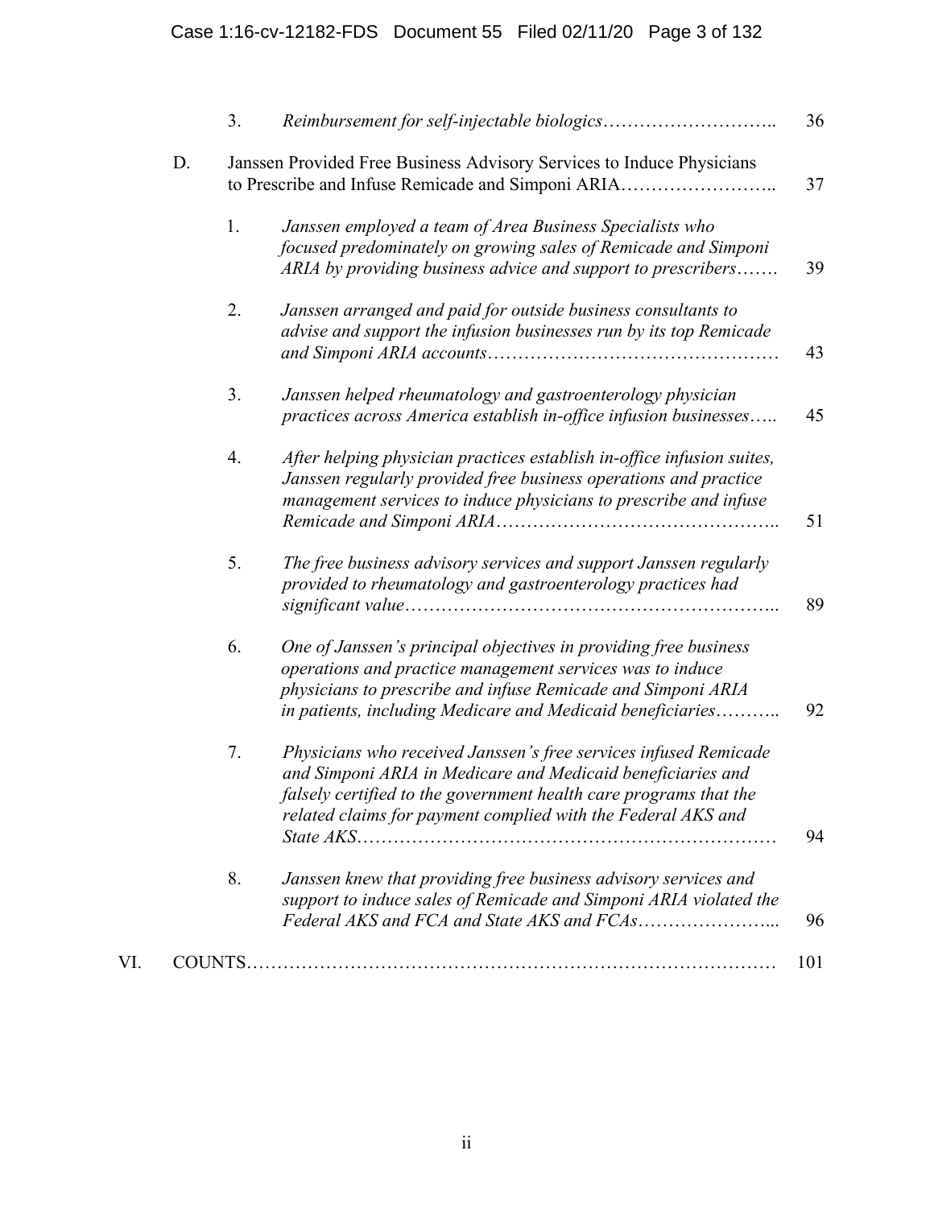3. *Reimbursement for self-injectable biologics* ........................... 36

D. Janssen Provided Free Business Advisory Services to Induce Physicians to Prescribe and Infuse Remicade and Simponi ARIA ........................ 37

1. *Janssen employed a team of Area Business Specialists who focused predominately on growing sales of Remicade and Simponi ARIA by providing business advice and support to prescribers* ....... 39

2. *Janssen arranged and paid for outside business consultants to advise and support the infusion businesses run by its top Remicade and Simponi ARIA accounts* ........................................... 43

3. *Janssen helped rheumatology and gastroenterology physician practices across America establish in-office infusion businesses* ..... 45

4. *After helping physician practices establish in-office infusion suites, Janssen regularly provided free business operations and practice management services to induce physicians to prescribe and infuse Remicade and Simponi ARIA* ........................................... 51

5. *The free business advisory services and support Janssen regularly provided to rheumatology and gastroenterology practices had significant value* ........................................................ 89

6. *One of Janssen's principal objectives in providing free business operations and practice management services was to induce physicians to prescribe and infuse Remicade and Simponi ARIA in patients, including Medicare and Medicaid beneficiaries* .......... 92

7. *Physicians who received Janssen's free services infused Remicade and Simponi ARIA in Medicare and Medicaid beneficiaries and falsely certified to the government health care programs that the related claims for payment complied with the Federal AKS and State AKS* ............................................................ 94

8. *Janssen knew that providing free business advisory services and support to induce sales of Remicade and Simponi ARIA violated the Federal AKS and FCA and State AKS and FCAs* ...................... 96

VI. COUNTS ......................................................................... 101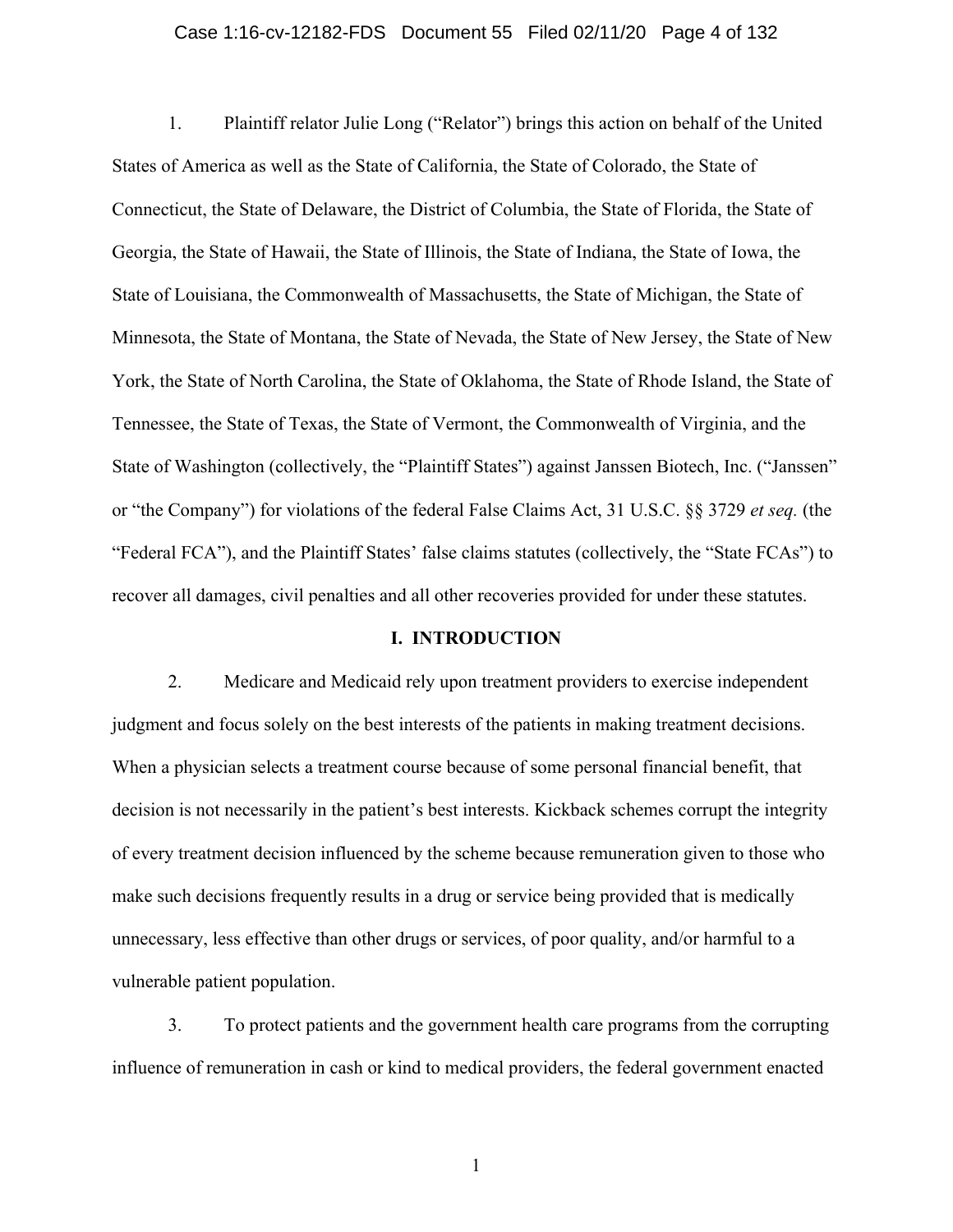1. Plaintiff relator Julie Long ("Relator") brings this action on behalf of the United States of America as well as the State of California, the State of Colorado, the State of Connecticut, the State of Delaware, the District of Columbia, the State of Florida, the State of Georgia, the State of Hawaii, the State of Illinois, the State of Indiana, the State of Iowa, the State of Louisiana, the Commonwealth of Massachusetts, the State of Michigan, the State of Minnesota, the State of Montana, the State of Nevada, the State of New Jersey, the State of New York, the State of North Carolina, the State of Oklahoma, the State of Rhode Island, the State of Tennessee, the State of Texas, the State of Vermont, the Commonwealth of Virginia, and the State of Washington (collectively, the "Plaintiff States") against Janssen Biotech, Inc. ("Janssen" or "the Company") for violations of the federal False Claims Act, 31 U.S.C. §§ 3729 *et seq.* (the "Federal FCA"), and the Plaintiff States' false claims statutes (collectively, the "State FCAs") to recover all damages, civil penalties and all other recoveries provided for under these statutes.

## I. INTRODUCTION

2. Medicare and Medicaid rely upon treatment providers to exercise independent judgment and focus solely on the best interests of the patients in making treatment decisions. When a physician selects a treatment course because of some personal financial benefit, that decision is not necessarily in the patient's best interests. Kickback schemes corrupt the integrity of every treatment decision influenced by the scheme because remuneration given to those who make such decisions frequently results in a drug or service being provided that is medically unnecessary, less effective than other drugs or services, of poor quality, and/or harmful to a vulnerable patient population.

3. To protect patients and the government health care programs from the corrupting influence of remuneration in cash or kind to medical providers, the federal government enacted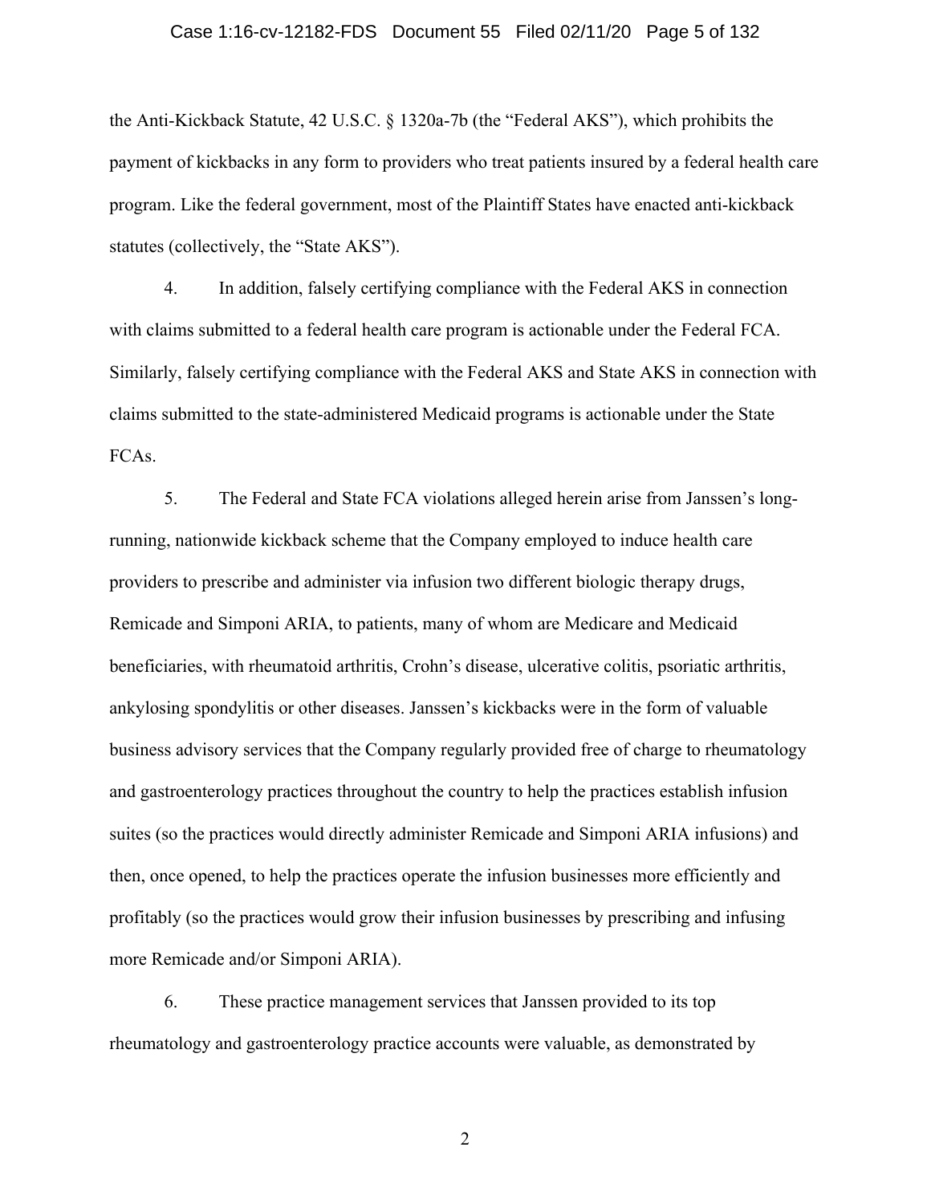the Anti-Kickback Statute, 42 U.S.C. § 1320a-7b (the "Federal AKS"), which prohibits the payment of kickbacks in any form to providers who treat patients insured by a federal health care program. Like the federal government, most of the Plaintiff States have enacted anti-kickback statutes (collectively, the "State AKS").

4. In addition, falsely certifying compliance with the Federal AKS in connection with claims submitted to a federal health care program is actionable under the Federal FCA. Similarly, falsely certifying compliance with the Federal AKS and State AKS in connection with claims submitted to the state-administered Medicaid programs is actionable under the State FCAs.

5. The Federal and State FCA violations alleged herein arise from Janssen's long-running, nationwide kickback scheme that the Company employed to induce health care providers to prescribe and administer via infusion two different biologic therapy drugs, Remicade and Simponi ARIA, to patients, many of whom are Medicare and Medicaid beneficiaries, with rheumatoid arthritis, Crohn's disease, ulcerative colitis, psoriatic arthritis, ankylosing spondylitis or other diseases. Janssen's kickbacks were in the form of valuable business advisory services that the Company regularly provided free of charge to rheumatology and gastroenterology practices throughout the country to help the practices establish infusion suites (so the practices would directly administer Remicade and Simponi ARIA infusions) and then, once opened, to help the practices operate the infusion businesses more efficiently and profitably (so the practices would grow their infusion businesses by prescribing and infusing more Remicade and/or Simponi ARIA).

6. These practice management services that Janssen provided to its top rheumatology and gastroenterology practice accounts were valuable, as demonstrated by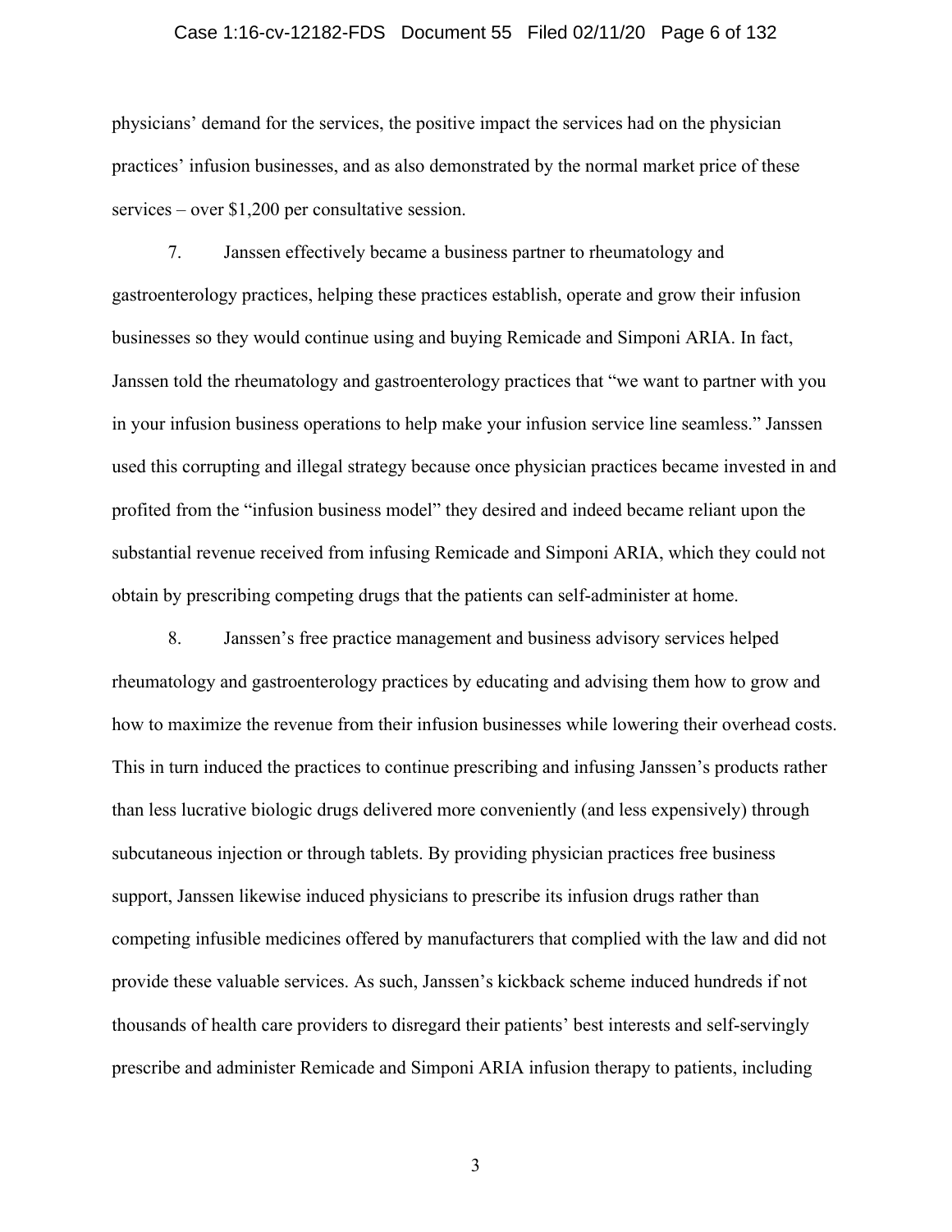physicians' demand for the services, the positive impact the services had on the physician practices' infusion businesses, and as also demonstrated by the normal market price of these services – over $1,200 per consultative session.

7. Janssen effectively became a business partner to rheumatology and gastroenterology practices, helping these practices establish, operate and grow their infusion businesses so they would continue using and buying Remicade and Simponi ARIA. In fact, Janssen told the rheumatology and gastroenterology practices that "we want to partner with you in your infusion business operations to help make your infusion service line seamless." Janssen used this corrupting and illegal strategy because once physician practices became invested in and profited from the "infusion business model" they desired and indeed became reliant upon the substantial revenue received from infusing Remicade and Simponi ARIA, which they could not obtain by prescribing competing drugs that the patients can self-administer at home.

8. Janssen's free practice management and business advisory services helped rheumatology and gastroenterology practices by educating and advising them how to grow and how to maximize the revenue from their infusion businesses while lowering their overhead costs. This in turn induced the practices to continue prescribing and infusing Janssen's products rather than less lucrative biologic drugs delivered more conveniently (and less expensively) through subcutaneous injection or through tablets. By providing physician practices free business support, Janssen likewise induced physicians to prescribe its infusion drugs rather than competing infusible medicines offered by manufacturers that complied with the law and did not provide these valuable services. As such, Janssen's kickback scheme induced hundreds if not thousands of health care providers to disregard their patients' best interests and self-servingly prescribe and administer Remicade and Simponi ARIA infusion therapy to patients, including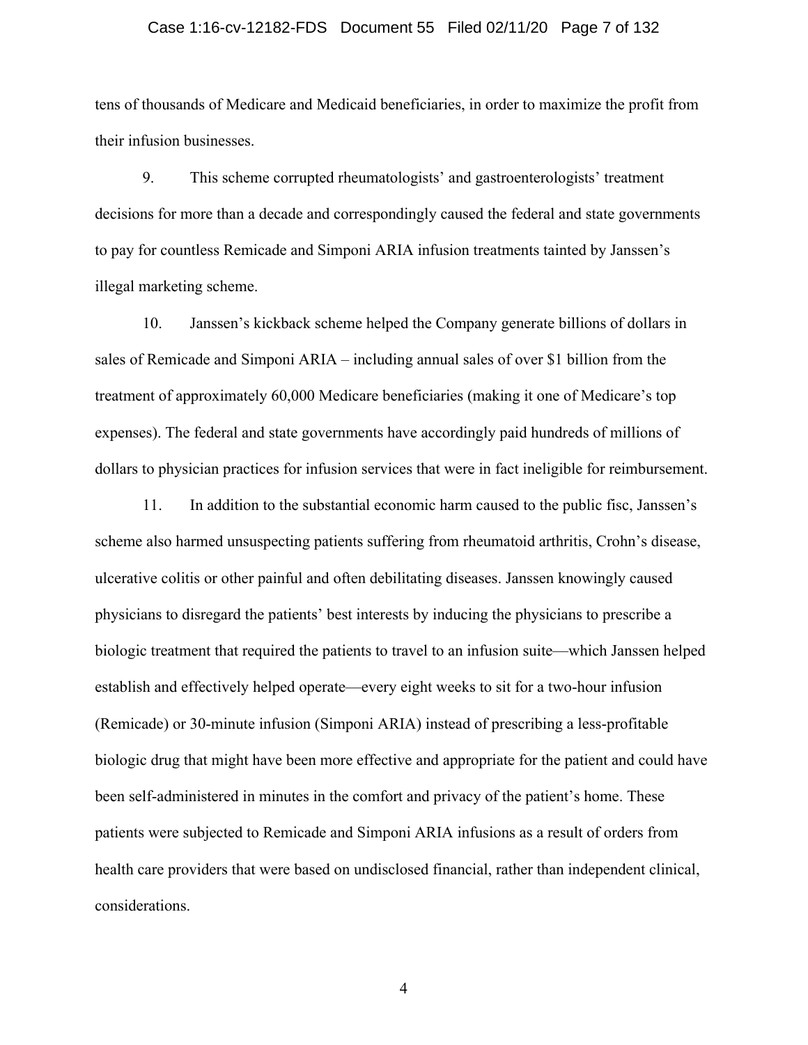tens of thousands of Medicare and Medicaid beneficiaries, in order to maximize the profit from their infusion businesses.

9. This scheme corrupted rheumatologists' and gastroenterologists' treatment decisions for more than a decade and correspondingly caused the federal and state governments to pay for countless Remicade and Simponi ARIA infusion treatments tainted by Janssen's illegal marketing scheme.

10. Janssen's kickback scheme helped the Company generate billions of dollars in sales of Remicade and Simponi ARIA – including annual sales of over $1 billion from the treatment of approximately 60,000 Medicare beneficiaries (making it one of Medicare's top expenses). The federal and state governments have accordingly paid hundreds of millions of dollars to physician practices for infusion services that were in fact ineligible for reimbursement.

11. In addition to the substantial economic harm caused to the public fisc, Janssen's scheme also harmed unsuspecting patients suffering from rheumatoid arthritis, Crohn's disease, ulcerative colitis or other painful and often debilitating diseases. Janssen knowingly caused physicians to disregard the patients' best interests by inducing the physicians to prescribe a biologic treatment that required the patients to travel to an infusion suite—which Janssen helped establish and effectively helped operate—every eight weeks to sit for a two-hour infusion (Remicade) or 30-minute infusion (Simponi ARIA) instead of prescribing a less-profitable biologic drug that might have been more effective and appropriate for the patient and could have been self-administered in minutes in the comfort and privacy of the patient's home. These patients were subjected to Remicade and Simponi ARIA infusions as a result of orders from health care providers that were based on undisclosed financial, rather than independent clinical, considerations.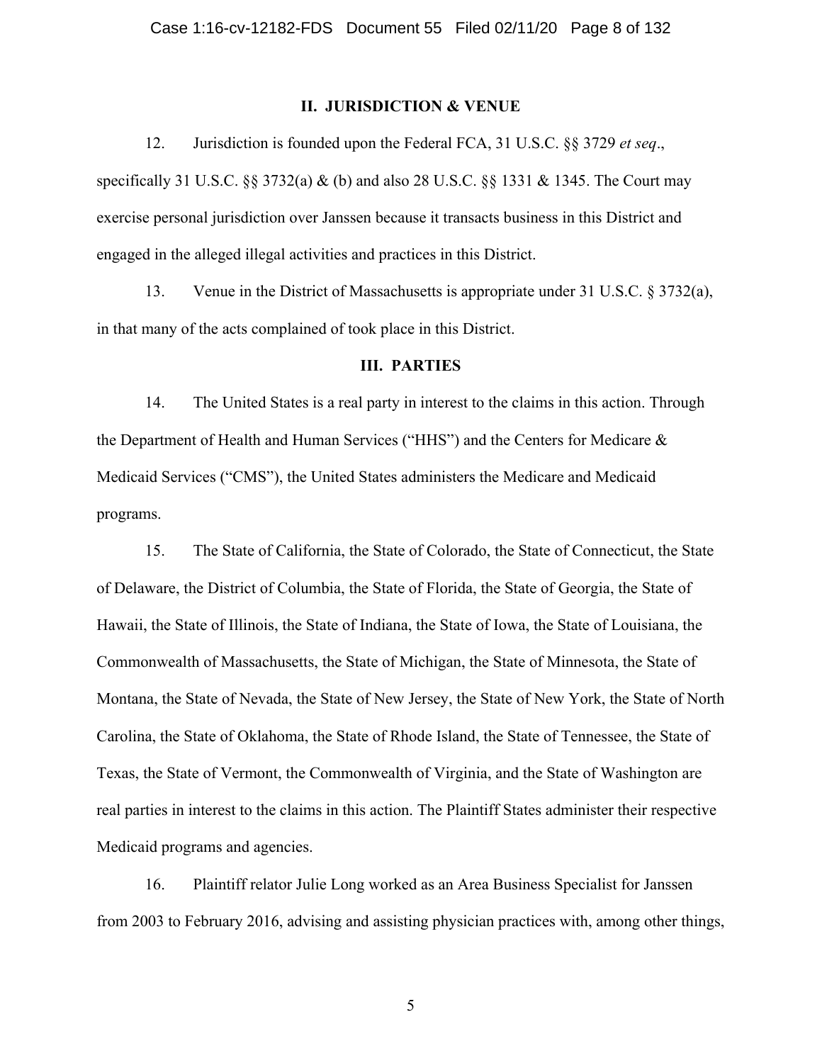## II. JURISDICTION & VENUE

12. Jurisdiction is founded upon the Federal FCA, 31 U.S.C. §§ 3729 *et seq*., specifically 31 U.S.C. §§ 3732(a) & (b) and also 28 U.S.C. §§ 1331 & 1345. The Court may exercise personal jurisdiction over Janssen because it transacts business in this District and engaged in the alleged illegal activities and practices in this District.

13. Venue in the District of Massachusetts is appropriate under 31 U.S.C. § 3732(a), in that many of the acts complained of took place in this District.

## III. PARTIES

14. The United States is a real party in interest to the claims in this action. Through the Department of Health and Human Services ("HHS") and the Centers for Medicare & Medicaid Services ("CMS"), the United States administers the Medicare and Medicaid programs.

15. The State of California, the State of Colorado, the State of Connecticut, the State of Delaware, the District of Columbia, the State of Florida, the State of Georgia, the State of Hawaii, the State of Illinois, the State of Indiana, the State of Iowa, the State of Louisiana, the Commonwealth of Massachusetts, the State of Michigan, the State of Minnesota, the State of Montana, the State of Nevada, the State of New Jersey, the State of New York, the State of North Carolina, the State of Oklahoma, the State of Rhode Island, the State of Tennessee, the State of Texas, the State of Vermont, the Commonwealth of Virginia, and the State of Washington are real parties in interest to the claims in this action. The Plaintiff States administer their respective Medicaid programs and agencies.

16. Plaintiff relator Julie Long worked as an Area Business Specialist for Janssen from 2003 to February 2016, advising and assisting physician practices with, among other things,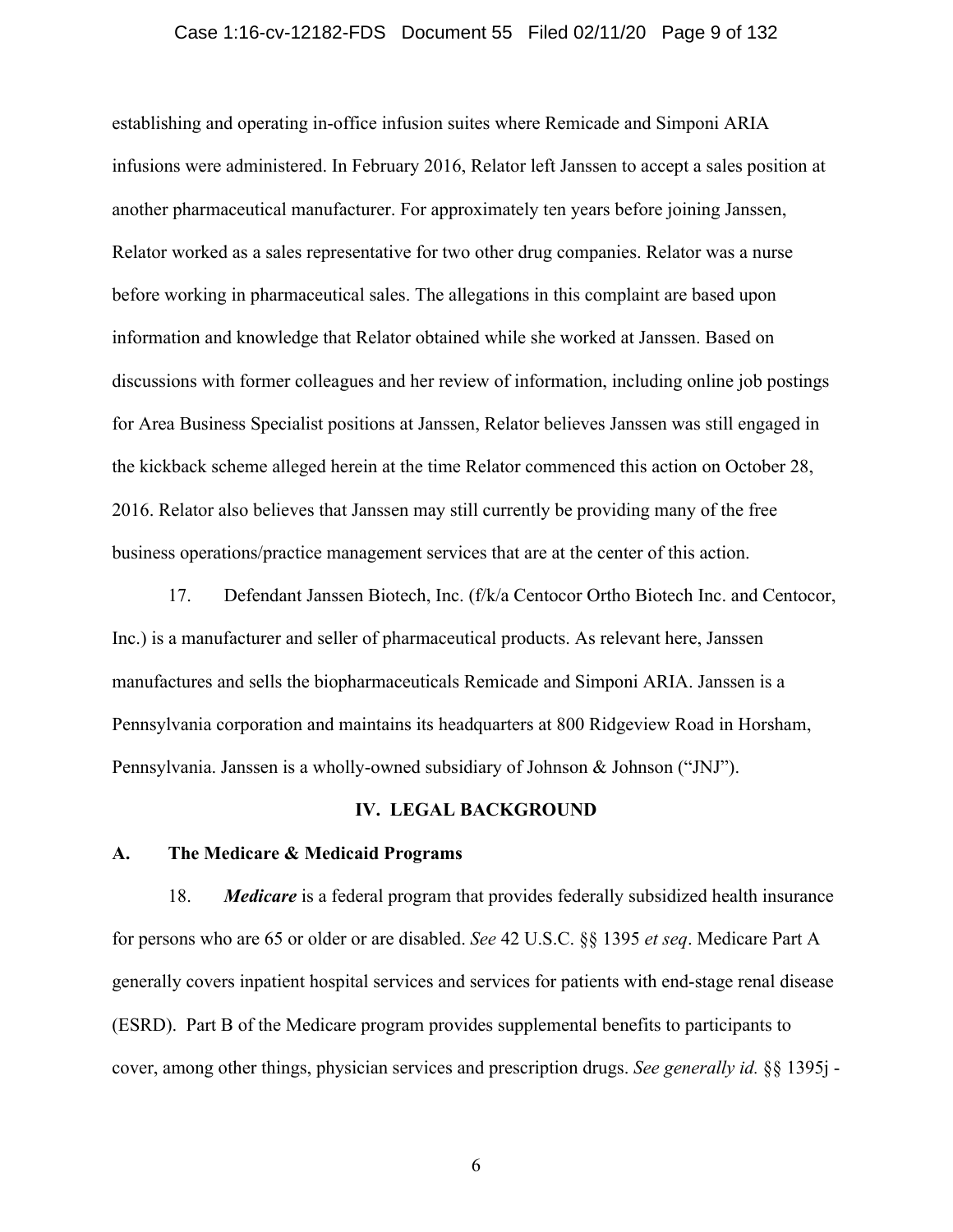establishing and operating in-office infusion suites where Remicade and Simponi ARIA infusions were administered. In February 2016, Relator left Janssen to accept a sales position at another pharmaceutical manufacturer. For approximately ten years before joining Janssen, Relator worked as a sales representative for two other drug companies. Relator was a nurse before working in pharmaceutical sales. The allegations in this complaint are based upon information and knowledge that Relator obtained while she worked at Janssen. Based on discussions with former colleagues and her review of information, including online job postings for Area Business Specialist positions at Janssen, Relator believes Janssen was still engaged in the kickback scheme alleged herein at the time Relator commenced this action on October 28, 2016. Relator also believes that Janssen may still currently be providing many of the free business operations/practice management services that are at the center of this action.

17. Defendant Janssen Biotech, Inc. (f/k/a Centocor Ortho Biotech Inc. and Centocor, Inc.) is a manufacturer and seller of pharmaceutical products. As relevant here, Janssen manufactures and sells the biopharmaceuticals Remicade and Simponi ARIA. Janssen is a Pennsylvania corporation and maintains its headquarters at 800 Ridgeview Road in Horsham, Pennsylvania. Janssen is a wholly-owned subsidiary of Johnson & Johnson ("JNJ").

## IV. LEGAL BACKGROUND

### A. The Medicare & Medicaid Programs

18. ***Medicare*** is a federal program that provides federally subsidized health insurance for persons who are 65 or older or are disabled. *See* 42 U.S.C. §§ 1395 *et seq*. Medicare Part A generally covers inpatient hospital services and services for patients with end-stage renal disease (ESRD). Part B of the Medicare program provides supplemental benefits to participants to cover, among other things, physician services and prescription drugs. *See generally id.* §§ 1395j -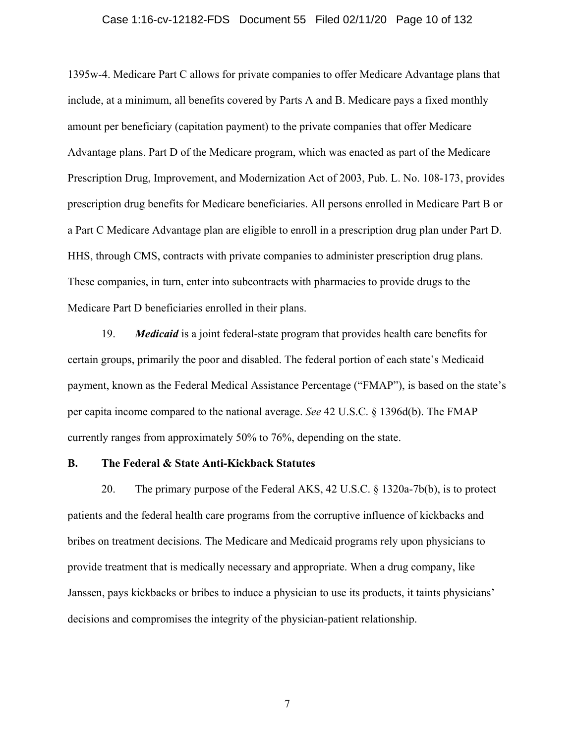1395w-4. Medicare Part C allows for private companies to offer Medicare Advantage plans that include, at a minimum, all benefits covered by Parts A and B. Medicare pays a fixed monthly amount per beneficiary (capitation payment) to the private companies that offer Medicare Advantage plans. Part D of the Medicare program, which was enacted as part of the Medicare Prescription Drug, Improvement, and Modernization Act of 2003, Pub. L. No. 108-173, provides prescription drug benefits for Medicare beneficiaries. All persons enrolled in Medicare Part B or a Part C Medicare Advantage plan are eligible to enroll in a prescription drug plan under Part D. HHS, through CMS, contracts with private companies to administer prescription drug plans. These companies, in turn, enter into subcontracts with pharmacies to provide drugs to the Medicare Part D beneficiaries enrolled in their plans.

19. ***Medicaid*** is a joint federal-state program that provides health care benefits for certain groups, primarily the poor and disabled. The federal portion of each state's Medicaid payment, known as the Federal Medical Assistance Percentage ("FMAP"), is based on the state's per capita income compared to the national average. *See* 42 U.S.C. § 1396d(b). The FMAP currently ranges from approximately 50% to 76%, depending on the state.

### B. The Federal & State Anti-Kickback Statutes

20. The primary purpose of the Federal AKS, 42 U.S.C. § 1320a-7b(b), is to protect patients and the federal health care programs from the corruptive influence of kickbacks and bribes on treatment decisions. The Medicare and Medicaid programs rely upon physicians to provide treatment that is medically necessary and appropriate. When a drug company, like Janssen, pays kickbacks or bribes to induce a physician to use its products, it taints physicians' decisions and compromises the integrity of the physician-patient relationship.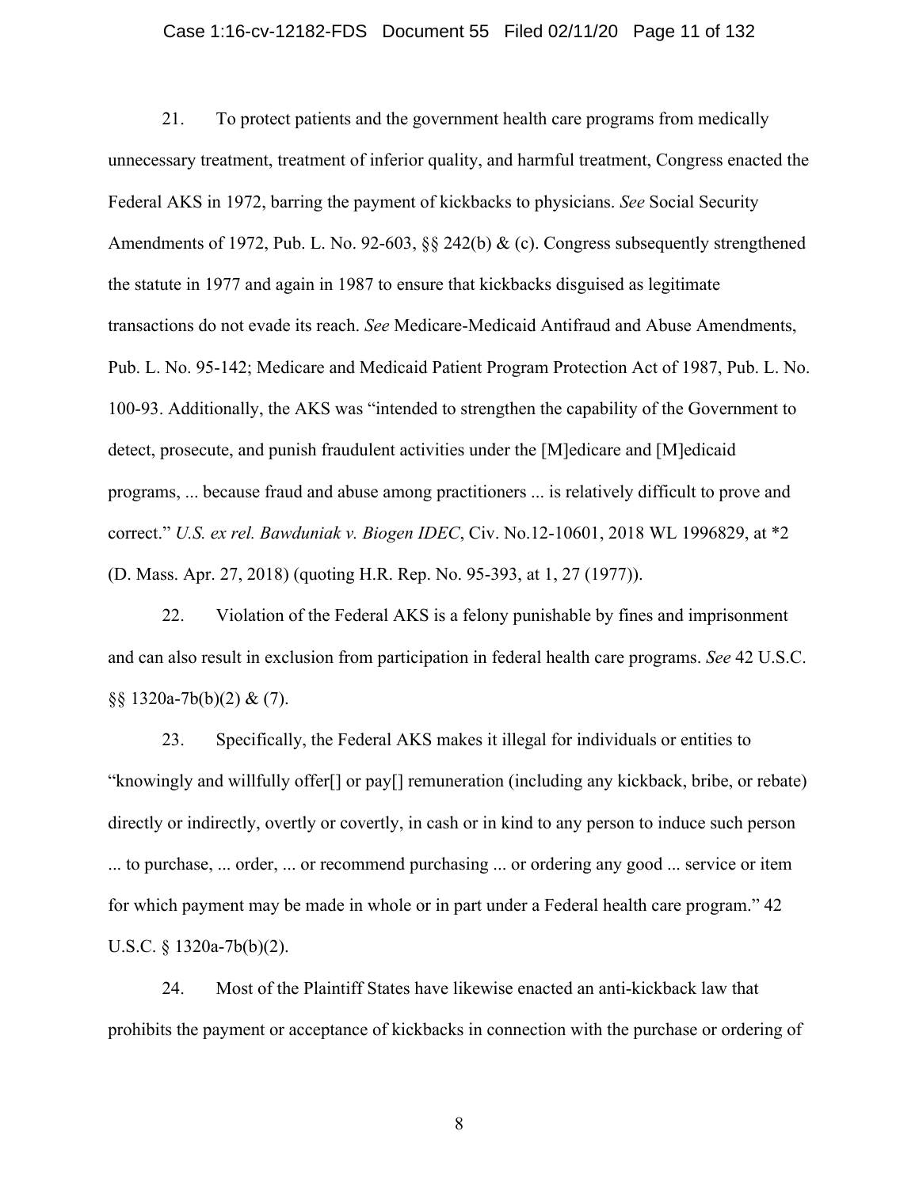21. To protect patients and the government health care programs from medically unnecessary treatment, treatment of inferior quality, and harmful treatment, Congress enacted the Federal AKS in 1972, barring the payment of kickbacks to physicians. *See* Social Security Amendments of 1972, Pub. L. No. 92-603, §§ 242(b) & (c). Congress subsequently strengthened the statute in 1977 and again in 1987 to ensure that kickbacks disguised as legitimate transactions do not evade its reach. *See* Medicare-Medicaid Antifraud and Abuse Amendments, Pub. L. No. 95-142; Medicare and Medicaid Patient Program Protection Act of 1987, Pub. L. No. 100-93. Additionally, the AKS was "intended to strengthen the capability of the Government to detect, prosecute, and punish fraudulent activities under the [M]edicare and [M]edicaid programs, ... because fraud and abuse among practitioners ... is relatively difficult to prove and correct." *U.S. ex rel. Bawduniak v. Biogen IDEC*, Civ. No.12-10601, 2018 WL 1996829, at *2 (D. Mass. Apr. 27, 2018) (quoting H.R. Rep. No. 95-393, at 1, 27 (1977)).

22. Violation of the Federal AKS is a felony punishable by fines and imprisonment and can also result in exclusion from participation in federal health care programs. *See* 42 U.S.C. §§ 1320a-7b(b)(2) & (7).

23. Specifically, the Federal AKS makes it illegal for individuals or entities to "knowingly and willfully offer[] or pay[] remuneration (including any kickback, bribe, or rebate) directly or indirectly, overtly or covertly, in cash or in kind to any person to induce such person ... to purchase, ... order, ... or recommend purchasing ... or ordering any good ... service or item for which payment may be made in whole or in part under a Federal health care program." 42 U.S.C. § 1320a-7b(b)(2).

24. Most of the Plaintiff States have likewise enacted an anti-kickback law that prohibits the payment or acceptance of kickbacks in connection with the purchase or ordering of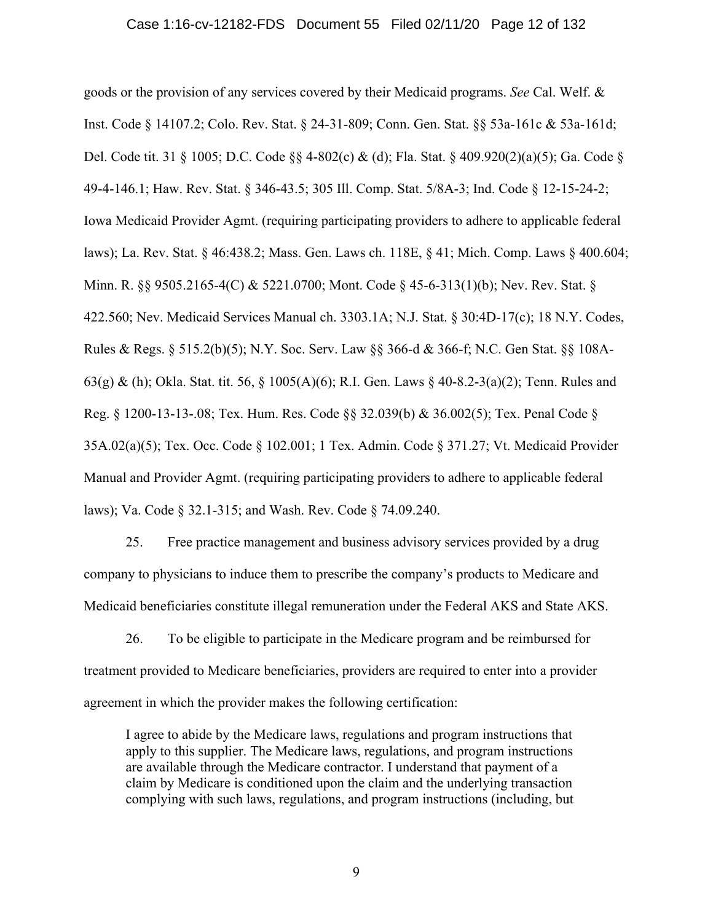goods or the provision of any services covered by their Medicaid programs. *See* Cal. Welf. & Inst. Code § 14107.2; Colo. Rev. Stat. § 24-31-809; Conn. Gen. Stat. §§ 53a-161c & 53a-161d; Del. Code tit. 31 § 1005; D.C. Code §§ 4-802(c) & (d); Fla. Stat. § 409.920(2)(a)(5); Ga. Code § 49-4-146.1; Haw. Rev. Stat. § 346-43.5; 305 Ill. Comp. Stat. 5/8A-3; Ind. Code § 12-15-24-2; Iowa Medicaid Provider Agmt. (requiring participating providers to adhere to applicable federal laws); La. Rev. Stat. § 46:438.2; Mass. Gen. Laws ch. 118E, § 41; Mich. Comp. Laws § 400.604; Minn. R. §§ 9505.2165-4(C) & 5221.0700; Mont. Code § 45-6-313(1)(b); Nev. Rev. Stat. § 422.560; Nev. Medicaid Services Manual ch. 3303.1A; N.J. Stat. § 30:4D-17(c); 18 N.Y. Codes, Rules & Regs. § 515.2(b)(5); N.Y. Soc. Serv. Law §§ 366-d & 366-f; N.C. Gen Stat. §§ 108A-63(g) & (h); Okla. Stat. tit. 56, § 1005(A)(6); R.I. Gen. Laws § 40-8.2-3(a)(2); Tenn. Rules and Reg. § 1200-13-13-.08; Tex. Hum. Res. Code §§ 32.039(b) & 36.002(5); Tex. Penal Code § 35A.02(a)(5); Tex. Occ. Code § 102.001; 1 Tex. Admin. Code § 371.27; Vt. Medicaid Provider Manual and Provider Agmt. (requiring participating providers to adhere to applicable federal laws); Va. Code § 32.1-315; and Wash. Rev. Code § 74.09.240.

25. Free practice management and business advisory services provided by a drug company to physicians to induce them to prescribe the company's products to Medicare and Medicaid beneficiaries constitute illegal remuneration under the Federal AKS and State AKS.

26. To be eligible to participate in the Medicare program and be reimbursed for treatment provided to Medicare beneficiaries, providers are required to enter into a provider agreement in which the provider makes the following certification:

> I agree to abide by the Medicare laws, regulations and program instructions that apply to this supplier. The Medicare laws, regulations, and program instructions are available through the Medicare contractor. I understand that payment of a claim by Medicare is conditioned upon the claim and the underlying transaction complying with such laws, regulations, and program instructions (including, but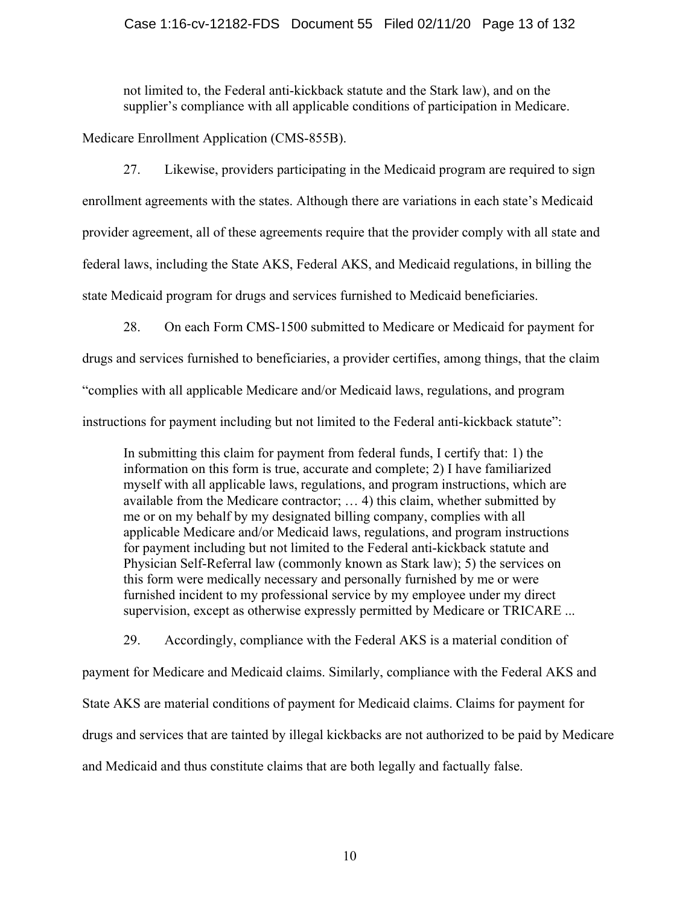> not limited to, the Federal anti-kickback statute and the Stark law), and on the supplier's compliance with all applicable conditions of participation in Medicare.

Medicare Enrollment Application (CMS-855B).

27. Likewise, providers participating in the Medicaid program are required to sign enrollment agreements with the states. Although there are variations in each state's Medicaid provider agreement, all of these agreements require that the provider comply with all state and federal laws, including the State AKS, Federal AKS, and Medicaid regulations, in billing the state Medicaid program for drugs and services furnished to Medicaid beneficiaries.

28. On each Form CMS-1500 submitted to Medicare or Medicaid for payment for drugs and services furnished to beneficiaries, a provider certifies, among things, that the claim "complies with all applicable Medicare and/or Medicaid laws, regulations, and program instructions for payment including but not limited to the Federal anti-kickback statute":

> In submitting this claim for payment from federal funds, I certify that: 1) the information on this form is true, accurate and complete; 2) I have familiarized myself with all applicable laws, regulations, and program instructions, which are available from the Medicare contractor; … 4) this claim, whether submitted by me or on my behalf by my designated billing company, complies with all applicable Medicare and/or Medicaid laws, regulations, and program instructions for payment including but not limited to the Federal anti-kickback statute and Physician Self-Referral law (commonly known as Stark law); 5) the services on this form were medically necessary and personally furnished by me or were furnished incident to my professional service by my employee under my direct supervision, except as otherwise expressly permitted by Medicare or TRICARE ...

29. Accordingly, compliance with the Federal AKS is a material condition of payment for Medicare and Medicaid claims. Similarly, compliance with the Federal AKS and State AKS are material conditions of payment for Medicaid claims. Claims for payment for drugs and services that are tainted by illegal kickbacks are not authorized to be paid by Medicare and Medicaid and thus constitute claims that are both legally and factually false.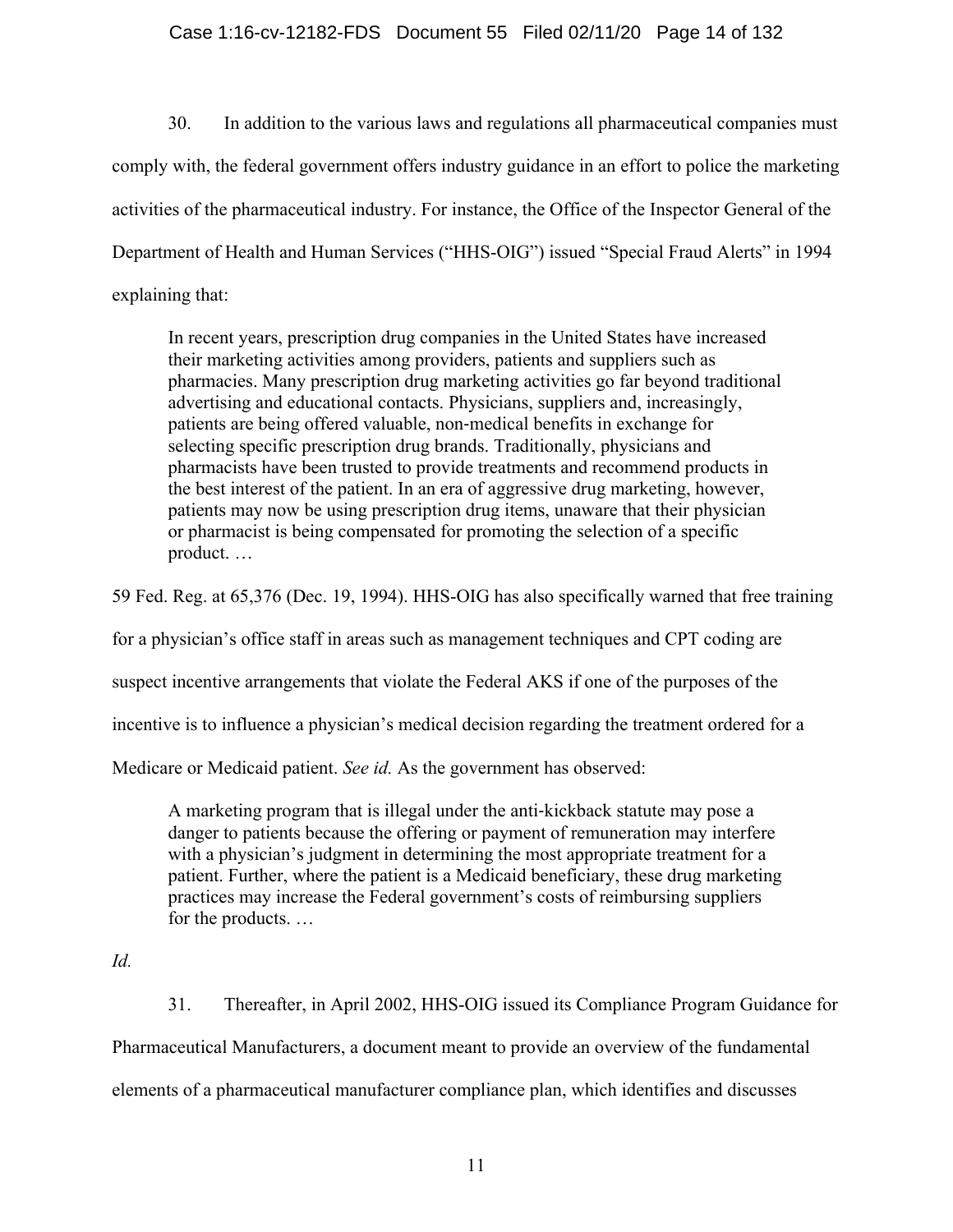30. In addition to the various laws and regulations all pharmaceutical companies must comply with, the federal government offers industry guidance in an effort to police the marketing activities of the pharmaceutical industry. For instance, the Office of the Inspector General of the Department of Health and Human Services ("HHS-OIG") issued "Special Fraud Alerts" in 1994 explaining that:

> In recent years, prescription drug companies in the United States have increased their marketing activities among providers, patients and suppliers such as pharmacies. Many prescription drug marketing activities go far beyond traditional advertising and educational contacts. Physicians, suppliers and, increasingly, patients are being offered valuable, non-medical benefits in exchange for selecting specific prescription drug brands. Traditionally, physicians and pharmacists have been trusted to provide treatments and recommend products in the best interest of the patient. In an era of aggressive drug marketing, however, patients may now be using prescription drug items, unaware that their physician or pharmacist is being compensated for promoting the selection of a specific product. …

59 Fed. Reg. at 65,376 (Dec. 19, 1994). HHS-OIG has also specifically warned that free training for a physician's office staff in areas such as management techniques and CPT coding are suspect incentive arrangements that violate the Federal AKS if one of the purposes of the incentive is to influence a physician's medical decision regarding the treatment ordered for a Medicare or Medicaid patient. *See id.* As the government has observed:

> A marketing program that is illegal under the anti-kickback statute may pose a danger to patients because the offering or payment of remuneration may interfere with a physician's judgment in determining the most appropriate treatment for a patient. Further, where the patient is a Medicaid beneficiary, these drug marketing practices may increase the Federal government's costs of reimbursing suppliers for the products. …

*Id.*

31. Thereafter, in April 2002, HHS-OIG issued its Compliance Program Guidance for Pharmaceutical Manufacturers, a document meant to provide an overview of the fundamental elements of a pharmaceutical manufacturer compliance plan, which identifies and discusses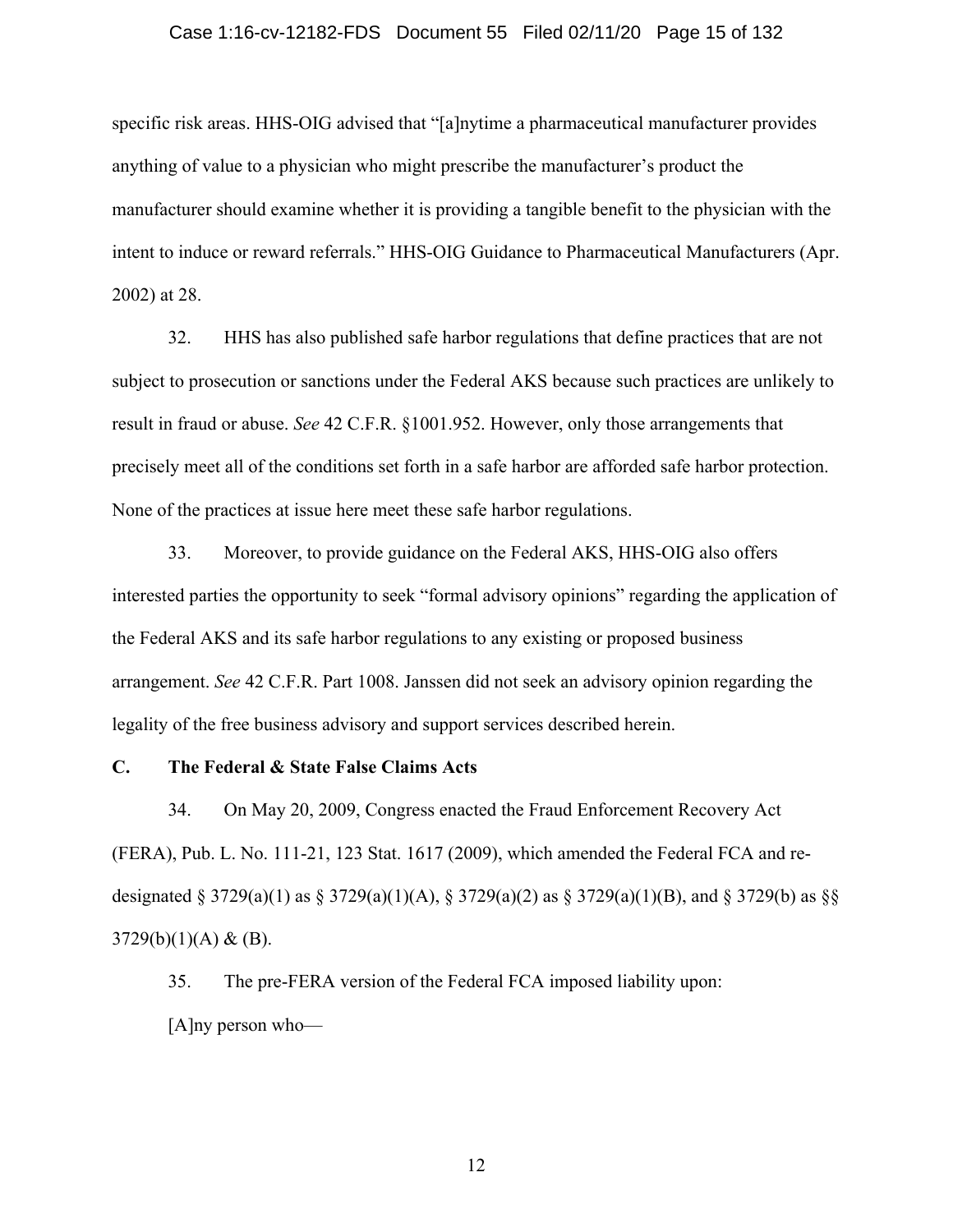specific risk areas. HHS-OIG advised that "[a]nytime a pharmaceutical manufacturer provides anything of value to a physician who might prescribe the manufacturer's product the manufacturer should examine whether it is providing a tangible benefit to the physician with the intent to induce or reward referrals." HHS-OIG Guidance to Pharmaceutical Manufacturers (Apr. 2002) at 28.

32. HHS has also published safe harbor regulations that define practices that are not subject to prosecution or sanctions under the Federal AKS because such practices are unlikely to result in fraud or abuse. *See* 42 C.F.R. §1001.952. However, only those arrangements that precisely meet all of the conditions set forth in a safe harbor are afforded safe harbor protection. None of the practices at issue here meet these safe harbor regulations.

33. Moreover, to provide guidance on the Federal AKS, HHS-OIG also offers interested parties the opportunity to seek "formal advisory opinions" regarding the application of the Federal AKS and its safe harbor regulations to any existing or proposed business arrangement. *See* 42 C.F.R. Part 1008. Janssen did not seek an advisory opinion regarding the legality of the free business advisory and support services described herein.

### C. The Federal & State False Claims Acts

34. On May 20, 2009, Congress enacted the Fraud Enforcement Recovery Act (FERA), Pub. L. No. 111-21, 123 Stat. 1617 (2009), which amended the Federal FCA and re-designated § 3729(a)(1) as § 3729(a)(1)(A), § 3729(a)(2) as § 3729(a)(1)(B), and § 3729(b) as §§ 3729(b)(1)(A) & (B).

35. The pre-FERA version of the Federal FCA imposed liability upon:

[A]ny person who—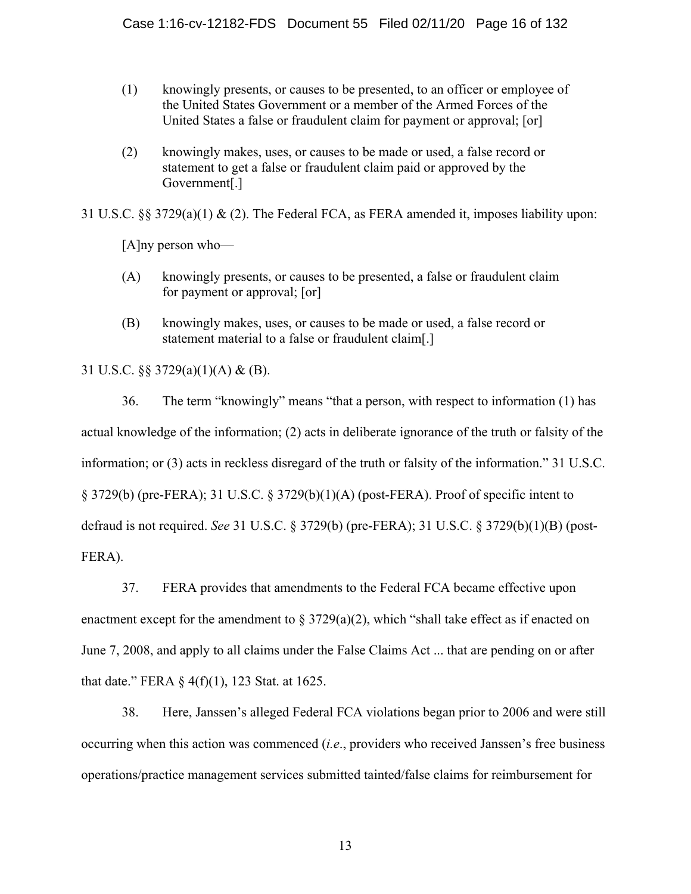> (1) knowingly presents, or causes to be presented, to an officer or employee of the United States Government or a member of the Armed Forces of the United States a false or fraudulent claim for payment or approval; [or]
>
> (2) knowingly makes, uses, or causes to be made or used, a false record or statement to get a false or fraudulent claim paid or approved by the Government[.]

31 U.S.C. §§ 3729(a)(1) & (2). The Federal FCA, as FERA amended it, imposes liability upon:

> [A]ny person who—
>
> (A) knowingly presents, or causes to be presented, a false or fraudulent claim for payment or approval; [or]
>
> (B) knowingly makes, uses, or causes to be made or used, a false record or statement material to a false or fraudulent claim[.]

31 U.S.C. §§ 3729(a)(1)(A) & (B).

36. The term "knowingly" means "that a person, with respect to information (1) has actual knowledge of the information; (2) acts in deliberate ignorance of the truth or falsity of the information; or (3) acts in reckless disregard of the truth or falsity of the information." 31 U.S.C. § 3729(b) (pre-FERA); 31 U.S.C. § 3729(b)(1)(A) (post-FERA). Proof of specific intent to defraud is not required. *See* 31 U.S.C. § 3729(b) (pre-FERA); 31 U.S.C. § 3729(b)(1)(B) (post-FERA).

37. FERA provides that amendments to the Federal FCA became effective upon enactment except for the amendment to § 3729(a)(2), which "shall take effect as if enacted on June 7, 2008, and apply to all claims under the False Claims Act ... that are pending on or after that date." FERA § 4(f)(1), 123 Stat. at 1625.

38. Here, Janssen's alleged Federal FCA violations began prior to 2006 and were still occurring when this action was commenced (*i.e*., providers who received Janssen's free business operations/practice management services submitted tainted/false claims for reimbursement for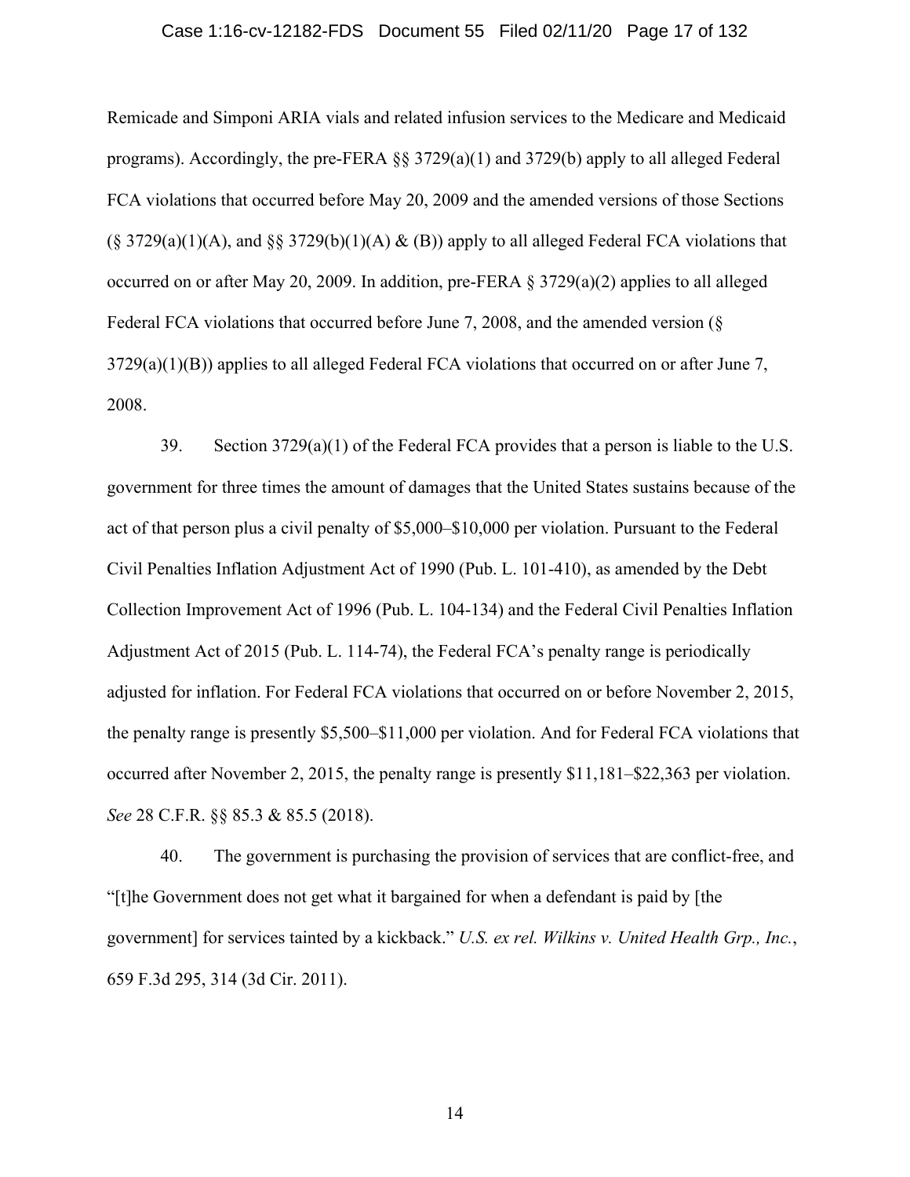Remicade and Simponi ARIA vials and related infusion services to the Medicare and Medicaid programs). Accordingly, the pre-FERA §§ 3729(a)(1) and 3729(b) apply to all alleged Federal FCA violations that occurred before May 20, 2009 and the amended versions of those Sections (§ 3729(a)(1)(A), and §§ 3729(b)(1)(A) & (B)) apply to all alleged Federal FCA violations that occurred on or after May 20, 2009. In addition, pre-FERA § 3729(a)(2) applies to all alleged Federal FCA violations that occurred before June 7, 2008, and the amended version (§ 3729(a)(1)(B)) applies to all alleged Federal FCA violations that occurred on or after June 7, 2008.

39. Section 3729(a)(1) of the Federal FCA provides that a person is liable to the U.S. government for three times the amount of damages that the United States sustains because of the act of that person plus a civil penalty of $5,000–$10,000 per violation. Pursuant to the Federal Civil Penalties Inflation Adjustment Act of 1990 (Pub. L. 101-410), as amended by the Debt Collection Improvement Act of 1996 (Pub. L. 104-134) and the Federal Civil Penalties Inflation Adjustment Act of 2015 (Pub. L. 114-74), the Federal FCA's penalty range is periodically adjusted for inflation. For Federal FCA violations that occurred on or before November 2, 2015, the penalty range is presently $5,500–$11,000 per violation. And for Federal FCA violations that occurred after November 2, 2015, the penalty range is presently $11,181–$22,363 per violation. *See* 28 C.F.R. §§ 85.3 & 85.5 (2018).

40. The government is purchasing the provision of services that are conflict-free, and "[t]he Government does not get what it bargained for when a defendant is paid by [the government] for services tainted by a kickback." *U.S. ex rel. Wilkins v. United Health Grp., Inc.*, 659 F.3d 295, 314 (3d Cir. 2011).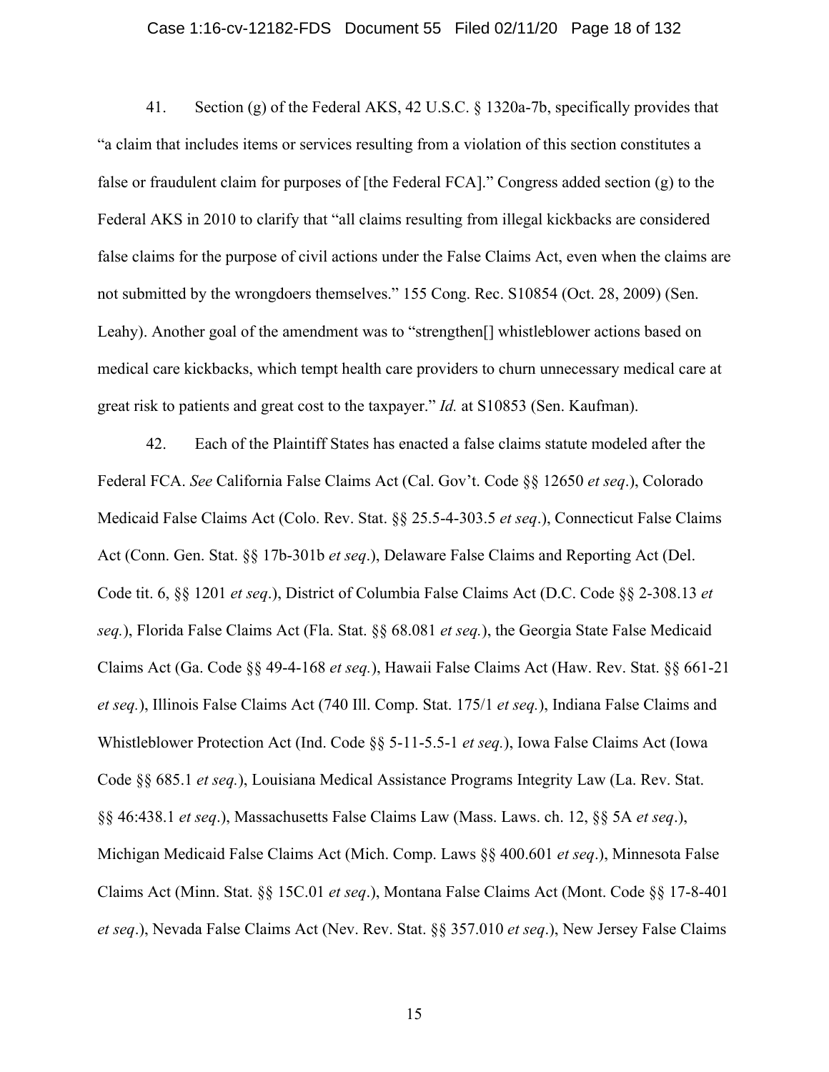41. Section (g) of the Federal AKS, 42 U.S.C. § 1320a-7b, specifically provides that "a claim that includes items or services resulting from a violation of this section constitutes a false or fraudulent claim for purposes of [the Federal FCA]." Congress added section (g) to the Federal AKS in 2010 to clarify that "all claims resulting from illegal kickbacks are considered false claims for the purpose of civil actions under the False Claims Act, even when the claims are not submitted by the wrongdoers themselves." 155 Cong. Rec. S10854 (Oct. 28, 2009) (Sen. Leahy). Another goal of the amendment was to "strengthen[] whistleblower actions based on medical care kickbacks, which tempt health care providers to churn unnecessary medical care at great risk to patients and great cost to the taxpayer." *Id.* at S10853 (Sen. Kaufman).

42. Each of the Plaintiff States has enacted a false claims statute modeled after the Federal FCA. *See* California False Claims Act (Cal. Gov't. Code §§ 12650 *et seq*.), Colorado Medicaid False Claims Act (Colo. Rev. Stat. §§ 25.5-4-303.5 *et seq*.), Connecticut False Claims Act (Conn. Gen. Stat. §§ 17b-301b *et seq*.), Delaware False Claims and Reporting Act (Del. Code tit. 6, §§ 1201 *et seq*.), District of Columbia False Claims Act (D.C. Code §§ 2-308.13 *et seq.*), Florida False Claims Act (Fla. Stat. §§ 68.081 *et seq.*), the Georgia State False Medicaid Claims Act (Ga. Code §§ 49-4-168 *et seq.*), Hawaii False Claims Act (Haw. Rev. Stat. §§ 661-21 *et seq.*), Illinois False Claims Act (740 Ill. Comp. Stat. 175/1 *et seq.*), Indiana False Claims and Whistleblower Protection Act (Ind. Code §§ 5-11-5.5-1 *et seq.*), Iowa False Claims Act (Iowa Code §§ 685.1 *et seq.*), Louisiana Medical Assistance Programs Integrity Law (La. Rev. Stat. §§ 46:438.1 *et seq*.), Massachusetts False Claims Law (Mass. Laws. ch. 12, §§ 5A *et seq*.), Michigan Medicaid False Claims Act (Mich. Comp. Laws §§ 400.601 *et seq*.), Minnesota False Claims Act (Minn. Stat. §§ 15C.01 *et seq*.), Montana False Claims Act (Mont. Code §§ 17-8-401 *et seq*.), Nevada False Claims Act (Nev. Rev. Stat. §§ 357.010 *et seq*.), New Jersey False Claims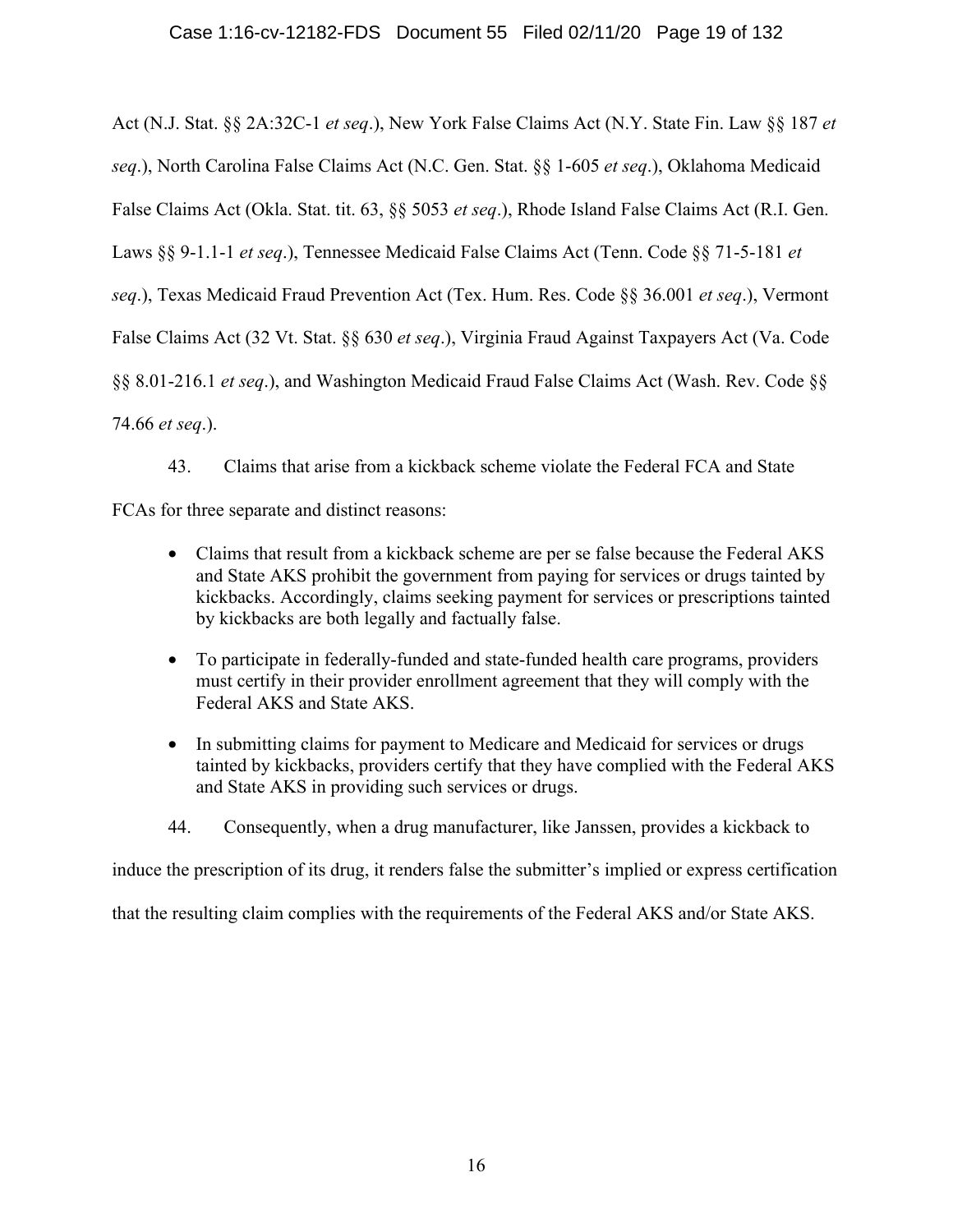Act (N.J. Stat. §§ 2A:32C-1 *et seq*.), New York False Claims Act (N.Y. State Fin. Law §§ 187 *et seq*.), North Carolina False Claims Act (N.C. Gen. Stat. §§ 1-605 *et seq*.), Oklahoma Medicaid False Claims Act (Okla. Stat. tit. 63, §§ 5053 *et seq*.), Rhode Island False Claims Act (R.I. Gen. Laws §§ 9-1.1-1 *et seq*.), Tennessee Medicaid False Claims Act (Tenn. Code §§ 71-5-181 *et seq*.), Texas Medicaid Fraud Prevention Act (Tex. Hum. Res. Code §§ 36.001 *et seq*.), Vermont False Claims Act (32 Vt. Stat. §§ 630 *et seq*.), Virginia Fraud Against Taxpayers Act (Va. Code §§ 8.01-216.1 *et seq*.), and Washington Medicaid Fraud False Claims Act (Wash. Rev. Code §§ 74.66 *et seq*.).

43. Claims that arise from a kickback scheme violate the Federal FCA and State FCAs for three separate and distinct reasons:

- Claims that result from a kickback scheme are per se false because the Federal AKS and State AKS prohibit the government from paying for services or drugs tainted by kickbacks. Accordingly, claims seeking payment for services or prescriptions tainted by kickbacks are both legally and factually false.
- To participate in federally-funded and state-funded health care programs, providers must certify in their provider enrollment agreement that they will comply with the Federal AKS and State AKS.
- In submitting claims for payment to Medicare and Medicaid for services or drugs tainted by kickbacks, providers certify that they have complied with the Federal AKS and State AKS in providing such services or drugs.

44. Consequently, when a drug manufacturer, like Janssen, provides a kickback to induce the prescription of its drug, it renders false the submitter's implied or express certification that the resulting claim complies with the requirements of the Federal AKS and/or State AKS.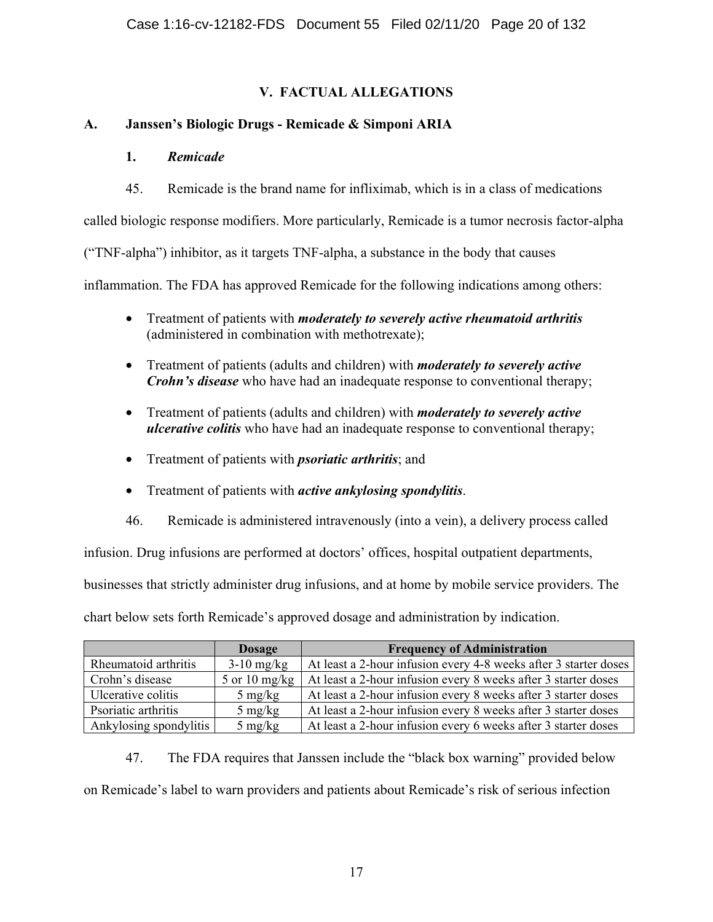## V. FACTUAL ALLEGATIONS

### A. Janssen's Biologic Drugs - Remicade & Simponi ARIA

#### 1. *Remicade*

45. Remicade is the brand name for infliximab, which is in a class of medications called biologic response modifiers. More particularly, Remicade is a tumor necrosis factor-alpha ("TNF-alpha") inhibitor, as it targets TNF-alpha, a substance in the body that causes inflammation. The FDA has approved Remicade for the following indications among others:

- Treatment of patients with ***moderately to severely active rheumatoid arthritis*** (administered in combination with methotrexate);
- Treatment of patients (adults and children) with ***moderately to severely active Crohn's disease*** who have had an inadequate response to conventional therapy;
- Treatment of patients (adults and children) with ***moderately to severely active ulcerative colitis*** who have had an inadequate response to conventional therapy;
- Treatment of patients with ***psoriatic arthritis***; and
- Treatment of patients with ***active ankylosing spondylitis***.

46. Remicade is administered intravenously (into a vein), a delivery process called infusion. Drug infusions are performed at doctors' offices, hospital outpatient departments, businesses that strictly administer drug infusions, and at home by mobile service providers. The chart below sets forth Remicade's approved dosage and administration by indication.

| | Dosage | Frequency of Administration |
|---|---|---|
| Rheumatoid arthritis | 3-10 mg/kg | At least a 2-hour infusion every 4-8 weeks after 3 starter doses |
| Crohn's disease | 5 or 10 mg/kg | At least a 2-hour infusion every 8 weeks after 3 starter doses |
| Ulcerative colitis | 5 mg/kg | At least a 2-hour infusion every 8 weeks after 3 starter doses |
| Psoriatic arthritis | 5 mg/kg | At least a 2-hour infusion every 8 weeks after 3 starter doses |
| Ankylosing spondylitis | 5 mg/kg | At least a 2-hour infusion every 6 weeks after 3 starter doses |

47. The FDA requires that Janssen include the "black box warning" provided below on Remicade's label to warn providers and patients about Remicade's risk of serious infection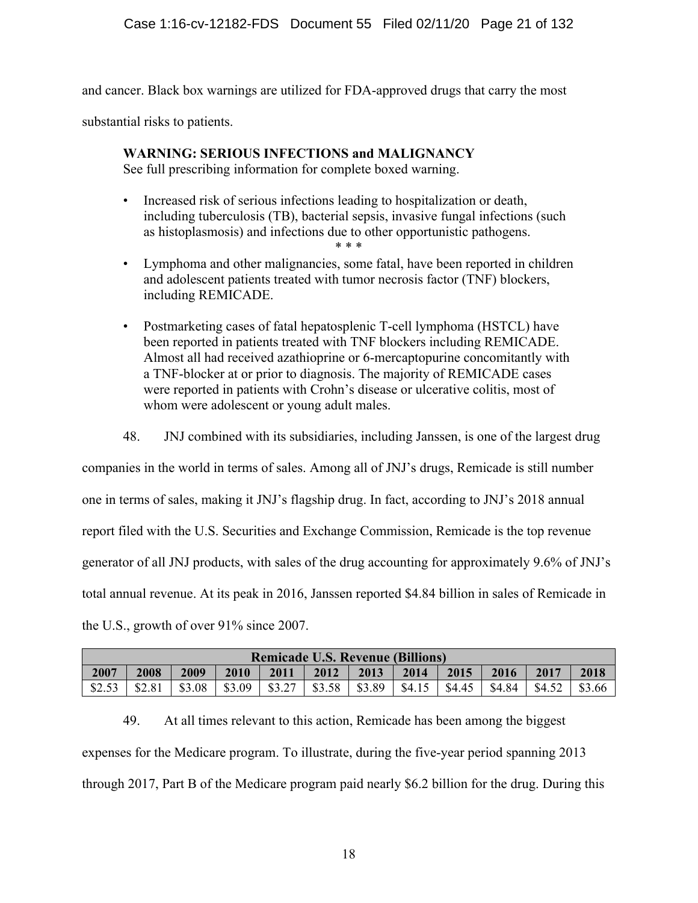and cancer. Black box warnings are utilized for FDA-approved drugs that carry the most substantial risks to patients.

> **WARNING: SERIOUS INFECTIONS and MALIGNANCY**
> See full prescribing information for complete boxed warning.
>
> - Increased risk of serious infections leading to hospitalization or death, including tuberculosis (TB), bacterial sepsis, invasive fungal infections (such as histoplasmosis) and infections due to other opportunistic pathogens.
>
> \* \* \*
>
> - Lymphoma and other malignancies, some fatal, have been reported in children and adolescent patients treated with tumor necrosis factor (TNF) blockers, including REMICADE.
> - Postmarketing cases of fatal hepatosplenic T-cell lymphoma (HSTCL) have been reported in patients treated with TNF blockers including REMICADE. Almost all had received azathioprine or 6-mercaptopurine concomitantly with a TNF-blocker at or prior to diagnosis. The majority of REMICADE cases were reported in patients with Crohn's disease or ulcerative colitis, most of whom were adolescent or young adult males.

48. JNJ combined with its subsidiaries, including Janssen, is one of the largest drug companies in the world in terms of sales. Among all of JNJ's drugs, Remicade is still number one in terms of sales, making it JNJ's flagship drug. In fact, according to JNJ's 2018 annual report filed with the U.S. Securities and Exchange Commission, Remicade is the top revenue generator of all JNJ products, with sales of the drug accounting for approximately 9.6% of JNJ's total annual revenue. At its peak in 2016, Janssen reported $4.84 billion in sales of Remicade in the U.S., growth of over 91% since 2007.

| **Remicade U.S. Revenue (Billions)** | | | | | | | | | | | |
|---|---|---|---|---|---|---|---|---|---|---|---|
| **2007** | **2008** | **2009** | **2010** | **2011** | **2012** | **2013** | **2014** | **2015** | **2016** | **2017** | **2018** |
| $2.53 | $2.81 | $3.08 | $3.09 | $3.27 | $3.58 | $3.89 | $4.15 | $4.45 | $4.84 | $4.52 | $3.66 |

49. At all times relevant to this action, Remicade has been among the biggest expenses for the Medicare program. To illustrate, during the five-year period spanning 2013 through 2017, Part B of the Medicare program paid nearly $6.2 billion for the drug. During this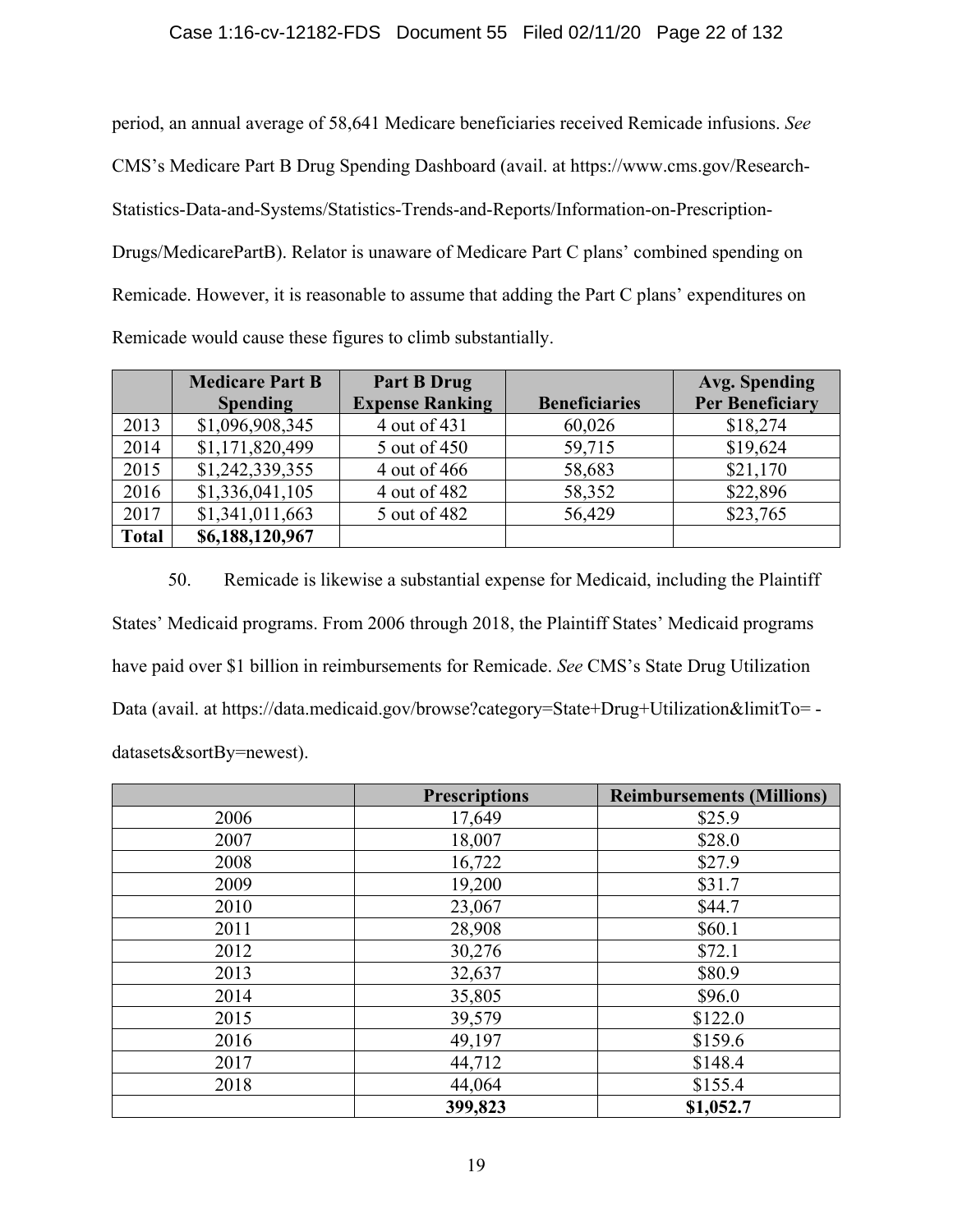period, an annual average of 58,641 Medicare beneficiaries received Remicade infusions. *See* CMS's Medicare Part B Drug Spending Dashboard (avail. at https://www.cms.gov/Research-Statistics-Data-and-Systems/Statistics-Trends-and-Reports/Information-on-Prescription-Drugs/MedicarePartB). Relator is unaware of Medicare Part C plans' combined spending on Remicade. However, it is reasonable to assume that adding the Part C plans' expenditures on Remicade would cause these figures to climb substantially.

| | **Medicare Part B Spending** | **Part B Drug Expense Ranking** | **Beneficiaries** | **Avg. Spending Per Beneficiary** |
|---|---|---|---|---|
| 2013 | $1,096,908,345 | 4 out of 431 | 60,026 | $18,274 |
| 2014 | $1,171,820,499 | 5 out of 450 | 59,715 | $19,624 |
| 2015 | $1,242,339,355 | 4 out of 466 | 58,683 | $21,170 |
| 2016 | $1,336,041,105 | 4 out of 482 | 58,352 | $22,896 |
| 2017 | $1,341,011,663 | 5 out of 482 | 56,429 | $23,765 |
| **Total** | **$6,188,120,967** | | | |

50. Remicade is likewise a substantial expense for Medicaid, including the Plaintiff States' Medicaid programs. From 2006 through 2018, the Plaintiff States' Medicaid programs have paid over $1 billion in reimbursements for Remicade. *See* CMS's State Drug Utilization Data (avail. at https://data.medicaid.gov/browse?category=State+Drug+Utilization&limitTo= -datasets&sortBy=newest).

| | **Prescriptions** | **Reimbursements (Millions)** |
|---|---|---|
| 2006 | 17,649 | $25.9 |
| 2007 | 18,007 | $28.0 |
| 2008 | 16,722 | $27.9 |
| 2009 | 19,200 | $31.7 |
| 2010 | 23,067 | $44.7 |
| 2011 | 28,908 | $60.1 |
| 2012 | 30,276 | $72.1 |
| 2013 | 32,637 | $80.9 |
| 2014 | 35,805 | $96.0 |
| 2015 | 39,579 | $122.0 |
| 2016 | 49,197 | $159.6 |
| 2017 | 44,712 | $148.4 |
| 2018 | 44,064 | $155.4 |
| | **399,823** | **$1,052.7** |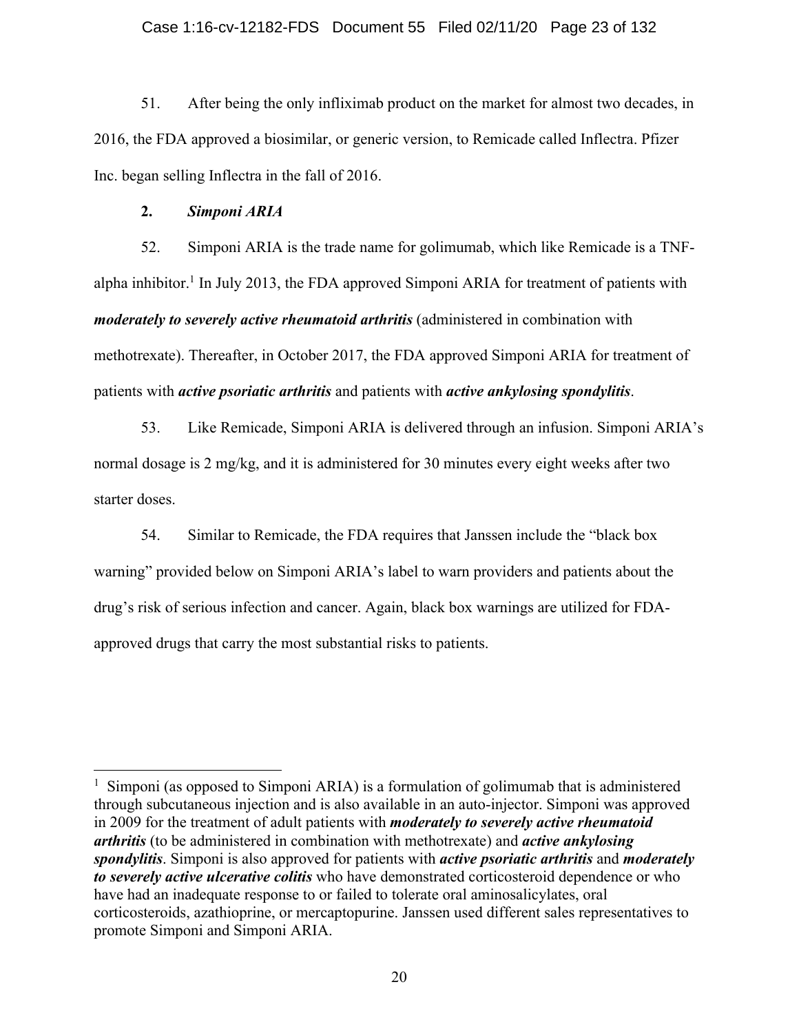51. After being the only infliximab product on the market for almost two decades, in 2016, the FDA approved a biosimilar, or generic version, to Remicade called Inflectra. Pfizer Inc. began selling Inflectra in the fall of 2016.

**2. *Simponi ARIA***

52. Simponi ARIA is the trade name for golimumab, which like Remicade is a TNF-alpha inhibitor.[1] In July 2013, the FDA approved Simponi ARIA for treatment of patients with ***moderately to severely active rheumatoid arthritis*** (administered in combination with methotrexate). Thereafter, in October 2017, the FDA approved Simponi ARIA for treatment of patients with ***active psoriatic arthritis*** and patients with ***active ankylosing spondylitis***.

53. Like Remicade, Simponi ARIA is delivered through an infusion. Simponi ARIA's normal dosage is 2 mg/kg, and it is administered for 30 minutes every eight weeks after two starter doses.

54. Similar to Remicade, the FDA requires that Janssen include the "black box warning" provided below on Simponi ARIA's label to warn providers and patients about the drug's risk of serious infection and cancer. Again, black box warnings are utilized for FDA-approved drugs that carry the most substantial risks to patients.

---

[1] Simponi (as opposed to Simponi ARIA) is a formulation of golimumab that is administered through subcutaneous injection and is also available in an auto-injector. Simponi was approved in 2009 for the treatment of adult patients with ***moderately to severely active rheumatoid arthritis*** (to be administered in combination with methotrexate) and ***active ankylosing spondylitis***. Simponi is also approved for patients with ***active psoriatic arthritis*** and ***moderately to severely active ulcerative colitis*** who have demonstrated corticosteroid dependence or who have had an inadequate response to or failed to tolerate oral aminosalicylates, oral corticosteroids, azathioprine, or mercaptopurine. Janssen used different sales representatives to promote Simponi and Simponi ARIA.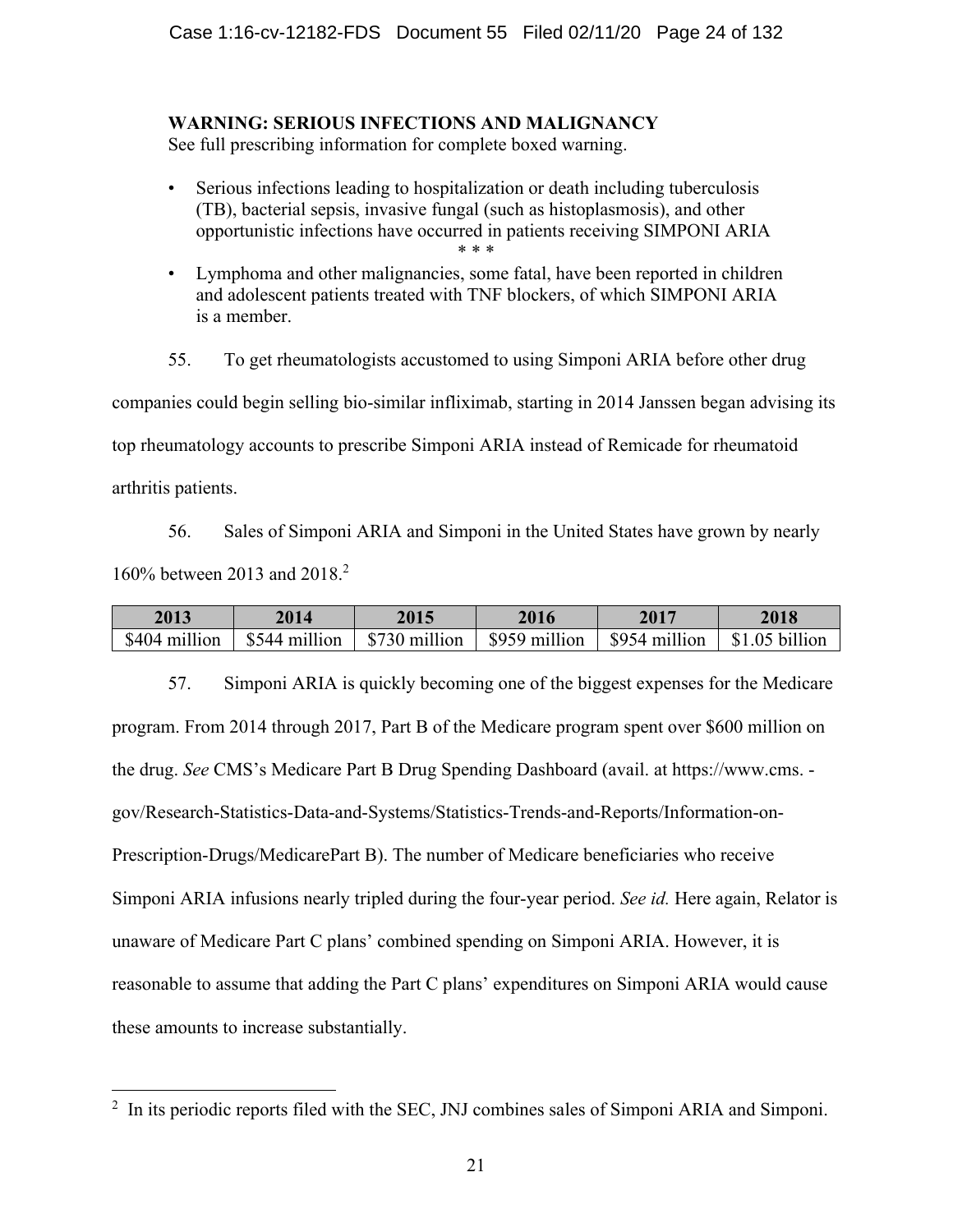**WARNING: SERIOUS INFECTIONS AND MALIGNANCY**
See full prescribing information for complete boxed warning.

- Serious infections leading to hospitalization or death including tuberculosis (TB), bacterial sepsis, invasive fungal (such as histoplasmosis), and other opportunistic infections have occurred in patients receiving SIMPONI ARIA

\* \* \*

- Lymphoma and other malignancies, some fatal, have been reported in children and adolescent patients treated with TNF blockers, of which SIMPONI ARIA is a member.

55. To get rheumatologists accustomed to using Simponi ARIA before other drug companies could begin selling bio-similar infliximab, starting in 2014 Janssen began advising its top rheumatology accounts to prescribe Simponi ARIA instead of Remicade for rheumatoid arthritis patients.

56. Sales of Simponi ARIA and Simponi in the United States have grown by nearly 160% between 2013 and 2018.[2]

| 2013 | 2014 | 2015 | 2016 | 2017 | 2018 |
|---|---|---|---|---|---|
| $404 million | $544 million | $730 million | $959 million | $954 million | $1.05 billion |

57. Simponi ARIA is quickly becoming one of the biggest expenses for the Medicare program. From 2014 through 2017, Part B of the Medicare program spent over $600 million on the drug. *See* CMS's Medicare Part B Drug Spending Dashboard (avail. at https://www.cms.-gov/Research-Statistics-Data-and-Systems/Statistics-Trends-and-Reports/Information-on-Prescription-Drugs/MedicarePart B). The number of Medicare beneficiaries who receive Simponi ARIA infusions nearly tripled during the four-year period. *See id.* Here again, Relator is unaware of Medicare Part C plans' combined spending on Simponi ARIA. However, it is reasonable to assume that adding the Part C plans' expenditures on Simponi ARIA would cause these amounts to increase substantially.

---

[2] In its periodic reports filed with the SEC, JNJ combines sales of Simponi ARIA and Simponi.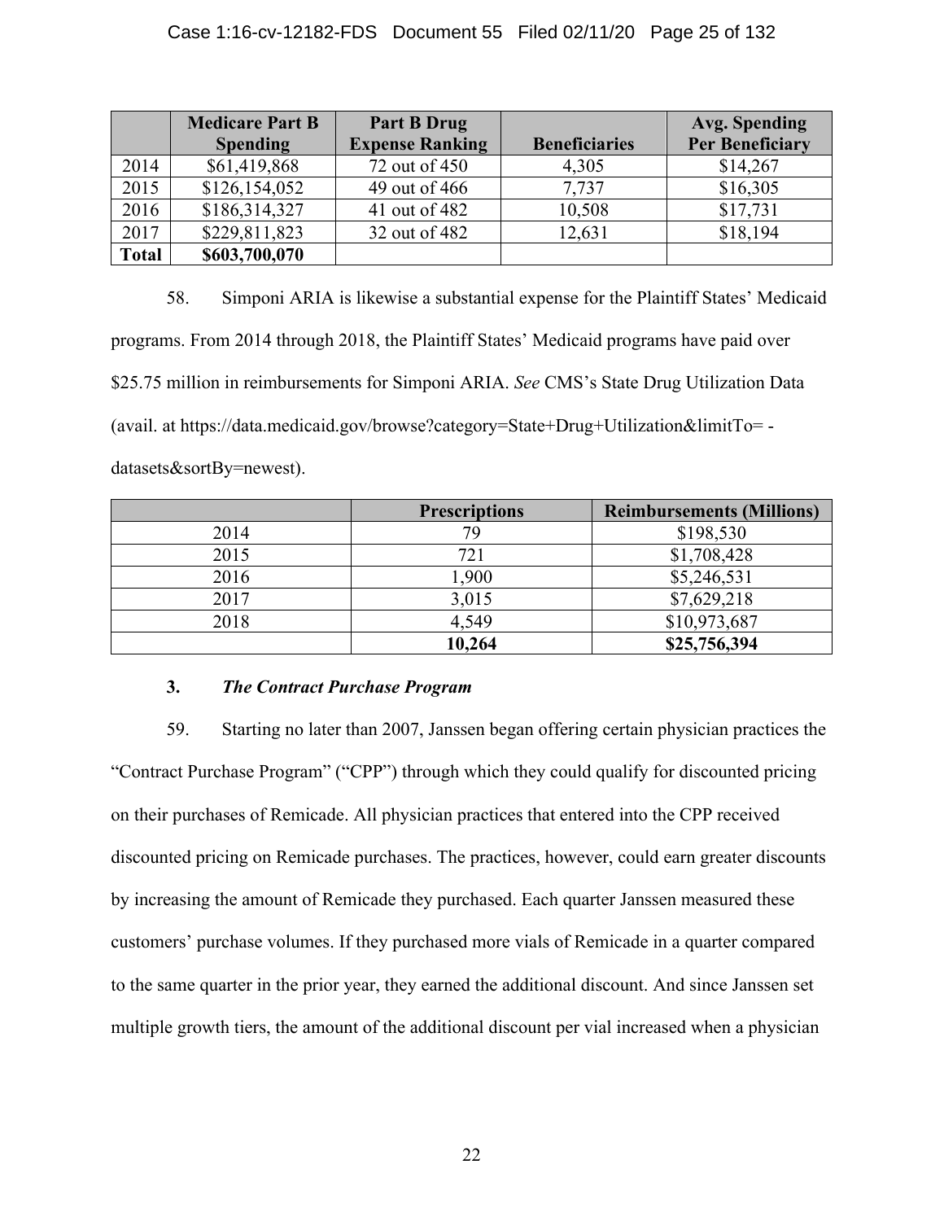| | Medicare Part B Spending | Part B Drug Expense Ranking | Beneficiaries | Avg. Spending Per Beneficiary |
|---|---|---|---|---|
| 2014 | $61,419,868 | 72 out of 450 | 4,305 | $14,267 |
| 2015 | $126,154,052 | 49 out of 466 | 7,737 | $16,305 |
| 2016 | $186,314,327 | 41 out of 482 | 10,508 | $17,731 |
| 2017 | $229,811,823 | 32 out of 482 | 12,631 | $18,194 |
| **Total** | **$603,700,070** | | | |

58. Simponi ARIA is likewise a substantial expense for the Plaintiff States' Medicaid programs. From 2014 through 2018, the Plaintiff States' Medicaid programs have paid over $25.75 million in reimbursements for Simponi ARIA. *See* CMS's State Drug Utilization Data (avail. at https://data.medicaid.gov/browse?category=State+Drug+Utilization&limitTo= -datasets&sortBy=newest).

| | Prescriptions | Reimbursements (Millions) |
|---|---|---|
| 2014 | 79 | $198,530 |
| 2015 | 721 | $1,708,428 |
| 2016 | 1,900 | $5,246,531 |
| 2017 | 3,015 | $7,629,218 |
| 2018 | 4,549 | $10,973,687 |
| | **10,264** | **$25,756,394** |

### 3. *The Contract Purchase Program*

59. Starting no later than 2007, Janssen began offering certain physician practices the "Contract Purchase Program" ("CPP") through which they could qualify for discounted pricing on their purchases of Remicade. All physician practices that entered into the CPP received discounted pricing on Remicade purchases. The practices, however, could earn greater discounts by increasing the amount of Remicade they purchased. Each quarter Janssen measured these customers' purchase volumes. If they purchased more vials of Remicade in a quarter compared to the same quarter in the prior year, they earned the additional discount. And since Janssen set multiple growth tiers, the amount of the additional discount per vial increased when a physician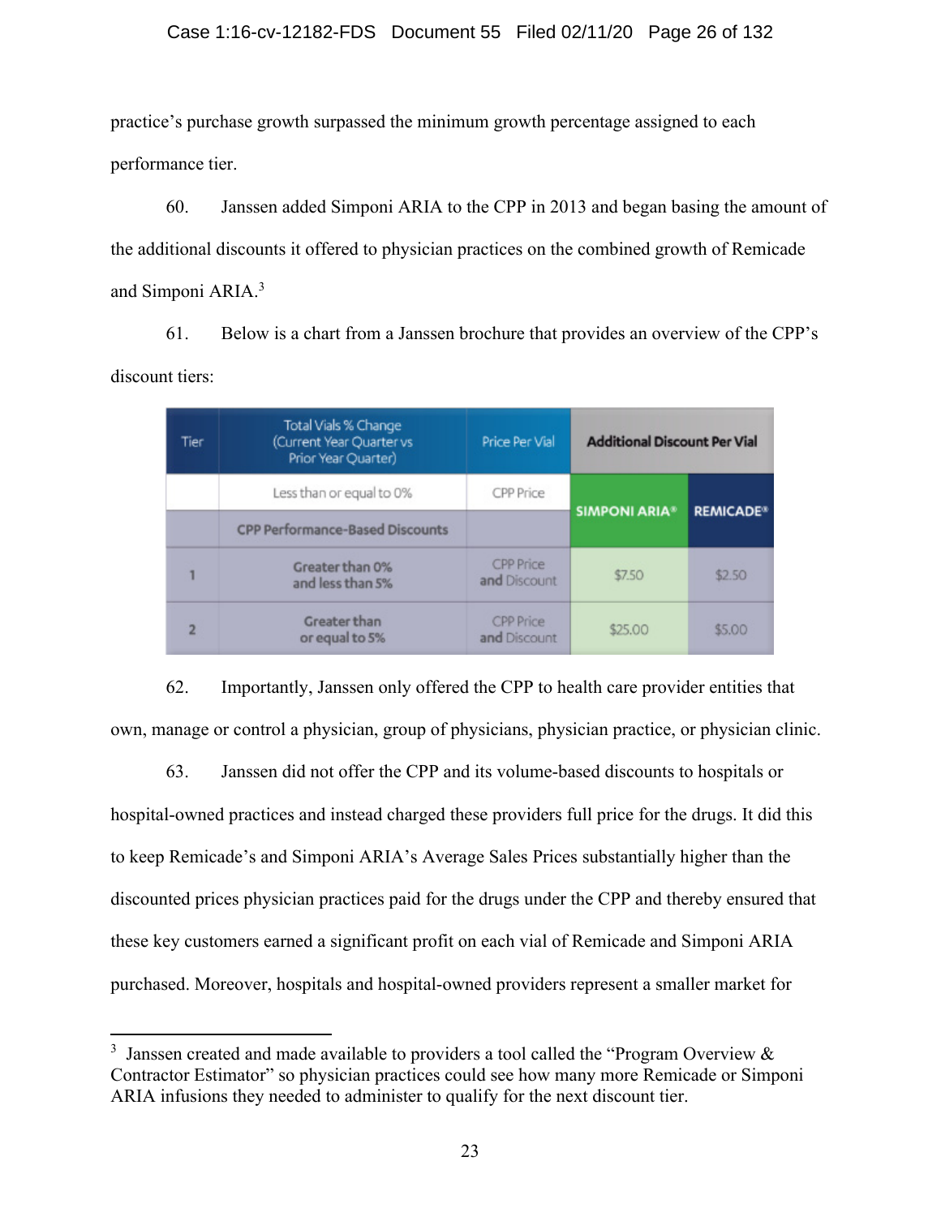practice's purchase growth surpassed the minimum growth percentage assigned to each performance tier.

60. Janssen added Simponi ARIA to the CPP in 2013 and began basing the amount of the additional discounts it offered to physician practices on the combined growth of Remicade and Simponi ARIA.[3]

61. Below is a chart from a Janssen brochure that provides an overview of the CPP's discount tiers:

| Tier | Total Vials % Change (Current Year Quarter vs Prior Year Quarter) | Price Per Vial | Additional Discount Per Vial | |
|---|---|---|---|---|
| | Less than or equal to 0% | CPP Price | SIMPONI ARIA® | REMICADE® |
| | CPP Performance-Based Discounts | | | |
| 1 | Greater than 0% and less than 5% | CPP Price and Discount | $7.50 | $2.50 |
| 2 | Greater than or equal to 5% | CPP Price and Discount | $25.00 | $5.00 |

62. Importantly, Janssen only offered the CPP to health care provider entities that own, manage or control a physician, group of physicians, physician practice, or physician clinic.

63. Janssen did not offer the CPP and its volume-based discounts to hospitals or hospital-owned practices and instead charged these providers full price for the drugs. It did this to keep Remicade's and Simponi ARIA's Average Sales Prices substantially higher than the discounted prices physician practices paid for the drugs under the CPP and thereby ensured that these key customers earned a significant profit on each vial of Remicade and Simponi ARIA purchased. Moreover, hospitals and hospital-owned providers represent a smaller market for

[3] Janssen created and made available to providers a tool called the "Program Overview & Contractor Estimator" so physician practices could see how many more Remicade or Simponi ARIA infusions they needed to administer to qualify for the next discount tier.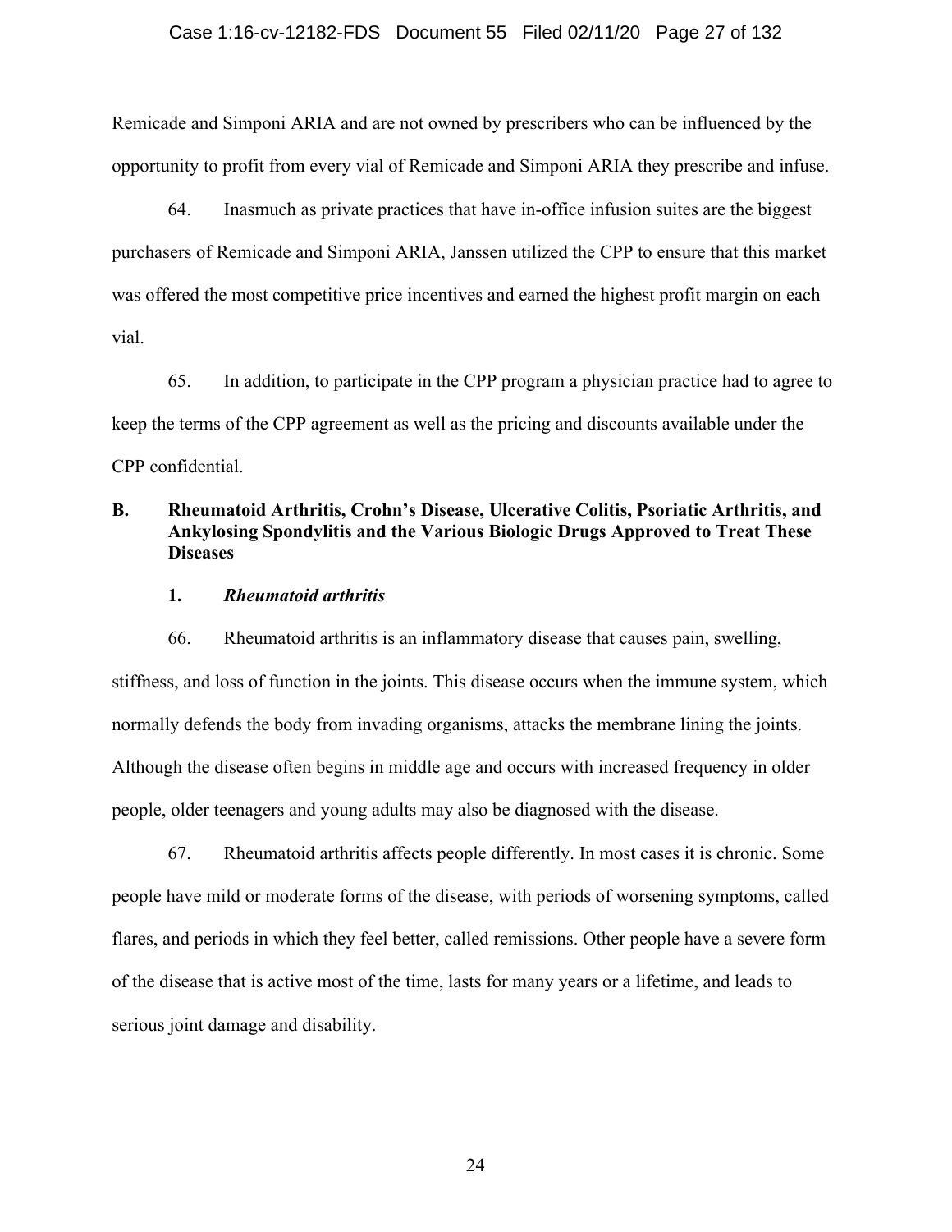Remicade and Simponi ARIA and are not owned by prescribers who can be influenced by the opportunity to profit from every vial of Remicade and Simponi ARIA they prescribe and infuse.

64. Inasmuch as private practices that have in-office infusion suites are the biggest purchasers of Remicade and Simponi ARIA, Janssen utilized the CPP to ensure that this market was offered the most competitive price incentives and earned the highest profit margin on each vial.

65. In addition, to participate in the CPP program a physician practice had to agree to keep the terms of the CPP agreement as well as the pricing and discounts available under the CPP confidential.

## B. Rheumatoid Arthritis, Crohn's Disease, Ulcerative Colitis, Psoriatic Arthritis, and Ankylosing Spondylitis and the Various Biologic Drugs Approved to Treat These Diseases

### 1. *Rheumatoid arthritis*

66. Rheumatoid arthritis is an inflammatory disease that causes pain, swelling, stiffness, and loss of function in the joints. This disease occurs when the immune system, which normally defends the body from invading organisms, attacks the membrane lining the joints. Although the disease often begins in middle age and occurs with increased frequency in older people, older teenagers and young adults may also be diagnosed with the disease.

67. Rheumatoid arthritis affects people differently. In most cases it is chronic. Some people have mild or moderate forms of the disease, with periods of worsening symptoms, called flares, and periods in which they feel better, called remissions. Other people have a severe form of the disease that is active most of the time, lasts for many years or a lifetime, and leads to serious joint damage and disability.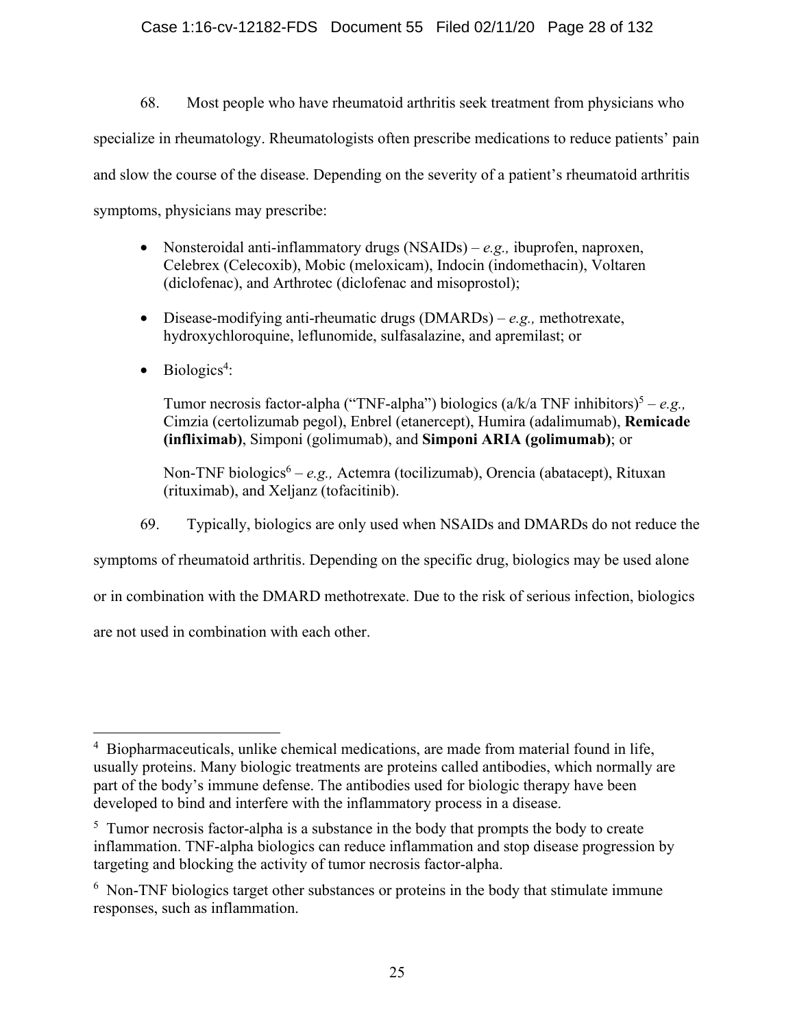68. Most people who have rheumatoid arthritis seek treatment from physicians who specialize in rheumatology. Rheumatologists often prescribe medications to reduce patients' pain and slow the course of the disease. Depending on the severity of a patient's rheumatoid arthritis symptoms, physicians may prescribe:

- Nonsteroidal anti-inflammatory drugs (NSAIDs) – *e.g.,* ibuprofen, naproxen, Celebrex (Celecoxib), Mobic (meloxicam), Indocin (indomethacin), Voltaren (diclofenac), and Arthrotec (diclofenac and misoprostol);

- Disease-modifying anti-rheumatic drugs (DMARDs) – *e.g.,* methotrexate, hydroxychloroquine, leflunomide, sulfasalazine, and apremilast; or

- Biologics[4]:

  Tumor necrosis factor-alpha ("TNF-alpha") biologics (a/k/a TNF inhibitors)[5] – *e.g.,* Cimzia (certolizumab pegol), Enbrel (etanercept), Humira (adalimumab), **Remicade (infliximab)**, Simponi (golimumab), and **Simponi ARIA (golimumab)**; or

  Non-TNF biologics[6] – *e.g.,* Actemra (tocilizumab), Orencia (abatacept), Rituxan (rituximab), and Xeljanz (tofacitinib).

69. Typically, biologics are only used when NSAIDs and DMARDs do not reduce the symptoms of rheumatoid arthritis. Depending on the specific drug, biologics may be used alone or in combination with the DMARD methotrexate. Due to the risk of serious infection, biologics are not used in combination with each other.

---

[4] Biopharmaceuticals, unlike chemical medications, are made from material found in life, usually proteins. Many biologic treatments are proteins called antibodies, which normally are part of the body's immune defense. The antibodies used for biologic therapy have been developed to bind and interfere with the inflammatory process in a disease.

[5] Tumor necrosis factor-alpha is a substance in the body that prompts the body to create inflammation. TNF-alpha biologics can reduce inflammation and stop disease progression by targeting and blocking the activity of tumor necrosis factor-alpha.

[6] Non-TNF biologics target other substances or proteins in the body that stimulate immune responses, such as inflammation.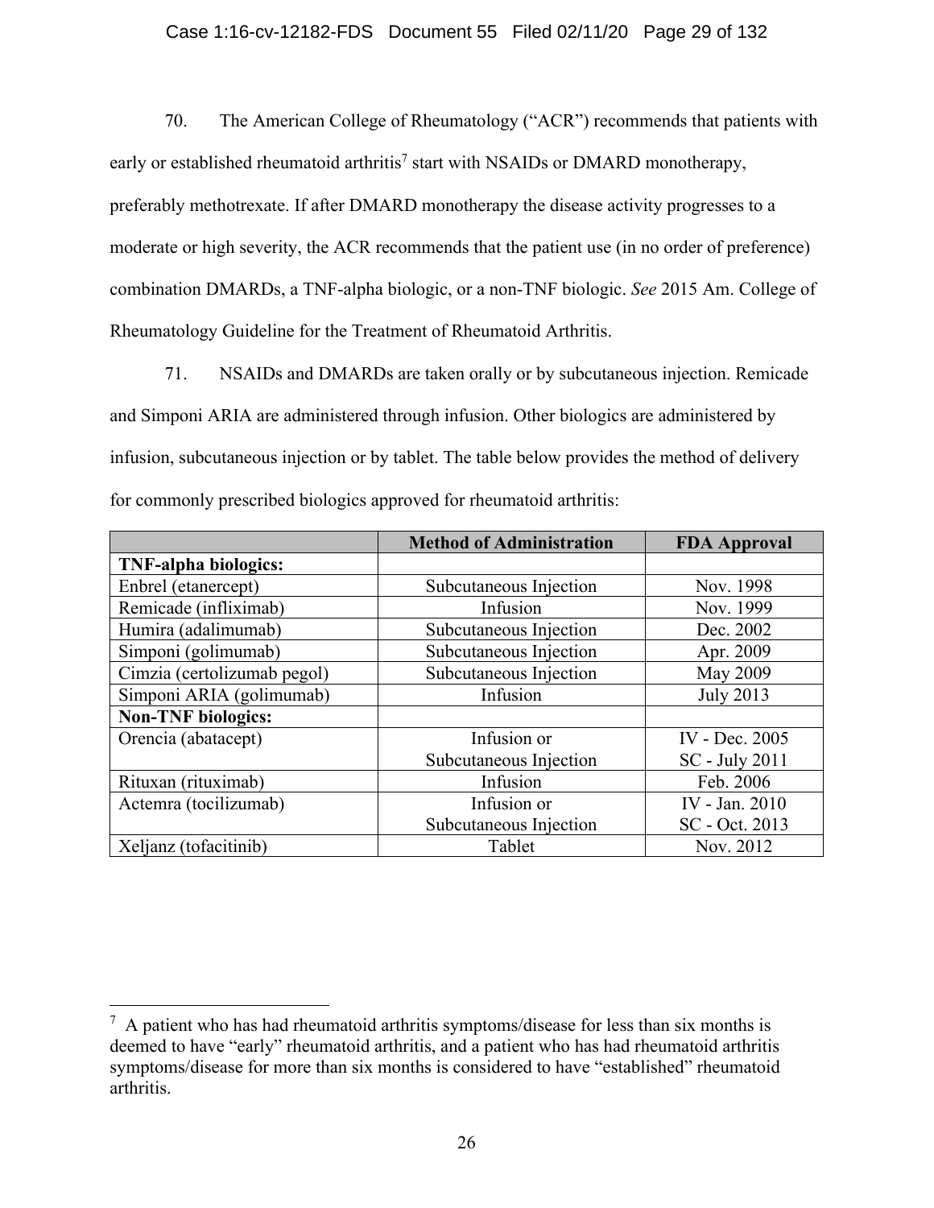70. The American College of Rheumatology ("ACR") recommends that patients with early or established rheumatoid arthritis[7] start with NSAIDs or DMARD monotherapy, preferably methotrexate. If after DMARD monotherapy the disease activity progresses to a moderate or high severity, the ACR recommends that the patient use (in no order of preference) combination DMARDs, a TNF-alpha biologic, or a non-TNF biologic. *See* 2015 Am. College of Rheumatology Guideline for the Treatment of Rheumatoid Arthritis.

71. NSAIDs and DMARDs are taken orally or by subcutaneous injection. Remicade and Simponi ARIA are administered through infusion. Other biologics are administered by infusion, subcutaneous injection or by tablet. The table below provides the method of delivery for commonly prescribed biologics approved for rheumatoid arthritis:

| | Method of Administration | FDA Approval |
|---|---|---|
| **TNF-alpha biologics:** | | |
| Enbrel (etanercept) | Subcutaneous Injection | Nov. 1998 |
| Remicade (infliximab) | Infusion | Nov. 1999 |
| Humira (adalimumab) | Subcutaneous Injection | Dec. 2002 |
| Simponi (golimumab) | Subcutaneous Injection | Apr. 2009 |
| Cimzia (certolizumab pegol) | Subcutaneous Injection | May 2009 |
| Simponi ARIA (golimumab) | Infusion | July 2013 |
| **Non-TNF biologics:** | | |
| Orencia (abatacept) | Infusion or Subcutaneous Injection | IV - Dec. 2005 SC - July 2011 |
| Rituxan (rituximab) | Infusion | Feb. 2006 |
| Actemra (tocilizumab) | Infusion or Subcutaneous Injection | IV - Jan. 2010 SC - Oct. 2013 |
| Xeljanz (tofacitinib) | Tablet | Nov. 2012 |

[7] A patient who has had rheumatoid arthritis symptoms/disease for less than six months is deemed to have "early" rheumatoid arthritis, and a patient who has had rheumatoid arthritis symptoms/disease for more than six months is considered to have "established" rheumatoid arthritis.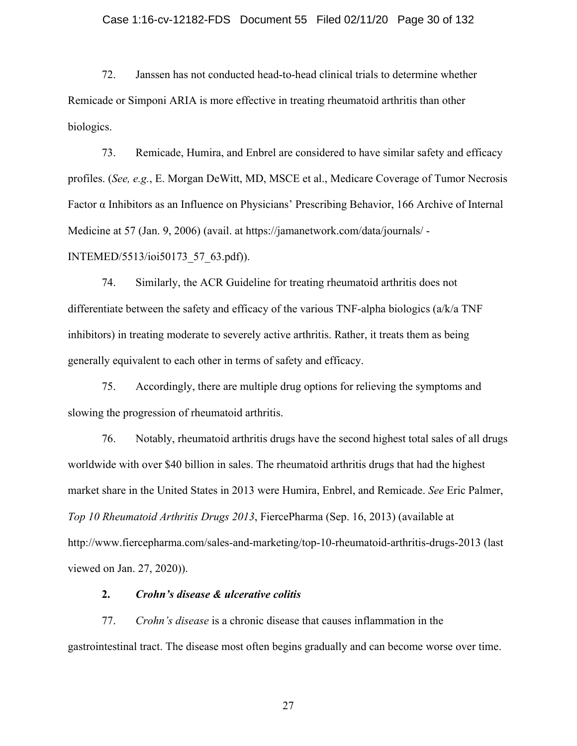72. Janssen has not conducted head-to-head clinical trials to determine whether Remicade or Simponi ARIA is more effective in treating rheumatoid arthritis than other biologics.

73. Remicade, Humira, and Enbrel are considered to have similar safety and efficacy profiles. (*See, e.g.*, E. Morgan DeWitt, MD, MSCE et al., Medicare Coverage of Tumor Necrosis Factor α Inhibitors as an Influence on Physicians' Prescribing Behavior, 166 Archive of Internal Medicine at 57 (Jan. 9, 2006) (avail. at https://jamanetwork.com/data/journals/ - INTEMED/5513/ioi50173_57_63.pdf)).

74. Similarly, the ACR Guideline for treating rheumatoid arthritis does not differentiate between the safety and efficacy of the various TNF-alpha biologics (a/k/a TNF inhibitors) in treating moderate to severely active arthritis. Rather, it treats them as being generally equivalent to each other in terms of safety and efficacy.

75. Accordingly, there are multiple drug options for relieving the symptoms and slowing the progression of rheumatoid arthritis.

76. Notably, rheumatoid arthritis drugs have the second highest total sales of all drugs worldwide with over $40 billion in sales. The rheumatoid arthritis drugs that had the highest market share in the United States in 2013 were Humira, Enbrel, and Remicade. *See* Eric Palmer, *Top 10 Rheumatoid Arthritis Drugs 2013*, FiercePharma (Sep. 16, 2013) (available at http://www.fiercepharma.com/sales-and-marketing/top-10-rheumatoid-arthritis-drugs-2013 (last viewed on Jan. 27, 2020)).

### 2. *Crohn's disease & ulcerative colitis*

77. *Crohn's disease* is a chronic disease that causes inflammation in the gastrointestinal tract. The disease most often begins gradually and can become worse over time.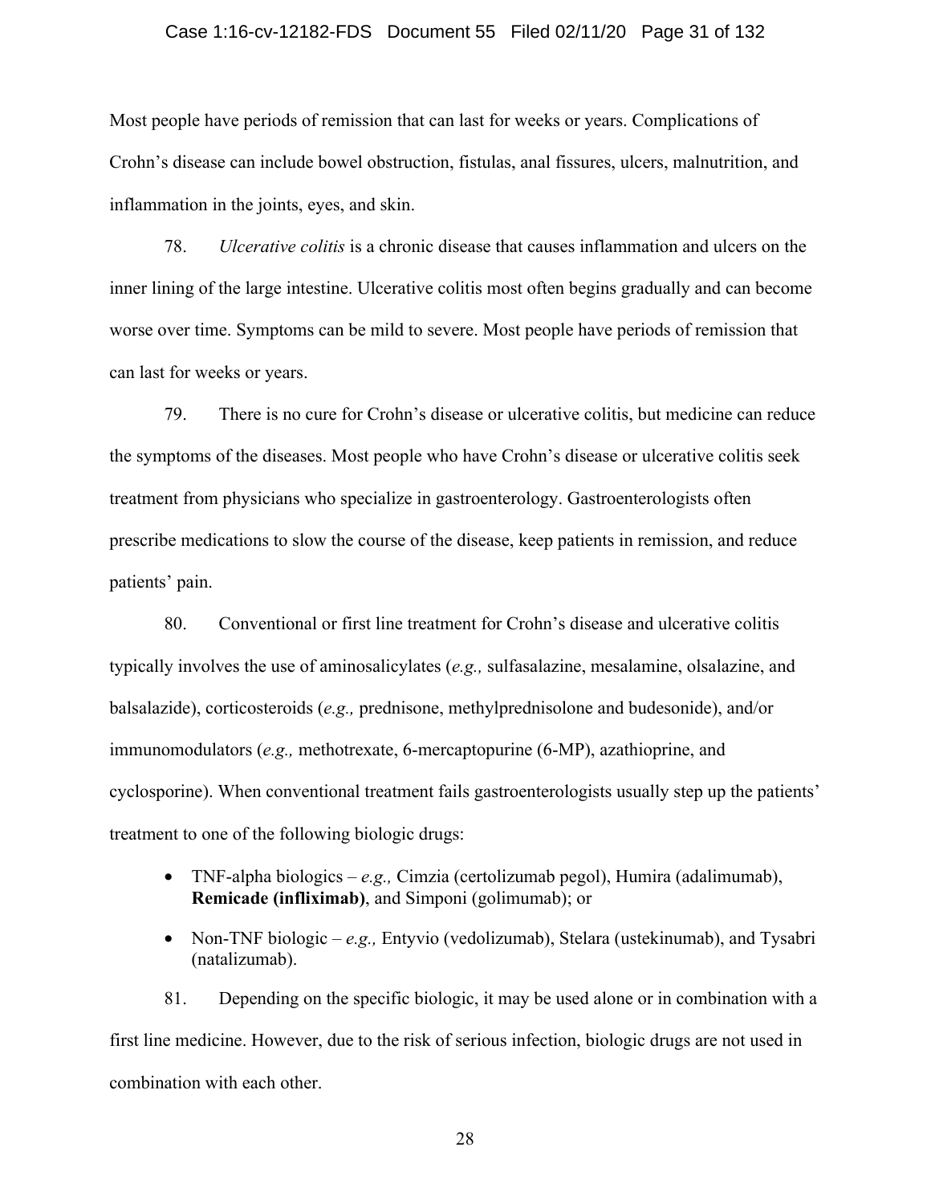Most people have periods of remission that can last for weeks or years. Complications of Crohn's disease can include bowel obstruction, fistulas, anal fissures, ulcers, malnutrition, and inflammation in the joints, eyes, and skin.

78. *Ulcerative colitis* is a chronic disease that causes inflammation and ulcers on the inner lining of the large intestine. Ulcerative colitis most often begins gradually and can become worse over time. Symptoms can be mild to severe. Most people have periods of remission that can last for weeks or years.

79. There is no cure for Crohn's disease or ulcerative colitis, but medicine can reduce the symptoms of the diseases. Most people who have Crohn's disease or ulcerative colitis seek treatment from physicians who specialize in gastroenterology. Gastroenterologists often prescribe medications to slow the course of the disease, keep patients in remission, and reduce patients' pain.

80. Conventional or first line treatment for Crohn's disease and ulcerative colitis typically involves the use of aminosalicylates (*e.g.,* sulfasalazine, mesalamine, olsalazine, and balsalazide), corticosteroids (*e.g.,* prednisone, methylprednisolone and budesonide), and/or immunomodulators (*e.g.,* methotrexate, 6-mercaptopurine (6-MP), azathioprine, and cyclosporine). When conventional treatment fails gastroenterologists usually step up the patients' treatment to one of the following biologic drugs:

- TNF-alpha biologics – *e.g.,* Cimzia (certolizumab pegol), Humira (adalimumab), **Remicade (infliximab)**, and Simponi (golimumab); or
- Non-TNF biologic – *e.g.,* Entyvio (vedolizumab), Stelara (ustekinumab), and Tysabri (natalizumab).

81. Depending on the specific biologic, it may be used alone or in combination with a first line medicine. However, due to the risk of serious infection, biologic drugs are not used in combination with each other.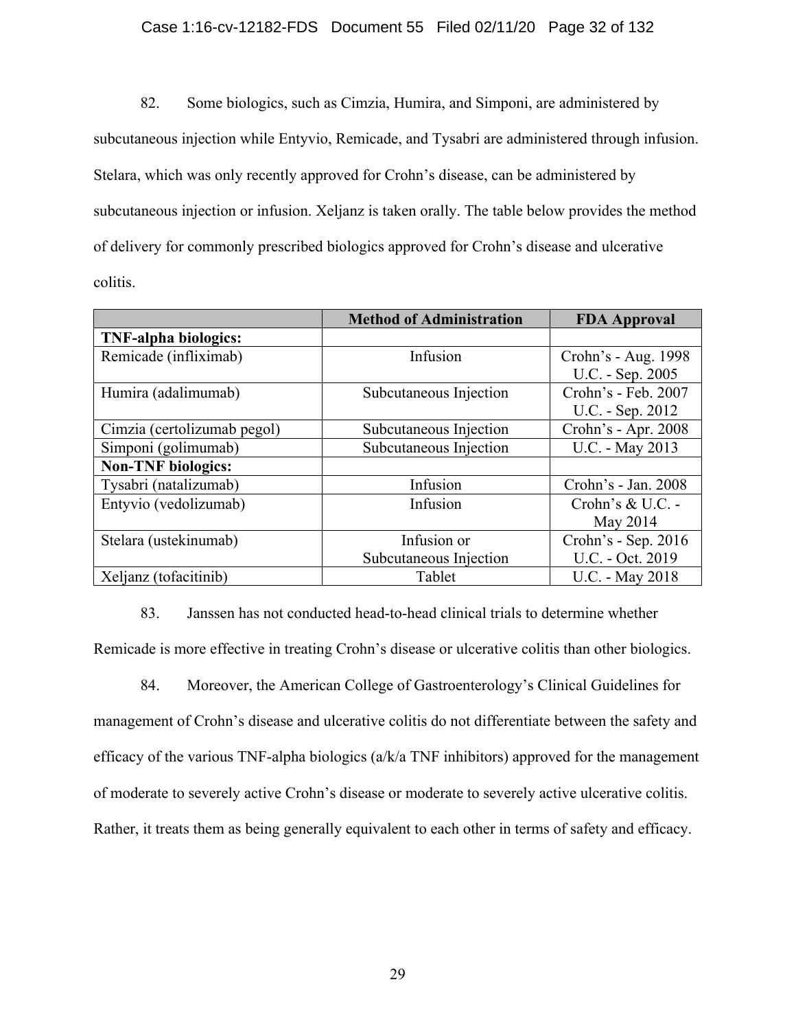82. Some biologics, such as Cimzia, Humira, and Simponi, are administered by subcutaneous injection while Entyvio, Remicade, and Tysabri are administered through infusion. Stelara, which was only recently approved for Crohn's disease, can be administered by subcutaneous injection or infusion. Xeljanz is taken orally. The table below provides the method of delivery for commonly prescribed biologics approved for Crohn's disease and ulcerative colitis.

| | **Method of Administration** | **FDA Approval** |
|---|---|---|
| **TNF-alpha biologics:** | | |
| Remicade (infliximab) | Infusion | Crohn's - Aug. 1998<br>U.C. - Sep. 2005 |
| Humira (adalimumab) | Subcutaneous Injection | Crohn's - Feb. 2007<br>U.C. - Sep. 2012 |
| Cimzia (certolizumab pegol) | Subcutaneous Injection | Crohn's - Apr. 2008 |
| Simponi (golimumab) | Subcutaneous Injection | U.C. - May 2013 |
| **Non-TNF biologics:** | | |
| Tysabri (natalizumab) | Infusion | Crohn's - Jan. 2008 |
| Entyvio (vedolizumab) | Infusion | Crohn's & U.C. - May 2014 |
| Stelara (ustekinumab) | Infusion or Subcutaneous Injection | Crohn's - Sep. 2016<br>U.C. - Oct. 2019 |
| Xeljanz (tofacitinib) | Tablet | U.C. - May 2018 |

83. Janssen has not conducted head-to-head clinical trials to determine whether Remicade is more effective in treating Crohn's disease or ulcerative colitis than other biologics.

84. Moreover, the American College of Gastroenterology's Clinical Guidelines for management of Crohn's disease and ulcerative colitis do not differentiate between the safety and efficacy of the various TNF-alpha biologics (a/k/a TNF inhibitors) approved for the management of moderate to severely active Crohn's disease or moderate to severely active ulcerative colitis. Rather, it treats them as being generally equivalent to each other in terms of safety and efficacy.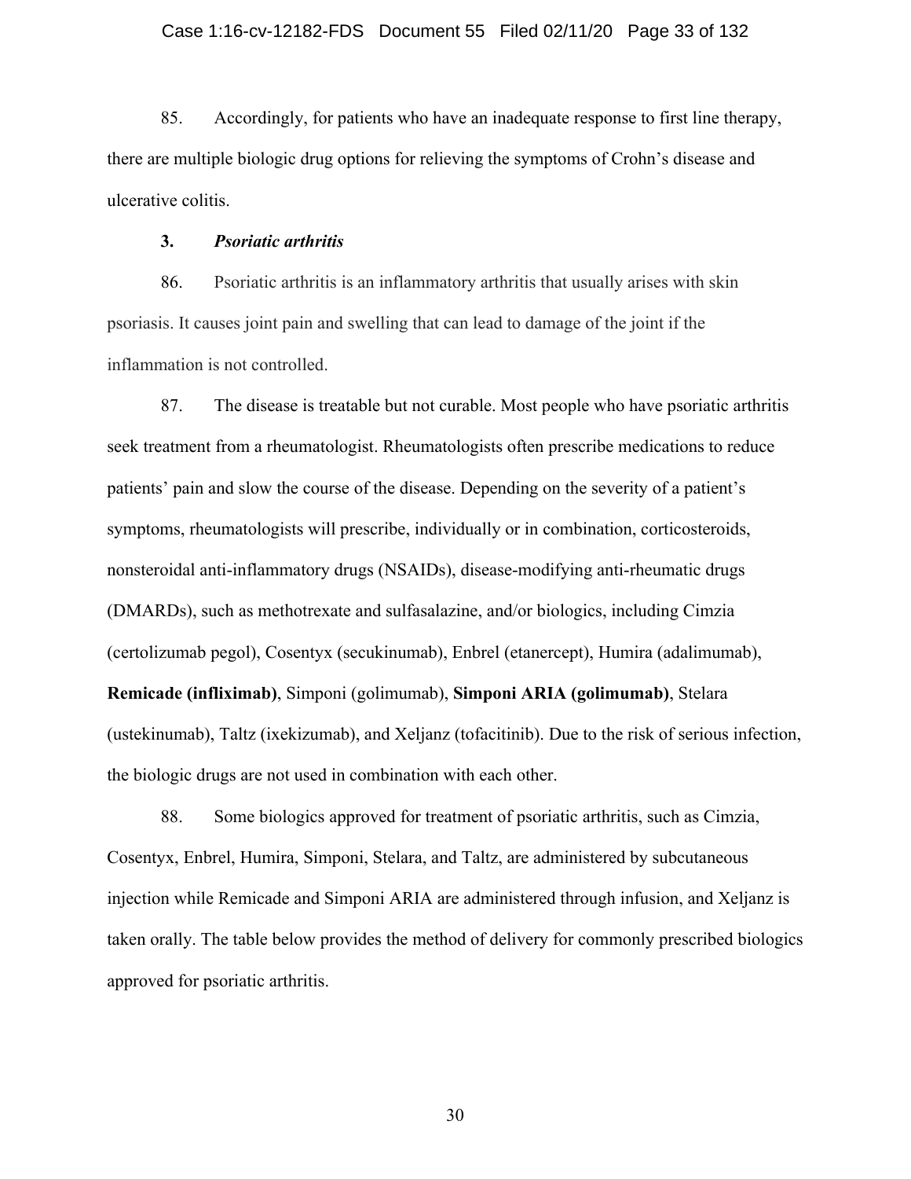85. Accordingly, for patients who have an inadequate response to first line therapy, there are multiple biologic drug options for relieving the symptoms of Crohn's disease and ulcerative colitis.

### 3. *Psoriatic arthritis*

86. Psoriatic arthritis is an inflammatory arthritis that usually arises with skin psoriasis. It causes joint pain and swelling that can lead to damage of the joint if the inflammation is not controlled.

87. The disease is treatable but not curable. Most people who have psoriatic arthritis seek treatment from a rheumatologist. Rheumatologists often prescribe medications to reduce patients' pain and slow the course of the disease. Depending on the severity of a patient's symptoms, rheumatologists will prescribe, individually or in combination, corticosteroids, nonsteroidal anti-inflammatory drugs (NSAIDs), disease-modifying anti-rheumatic drugs (DMARDs), such as methotrexate and sulfasalazine, and/or biologics, including Cimzia (certolizumab pegol), Cosentyx (secukinumab), Enbrel (etanercept), Humira (adalimumab), **Remicade (infliximab)**, Simponi (golimumab), **Simponi ARIA (golimumab)**, Stelara (ustekinumab), Taltz (ixekizumab), and Xeljanz (tofacitinib). Due to the risk of serious infection, the biologic drugs are not used in combination with each other.

88. Some biologics approved for treatment of psoriatic arthritis, such as Cimzia, Cosentyx, Enbrel, Humira, Simponi, Stelara, and Taltz, are administered by subcutaneous injection while Remicade and Simponi ARIA are administered through infusion, and Xeljanz is taken orally. The table below provides the method of delivery for commonly prescribed biologics approved for psoriatic arthritis.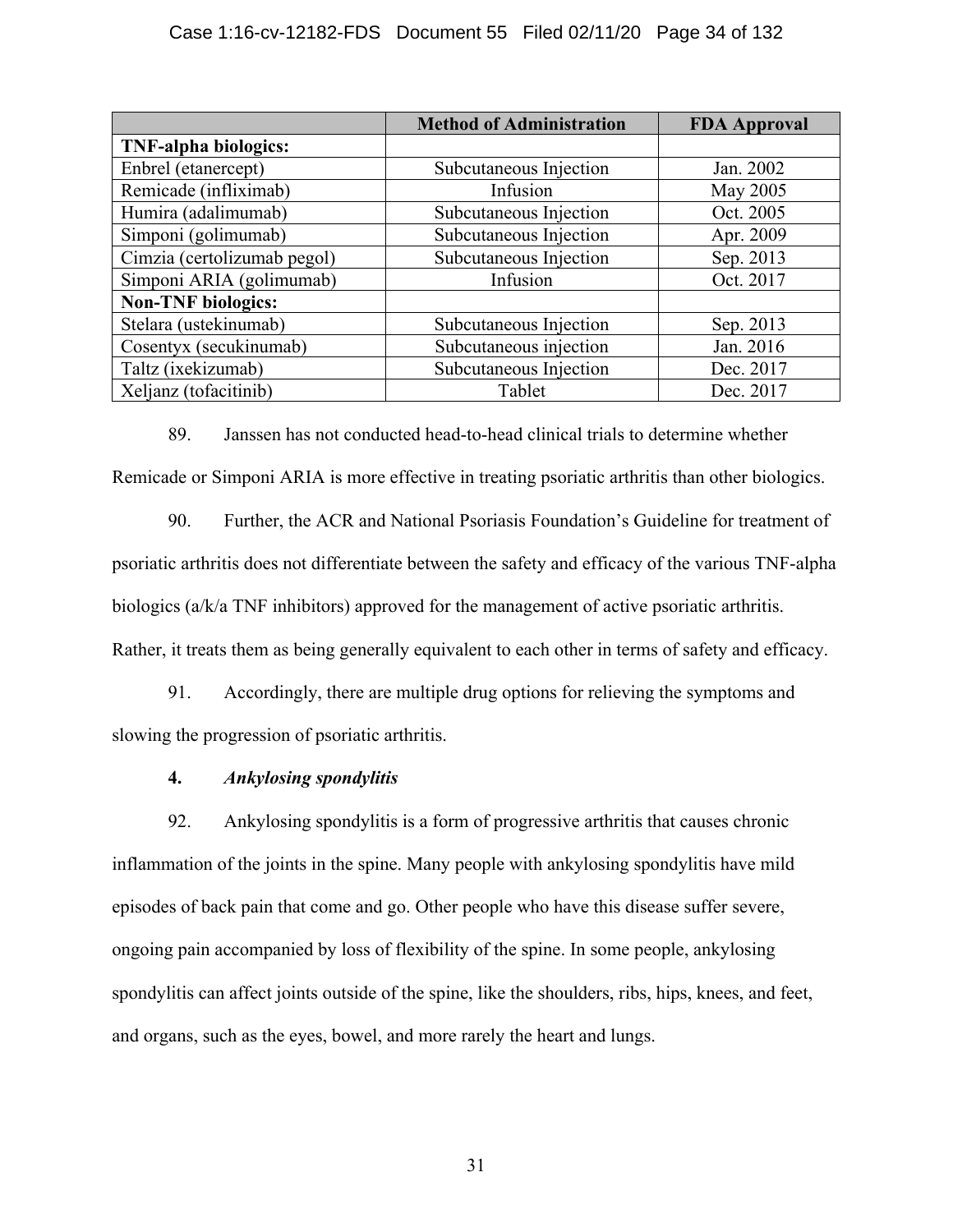| | Method of Administration | FDA Approval |
|---|---|---|
| **TNF-alpha biologics:** | | |
| Enbrel (etanercept) | Subcutaneous Injection | Jan. 2002 |
| Remicade (infliximab) | Infusion | May 2005 |
| Humira (adalimumab) | Subcutaneous Injection | Oct. 2005 |
| Simponi (golimumab) | Subcutaneous Injection | Apr. 2009 |
| Cimzia (certolizumab pegol) | Subcutaneous Injection | Sep. 2013 |
| Simponi ARIA (golimumab) | Infusion | Oct. 2017 |
| **Non-TNF biologics:** | | |
| Stelara (ustekinumab) | Subcutaneous Injection | Sep. 2013 |
| Cosentyx (secukinumab) | Subcutaneous injection | Jan. 2016 |
| Taltz (ixekizumab) | Subcutaneous Injection | Dec. 2017 |
| Xeljanz (tofacitinib) | Tablet | Dec. 2017 |

89. Janssen has not conducted head-to-head clinical trials to determine whether Remicade or Simponi ARIA is more effective in treating psoriatic arthritis than other biologics.

90. Further, the ACR and National Psoriasis Foundation's Guideline for treatment of psoriatic arthritis does not differentiate between the safety and efficacy of the various TNF-alpha biologics (a/k/a TNF inhibitors) approved for the management of active psoriatic arthritis. Rather, it treats them as being generally equivalent to each other in terms of safety and efficacy.

91. Accordingly, there are multiple drug options for relieving the symptoms and slowing the progression of psoriatic arthritis.

#### 4. *Ankylosing spondylitis*

92. Ankylosing spondylitis is a form of progressive arthritis that causes chronic inflammation of the joints in the spine. Many people with ankylosing spondylitis have mild episodes of back pain that come and go. Other people who have this disease suffer severe, ongoing pain accompanied by loss of flexibility of the spine. In some people, ankylosing spondylitis can affect joints outside of the spine, like the shoulders, ribs, hips, knees, and feet, and organs, such as the eyes, bowel, and more rarely the heart and lungs.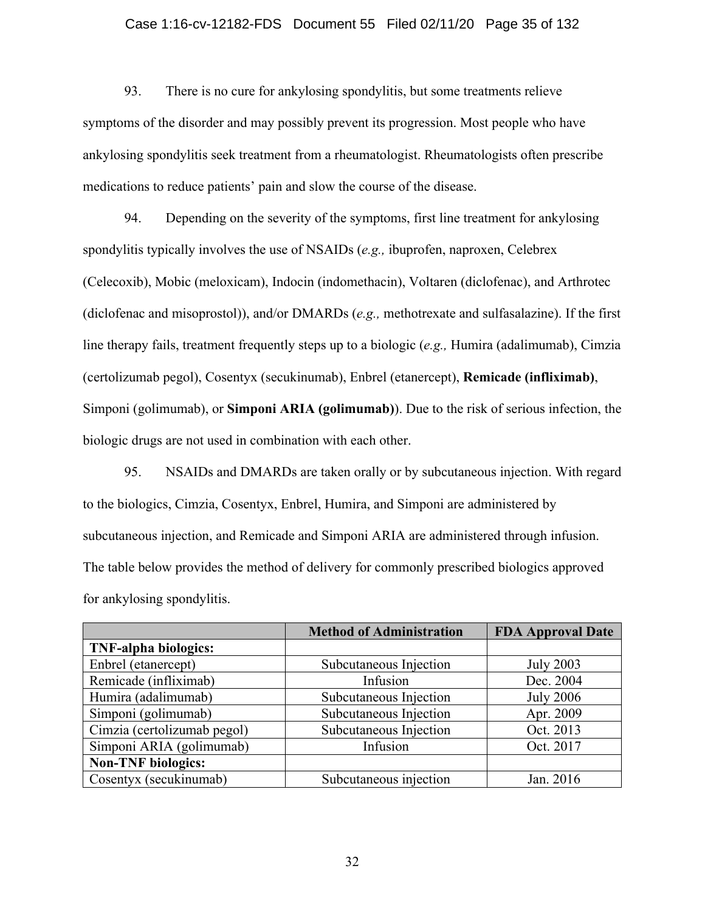93. There is no cure for ankylosing spondylitis, but some treatments relieve symptoms of the disorder and may possibly prevent its progression. Most people who have ankylosing spondylitis seek treatment from a rheumatologist. Rheumatologists often prescribe medications to reduce patients' pain and slow the course of the disease.

94. Depending on the severity of the symptoms, first line treatment for ankylosing spondylitis typically involves the use of NSAIDs (*e.g.,* ibuprofen, naproxen, Celebrex (Celecoxib), Mobic (meloxicam), Indocin (indomethacin), Voltaren (diclofenac), and Arthrotec (diclofenac and misoprostol)), and/or DMARDs (*e.g.,* methotrexate and sulfasalazine). If the first line therapy fails, treatment frequently steps up to a biologic (*e.g.,* Humira (adalimumab), Cimzia (certolizumab pegol), Cosentyx (secukinumab), Enbrel (etanercept), **Remicade (infliximab)**, Simponi (golimumab), or **Simponi ARIA (golimumab)**). Due to the risk of serious infection, the biologic drugs are not used in combination with each other.

95. NSAIDs and DMARDs are taken orally or by subcutaneous injection. With regard to the biologics, Cimzia, Cosentyx, Enbrel, Humira, and Simponi are administered by subcutaneous injection, and Remicade and Simponi ARIA are administered through infusion. The table below provides the method of delivery for commonly prescribed biologics approved for ankylosing spondylitis.

| | **Method of Administration** | **FDA Approval Date** |
|---|---|---|
| **TNF-alpha biologics:** | | |
| Enbrel (etanercept) | Subcutaneous Injection | July 2003 |
| Remicade (infliximab) | Infusion | Dec. 2004 |
| Humira (adalimumab) | Subcutaneous Injection | July 2006 |
| Simponi (golimumab) | Subcutaneous Injection | Apr. 2009 |
| Cimzia (certolizumab pegol) | Subcutaneous Injection | Oct. 2013 |
| Simponi ARIA (golimumab) | Infusion | Oct. 2017 |
| **Non-TNF biologics:** | | |
| Cosentyx (secukinumab) | Subcutaneous injection | Jan. 2016 |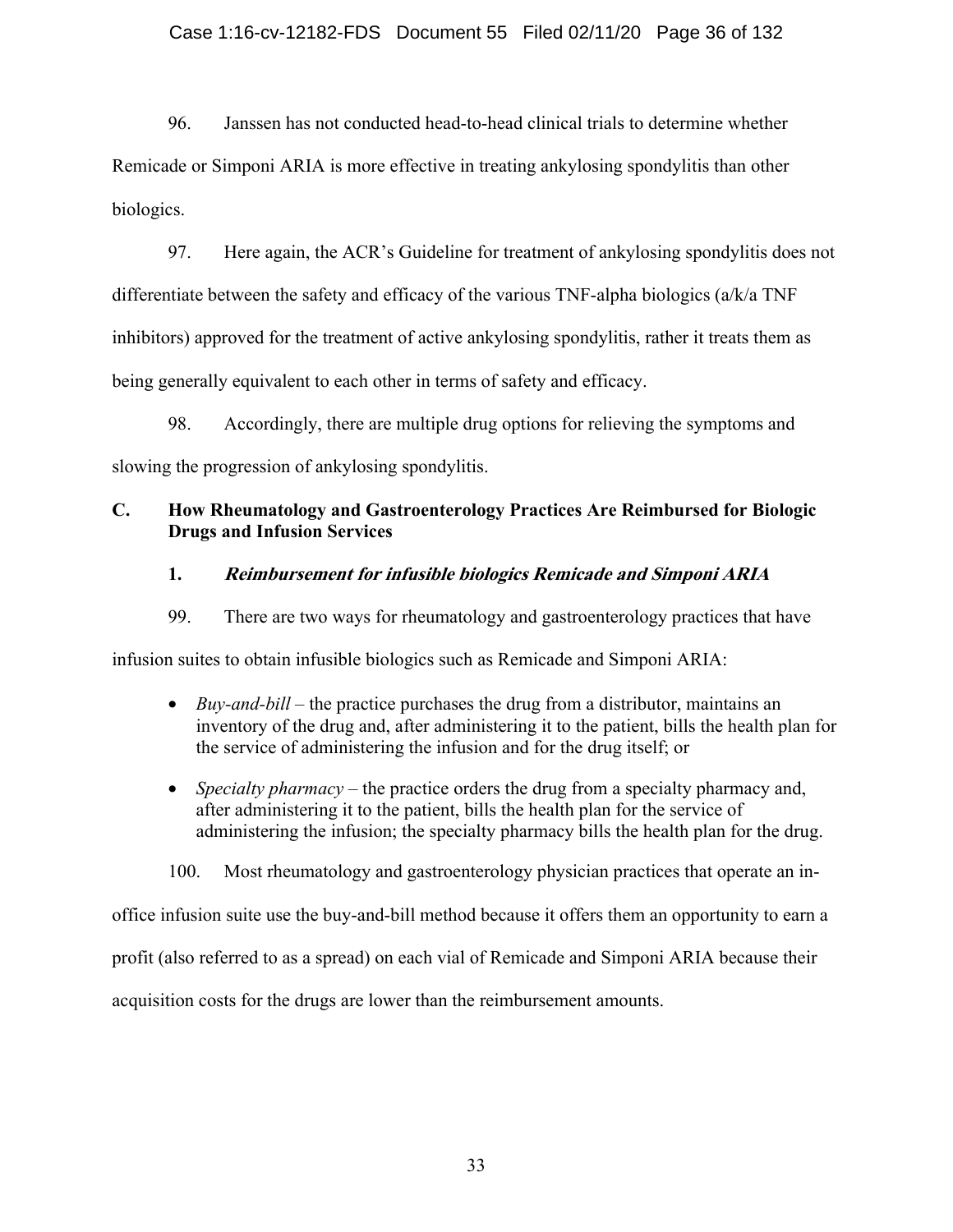96. Janssen has not conducted head-to-head clinical trials to determine whether Remicade or Simponi ARIA is more effective in treating ankylosing spondylitis than other biologics.

97. Here again, the ACR's Guideline for treatment of ankylosing spondylitis does not differentiate between the safety and efficacy of the various TNF-alpha biologics (a/k/a TNF inhibitors) approved for the treatment of active ankylosing spondylitis, rather it treats them as being generally equivalent to each other in terms of safety and efficacy.

98. Accordingly, there are multiple drug options for relieving the symptoms and slowing the progression of ankylosing spondylitis.

## C. How Rheumatology and Gastroenterology Practices Are Reimbursed for Biologic Drugs and Infusion Services

### 1. *Reimbursement for infusible biologics Remicade and Simponi ARIA*

99. There are two ways for rheumatology and gastroenterology practices that have infusion suites to obtain infusible biologics such as Remicade and Simponi ARIA:

- *Buy-and-bill* – the practice purchases the drug from a distributor, maintains an inventory of the drug and, after administering it to the patient, bills the health plan for the service of administering the infusion and for the drug itself; or
- *Specialty pharmacy* – the practice orders the drug from a specialty pharmacy and, after administering it to the patient, bills the health plan for the service of administering the infusion; the specialty pharmacy bills the health plan for the drug.

100. Most rheumatology and gastroenterology physician practices that operate an in-office infusion suite use the buy-and-bill method because it offers them an opportunity to earn a profit (also referred to as a spread) on each vial of Remicade and Simponi ARIA because their acquisition costs for the drugs are lower than the reimbursement amounts.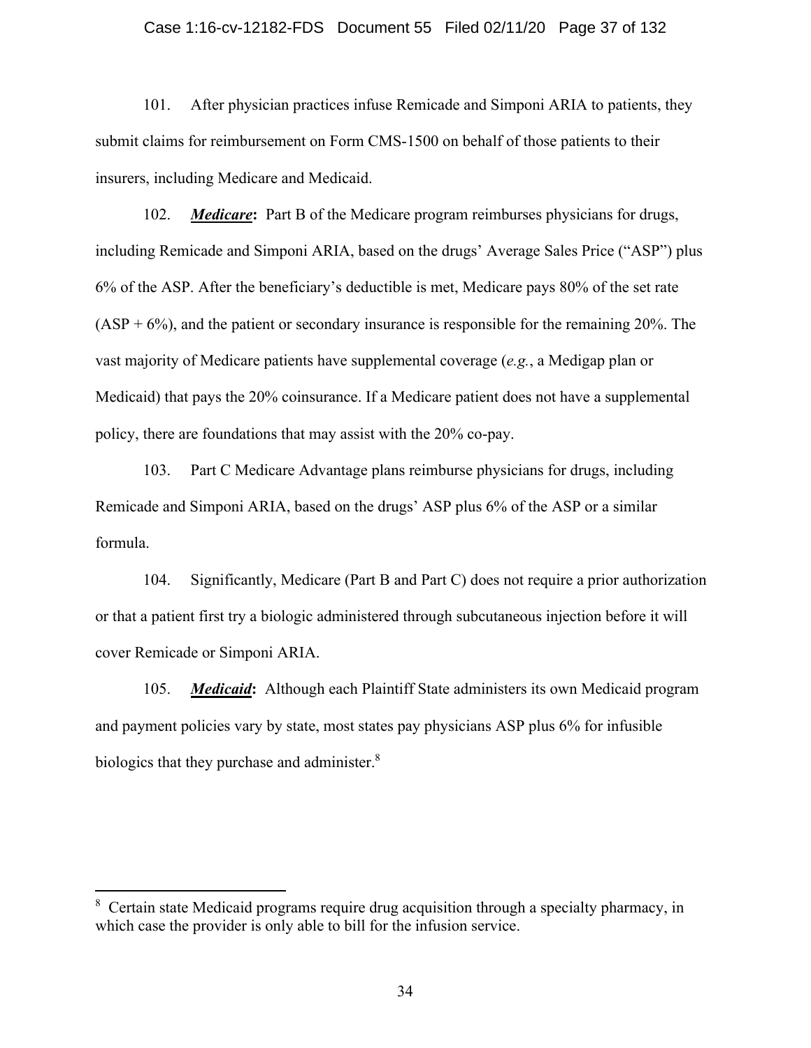101. After physician practices infuse Remicade and Simponi ARIA to patients, they submit claims for reimbursement on Form CMS-1500 on behalf of those patients to their insurers, including Medicare and Medicaid.

102. ***Medicare*:** Part B of the Medicare program reimburses physicians for drugs, including Remicade and Simponi ARIA, based on the drugs' Average Sales Price ("ASP") plus 6% of the ASP. After the beneficiary's deductible is met, Medicare pays 80% of the set rate (ASP + 6%), and the patient or secondary insurance is responsible for the remaining 20%. The vast majority of Medicare patients have supplemental coverage (*e.g.*, a Medigap plan or Medicaid) that pays the 20% coinsurance. If a Medicare patient does not have a supplemental policy, there are foundations that may assist with the 20% co-pay.

103. Part C Medicare Advantage plans reimburse physicians for drugs, including Remicade and Simponi ARIA, based on the drugs' ASP plus 6% of the ASP or a similar formula.

104. Significantly, Medicare (Part B and Part C) does not require a prior authorization or that a patient first try a biologic administered through subcutaneous injection before it will cover Remicade or Simponi ARIA.

105. ***Medicaid*:** Although each Plaintiff State administers its own Medicaid program and payment policies vary by state, most states pay physicians ASP plus 6% for infusible biologics that they purchase and administer.[8]

---

[8] Certain state Medicaid programs require drug acquisition through a specialty pharmacy, in which case the provider is only able to bill for the infusion service.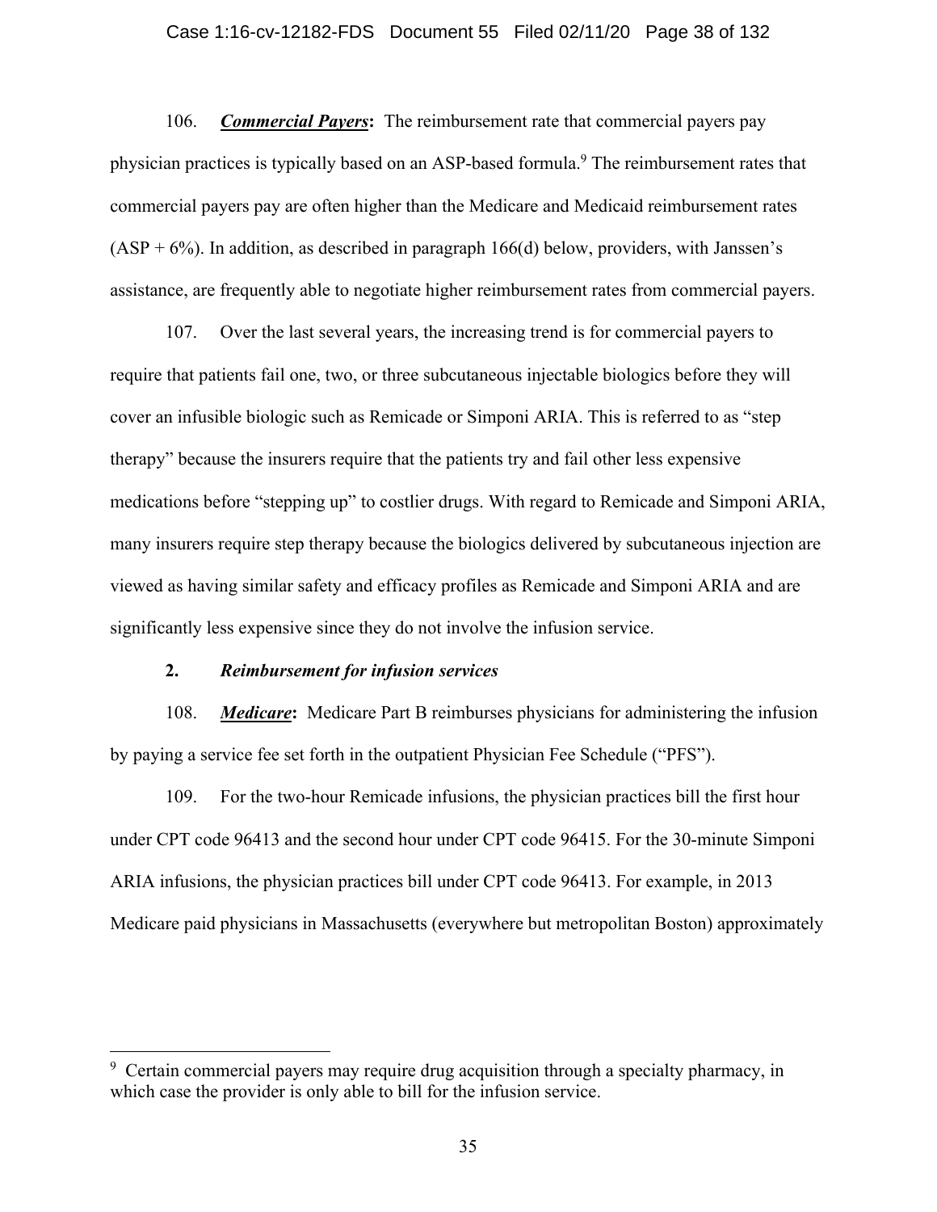106. ***Commercial Payers*:** The reimbursement rate that commercial payers pay physician practices is typically based on an ASP-based formula.[9] The reimbursement rates that commercial payers pay are often higher than the Medicare and Medicaid reimbursement rates (ASP + 6%). In addition, as described in paragraph 166(d) below, providers, with Janssen's assistance, are frequently able to negotiate higher reimbursement rates from commercial payers.

107. Over the last several years, the increasing trend is for commercial payers to require that patients fail one, two, or three subcutaneous injectable biologics before they will cover an infusible biologic such as Remicade or Simponi ARIA. This is referred to as "step therapy" because the insurers require that the patients try and fail other less expensive medications before "stepping up" to costlier drugs. With regard to Remicade and Simponi ARIA, many insurers require step therapy because the biologics delivered by subcutaneous injection are viewed as having similar safety and efficacy profiles as Remicade and Simponi ARIA and are significantly less expensive since they do not involve the infusion service.

**2. *Reimbursement for infusion services***

108. ***Medicare*:** Medicare Part B reimburses physicians for administering the infusion by paying a service fee set forth in the outpatient Physician Fee Schedule ("PFS").

109. For the two-hour Remicade infusions, the physician practices bill the first hour under CPT code 96413 and the second hour under CPT code 96415. For the 30-minute Simponi ARIA infusions, the physician practices bill under CPT code 96413. For example, in 2013 Medicare paid physicians in Massachusetts (everywhere but metropolitan Boston) approximately

---

[9] Certain commercial payers may require drug acquisition through a specialty pharmacy, in which case the provider is only able to bill for the infusion service.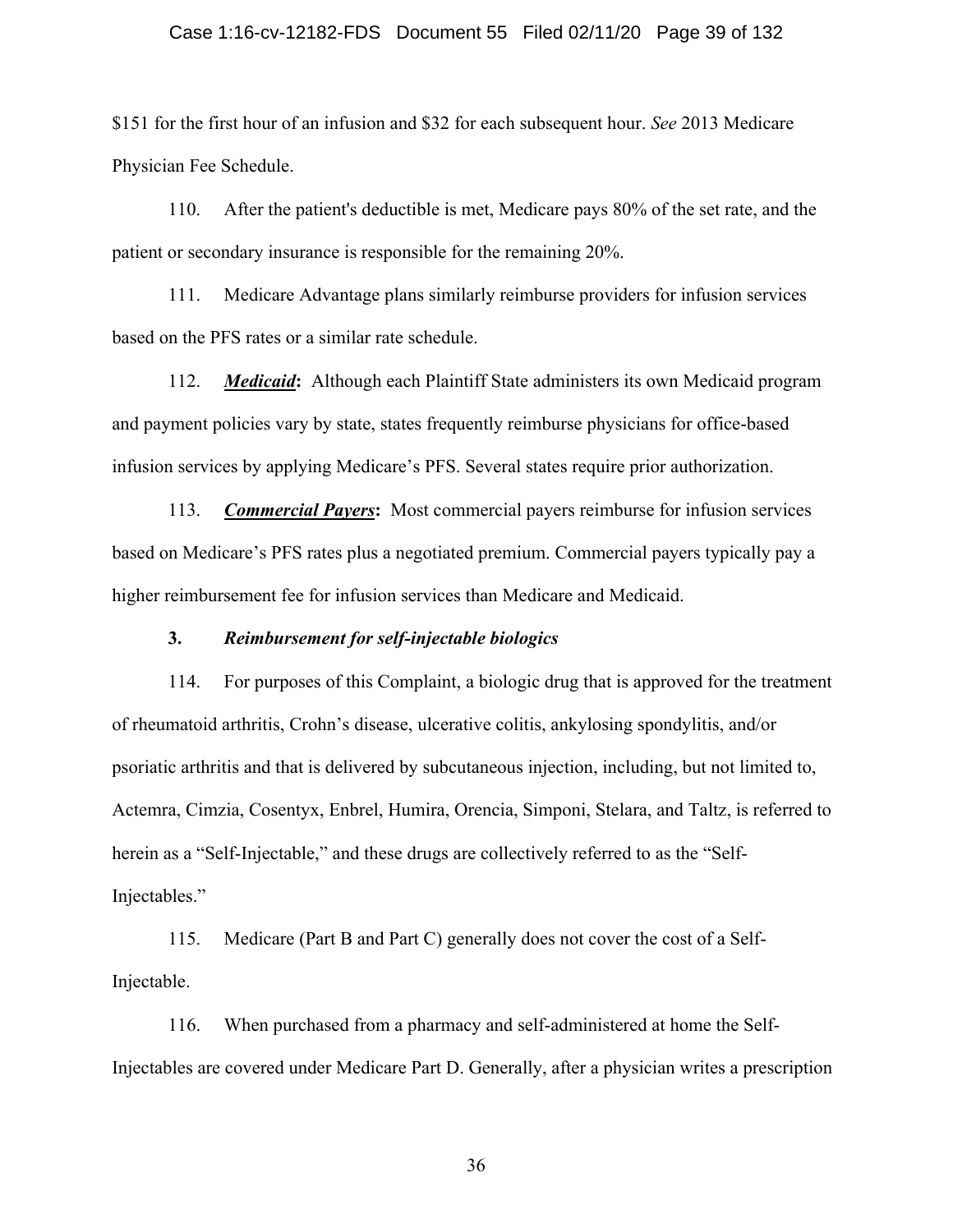$151 for the first hour of an infusion and $32 for each subsequent hour. *See* 2013 Medicare Physician Fee Schedule.

110. After the patient's deductible is met, Medicare pays 80% of the set rate, and the patient or secondary insurance is responsible for the remaining 20%.

111. Medicare Advantage plans similarly reimburse providers for infusion services based on the PFS rates or a similar rate schedule.

112. ***Medicaid*:** Although each Plaintiff State administers its own Medicaid program and payment policies vary by state, states frequently reimburse physicians for office-based infusion services by applying Medicare's PFS. Several states require prior authorization.

113. ***Commercial Payers*:** Most commercial payers reimburse for infusion services based on Medicare's PFS rates plus a negotiated premium. Commercial payers typically pay a higher reimbursement fee for infusion services than Medicare and Medicaid.

### 3. *Reimbursement for self-injectable biologics*

114. For purposes of this Complaint, a biologic drug that is approved for the treatment of rheumatoid arthritis, Crohn's disease, ulcerative colitis, ankylosing spondylitis, and/or psoriatic arthritis and that is delivered by subcutaneous injection, including, but not limited to, Actemra, Cimzia, Cosentyx, Enbrel, Humira, Orencia, Simponi, Stelara, and Taltz, is referred to herein as a "Self-Injectable," and these drugs are collectively referred to as the "Self-Injectables."

115. Medicare (Part B and Part C) generally does not cover the cost of a Self-Injectable.

116. When purchased from a pharmacy and self-administered at home the Self-Injectables are covered under Medicare Part D. Generally, after a physician writes a prescription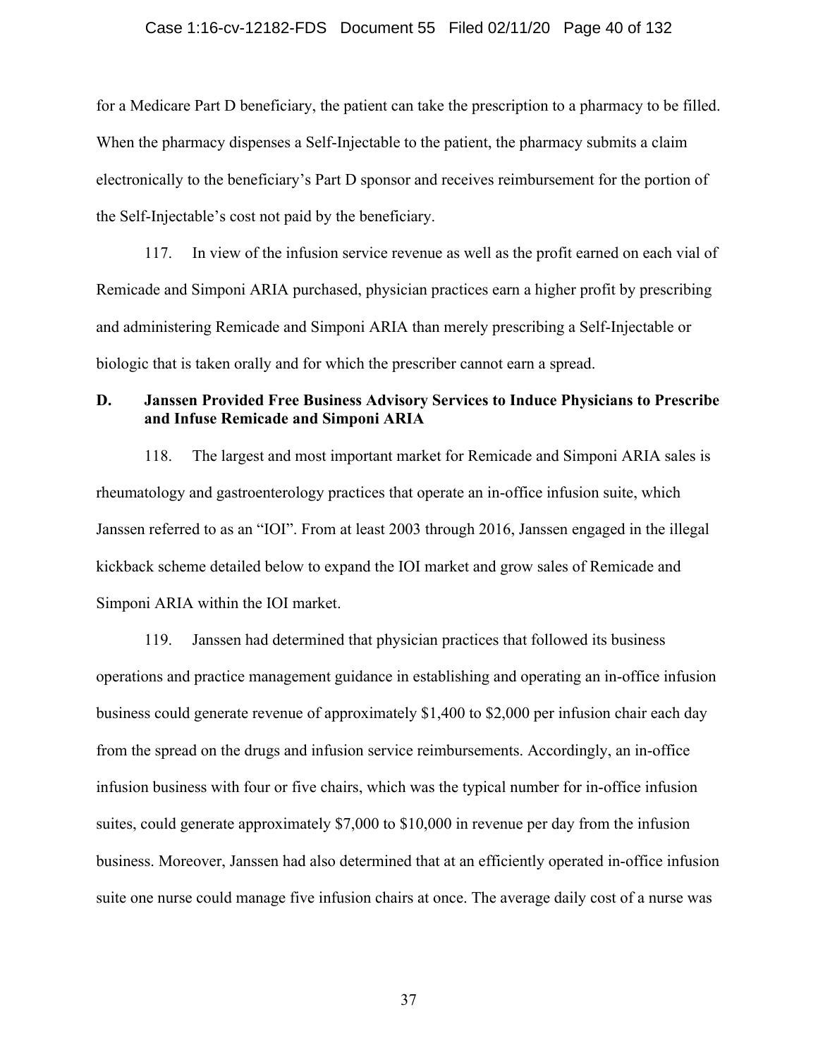for a Medicare Part D beneficiary, the patient can take the prescription to a pharmacy to be filled. When the pharmacy dispenses a Self-Injectable to the patient, the pharmacy submits a claim electronically to the beneficiary's Part D sponsor and receives reimbursement for the portion of the Self-Injectable's cost not paid by the beneficiary.

117. In view of the infusion service revenue as well as the profit earned on each vial of Remicade and Simponi ARIA purchased, physician practices earn a higher profit by prescribing and administering Remicade and Simponi ARIA than merely prescribing a Self-Injectable or biologic that is taken orally and for which the prescriber cannot earn a spread.

### D. Janssen Provided Free Business Advisory Services to Induce Physicians to Prescribe and Infuse Remicade and Simponi ARIA

118. The largest and most important market for Remicade and Simponi ARIA sales is rheumatology and gastroenterology practices that operate an in-office infusion suite, which Janssen referred to as an "IOI". From at least 2003 through 2016, Janssen engaged in the illegal kickback scheme detailed below to expand the IOI market and grow sales of Remicade and Simponi ARIA within the IOI market.

119. Janssen had determined that physician practices that followed its business operations and practice management guidance in establishing and operating an in-office infusion business could generate revenue of approximately $1,400 to $2,000 per infusion chair each day from the spread on the drugs and infusion service reimbursements. Accordingly, an in-office infusion business with four or five chairs, which was the typical number for in-office infusion suites, could generate approximately $7,000 to $10,000 in revenue per day from the infusion business. Moreover, Janssen had also determined that at an efficiently operated in-office infusion suite one nurse could manage five infusion chairs at once. The average daily cost of a nurse was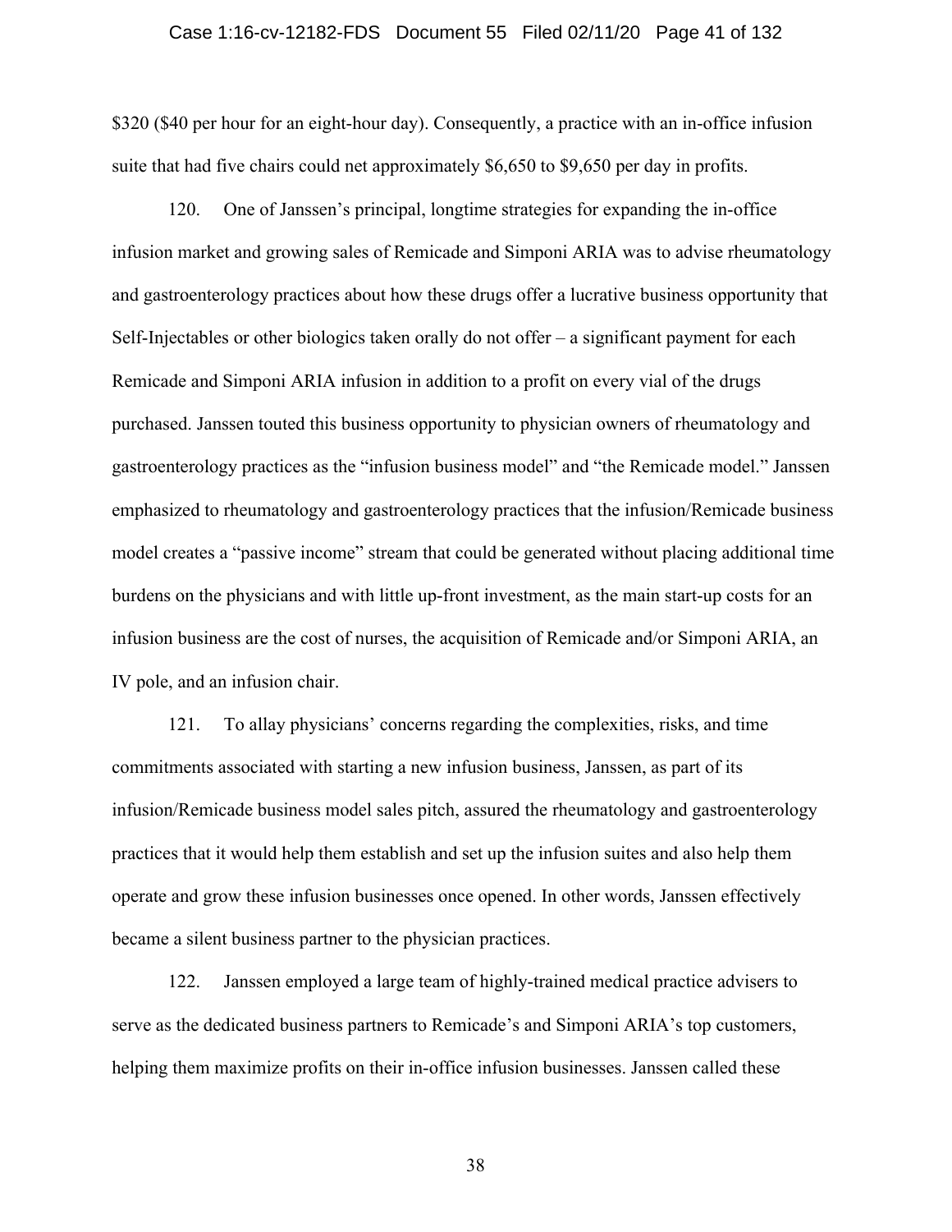$320 ($40 per hour for an eight-hour day). Consequently, a practice with an in-office infusion suite that had five chairs could net approximately $6,650 to $9,650 per day in profits.

120. One of Janssen's principal, longtime strategies for expanding the in-office infusion market and growing sales of Remicade and Simponi ARIA was to advise rheumatology and gastroenterology practices about how these drugs offer a lucrative business opportunity that Self-Injectables or other biologics taken orally do not offer – a significant payment for each Remicade and Simponi ARIA infusion in addition to a profit on every vial of the drugs purchased. Janssen touted this business opportunity to physician owners of rheumatology and gastroenterology practices as the "infusion business model" and "the Remicade model." Janssen emphasized to rheumatology and gastroenterology practices that the infusion/Remicade business model creates a "passive income" stream that could be generated without placing additional time burdens on the physicians and with little up-front investment, as the main start-up costs for an infusion business are the cost of nurses, the acquisition of Remicade and/or Simponi ARIA, an IV pole, and an infusion chair.

121. To allay physicians' concerns regarding the complexities, risks, and time commitments associated with starting a new infusion business, Janssen, as part of its infusion/Remicade business model sales pitch, assured the rheumatology and gastroenterology practices that it would help them establish and set up the infusion suites and also help them operate and grow these infusion businesses once opened. In other words, Janssen effectively became a silent business partner to the physician practices.

122. Janssen employed a large team of highly-trained medical practice advisers to serve as the dedicated business partners to Remicade's and Simponi ARIA's top customers, helping them maximize profits on their in-office infusion businesses. Janssen called these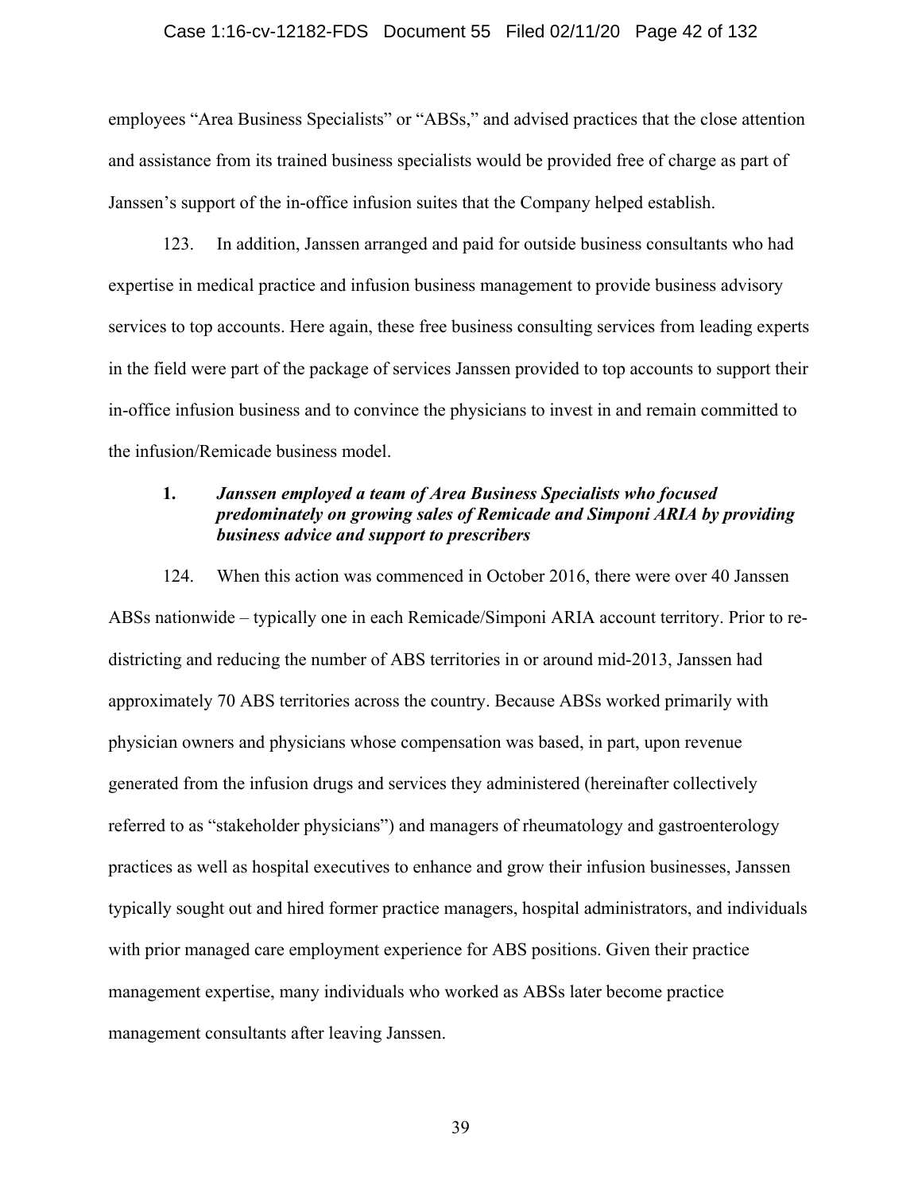employees "Area Business Specialists" or "ABSs," and advised practices that the close attention and assistance from its trained business specialists would be provided free of charge as part of Janssen's support of the in-office infusion suites that the Company helped establish.

123. In addition, Janssen arranged and paid for outside business consultants who had expertise in medical practice and infusion business management to provide business advisory services to top accounts. Here again, these free business consulting services from leading experts in the field were part of the package of services Janssen provided to top accounts to support their in-office infusion business and to convince the physicians to invest in and remain committed to the infusion/Remicade business model.

### 1. *Janssen employed a team of Area Business Specialists who focused predominately on growing sales of Remicade and Simponi ARIA by providing business advice and support to prescribers*

124. When this action was commenced in October 2016, there were over 40 Janssen ABSs nationwide – typically one in each Remicade/Simponi ARIA account territory. Prior to re-districting and reducing the number of ABS territories in or around mid-2013, Janssen had approximately 70 ABS territories across the country. Because ABSs worked primarily with physician owners and physicians whose compensation was based, in part, upon revenue generated from the infusion drugs and services they administered (hereinafter collectively referred to as "stakeholder physicians") and managers of rheumatology and gastroenterology practices as well as hospital executives to enhance and grow their infusion businesses, Janssen typically sought out and hired former practice managers, hospital administrators, and individuals with prior managed care employment experience for ABS positions. Given their practice management expertise, many individuals who worked as ABSs later become practice management consultants after leaving Janssen.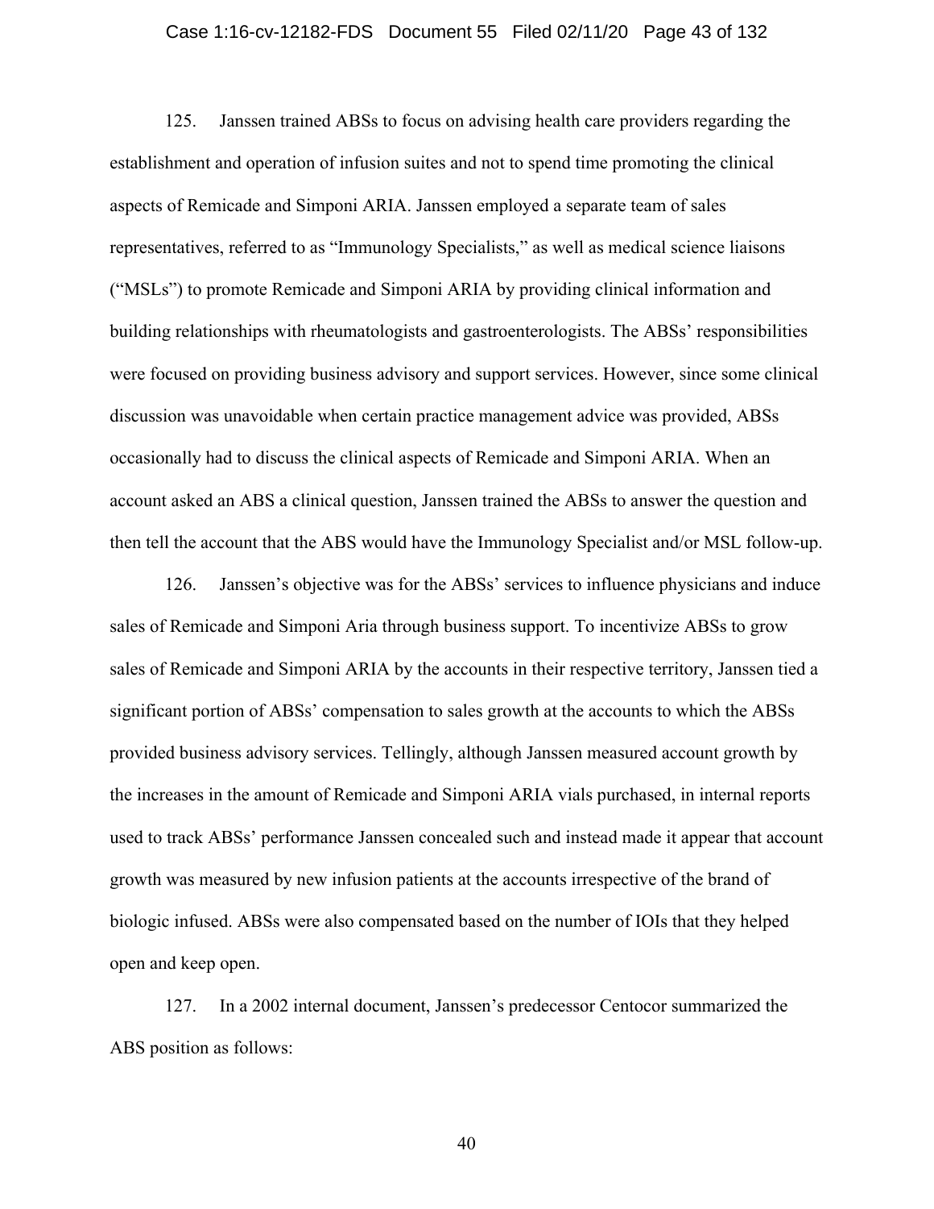125. Janssen trained ABSs to focus on advising health care providers regarding the establishment and operation of infusion suites and not to spend time promoting the clinical aspects of Remicade and Simponi ARIA. Janssen employed a separate team of sales representatives, referred to as "Immunology Specialists," as well as medical science liaisons ("MSLs") to promote Remicade and Simponi ARIA by providing clinical information and building relationships with rheumatologists and gastroenterologists. The ABSs' responsibilities were focused on providing business advisory and support services. However, since some clinical discussion was unavoidable when certain practice management advice was provided, ABSs occasionally had to discuss the clinical aspects of Remicade and Simponi ARIA. When an account asked an ABS a clinical question, Janssen trained the ABSs to answer the question and then tell the account that the ABS would have the Immunology Specialist and/or MSL follow-up.

126. Janssen's objective was for the ABSs' services to influence physicians and induce sales of Remicade and Simponi Aria through business support. To incentivize ABSs to grow sales of Remicade and Simponi ARIA by the accounts in their respective territory, Janssen tied a significant portion of ABSs' compensation to sales growth at the accounts to which the ABSs provided business advisory services. Tellingly, although Janssen measured account growth by the increases in the amount of Remicade and Simponi ARIA vials purchased, in internal reports used to track ABSs' performance Janssen concealed such and instead made it appear that account growth was measured by new infusion patients at the accounts irrespective of the brand of biologic infused. ABSs were also compensated based on the number of IOIs that they helped open and keep open.

127. In a 2002 internal document, Janssen's predecessor Centocor summarized the ABS position as follows: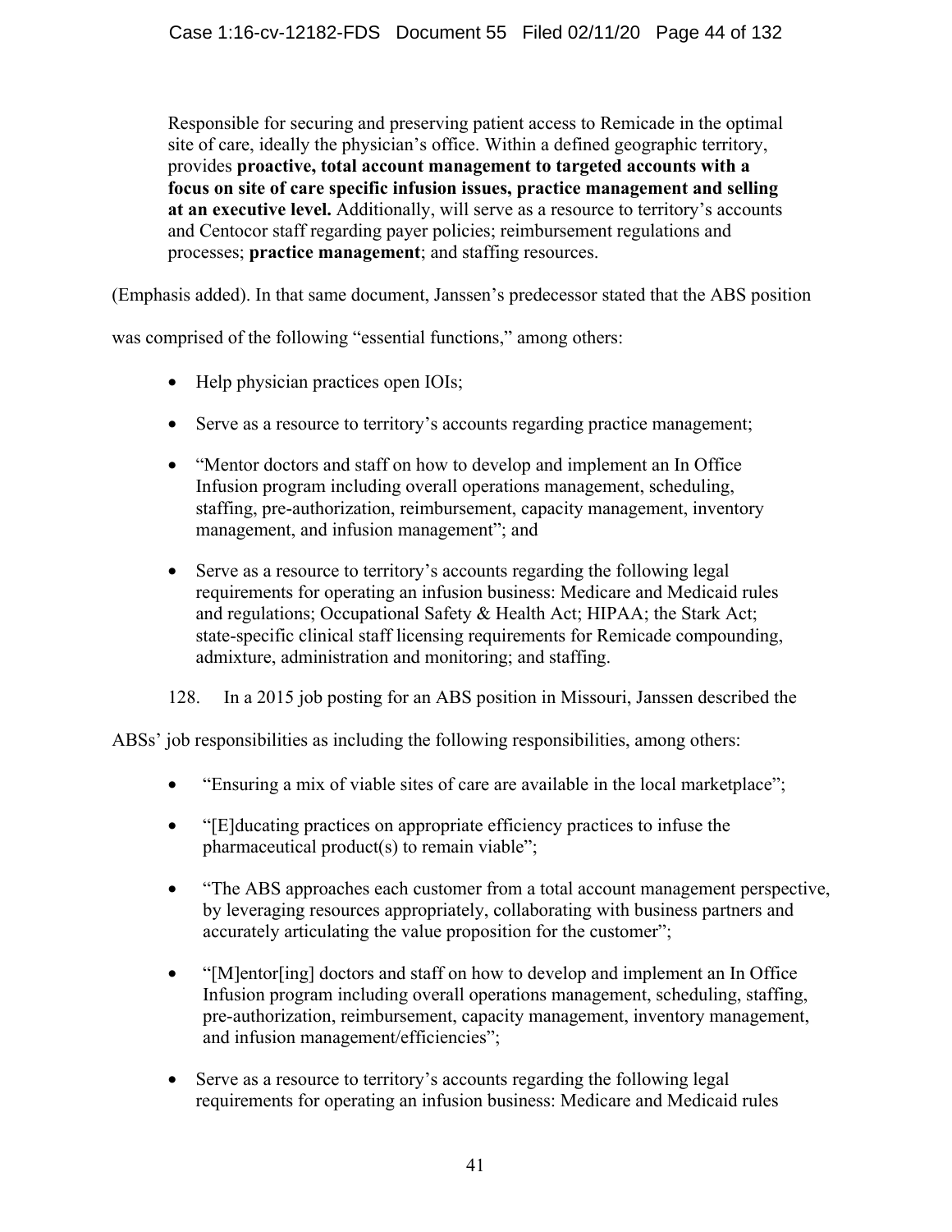> Responsible for securing and preserving patient access to Remicade in the optimal site of care, ideally the physician's office. Within a defined geographic territory, provides **proactive, total account management to targeted accounts with a focus on site of care specific infusion issues, practice management and selling at an executive level.** Additionally, will serve as a resource to territory's accounts and Centocor staff regarding payer policies; reimbursement regulations and processes; **practice management**; and staffing resources.

(Emphasis added). In that same document, Janssen's predecessor stated that the ABS position was comprised of the following "essential functions," among others:

- Help physician practices open IOIs;
- Serve as a resource to territory's accounts regarding practice management;
- "Mentor doctors and staff on how to develop and implement an In Office Infusion program including overall operations management, scheduling, staffing, pre-authorization, reimbursement, capacity management, inventory management, and infusion management"; and
- Serve as a resource to territory's accounts regarding the following legal requirements for operating an infusion business: Medicare and Medicaid rules and regulations; Occupational Safety & Health Act; HIPAA; the Stark Act; state-specific clinical staff licensing requirements for Remicade compounding, admixture, administration and monitoring; and staffing.

128. In a 2015 job posting for an ABS position in Missouri, Janssen described the ABSs' job responsibilities as including the following responsibilities, among others:

- "Ensuring a mix of viable sites of care are available in the local marketplace";
- "[E]ducating practices on appropriate efficiency practices to infuse the pharmaceutical product(s) to remain viable";
- "The ABS approaches each customer from a total account management perspective, by leveraging resources appropriately, collaborating with business partners and accurately articulating the value proposition for the customer";
- "[M]entor[ing] doctors and staff on how to develop and implement an In Office Infusion program including overall operations management, scheduling, staffing, pre-authorization, reimbursement, capacity management, inventory management, and infusion management/efficiencies";
- Serve as a resource to territory's accounts regarding the following legal requirements for operating an infusion business: Medicare and Medicaid rules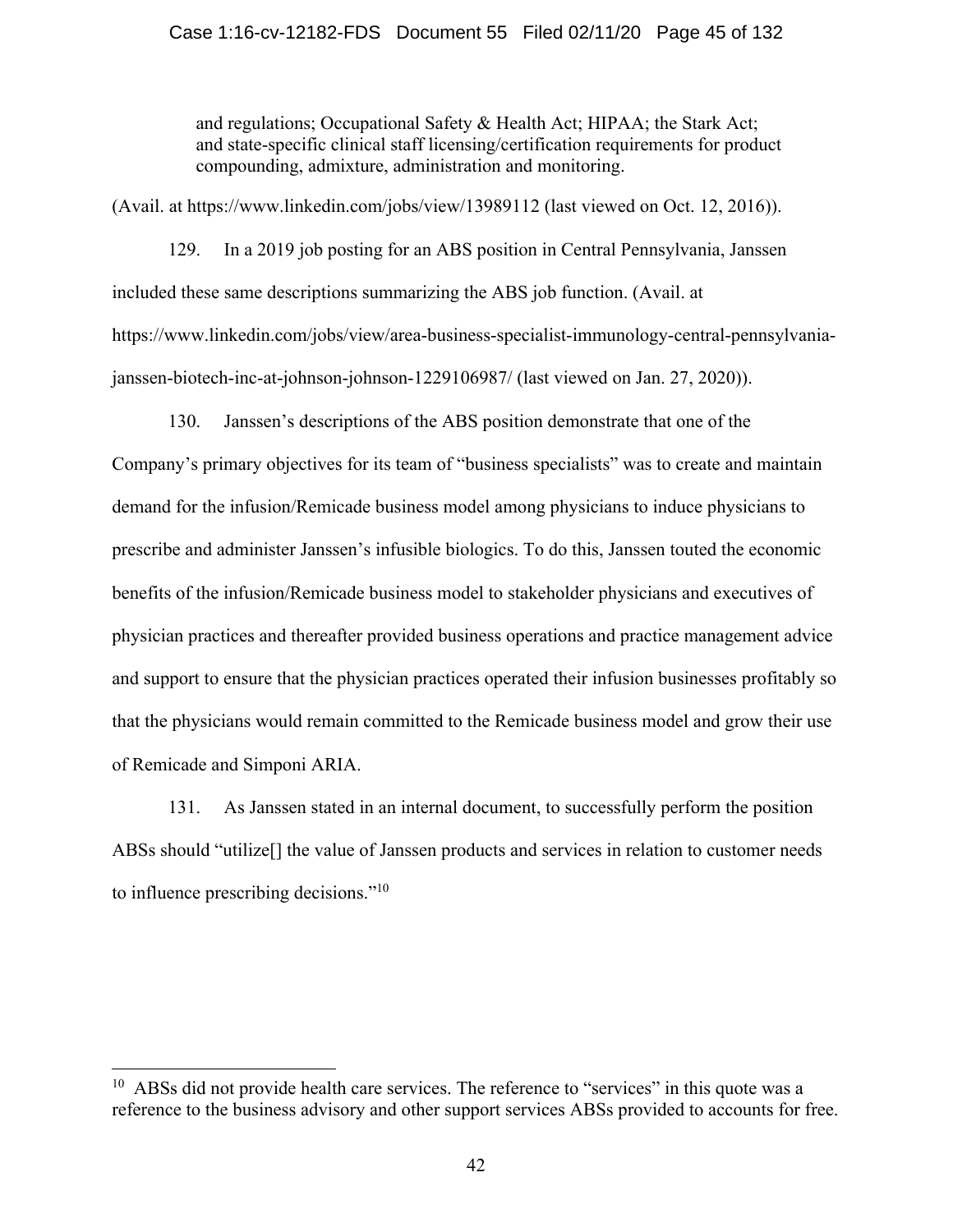> and regulations; Occupational Safety & Health Act; HIPAA; the Stark Act; and state-specific clinical staff licensing/certification requirements for product compounding, admixture, administration and monitoring.

(Avail. at https://www.linkedin.com/jobs/view/13989112 (last viewed on Oct. 12, 2016)).

129. In a 2019 job posting for an ABS position in Central Pennsylvania, Janssen included these same descriptions summarizing the ABS job function. (Avail. at https://www.linkedin.com/jobs/view/area-business-specialist-immunology-central-pennsylvania-janssen-biotech-inc-at-johnson-johnson-1229106987/ (last viewed on Jan. 27, 2020)).

130. Janssen's descriptions of the ABS position demonstrate that one of the Company's primary objectives for its team of "business specialists" was to create and maintain demand for the infusion/Remicade business model among physicians to induce physicians to prescribe and administer Janssen's infusible biologics. To do this, Janssen touted the economic benefits of the infusion/Remicade business model to stakeholder physicians and executives of physician practices and thereafter provided business operations and practice management advice and support to ensure that the physician practices operated their infusion businesses profitably so that the physicians would remain committed to the Remicade business model and grow their use of Remicade and Simponi ARIA.

131. As Janssen stated in an internal document, to successfully perform the position ABSs should "utilize[] the value of Janssen products and services in relation to customer needs to influence prescribing decisions."[10]

---

[10] ABSs did not provide health care services. The reference to "services" in this quote was a reference to the business advisory and other support services ABSs provided to accounts for free.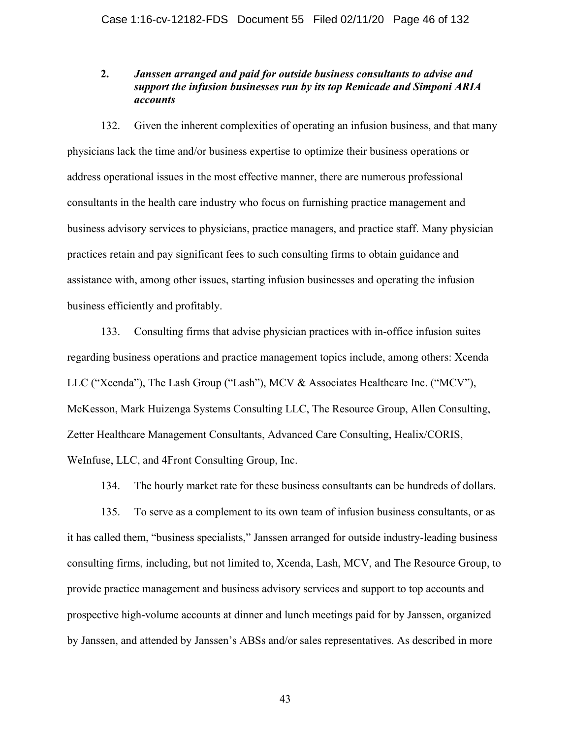### 2. *Janssen arranged and paid for outside business consultants to advise and support the infusion businesses run by its top Remicade and Simponi ARIA accounts*

132. Given the inherent complexities of operating an infusion business, and that many physicians lack the time and/or business expertise to optimize their business operations or address operational issues in the most effective manner, there are numerous professional consultants in the health care industry who focus on furnishing practice management and business advisory services to physicians, practice managers, and practice staff. Many physician practices retain and pay significant fees to such consulting firms to obtain guidance and assistance with, among other issues, starting infusion businesses and operating the infusion business efficiently and profitably.

133. Consulting firms that advise physician practices with in-office infusion suites regarding business operations and practice management topics include, among others: Xcenda LLC ("Xcenda"), The Lash Group ("Lash"), MCV & Associates Healthcare Inc. ("MCV"), McKesson, Mark Huizenga Systems Consulting LLC, The Resource Group, Allen Consulting, Zetter Healthcare Management Consultants, Advanced Care Consulting, Healix/CORIS, WeInfuse, LLC, and 4Front Consulting Group, Inc.

134. The hourly market rate for these business consultants can be hundreds of dollars.

135. To serve as a complement to its own team of infusion business consultants, or as it has called them, "business specialists," Janssen arranged for outside industry-leading business consulting firms, including, but not limited to, Xcenda, Lash, MCV, and The Resource Group, to provide practice management and business advisory services and support to top accounts and prospective high-volume accounts at dinner and lunch meetings paid for by Janssen, organized by Janssen, and attended by Janssen's ABSs and/or sales representatives. As described in more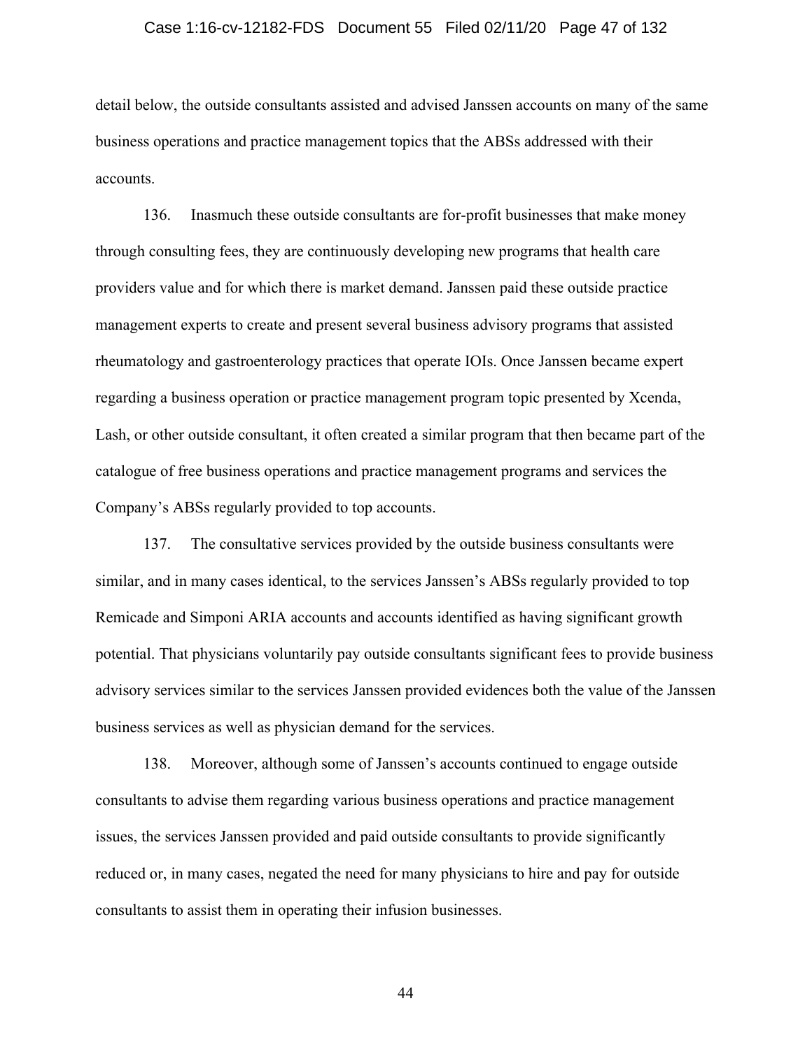detail below, the outside consultants assisted and advised Janssen accounts on many of the same business operations and practice management topics that the ABSs addressed with their accounts.

136. Inasmuch these outside consultants are for-profit businesses that make money through consulting fees, they are continuously developing new programs that health care providers value and for which there is market demand. Janssen paid these outside practice management experts to create and present several business advisory programs that assisted rheumatology and gastroenterology practices that operate IOIs. Once Janssen became expert regarding a business operation or practice management program topic presented by Xcenda, Lash, or other outside consultant, it often created a similar program that then became part of the catalogue of free business operations and practice management programs and services the Company's ABSs regularly provided to top accounts.

137. The consultative services provided by the outside business consultants were similar, and in many cases identical, to the services Janssen's ABSs regularly provided to top Remicade and Simponi ARIA accounts and accounts identified as having significant growth potential. That physicians voluntarily pay outside consultants significant fees to provide business advisory services similar to the services Janssen provided evidences both the value of the Janssen business services as well as physician demand for the services.

138. Moreover, although some of Janssen's accounts continued to engage outside consultants to advise them regarding various business operations and practice management issues, the services Janssen provided and paid outside consultants to provide significantly reduced or, in many cases, negated the need for many physicians to hire and pay for outside consultants to assist them in operating their infusion businesses.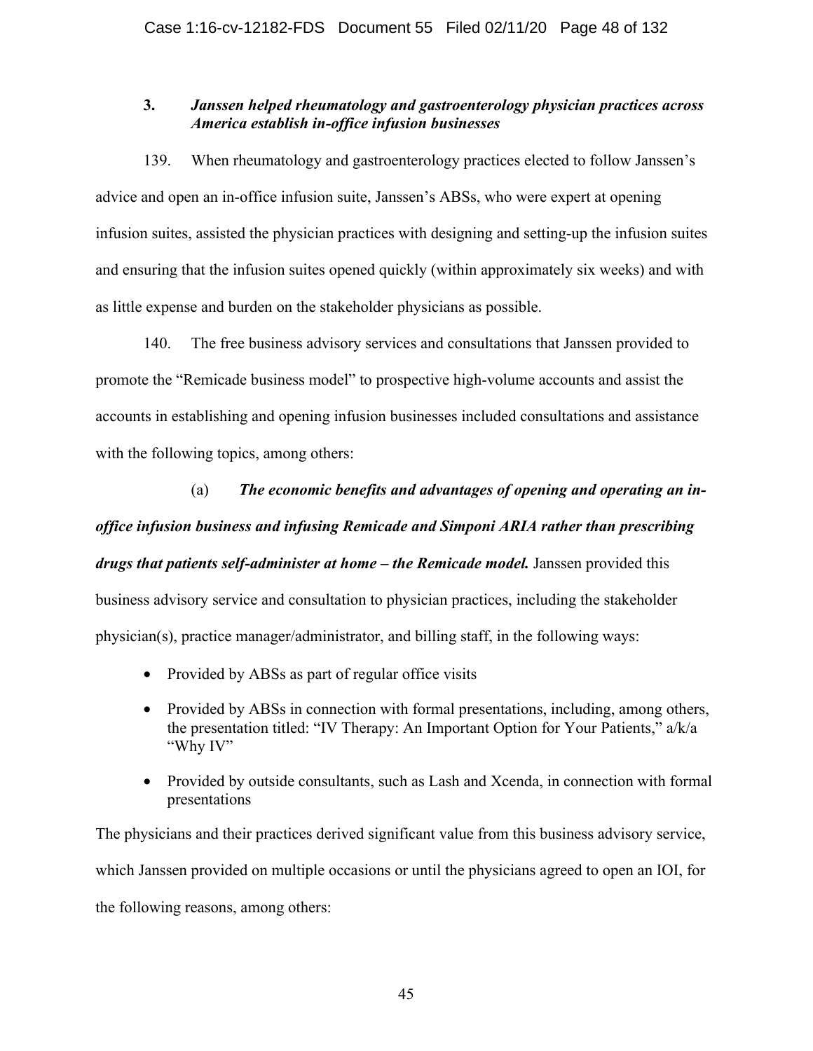### 3. *Janssen helped rheumatology and gastroenterology physician practices across America establish in-office infusion businesses*

139. When rheumatology and gastroenterology practices elected to follow Janssen's advice and open an in-office infusion suite, Janssen's ABSs, who were expert at opening infusion suites, assisted the physician practices with designing and setting-up the infusion suites and ensuring that the infusion suites opened quickly (within approximately six weeks) and with as little expense and burden on the stakeholder physicians as possible.

140. The free business advisory services and consultations that Janssen provided to promote the "Remicade business model" to prospective high-volume accounts and assist the accounts in establishing and opening infusion businesses included consultations and assistance with the following topics, among others:

(a) ***The economic benefits and advantages of opening and operating an in-office infusion business and infusing Remicade and Simponi ARIA rather than prescribing drugs that patients self-administer at home – the Remicade model.*** Janssen provided this business advisory service and consultation to physician practices, including the stakeholder physician(s), practice manager/administrator, and billing staff, in the following ways:

- Provided by ABSs as part of regular office visits
- Provided by ABSs in connection with formal presentations, including, among others, the presentation titled: "IV Therapy: An Important Option for Your Patients," a/k/a "Why IV"
- Provided by outside consultants, such as Lash and Xcenda, in connection with formal presentations

The physicians and their practices derived significant value from this business advisory service, which Janssen provided on multiple occasions or until the physicians agreed to open an IOI, for the following reasons, among others: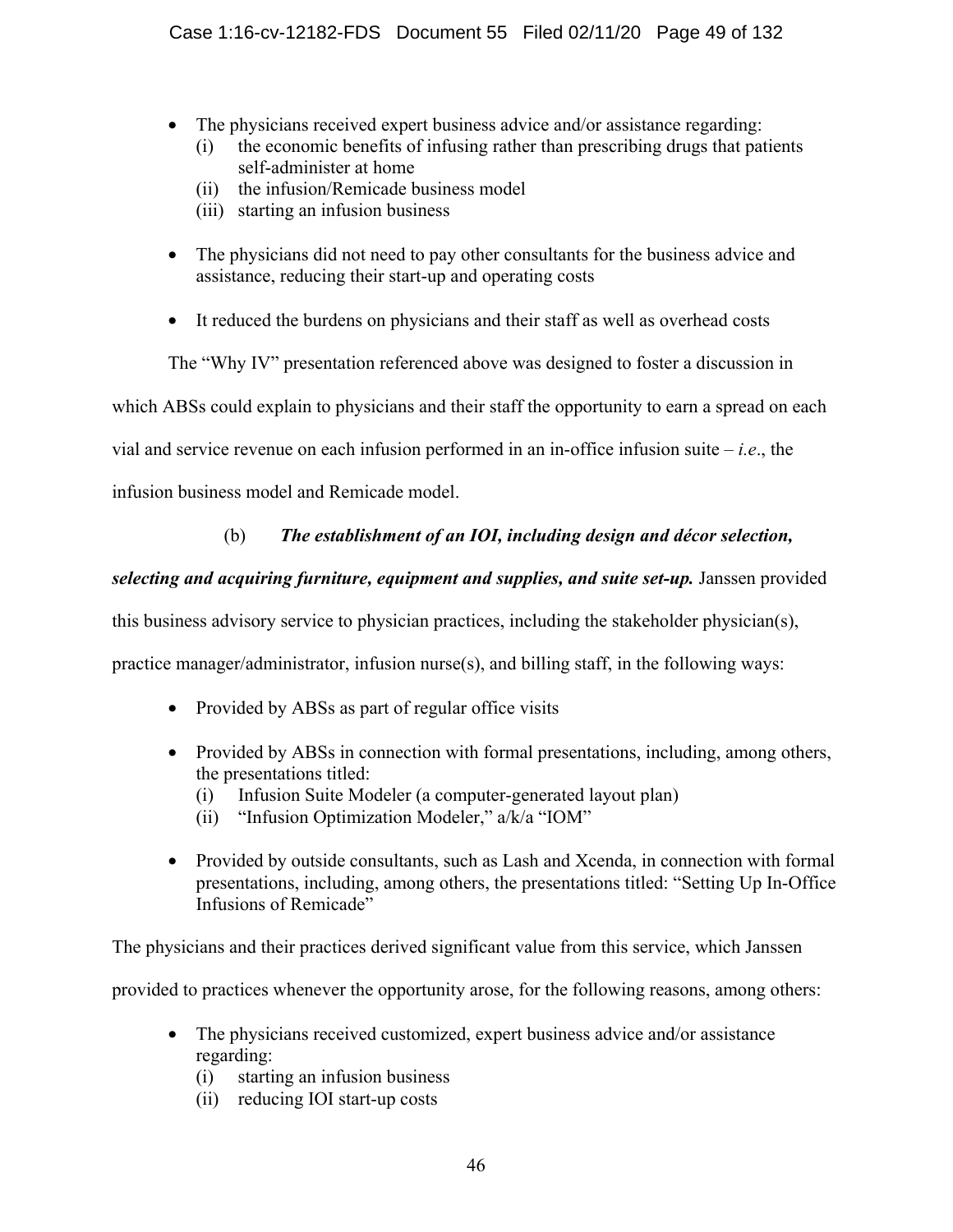- The physicians received expert business advice and/or assistance regarding:
  - (i) the economic benefits of infusing rather than prescribing drugs that patients self-administer at home
  - (ii) the infusion/Remicade business model
  - (iii) starting an infusion business
- The physicians did not need to pay other consultants for the business advice and assistance, reducing their start-up and operating costs
- It reduced the burdens on physicians and their staff as well as overhead costs

The "Why IV" presentation referenced above was designed to foster a discussion in which ABSs could explain to physicians and their staff the opportunity to earn a spread on each vial and service revenue on each infusion performed in an in-office infusion suite – *i.e*., the infusion business model and Remicade model.

(b) ***The establishment of an IOI, including design and décor selection, selecting and acquiring furniture, equipment and supplies, and suite set-up.*** Janssen provided this business advisory service to physician practices, including the stakeholder physician(s), practice manager/administrator, infusion nurse(s), and billing staff, in the following ways:

- Provided by ABSs as part of regular office visits
- Provided by ABSs in connection with formal presentations, including, among others, the presentations titled:
  - (i) Infusion Suite Modeler (a computer-generated layout plan)
  - (ii) "Infusion Optimization Modeler," a/k/a "IOM"
- Provided by outside consultants, such as Lash and Xcenda, in connection with formal presentations, including, among others, the presentations titled: "Setting Up In-Office Infusions of Remicade"

The physicians and their practices derived significant value from this service, which Janssen provided to practices whenever the opportunity arose, for the following reasons, among others:

- The physicians received customized, expert business advice and/or assistance regarding:
  - (i) starting an infusion business
  - (ii) reducing IOI start-up costs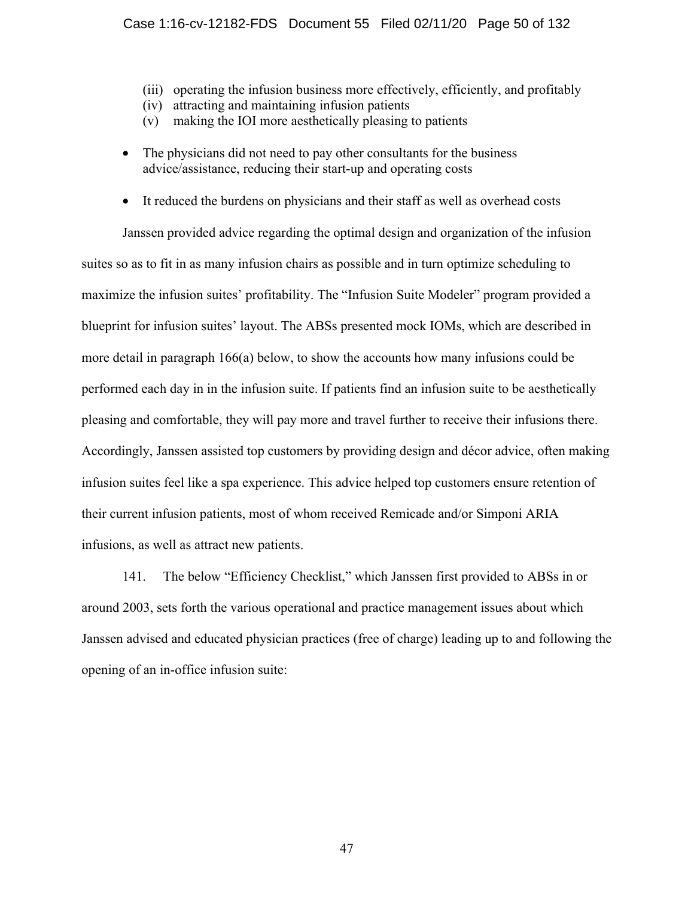(iii) operating the infusion business more effectively, efficiently, and profitably
(iv) attracting and maintaining infusion patients
(v) making the IOI more aesthetically pleasing to patients

- The physicians did not need to pay other consultants for the business advice/assistance, reducing their start-up and operating costs
- It reduced the burdens on physicians and their staff as well as overhead costs

Janssen provided advice regarding the optimal design and organization of the infusion suites so as to fit in as many infusion chairs as possible and in turn optimize scheduling to maximize the infusion suites' profitability. The "Infusion Suite Modeler" program provided a blueprint for infusion suites' layout. The ABSs presented mock IOMs, which are described in more detail in paragraph 166(a) below, to show the accounts how many infusions could be performed each day in in the infusion suite. If patients find an infusion suite to be aesthetically pleasing and comfortable, they will pay more and travel further to receive their infusions there. Accordingly, Janssen assisted top customers by providing design and décor advice, often making infusion suites feel like a spa experience. This advice helped top customers ensure retention of their current infusion patients, most of whom received Remicade and/or Simponi ARIA infusions, as well as attract new patients.

141. The below "Efficiency Checklist," which Janssen first provided to ABSs in or around 2003, sets forth the various operational and practice management issues about which Janssen advised and educated physician practices (free of charge) leading up to and following the opening of an in-office infusion suite: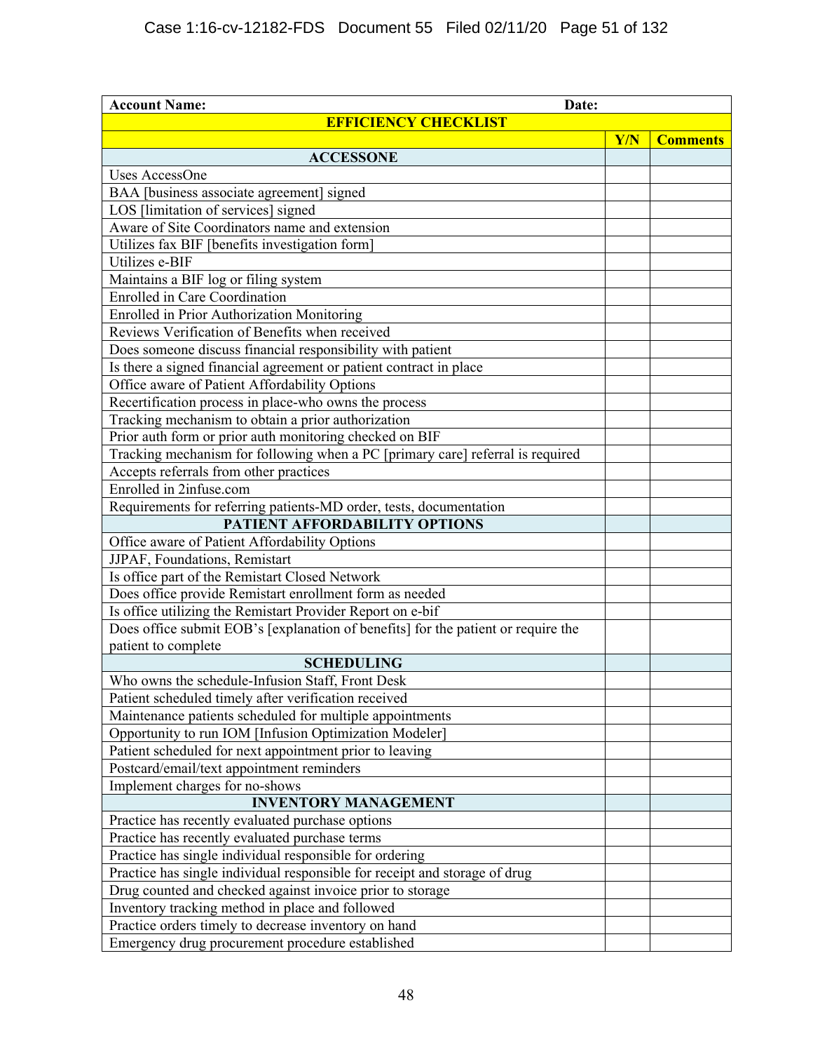| Account Name: Date: | | |
|---|---|---|
| **EFFICIENCY CHECKLIST** | | |
| | **Y/N** | **Comments** |
| **ACCESSONE** | | |
| Uses AccessOne | | |
| BAA [business associate agreement] signed | | |
| LOS [limitation of services] signed | | |
| Aware of Site Coordinators name and extension | | |
| Utilizes fax BIF [benefits investigation form] | | |
| Utilizes e-BIF | | |
| Maintains a BIF log or filing system | | |
| Enrolled in Care Coordination | | |
| Enrolled in Prior Authorization Monitoring | | |
| Reviews Verification of Benefits when received | | |
| Does someone discuss financial responsibility with patient | | |
| Is there a signed financial agreement or patient contract in place | | |
| Office aware of Patient Affordability Options | | |
| Recertification process in place-who owns the process | | |
| Tracking mechanism to obtain a prior authorization | | |
| Prior auth form or prior auth monitoring checked on BIF | | |
| Tracking mechanism for following when a PC [primary care] referral is required | | |
| Accepts referrals from other practices | | |
| Enrolled in 2infuse.com | | |
| Requirements for referring patients-MD order, tests, documentation | | |
| **PATIENT AFFORDABILITY OPTIONS** | | |
| Office aware of Patient Affordability Options | | |
| JJPAF, Foundations, Remistart | | |
| Is office part of the Remistart Closed Network | | |
| Does office provide Remistart enrollment form as needed | | |
| Is office utilizing the Remistart Provider Report on e-bif | | |
| Does office submit EOB's [explanation of benefits] for the patient or require the patient to complete | | |
| **SCHEDULING** | | |
| Who owns the schedule-Infusion Staff, Front Desk | | |
| Patient scheduled timely after verification received | | |
| Maintenance patients scheduled for multiple appointments | | |
| Opportunity to run IOM [Infusion Optimization Modeler] | | |
| Patient scheduled for next appointment prior to leaving | | |
| Postcard/email/text appointment reminders | | |
| Implement charges for no-shows | | |
| **INVENTORY MANAGEMENT** | | |
| Practice has recently evaluated purchase options | | |
| Practice has recently evaluated purchase terms | | |
| Practice has single individual responsible for ordering | | |
| Practice has single individual responsible for receipt and storage of drug | | |
| Drug counted and checked against invoice prior to storage | | |
| Inventory tracking method in place and followed | | |
| Practice orders timely to decrease inventory on hand | | |
| Emergency drug procurement procedure established | | |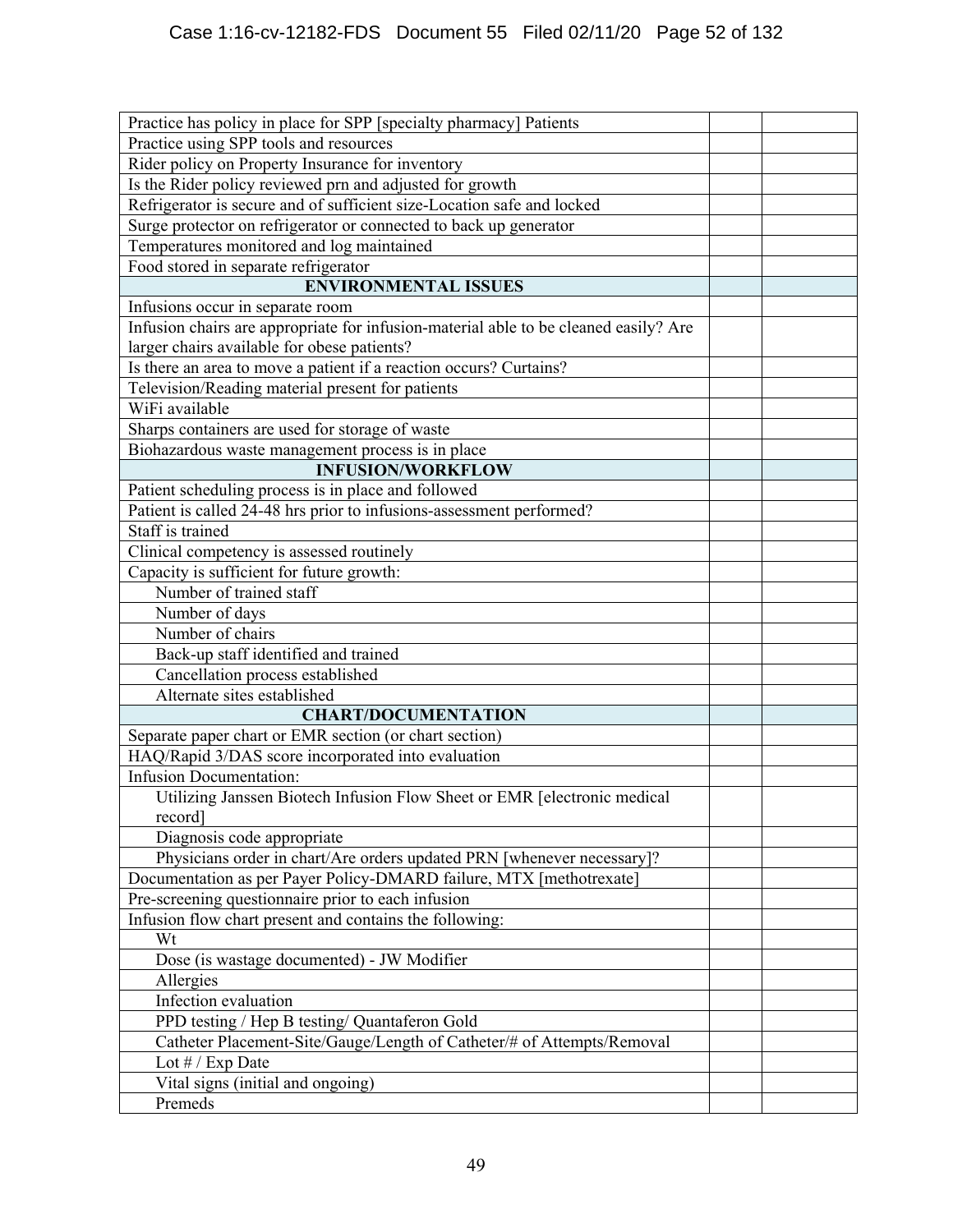| | | |
|---|---|---|
| Practice has policy in place for SPP [specialty pharmacy] Patients | | |
| Practice using SPP tools and resources | | |
| Rider policy on Property Insurance for inventory | | |
| Is the Rider policy reviewed prn and adjusted for growth | | |
| Refrigerator is secure and of sufficient size-Location safe and locked | | |
| Surge protector on refrigerator or connected to back up generator | | |
| Temperatures monitored and log maintained | | |
| Food stored in separate refrigerator | | |
| **ENVIRONMENTAL ISSUES** | | |
| Infusions occur in separate room | | |
| Infusion chairs are appropriate for infusion-material able to be cleaned easily? Are larger chairs available for obese patients? | | |
| Is there an area to move a patient if a reaction occurs? Curtains? | | |
| Television/Reading material present for patients | | |
| WiFi available | | |
| Sharps containers are used for storage of waste | | |
| Biohazardous waste management process is in place | | |
| **INFUSION/WORKFLOW** | | |
| Patient scheduling process is in place and followed | | |
| Patient is called 24-48 hrs prior to infusions-assessment performed? | | |
| Staff is trained | | |
| Clinical competency is assessed routinely | | |
| Capacity is sufficient for future growth: | | |
| Number of trained staff | | |
| Number of days | | |
| Number of chairs | | |
| Back-up staff identified and trained | | |
| Cancellation process established | | |
| Alternate sites established | | |
| **CHART/DOCUMENTATION** | | |
| Separate paper chart or EMR section (or chart section) | | |
| HAQ/Rapid 3/DAS score incorporated into evaluation | | |
| Infusion Documentation: | | |
| Utilizing Janssen Biotech Infusion Flow Sheet or EMR [electronic medical record] | | |
| Diagnosis code appropriate | | |
| Physicians order in chart/Are orders updated PRN [whenever necessary]? | | |
| Documentation as per Payer Policy-DMARD failure, MTX [methotrexate] | | |
| Pre-screening questionnaire prior to each infusion | | |
| Infusion flow chart present and contains the following: | | |
| Wt | | |
| Dose (is wastage documented) - JW Modifier | | |
| Allergies | | |
| Infection evaluation | | |
| PPD testing / Hep B testing/ Quantaferon Gold | | |
| Catheter Placement-Site/Gauge/Length of Catheter/# of Attempts/Removal | | |
| Lot # / Exp Date | | |
| Vital signs (initial and ongoing) | | |
| Premeds | | |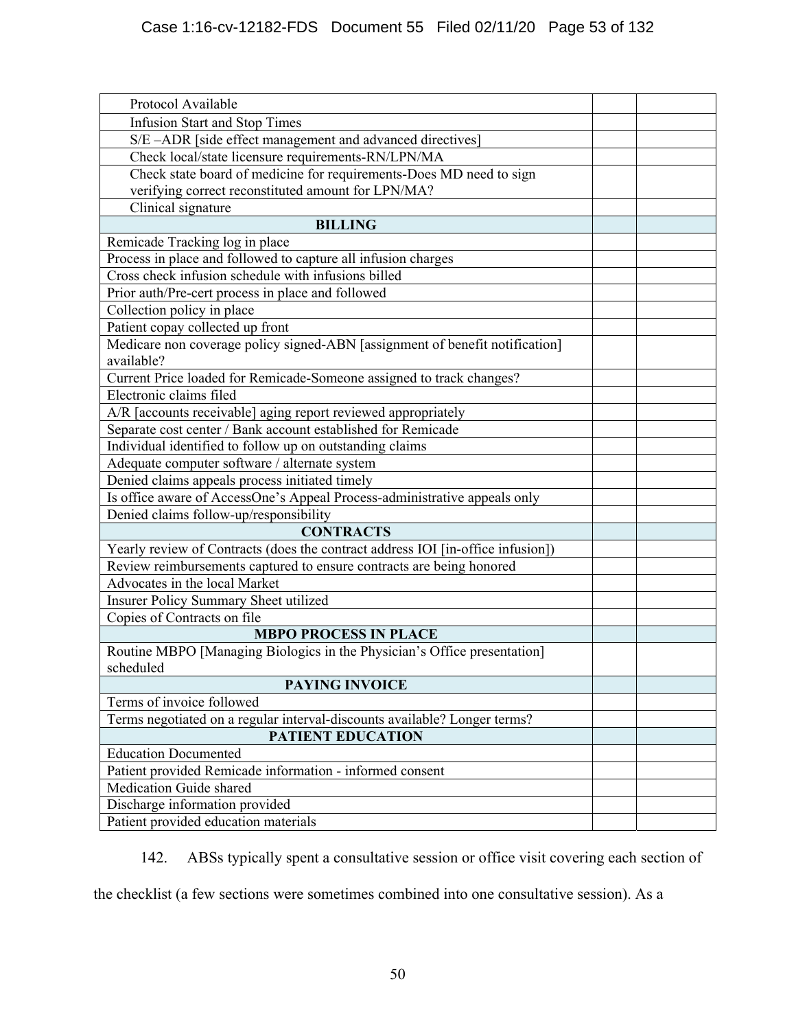| | | |
|---|---|---|
| Protocol Available | | |
| Infusion Start and Stop Times | | |
| S/E –ADR [side effect management and advanced directives] | | |
| Check local/state licensure requirements-RN/LPN/MA | | |
| Check state board of medicine for requirements-Does MD need to sign verifying correct reconstituted amount for LPN/MA? | | |
| Clinical signature | | |
| **BILLING** | | |
| Remicade Tracking log in place | | |
| Process in place and followed to capture all infusion charges | | |
| Cross check infusion schedule with infusions billed | | |
| Prior auth/Pre-cert process in place and followed | | |
| Collection policy in place | | |
| Patient copay collected up front | | |
| Medicare non coverage policy signed-ABN [assignment of benefit notification] available? | | |
| Current Price loaded for Remicade-Someone assigned to track changes? | | |
| Electronic claims filed | | |
| A/R [accounts receivable] aging report reviewed appropriately | | |
| Separate cost center / Bank account established for Remicade | | |
| Individual identified to follow up on outstanding claims | | |
| Adequate computer software / alternate system | | |
| Denied claims appeals process initiated timely | | |
| Is office aware of AccessOne's Appeal Process-administrative appeals only | | |
| Denied claims follow-up/responsibility | | |
| **CONTRACTS** | | |
| Yearly review of Contracts (does the contract address IOI [in-office infusion]) | | |
| Review reimbursements captured to ensure contracts are being honored | | |
| Advocates in the local Market | | |
| Insurer Policy Summary Sheet utilized | | |
| Copies of Contracts on file | | |
| **MBPO PROCESS IN PLACE** | | |
| Routine MBPO [Managing Biologics in the Physician's Office presentation] scheduled | | |
| **PAYING INVOICE** | | |
| Terms of invoice followed | | |
| Terms negotiated on a regular interval-discounts available? Longer terms? | | |
| **PATIENT EDUCATION** | | |
| Education Documented | | |
| Patient provided Remicade information - informed consent | | |
| Medication Guide shared | | |
| Discharge information provided | | |
| Patient provided education materials | | |

142. ABSs typically spent a consultative session or office visit covering each section of the checklist (a few sections were sometimes combined into one consultative session). As a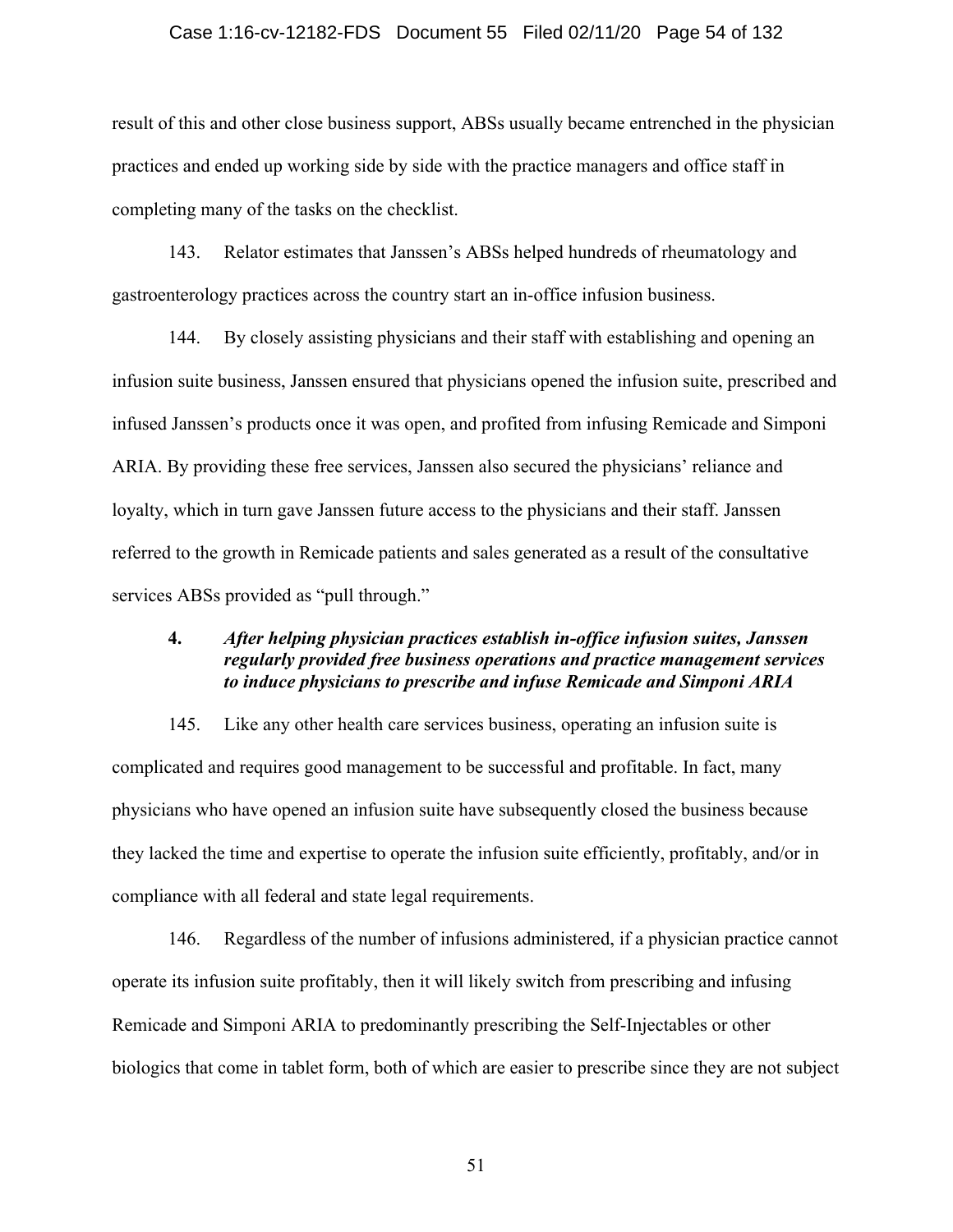result of this and other close business support, ABSs usually became entrenched in the physician practices and ended up working side by side with the practice managers and office staff in completing many of the tasks on the checklist.

143. Relator estimates that Janssen's ABSs helped hundreds of rheumatology and gastroenterology practices across the country start an in-office infusion business.

144. By closely assisting physicians and their staff with establishing and opening an infusion suite business, Janssen ensured that physicians opened the infusion suite, prescribed and infused Janssen's products once it was open, and profited from infusing Remicade and Simponi ARIA. By providing these free services, Janssen also secured the physicians' reliance and loyalty, which in turn gave Janssen future access to the physicians and their staff. Janssen referred to the growth in Remicade patients and sales generated as a result of the consultative services ABSs provided as "pull through."

### 4. ***After helping physician practices establish in-office infusion suites, Janssen regularly provided free business operations and practice management services to induce physicians to prescribe and infuse Remicade and Simponi ARIA***

145. Like any other health care services business, operating an infusion suite is complicated and requires good management to be successful and profitable. In fact, many physicians who have opened an infusion suite have subsequently closed the business because they lacked the time and expertise to operate the infusion suite efficiently, profitably, and/or in compliance with all federal and state legal requirements.

146. Regardless of the number of infusions administered, if a physician practice cannot operate its infusion suite profitably, then it will likely switch from prescribing and infusing Remicade and Simponi ARIA to predominantly prescribing the Self-Injectables or other biologics that come in tablet form, both of which are easier to prescribe since they are not subject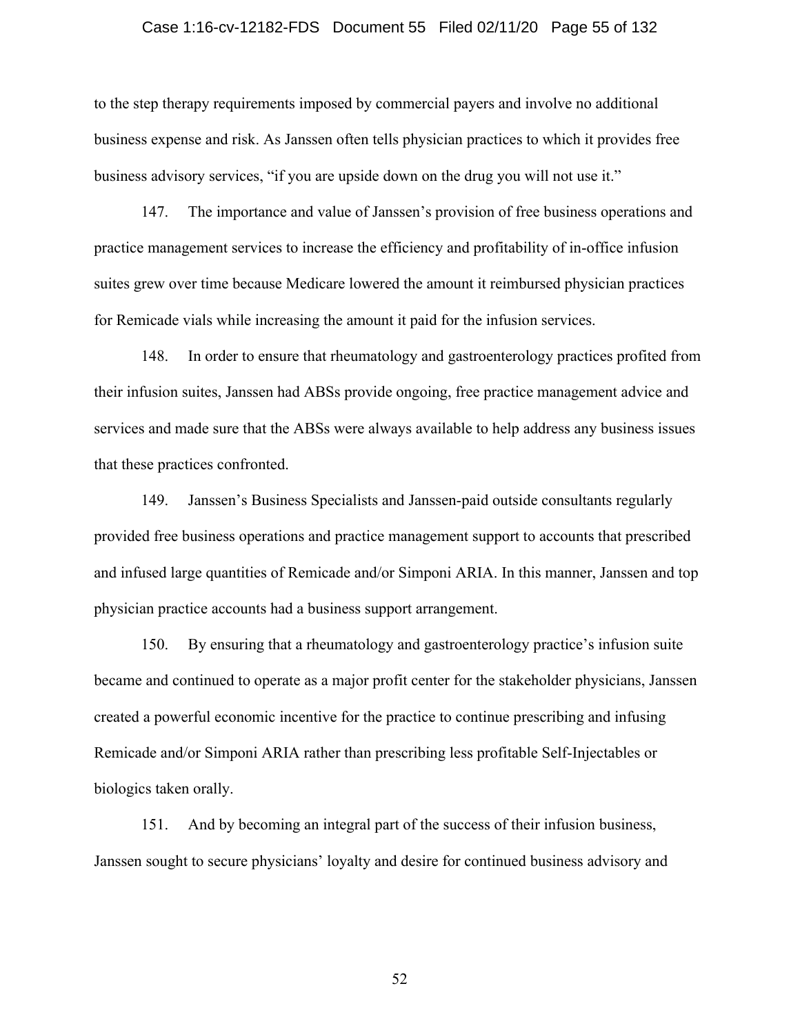to the step therapy requirements imposed by commercial payers and involve no additional business expense and risk. As Janssen often tells physician practices to which it provides free business advisory services, "if you are upside down on the drug you will not use it."

147. The importance and value of Janssen's provision of free business operations and practice management services to increase the efficiency and profitability of in-office infusion suites grew over time because Medicare lowered the amount it reimbursed physician practices for Remicade vials while increasing the amount it paid for the infusion services.

148. In order to ensure that rheumatology and gastroenterology practices profited from their infusion suites, Janssen had ABSs provide ongoing, free practice management advice and services and made sure that the ABSs were always available to help address any business issues that these practices confronted.

149. Janssen's Business Specialists and Janssen-paid outside consultants regularly provided free business operations and practice management support to accounts that prescribed and infused large quantities of Remicade and/or Simponi ARIA. In this manner, Janssen and top physician practice accounts had a business support arrangement.

150. By ensuring that a rheumatology and gastroenterology practice's infusion suite became and continued to operate as a major profit center for the stakeholder physicians, Janssen created a powerful economic incentive for the practice to continue prescribing and infusing Remicade and/or Simponi ARIA rather than prescribing less profitable Self-Injectables or biologics taken orally.

151. And by becoming an integral part of the success of their infusion business, Janssen sought to secure physicians' loyalty and desire for continued business advisory and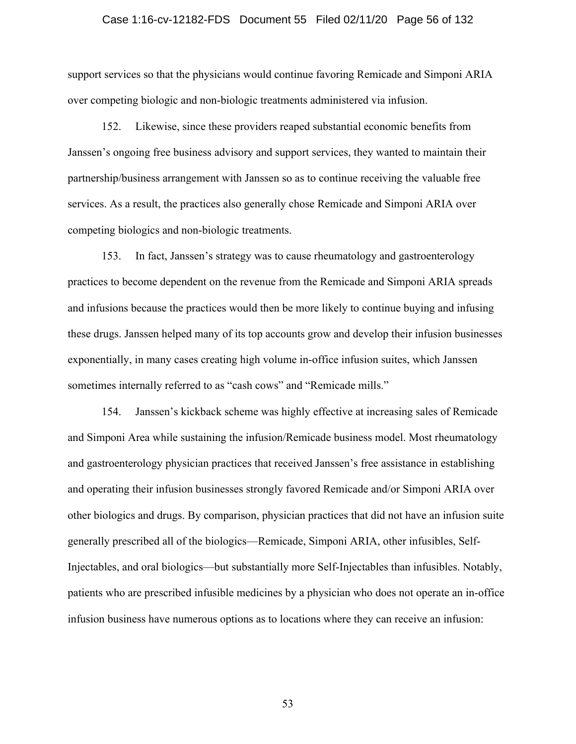support services so that the physicians would continue favoring Remicade and Simponi ARIA over competing biologic and non-biologic treatments administered via infusion.

152. Likewise, since these providers reaped substantial economic benefits from Janssen's ongoing free business advisory and support services, they wanted to maintain their partnership/business arrangement with Janssen so as to continue receiving the valuable free services. As a result, the practices also generally chose Remicade and Simponi ARIA over competing biologics and non-biologic treatments.

153. In fact, Janssen's strategy was to cause rheumatology and gastroenterology practices to become dependent on the revenue from the Remicade and Simponi ARIA spreads and infusions because the practices would then be more likely to continue buying and infusing these drugs. Janssen helped many of its top accounts grow and develop their infusion businesses exponentially, in many cases creating high volume in-office infusion suites, which Janssen sometimes internally referred to as "cash cows" and "Remicade mills."

154. Janssen's kickback scheme was highly effective at increasing sales of Remicade and Simponi Area while sustaining the infusion/Remicade business model. Most rheumatology and gastroenterology physician practices that received Janssen's free assistance in establishing and operating their infusion businesses strongly favored Remicade and/or Simponi ARIA over other biologics and drugs. By comparison, physician practices that did not have an infusion suite generally prescribed all of the biologics—Remicade, Simponi ARIA, other infusibles, Self-Injectables, and oral biologics—but substantially more Self-Injectables than infusibles. Notably, patients who are prescribed infusible medicines by a physician who does not operate an in-office infusion business have numerous options as to locations where they can receive an infusion: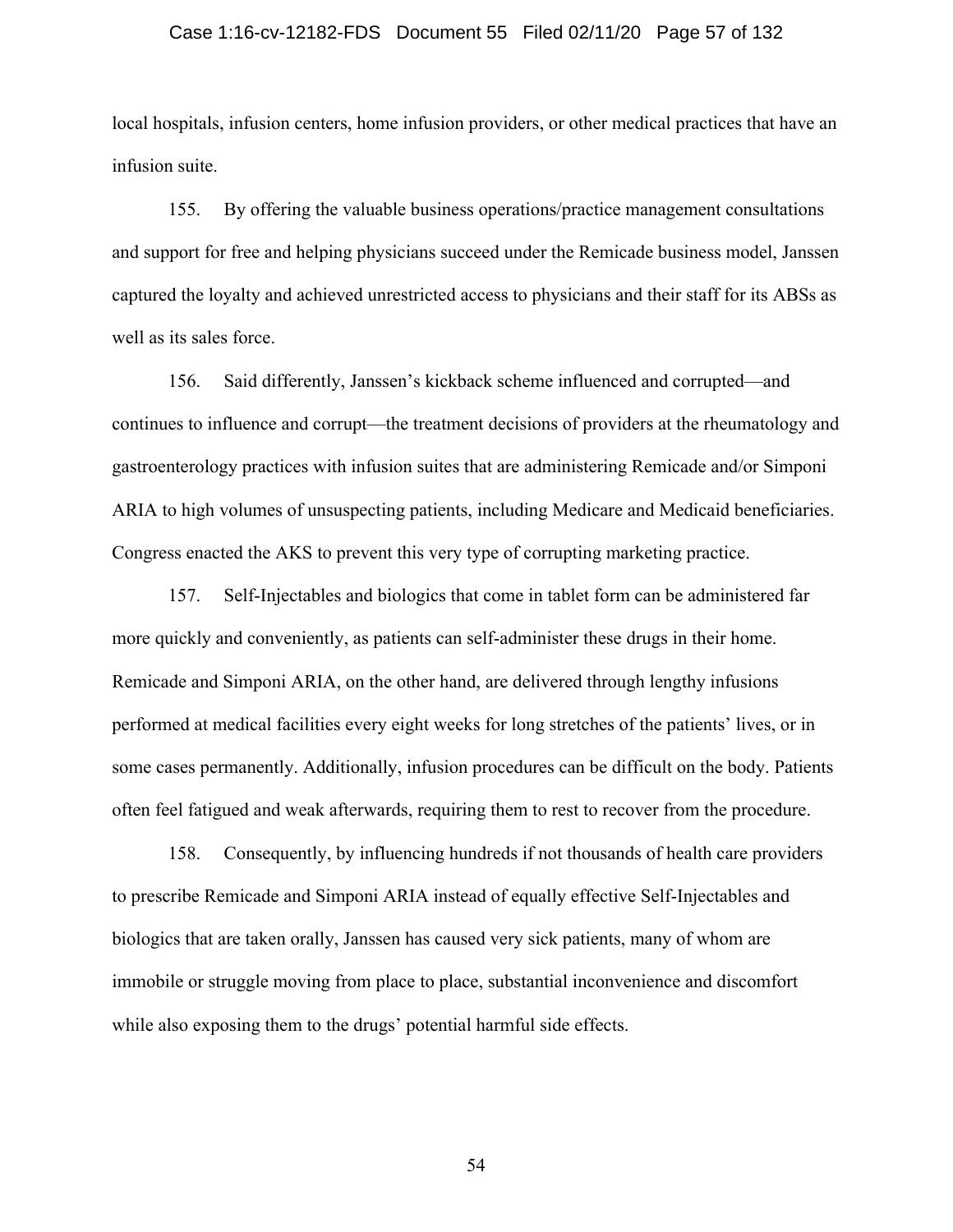local hospitals, infusion centers, home infusion providers, or other medical practices that have an infusion suite.

155. By offering the valuable business operations/practice management consultations and support for free and helping physicians succeed under the Remicade business model, Janssen captured the loyalty and achieved unrestricted access to physicians and their staff for its ABSs as well as its sales force.

156. Said differently, Janssen's kickback scheme influenced and corrupted—and continues to influence and corrupt—the treatment decisions of providers at the rheumatology and gastroenterology practices with infusion suites that are administering Remicade and/or Simponi ARIA to high volumes of unsuspecting patients, including Medicare and Medicaid beneficiaries. Congress enacted the AKS to prevent this very type of corrupting marketing practice.

157. Self-Injectables and biologics that come in tablet form can be administered far more quickly and conveniently, as patients can self-administer these drugs in their home. Remicade and Simponi ARIA, on the other hand, are delivered through lengthy infusions performed at medical facilities every eight weeks for long stretches of the patients' lives, or in some cases permanently. Additionally, infusion procedures can be difficult on the body. Patients often feel fatigued and weak afterwards, requiring them to rest to recover from the procedure.

158. Consequently, by influencing hundreds if not thousands of health care providers to prescribe Remicade and Simponi ARIA instead of equally effective Self-Injectables and biologics that are taken orally, Janssen has caused very sick patients, many of whom are immobile or struggle moving from place to place, substantial inconvenience and discomfort while also exposing them to the drugs' potential harmful side effects.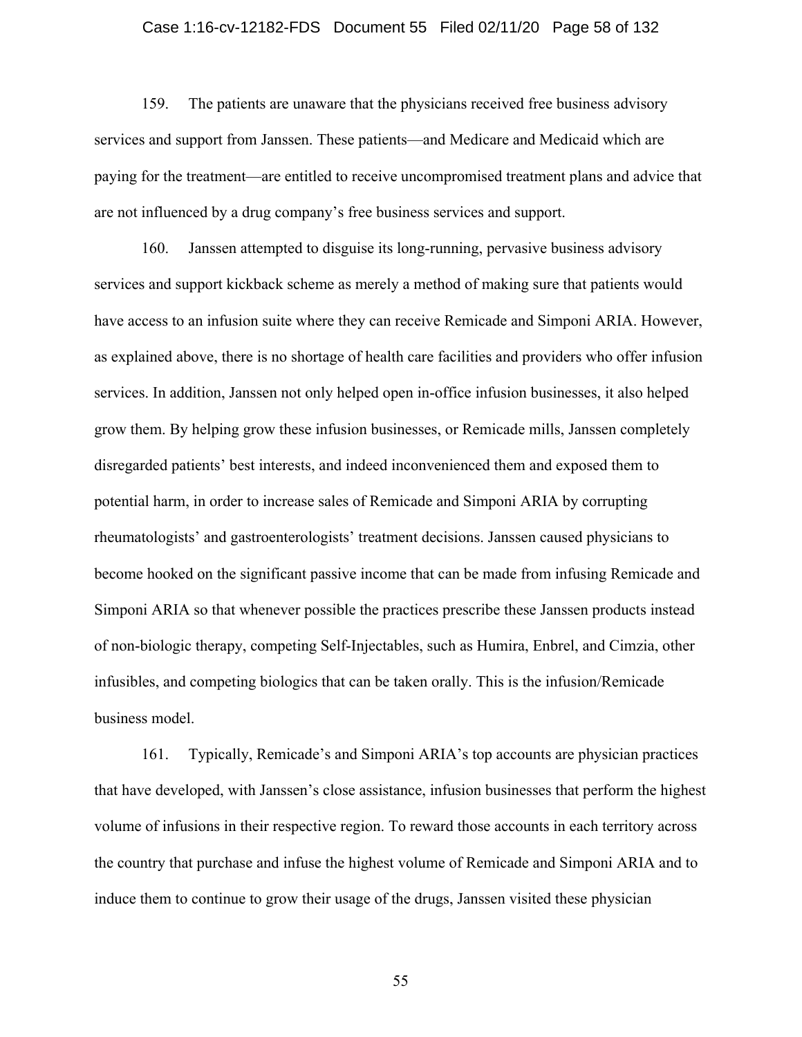159. The patients are unaware that the physicians received free business advisory services and support from Janssen. These patients—and Medicare and Medicaid which are paying for the treatment—are entitled to receive uncompromised treatment plans and advice that are not influenced by a drug company's free business services and support.

160. Janssen attempted to disguise its long-running, pervasive business advisory services and support kickback scheme as merely a method of making sure that patients would have access to an infusion suite where they can receive Remicade and Simponi ARIA. However, as explained above, there is no shortage of health care facilities and providers who offer infusion services. In addition, Janssen not only helped open in-office infusion businesses, it also helped grow them. By helping grow these infusion businesses, or Remicade mills, Janssen completely disregarded patients' best interests, and indeed inconvenienced them and exposed them to potential harm, in order to increase sales of Remicade and Simponi ARIA by corrupting rheumatologists' and gastroenterologists' treatment decisions. Janssen caused physicians to become hooked on the significant passive income that can be made from infusing Remicade and Simponi ARIA so that whenever possible the practices prescribe these Janssen products instead of non-biologic therapy, competing Self-Injectables, such as Humira, Enbrel, and Cimzia, other infusibles, and competing biologics that can be taken orally. This is the infusion/Remicade business model.

161. Typically, Remicade's and Simponi ARIA's top accounts are physician practices that have developed, with Janssen's close assistance, infusion businesses that perform the highest volume of infusions in their respective region. To reward those accounts in each territory across the country that purchase and infuse the highest volume of Remicade and Simponi ARIA and to induce them to continue to grow their usage of the drugs, Janssen visited these physician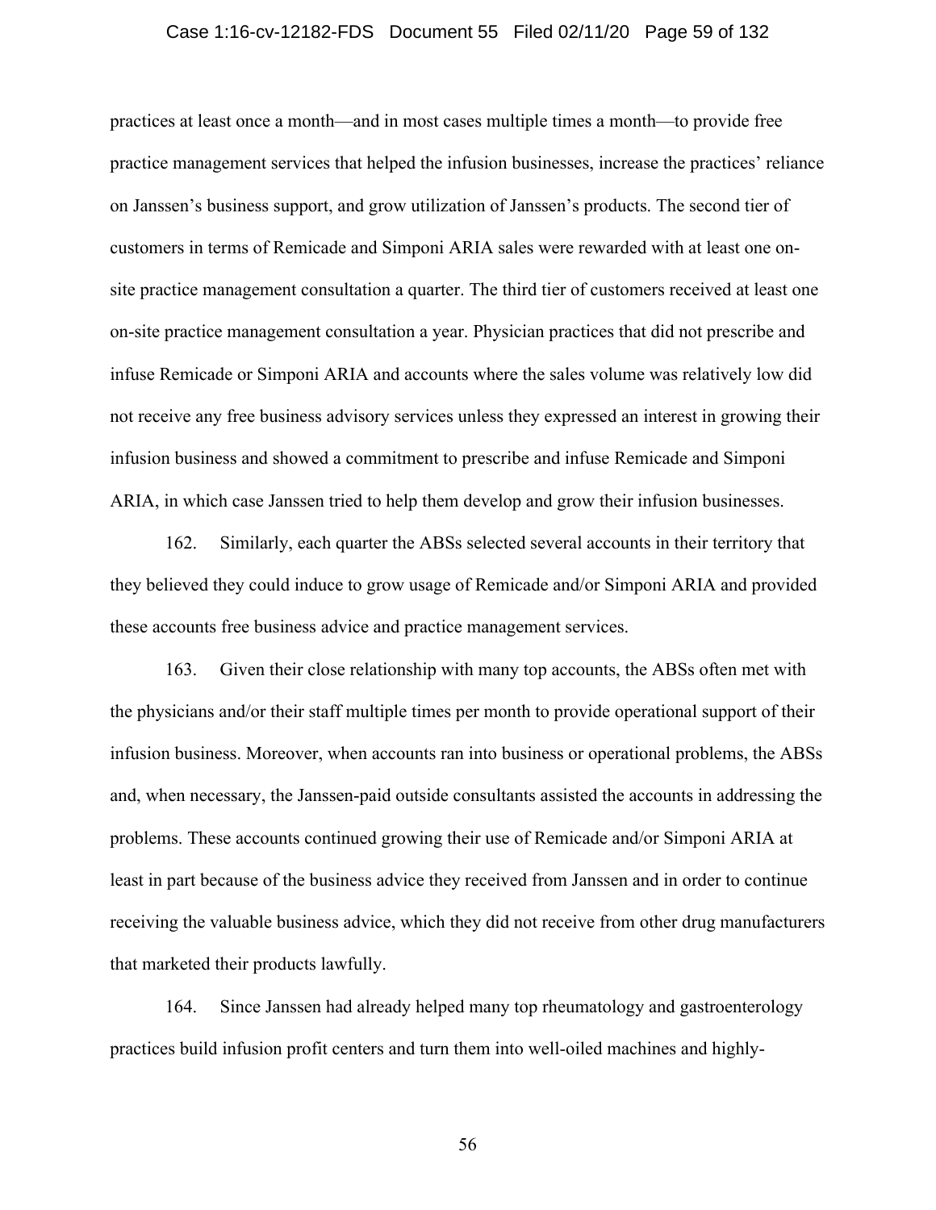practices at least once a month—and in most cases multiple times a month—to provide free practice management services that helped the infusion businesses, increase the practices' reliance on Janssen's business support, and grow utilization of Janssen's products. The second tier of customers in terms of Remicade and Simponi ARIA sales were rewarded with at least one on-site practice management consultation a quarter. The third tier of customers received at least one on-site practice management consultation a year. Physician practices that did not prescribe and infuse Remicade or Simponi ARIA and accounts where the sales volume was relatively low did not receive any free business advisory services unless they expressed an interest in growing their infusion business and showed a commitment to prescribe and infuse Remicade and Simponi ARIA, in which case Janssen tried to help them develop and grow their infusion businesses.

162. Similarly, each quarter the ABSs selected several accounts in their territory that they believed they could induce to grow usage of Remicade and/or Simponi ARIA and provided these accounts free business advice and practice management services.

163. Given their close relationship with many top accounts, the ABSs often met with the physicians and/or their staff multiple times per month to provide operational support of their infusion business. Moreover, when accounts ran into business or operational problems, the ABSs and, when necessary, the Janssen-paid outside consultants assisted the accounts in addressing the problems. These accounts continued growing their use of Remicade and/or Simponi ARIA at least in part because of the business advice they received from Janssen and in order to continue receiving the valuable business advice, which they did not receive from other drug manufacturers that marketed their products lawfully.

164. Since Janssen had already helped many top rheumatology and gastroenterology practices build infusion profit centers and turn them into well-oiled machines and highly-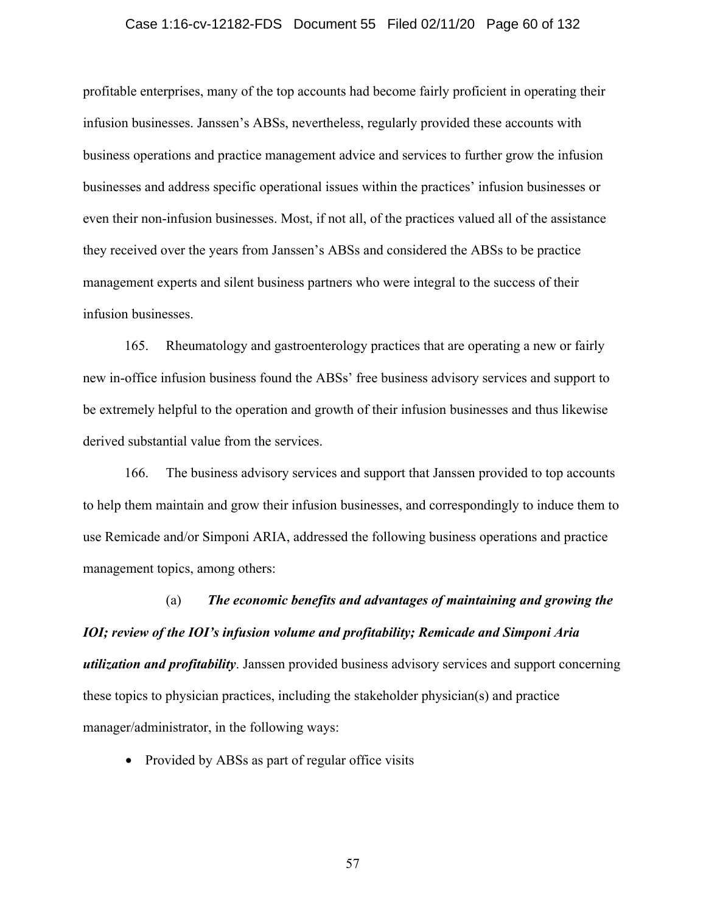profitable enterprises, many of the top accounts had become fairly proficient in operating their infusion businesses. Janssen's ABSs, nevertheless, regularly provided these accounts with business operations and practice management advice and services to further grow the infusion businesses and address specific operational issues within the practices' infusion businesses or even their non-infusion businesses. Most, if not all, of the practices valued all of the assistance they received over the years from Janssen's ABSs and considered the ABSs to be practice management experts and silent business partners who were integral to the success of their infusion businesses.

165. Rheumatology and gastroenterology practices that are operating a new or fairly new in-office infusion business found the ABSs' free business advisory services and support to be extremely helpful to the operation and growth of their infusion businesses and thus likewise derived substantial value from the services.

166. The business advisory services and support that Janssen provided to top accounts to help them maintain and grow their infusion businesses, and correspondingly to induce them to use Remicade and/or Simponi ARIA, addressed the following business operations and practice management topics, among others:

(a) ***The economic benefits and advantages of maintaining and growing the IOI; review of the IOI's infusion volume and profitability; Remicade and Simponi Aria utilization and profitability***. Janssen provided business advisory services and support concerning these topics to physician practices, including the stakeholder physician(s) and practice manager/administrator, in the following ways:

- Provided by ABSs as part of regular office visits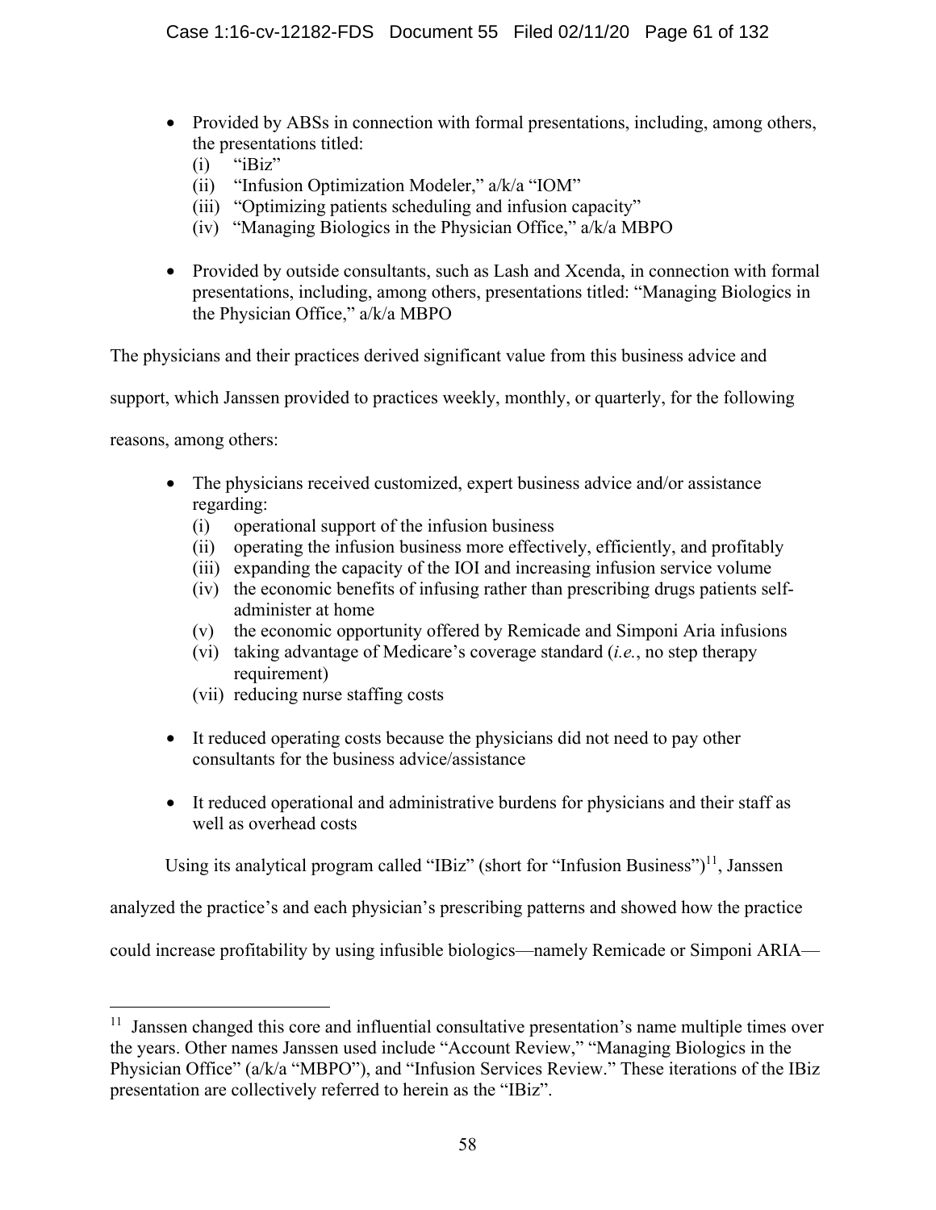- Provided by ABSs in connection with formal presentations, including, among others, the presentations titled:
  - (i) "iBiz"
  - (ii) "Infusion Optimization Modeler," a/k/a "IOM"
  - (iii) "Optimizing patients scheduling and infusion capacity"
  - (iv) "Managing Biologics in the Physician Office," a/k/a MBPO
- Provided by outside consultants, such as Lash and Xcenda, in connection with formal presentations, including, among others, presentations titled: "Managing Biologics in the Physician Office," a/k/a MBPO

The physicians and their practices derived significant value from this business advice and support, which Janssen provided to practices weekly, monthly, or quarterly, for the following reasons, among others:

- The physicians received customized, expert business advice and/or assistance regarding:
  - (i) operational support of the infusion business
  - (ii) operating the infusion business more effectively, efficiently, and profitably
  - (iii) expanding the capacity of the IOI and increasing infusion service volume
  - (iv) the economic benefits of infusing rather than prescribing drugs patients self-administer at home
  - (v) the economic opportunity offered by Remicade and Simponi Aria infusions
  - (vi) taking advantage of Medicare's coverage standard (*i.e.*, no step therapy requirement)
  - (vii) reducing nurse staffing costs
- It reduced operating costs because the physicians did not need to pay other consultants for the business advice/assistance
- It reduced operational and administrative burdens for physicians and their staff as well as overhead costs

Using its analytical program called "IBiz" (short for "Infusion Business")[11], Janssen analyzed the practice's and each physician's prescribing patterns and showed how the practice could increase profitability by using infusible biologics—namely Remicade or Simponi ARIA—

[11] Janssen changed this core and influential consultative presentation's name multiple times over the years. Other names Janssen used include "Account Review," "Managing Biologics in the Physician Office" (a/k/a "MBPO"), and "Infusion Services Review." These iterations of the IBiz presentation are collectively referred to herein as the "IBiz".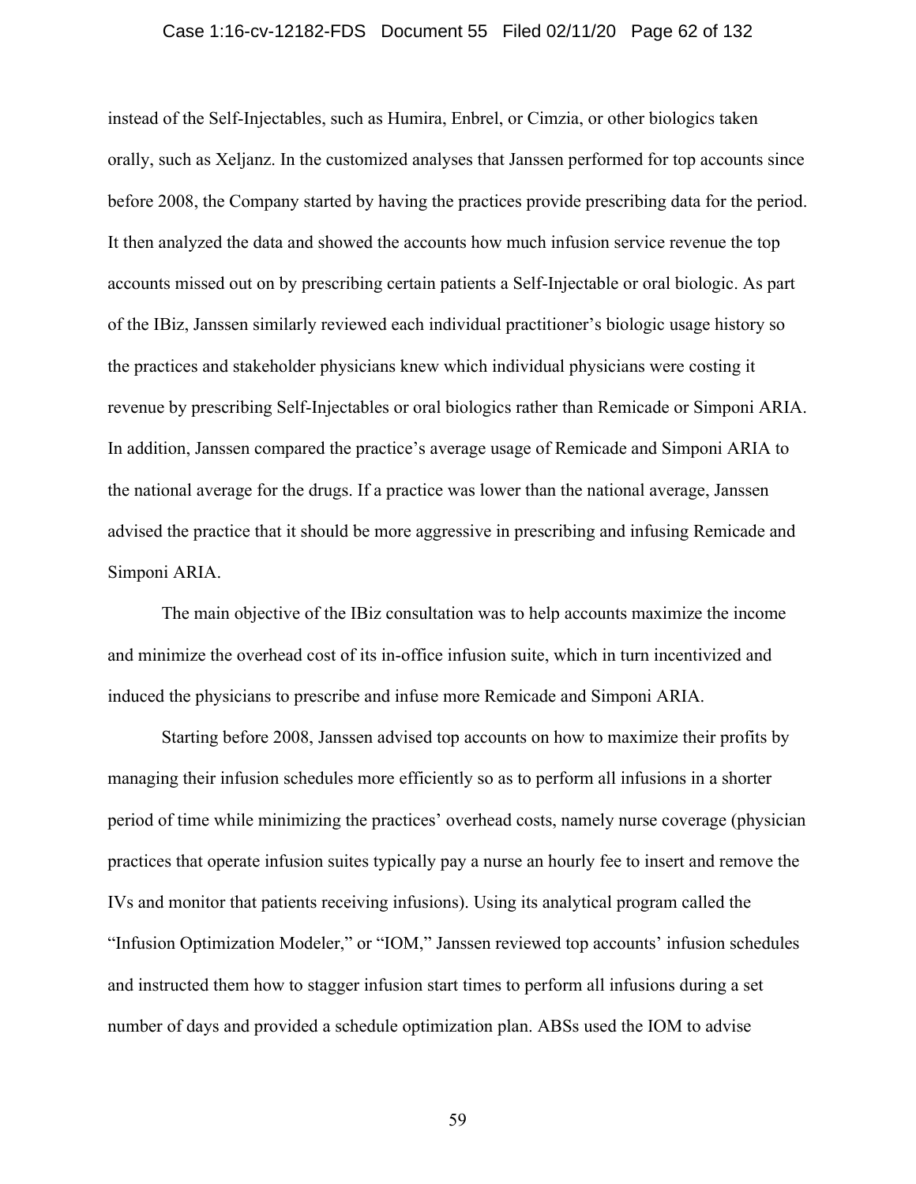instead of the Self-Injectables, such as Humira, Enbrel, or Cimzia, or other biologics taken orally, such as Xeljanz. In the customized analyses that Janssen performed for top accounts since before 2008, the Company started by having the practices provide prescribing data for the period. It then analyzed the data and showed the accounts how much infusion service revenue the top accounts missed out on by prescribing certain patients a Self-Injectable or oral biologic. As part of the IBiz, Janssen similarly reviewed each individual practitioner's biologic usage history so the practices and stakeholder physicians knew which individual physicians were costing it revenue by prescribing Self-Injectables or oral biologics rather than Remicade or Simponi ARIA. In addition, Janssen compared the practice's average usage of Remicade and Simponi ARIA to the national average for the drugs. If a practice was lower than the national average, Janssen advised the practice that it should be more aggressive in prescribing and infusing Remicade and Simponi ARIA.

The main objective of the IBiz consultation was to help accounts maximize the income and minimize the overhead cost of its in-office infusion suite, which in turn incentivized and induced the physicians to prescribe and infuse more Remicade and Simponi ARIA.

Starting before 2008, Janssen advised top accounts on how to maximize their profits by managing their infusion schedules more efficiently so as to perform all infusions in a shorter period of time while minimizing the practices' overhead costs, namely nurse coverage (physician practices that operate infusion suites typically pay a nurse an hourly fee to insert and remove the IVs and monitor that patients receiving infusions). Using its analytical program called the "Infusion Optimization Modeler," or "IOM," Janssen reviewed top accounts' infusion schedules and instructed them how to stagger infusion start times to perform all infusions during a set number of days and provided a schedule optimization plan. ABSs used the IOM to advise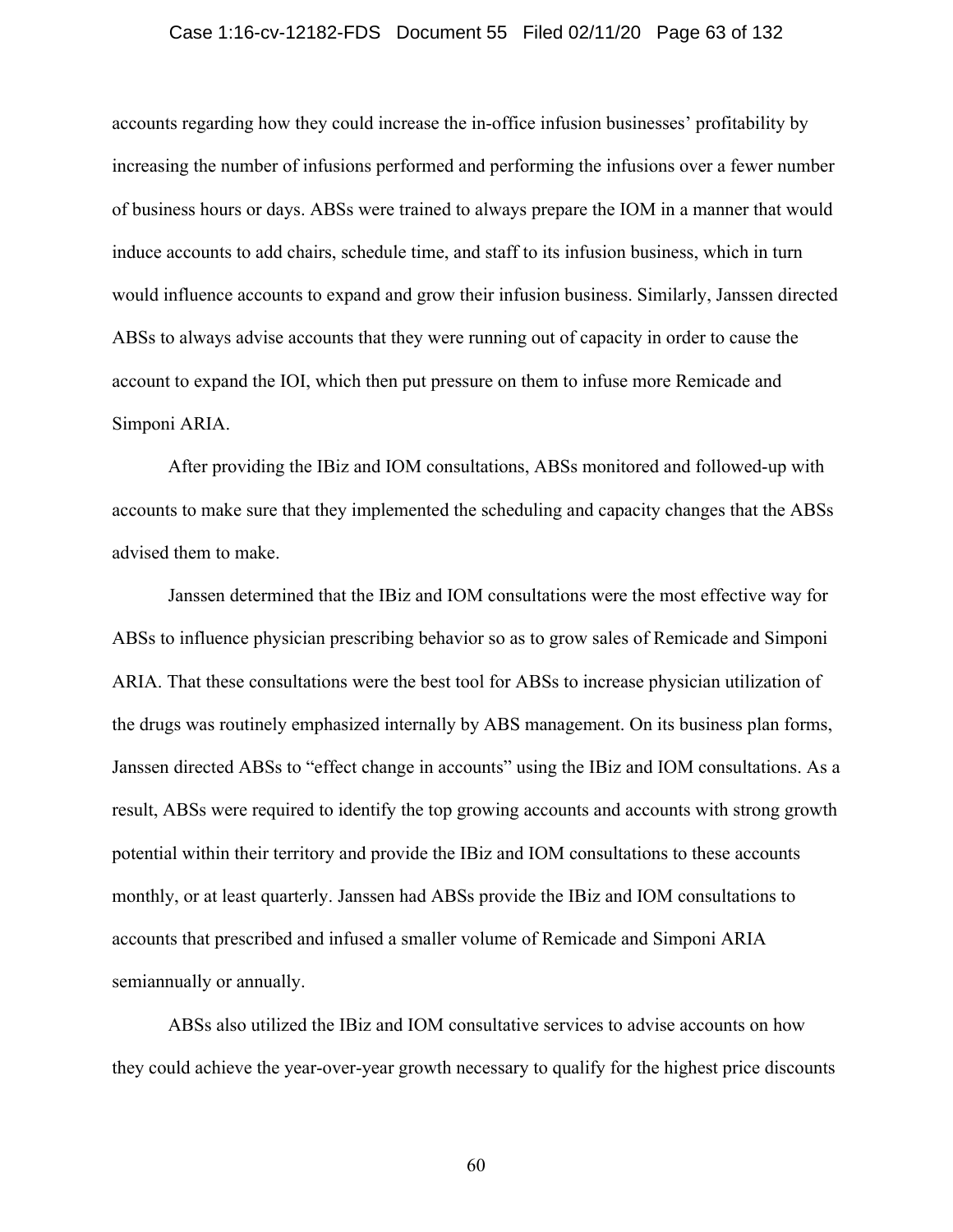accounts regarding how they could increase the in-office infusion businesses' profitability by increasing the number of infusions performed and performing the infusions over a fewer number of business hours or days. ABSs were trained to always prepare the IOM in a manner that would induce accounts to add chairs, schedule time, and staff to its infusion business, which in turn would influence accounts to expand and grow their infusion business. Similarly, Janssen directed ABSs to always advise accounts that they were running out of capacity in order to cause the account to expand the IOI, which then put pressure on them to infuse more Remicade and Simponi ARIA.

After providing the IBiz and IOM consultations, ABSs monitored and followed-up with accounts to make sure that they implemented the scheduling and capacity changes that the ABSs advised them to make.

Janssen determined that the IBiz and IOM consultations were the most effective way for ABSs to influence physician prescribing behavior so as to grow sales of Remicade and Simponi ARIA. That these consultations were the best tool for ABSs to increase physician utilization of the drugs was routinely emphasized internally by ABS management. On its business plan forms, Janssen directed ABSs to "effect change in accounts" using the IBiz and IOM consultations. As a result, ABSs were required to identify the top growing accounts and accounts with strong growth potential within their territory and provide the IBiz and IOM consultations to these accounts monthly, or at least quarterly. Janssen had ABSs provide the IBiz and IOM consultations to accounts that prescribed and infused a smaller volume of Remicade and Simponi ARIA semiannually or annually.

ABSs also utilized the IBiz and IOM consultative services to advise accounts on how they could achieve the year-over-year growth necessary to qualify for the highest price discounts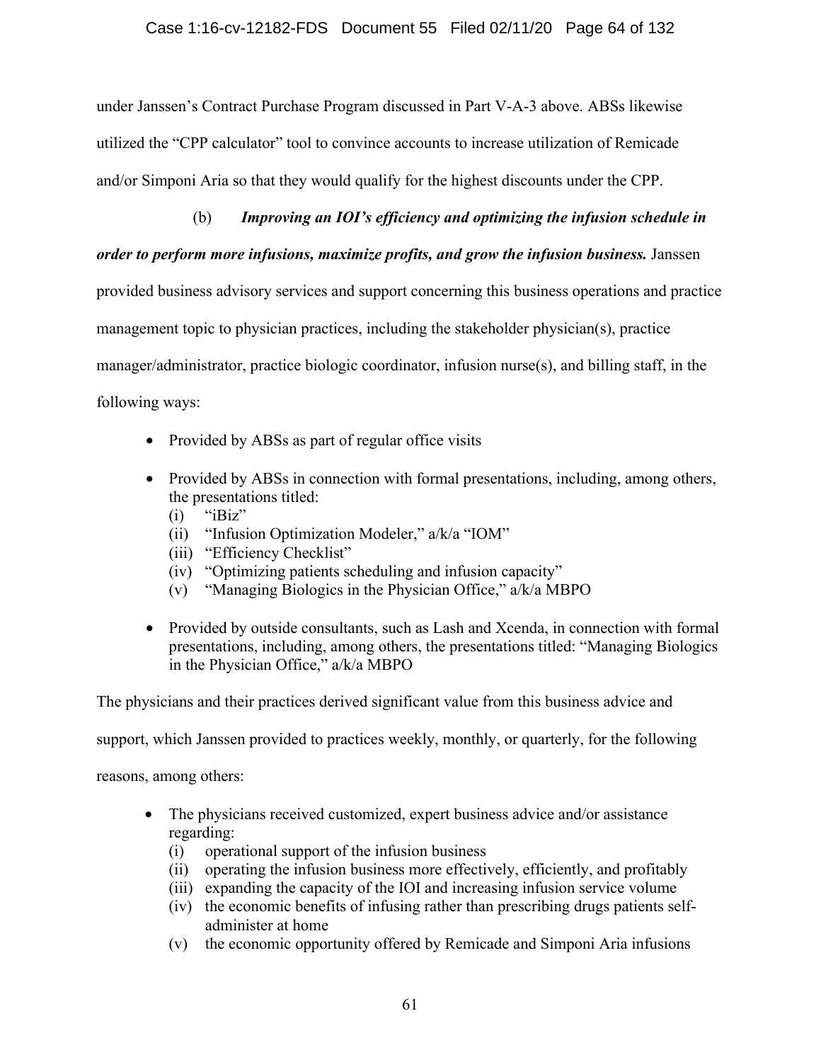under Janssen's Contract Purchase Program discussed in Part V-A-3 above. ABSs likewise utilized the "CPP calculator" tool to convince accounts to increase utilization of Remicade and/or Simponi Aria so that they would qualify for the highest discounts under the CPP.

(b) ***Improving an IOI's efficiency and optimizing the infusion schedule in order to perform more infusions, maximize profits, and grow the infusion business.*** Janssen provided business advisory services and support concerning this business operations and practice management topic to physician practices, including the stakeholder physician(s), practice manager/administrator, practice biologic coordinator, infusion nurse(s), and billing staff, in the following ways:

- Provided by ABSs as part of regular office visits
- Provided by ABSs in connection with formal presentations, including, among others, the presentations titled:
  (i) "iBiz"
  (ii) "Infusion Optimization Modeler," a/k/a "IOM"
  (iii) "Efficiency Checklist"
  (iv) "Optimizing patients scheduling and infusion capacity"
  (v) "Managing Biologics in the Physician Office," a/k/a MBPO
- Provided by outside consultants, such as Lash and Xcenda, in connection with formal presentations, including, among others, the presentations titled: "Managing Biologics in the Physician Office," a/k/a MBPO

The physicians and their practices derived significant value from this business advice and support, which Janssen provided to practices weekly, monthly, or quarterly, for the following reasons, among others:

- The physicians received customized, expert business advice and/or assistance regarding:
  (i) operational support of the infusion business
  (ii) operating the infusion business more effectively, efficiently, and profitably
  (iii) expanding the capacity of the IOI and increasing infusion service volume
  (iv) the economic benefits of infusing rather than prescribing drugs patients self-administer at home
  (v) the economic opportunity offered by Remicade and Simponi Aria infusions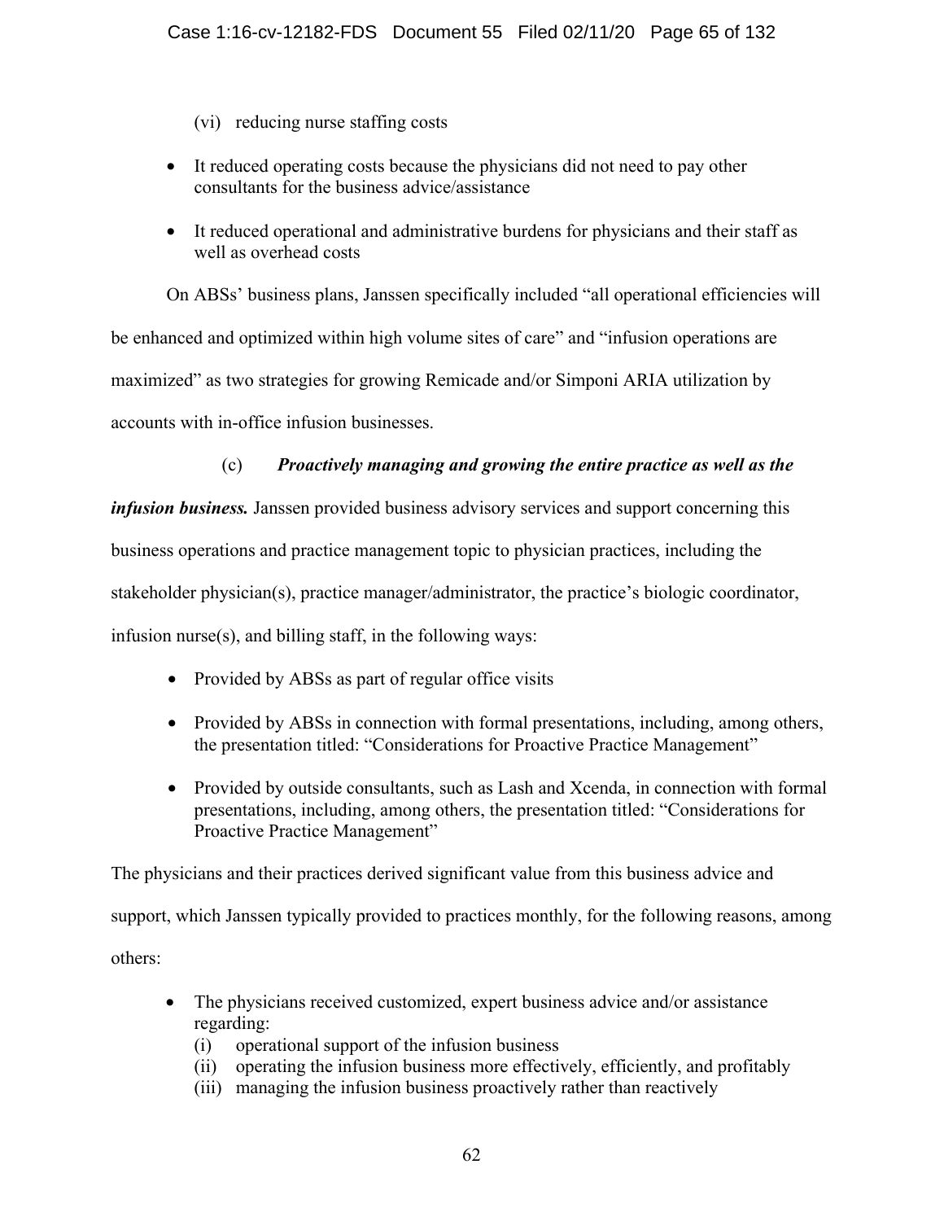(vi) reducing nurse staffing costs

- It reduced operating costs because the physicians did not need to pay other consultants for the business advice/assistance
- It reduced operational and administrative burdens for physicians and their staff as well as overhead costs

On ABSs' business plans, Janssen specifically included "all operational efficiencies will be enhanced and optimized within high volume sites of care" and "infusion operations are maximized" as two strategies for growing Remicade and/or Simponi ARIA utilization by accounts with in-office infusion businesses.

(c) ***Proactively managing and growing the entire practice as well as the infusion business.*** Janssen provided business advisory services and support concerning this business operations and practice management topic to physician practices, including the stakeholder physician(s), practice manager/administrator, the practice's biologic coordinator, infusion nurse(s), and billing staff, in the following ways:

- Provided by ABSs as part of regular office visits
- Provided by ABSs in connection with formal presentations, including, among others, the presentation titled: "Considerations for Proactive Practice Management"
- Provided by outside consultants, such as Lash and Xcenda, in connection with formal presentations, including, among others, the presentation titled: "Considerations for Proactive Practice Management"

The physicians and their practices derived significant value from this business advice and support, which Janssen typically provided to practices monthly, for the following reasons, among others:

- The physicians received customized, expert business advice and/or assistance regarding:
  (i) operational support of the infusion business
  (ii) operating the infusion business more effectively, efficiently, and profitably
  (iii) managing the infusion business proactively rather than reactively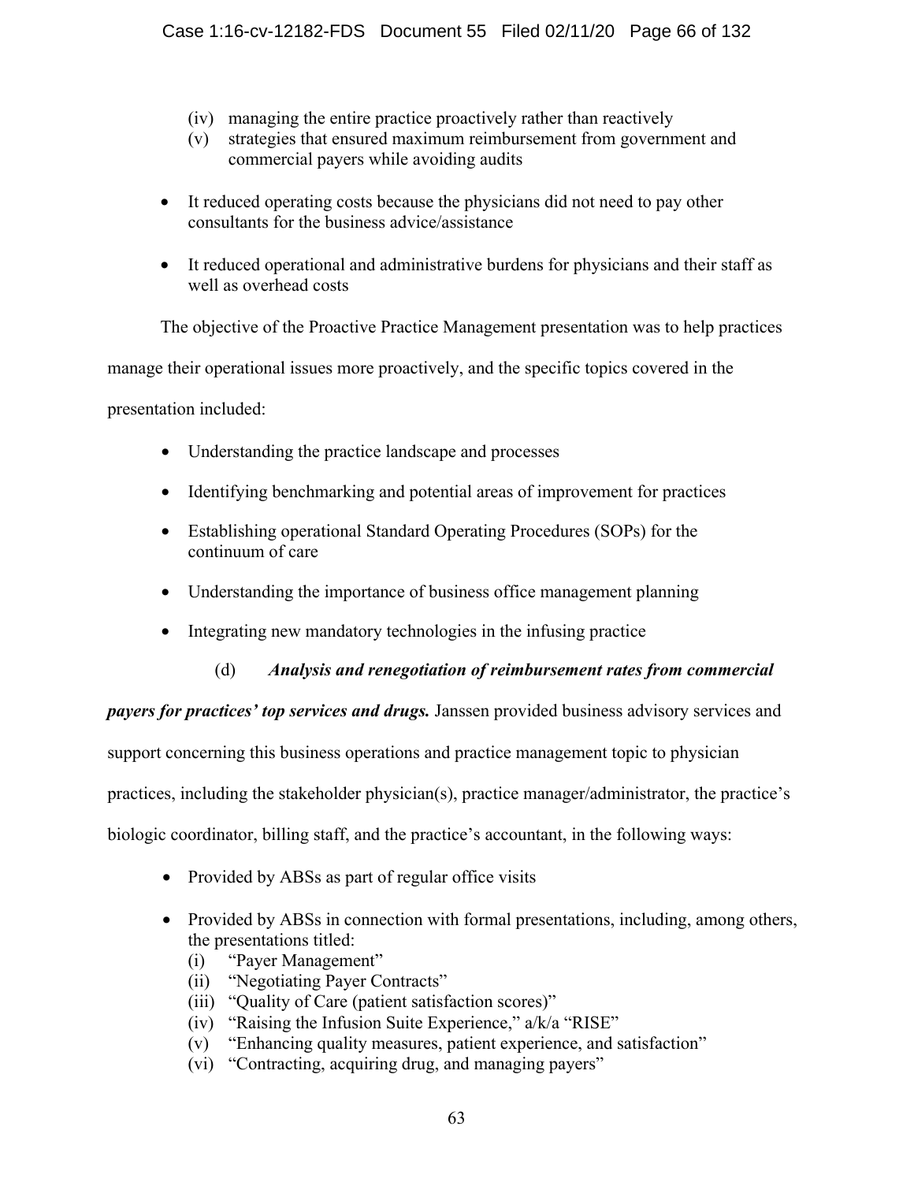(iv) managing the entire practice proactively rather than reactively
(v) strategies that ensured maximum reimbursement from government and commercial payers while avoiding audits

- It reduced operating costs because the physicians did not need to pay other consultants for the business advice/assistance
- It reduced operational and administrative burdens for physicians and their staff as well as overhead costs

The objective of the Proactive Practice Management presentation was to help practices manage their operational issues more proactively, and the specific topics covered in the presentation included:

- Understanding the practice landscape and processes
- Identifying benchmarking and potential areas of improvement for practices
- Establishing operational Standard Operating Procedures (SOPs) for the continuum of care
- Understanding the importance of business office management planning
- Integrating new mandatory technologies in the infusing practice

(d) ***Analysis and renegotiation of reimbursement rates from commercial payers for practices' top services and drugs.*** Janssen provided business advisory services and support concerning this business operations and practice management topic to physician practices, including the stakeholder physician(s), practice manager/administrator, the practice's biologic coordinator, billing staff, and the practice's accountant, in the following ways:

- Provided by ABSs as part of regular office visits
- Provided by ABSs in connection with formal presentations, including, among others, the presentations titled:
  (i) "Payer Management"
  (ii) "Negotiating Payer Contracts"
  (iii) "Quality of Care (patient satisfaction scores)"
  (iv) "Raising the Infusion Suite Experience," a/k/a "RISE"
  (v) "Enhancing quality measures, patient experience, and satisfaction"
  (vi) "Contracting, acquiring drug, and managing payers"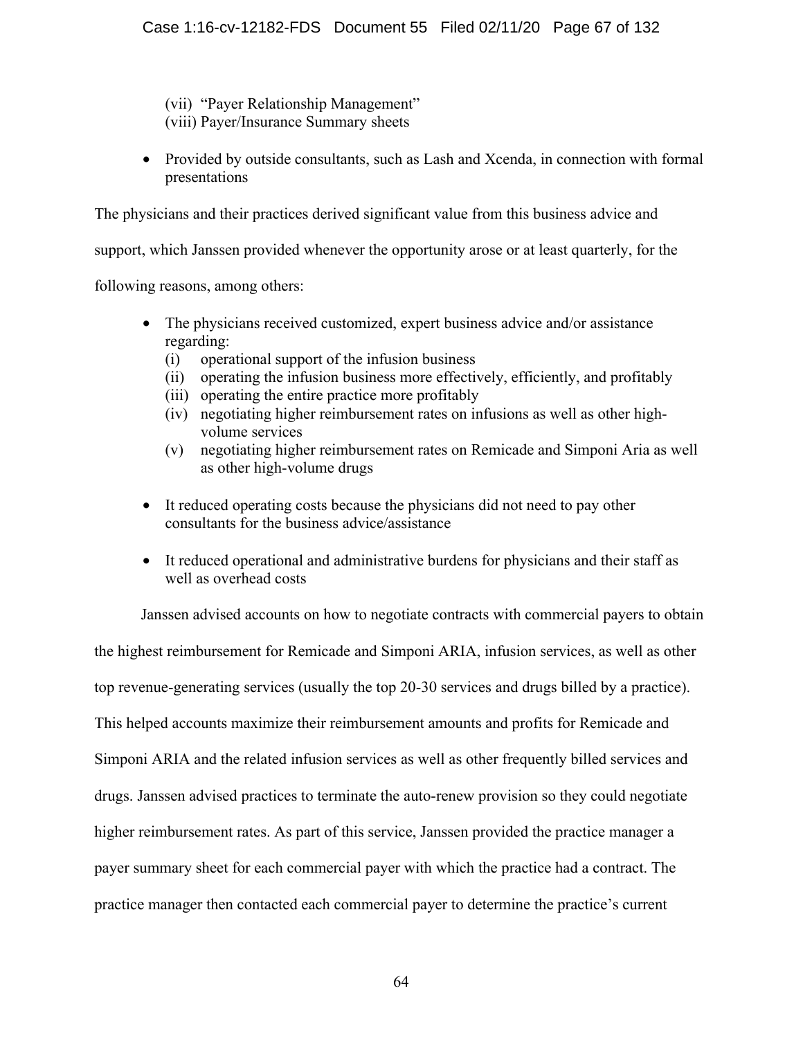(vii) "Payer Relationship Management"
(viii) Payer/Insurance Summary sheets

- Provided by outside consultants, such as Lash and Xcenda, in connection with formal presentations

The physicians and their practices derived significant value from this business advice and support, which Janssen provided whenever the opportunity arose or at least quarterly, for the following reasons, among others:

- The physicians received customized, expert business advice and/or assistance regarding:
  (i) operational support of the infusion business
  (ii) operating the infusion business more effectively, efficiently, and profitably
  (iii) operating the entire practice more profitably
  (iv) negotiating higher reimbursement rates on infusions as well as other high-volume services
  (v) negotiating higher reimbursement rates on Remicade and Simponi Aria as well as other high-volume drugs

- It reduced operating costs because the physicians did not need to pay other consultants for the business advice/assistance

- It reduced operational and administrative burdens for physicians and their staff as well as overhead costs

Janssen advised accounts on how to negotiate contracts with commercial payers to obtain the highest reimbursement for Remicade and Simponi ARIA, infusion services, as well as other top revenue-generating services (usually the top 20-30 services and drugs billed by a practice). This helped accounts maximize their reimbursement amounts and profits for Remicade and Simponi ARIA and the related infusion services as well as other frequently billed services and drugs. Janssen advised practices to terminate the auto-renew provision so they could negotiate higher reimbursement rates. As part of this service, Janssen provided the practice manager a payer summary sheet for each commercial payer with which the practice had a contract. The practice manager then contacted each commercial payer to determine the practice's current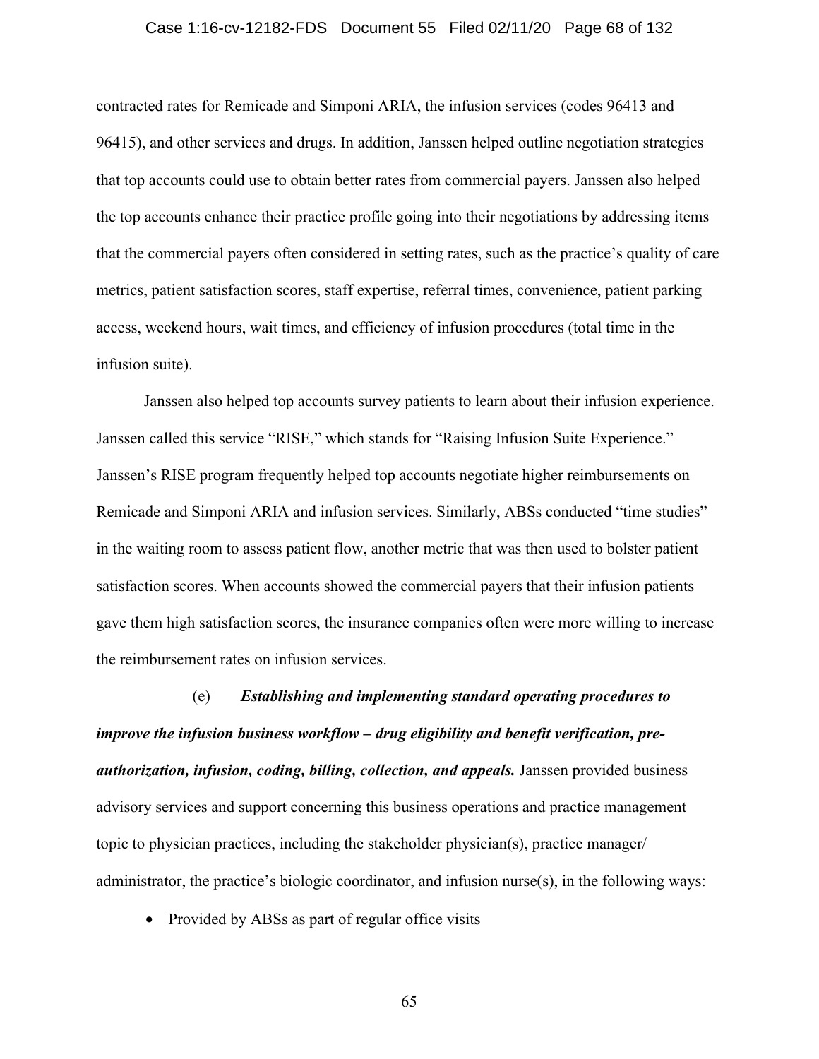contracted rates for Remicade and Simponi ARIA, the infusion services (codes 96413 and 96415), and other services and drugs. In addition, Janssen helped outline negotiation strategies that top accounts could use to obtain better rates from commercial payers. Janssen also helped the top accounts enhance their practice profile going into their negotiations by addressing items that the commercial payers often considered in setting rates, such as the practice's quality of care metrics, patient satisfaction scores, staff expertise, referral times, convenience, patient parking access, weekend hours, wait times, and efficiency of infusion procedures (total time in the infusion suite).

Janssen also helped top accounts survey patients to learn about their infusion experience. Janssen called this service "RISE," which stands for "Raising Infusion Suite Experience." Janssen's RISE program frequently helped top accounts negotiate higher reimbursements on Remicade and Simponi ARIA and infusion services. Similarly, ABSs conducted "time studies" in the waiting room to assess patient flow, another metric that was then used to bolster patient satisfaction scores. When accounts showed the commercial payers that their infusion patients gave them high satisfaction scores, the insurance companies often were more willing to increase the reimbursement rates on infusion services.

(e) ***Establishing and implementing standard operating procedures to improve the infusion business workflow – drug eligibility and benefit verification, pre-authorization, infusion, coding, billing, collection, and appeals.*** Janssen provided business advisory services and support concerning this business operations and practice management topic to physician practices, including the stakeholder physician(s), practice manager/administrator, the practice's biologic coordinator, and infusion nurse(s), in the following ways:

- Provided by ABSs as part of regular office visits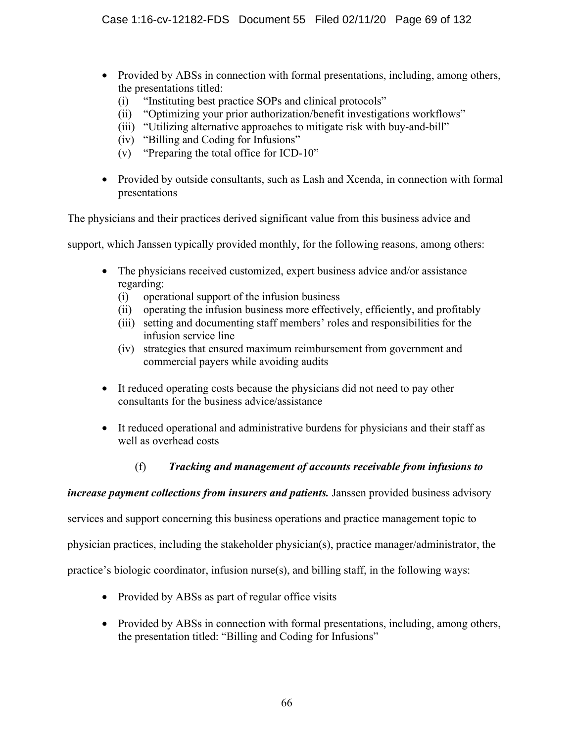- Provided by ABSs in connection with formal presentations, including, among others, the presentations titled:
  - (i) "Instituting best practice SOPs and clinical protocols"
  - (ii) "Optimizing your prior authorization/benefit investigations workflows"
  - (iii) "Utilizing alternative approaches to mitigate risk with buy-and-bill"
  - (iv) "Billing and Coding for Infusions"
  - (v) "Preparing the total office for ICD-10"
- Provided by outside consultants, such as Lash and Xcenda, in connection with formal presentations

The physicians and their practices derived significant value from this business advice and support, which Janssen typically provided monthly, for the following reasons, among others:

- The physicians received customized, expert business advice and/or assistance regarding:
  - (i) operational support of the infusion business
  - (ii) operating the infusion business more effectively, efficiently, and profitably
  - (iii) setting and documenting staff members' roles and responsibilities for the infusion service line
  - (iv) strategies that ensured maximum reimbursement from government and commercial payers while avoiding audits
- It reduced operating costs because the physicians did not need to pay other consultants for the business advice/assistance
- It reduced operational and administrative burdens for physicians and their staff as well as overhead costs

(f) ***Tracking and management of accounts receivable from infusions to increase payment collections from insurers and patients.*** Janssen provided business advisory services and support concerning this business operations and practice management topic to physician practices, including the stakeholder physician(s), practice manager/administrator, the practice's biologic coordinator, infusion nurse(s), and billing staff, in the following ways:

- Provided by ABSs as part of regular office visits
- Provided by ABSs in connection with formal presentations, including, among others, the presentation titled: "Billing and Coding for Infusions"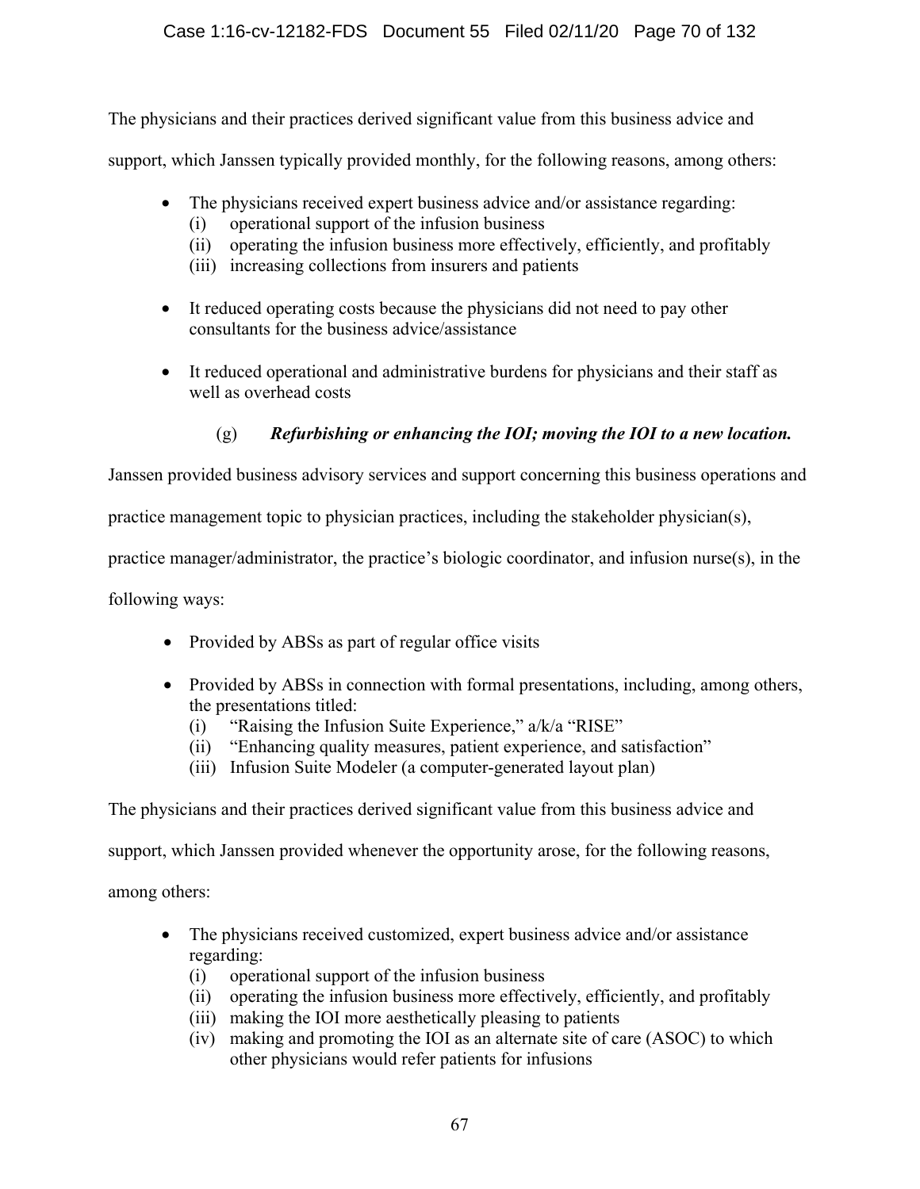The physicians and their practices derived significant value from this business advice and support, which Janssen typically provided monthly, for the following reasons, among others:

- The physicians received expert business advice and/or assistance regarding:
  - (i) operational support of the infusion business
  - (ii) operating the infusion business more effectively, efficiently, and profitably
  - (iii) increasing collections from insurers and patients
- It reduced operating costs because the physicians did not need to pay other consultants for the business advice/assistance
- It reduced operational and administrative burdens for physicians and their staff as well as overhead costs

(g) ***Refurbishing or enhancing the IOI; moving the IOI to a new location.***

Janssen provided business advisory services and support concerning this business operations and practice management topic to physician practices, including the stakeholder physician(s), practice manager/administrator, the practice's biologic coordinator, and infusion nurse(s), in the following ways:

- Provided by ABSs as part of regular office visits
- Provided by ABSs in connection with formal presentations, including, among others, the presentations titled:
  - (i) "Raising the Infusion Suite Experience," a/k/a "RISE"
  - (ii) "Enhancing quality measures, patient experience, and satisfaction"
  - (iii) Infusion Suite Modeler (a computer-generated layout plan)

The physicians and their practices derived significant value from this business advice and support, which Janssen provided whenever the opportunity arose, for the following reasons, among others:

- The physicians received customized, expert business advice and/or assistance regarding:
  - (i) operational support of the infusion business
  - (ii) operating the infusion business more effectively, efficiently, and profitably
  - (iii) making the IOI more aesthetically pleasing to patients
  - (iv) making and promoting the IOI as an alternate site of care (ASOC) to which other physicians would refer patients for infusions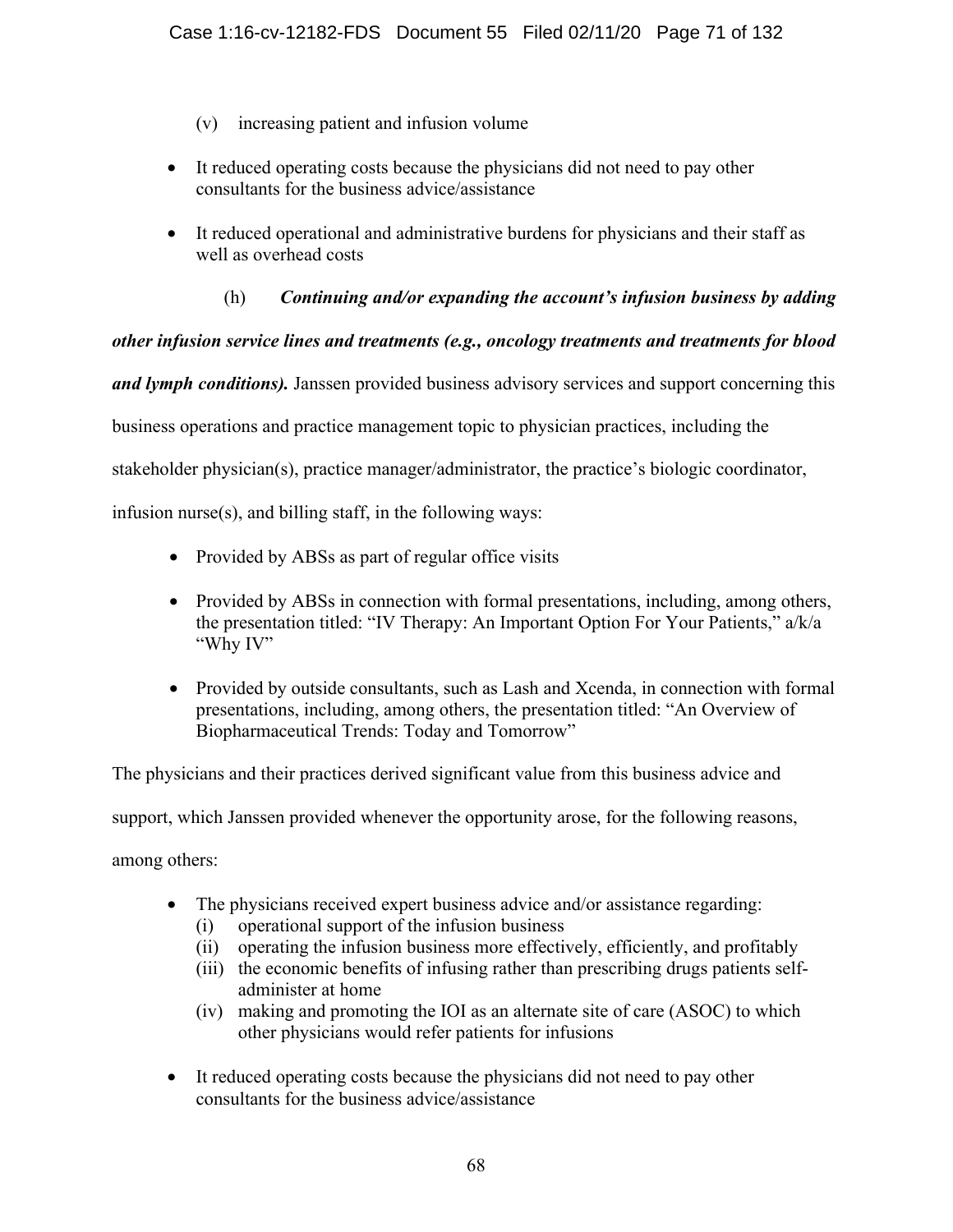(v) increasing patient and infusion volume

- It reduced operating costs because the physicians did not need to pay other consultants for the business advice/assistance
- It reduced operational and administrative burdens for physicians and their staff as well as overhead costs

(h) ***Continuing and/or expanding the account's infusion business by adding other infusion service lines and treatments (e.g., oncology treatments and treatments for blood and lymph conditions).*** Janssen provided business advisory services and support concerning this business operations and practice management topic to physician practices, including the stakeholder physician(s), practice manager/administrator, the practice's biologic coordinator, infusion nurse(s), and billing staff, in the following ways:

- Provided by ABSs as part of regular office visits
- Provided by ABSs in connection with formal presentations, including, among others, the presentation titled: "IV Therapy: An Important Option For Your Patients," a/k/a "Why IV"
- Provided by outside consultants, such as Lash and Xcenda, in connection with formal presentations, including, among others, the presentation titled: "An Overview of Biopharmaceutical Trends: Today and Tomorrow"

The physicians and their practices derived significant value from this business advice and support, which Janssen provided whenever the opportunity arose, for the following reasons, among others:

- The physicians received expert business advice and/or assistance regarding:
  - (i) operational support of the infusion business
  - (ii) operating the infusion business more effectively, efficiently, and profitably
  - (iii) the economic benefits of infusing rather than prescribing drugs patients self-administer at home
  - (iv) making and promoting the IOI as an alternate site of care (ASOC) to which other physicians would refer patients for infusions
- It reduced operating costs because the physicians did not need to pay other consultants for the business advice/assistance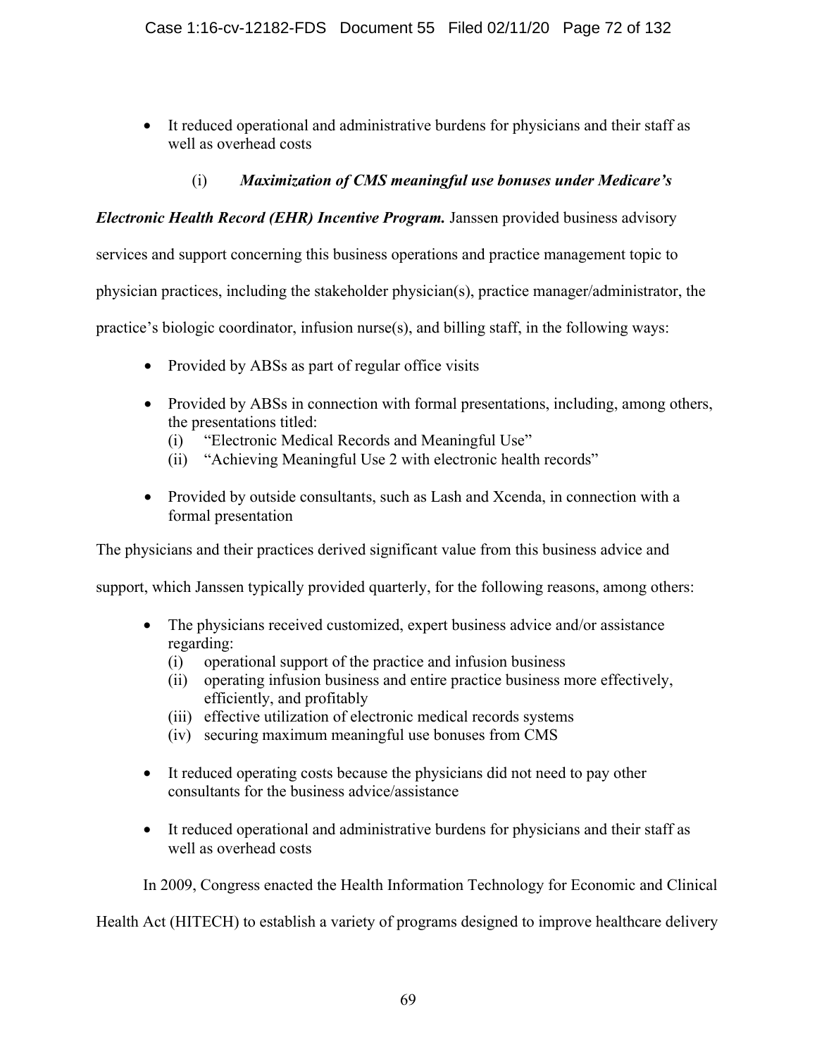- It reduced operational and administrative burdens for physicians and their staff as well as overhead costs

(i) ***Maximization of CMS meaningful use bonuses under Medicare's Electronic Health Record (EHR) Incentive Program.*** Janssen provided business advisory services and support concerning this business operations and practice management topic to physician practices, including the stakeholder physician(s), practice manager/administrator, the practice's biologic coordinator, infusion nurse(s), and billing staff, in the following ways:

- Provided by ABSs as part of regular office visits
- Provided by ABSs in connection with formal presentations, including, among others, the presentations titled:
  (i) "Electronic Medical Records and Meaningful Use"
  (ii) "Achieving Meaningful Use 2 with electronic health records"
- Provided by outside consultants, such as Lash and Xcenda, in connection with a formal presentation

The physicians and their practices derived significant value from this business advice and support, which Janssen typically provided quarterly, for the following reasons, among others:

- The physicians received customized, expert business advice and/or assistance regarding:
  (i) operational support of the practice and infusion business
  (ii) operating infusion business and entire practice business more effectively, efficiently, and profitably
  (iii) effective utilization of electronic medical records systems
  (iv) securing maximum meaningful use bonuses from CMS
- It reduced operating costs because the physicians did not need to pay other consultants for the business advice/assistance
- It reduced operational and administrative burdens for physicians and their staff as well as overhead costs

In 2009, Congress enacted the Health Information Technology for Economic and Clinical Health Act (HITECH) to establish a variety of programs designed to improve healthcare delivery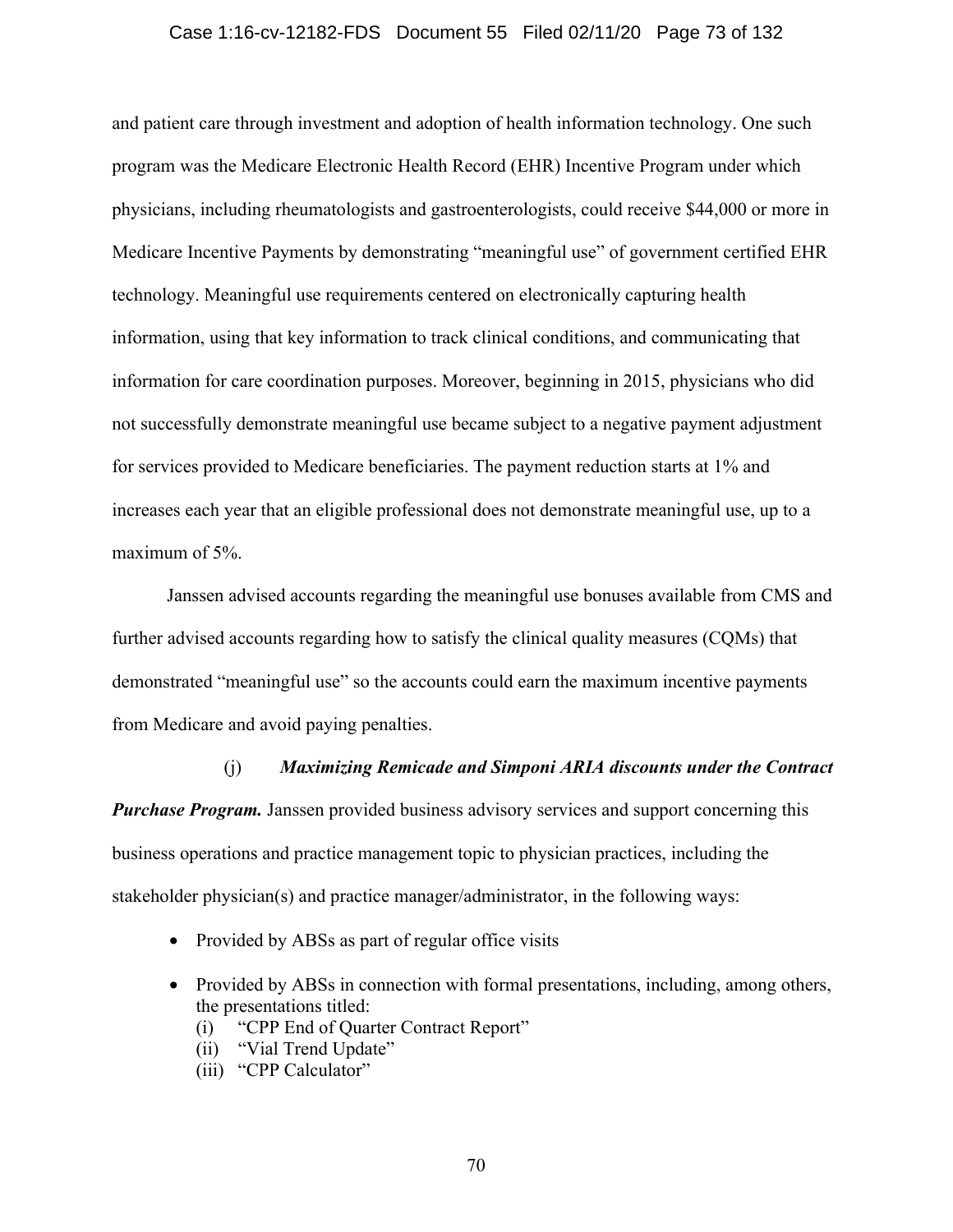and patient care through investment and adoption of health information technology. One such program was the Medicare Electronic Health Record (EHR) Incentive Program under which physicians, including rheumatologists and gastroenterologists, could receive $44,000 or more in Medicare Incentive Payments by demonstrating "meaningful use" of government certified EHR technology. Meaningful use requirements centered on electronically capturing health information, using that key information to track clinical conditions, and communicating that information for care coordination purposes. Moreover, beginning in 2015, physicians who did not successfully demonstrate meaningful use became subject to a negative payment adjustment for services provided to Medicare beneficiaries. The payment reduction starts at 1% and increases each year that an eligible professional does not demonstrate meaningful use, up to a maximum of 5%.

Janssen advised accounts regarding the meaningful use bonuses available from CMS and further advised accounts regarding how to satisfy the clinical quality measures (CQMs) that demonstrated "meaningful use" so the accounts could earn the maximum incentive payments from Medicare and avoid paying penalties.

(j) ***Maximizing Remicade and Simponi ARIA discounts under the Contract Purchase Program.*** Janssen provided business advisory services and support concerning this business operations and practice management topic to physician practices, including the stakeholder physician(s) and practice manager/administrator, in the following ways:

- Provided by ABSs as part of regular office visits
- Provided by ABSs in connection with formal presentations, including, among others, the presentations titled:
  - (i) "CPP End of Quarter Contract Report"
  - (ii) "Vial Trend Update"
  - (iii) "CPP Calculator"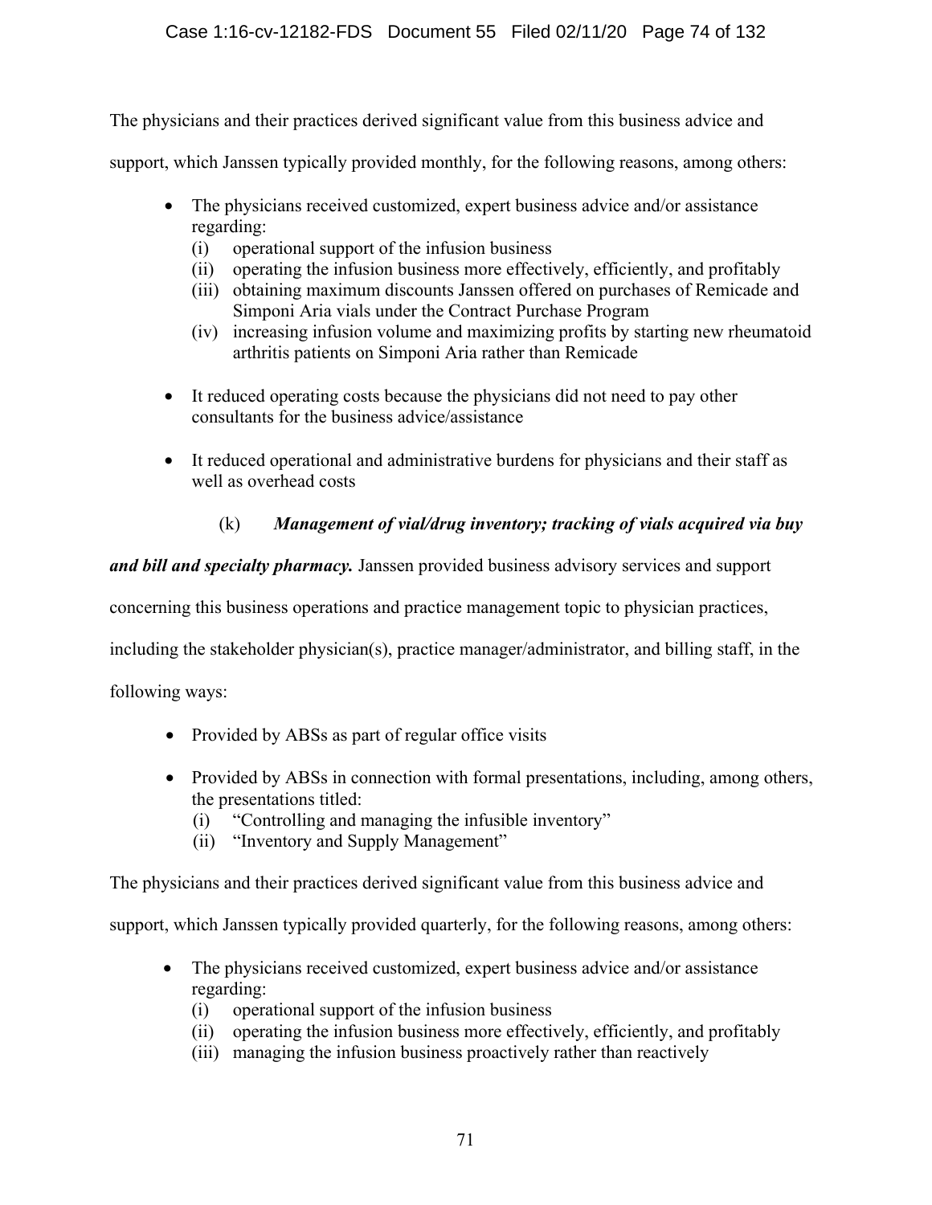The physicians and their practices derived significant value from this business advice and support, which Janssen typically provided monthly, for the following reasons, among others:

- The physicians received customized, expert business advice and/or assistance regarding:
  - (i) operational support of the infusion business
  - (ii) operating the infusion business more effectively, efficiently, and profitably
  - (iii) obtaining maximum discounts Janssen offered on purchases of Remicade and Simponi Aria vials under the Contract Purchase Program
  - (iv) increasing infusion volume and maximizing profits by starting new rheumatoid arthritis patients on Simponi Aria rather than Remicade
- It reduced operating costs because the physicians did not need to pay other consultants for the business advice/assistance
- It reduced operational and administrative burdens for physicians and their staff as well as overhead costs

(k) ***Management of vial/drug inventory; tracking of vials acquired via buy and bill and specialty pharmacy.*** Janssen provided business advisory services and support concerning this business operations and practice management topic to physician practices, including the stakeholder physician(s), practice manager/administrator, and billing staff, in the following ways:

- Provided by ABSs as part of regular office visits
- Provided by ABSs in connection with formal presentations, including, among others, the presentations titled:
  - (i) "Controlling and managing the infusible inventory"
  - (ii) "Inventory and Supply Management"

The physicians and their practices derived significant value from this business advice and support, which Janssen typically provided quarterly, for the following reasons, among others:

- The physicians received customized, expert business advice and/or assistance regarding:
  - (i) operational support of the infusion business
  - (ii) operating the infusion business more effectively, efficiently, and profitably
  - (iii) managing the infusion business proactively rather than reactively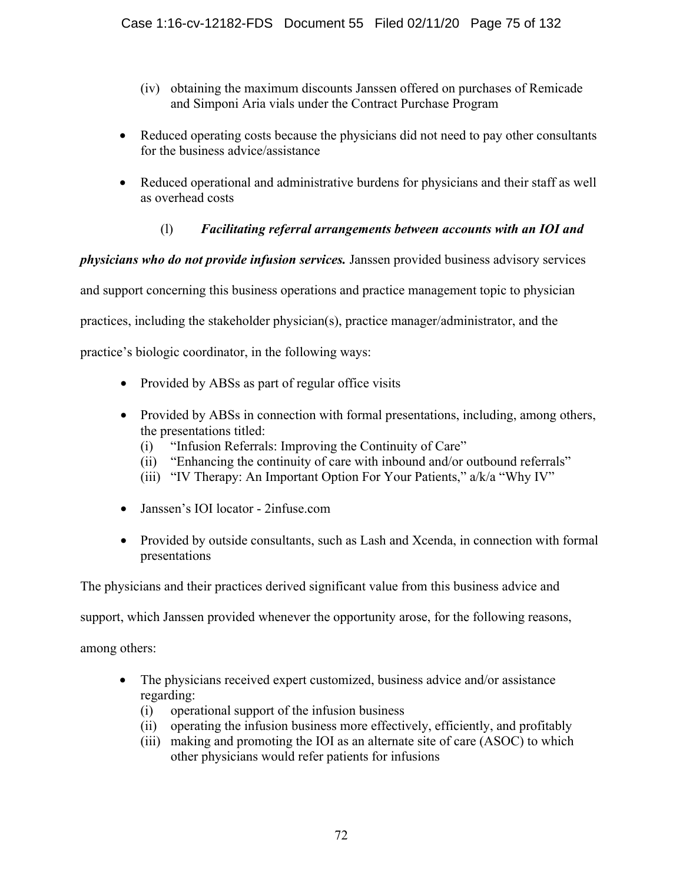(iv) obtaining the maximum discounts Janssen offered on purchases of Remicade and Simponi Aria vials under the Contract Purchase Program

- Reduced operating costs because the physicians did not need to pay other consultants for the business advice/assistance
- Reduced operational and administrative burdens for physicians and their staff as well as overhead costs

(l) ***Facilitating referral arrangements between accounts with an IOI and physicians who do not provide infusion services.*** Janssen provided business advisory services and support concerning this business operations and practice management topic to physician practices, including the stakeholder physician(s), practice manager/administrator, and the practice's biologic coordinator, in the following ways:

- Provided by ABSs as part of regular office visits
- Provided by ABSs in connection with formal presentations, including, among others, the presentations titled:
   (i) "Infusion Referrals: Improving the Continuity of Care"
   (ii) "Enhancing the continuity of care with inbound and/or outbound referrals"
   (iii) "IV Therapy: An Important Option For Your Patients," a/k/a "Why IV"
- Janssen's IOI locator - 2infuse.com
- Provided by outside consultants, such as Lash and Xcenda, in connection with formal presentations

The physicians and their practices derived significant value from this business advice and support, which Janssen provided whenever the opportunity arose, for the following reasons, among others:

- The physicians received expert customized, business advice and/or assistance regarding:
   (i) operational support of the infusion business
   (ii) operating the infusion business more effectively, efficiently, and profitably
   (iii) making and promoting the IOI as an alternate site of care (ASOC) to which other physicians would refer patients for infusions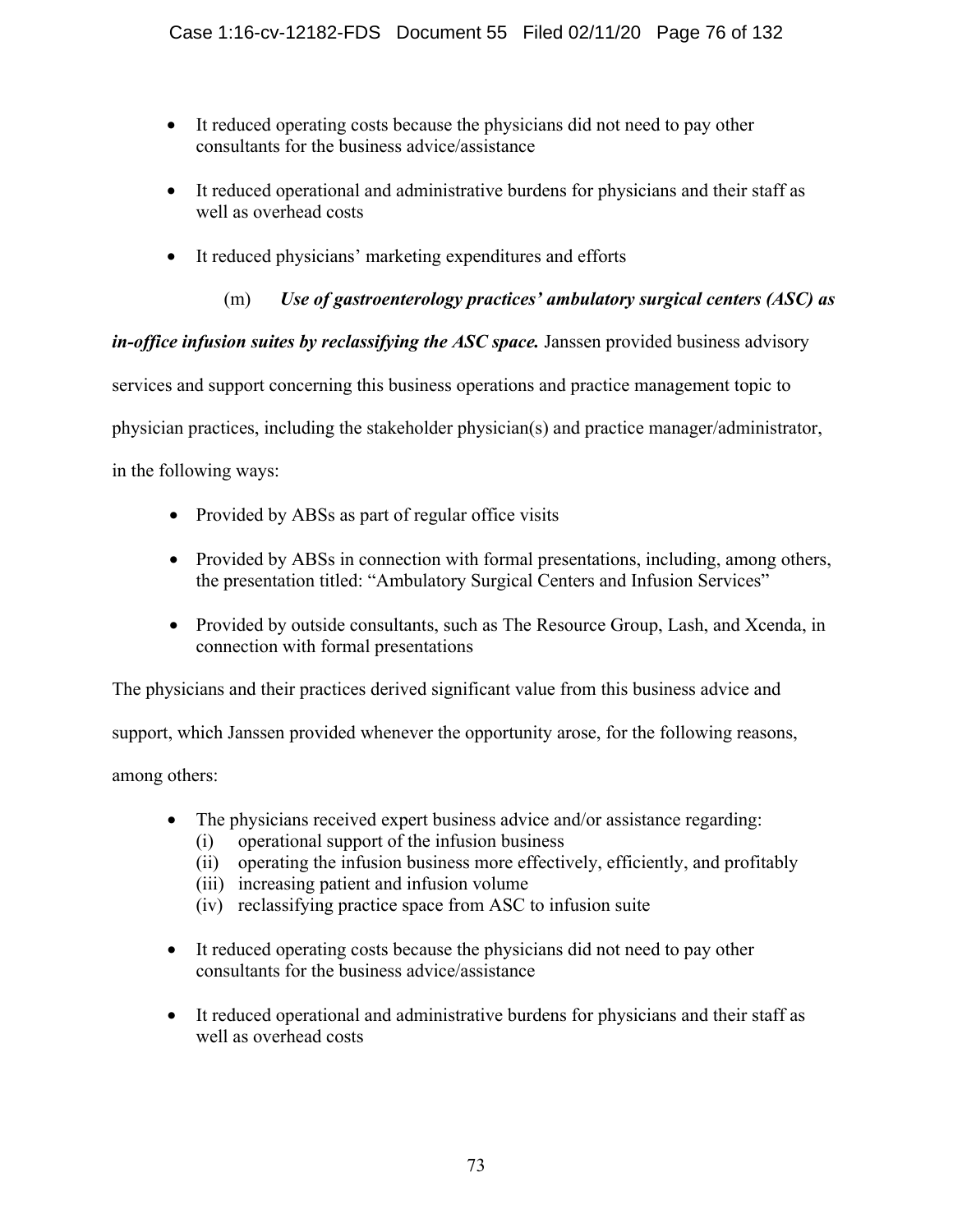- It reduced operating costs because the physicians did not need to pay other consultants for the business advice/assistance

- It reduced operational and administrative burdens for physicians and their staff as well as overhead costs

- It reduced physicians' marketing expenditures and efforts

(m) ***Use of gastroenterology practices' ambulatory surgical centers (ASC) as in-office infusion suites by reclassifying the ASC space.*** Janssen provided business advisory services and support concerning this business operations and practice management topic to physician practices, including the stakeholder physician(s) and practice manager/administrator, in the following ways:

- Provided by ABSs as part of regular office visits

- Provided by ABSs in connection with formal presentations, including, among others, the presentation titled: "Ambulatory Surgical Centers and Infusion Services"

- Provided by outside consultants, such as The Resource Group, Lash, and Xcenda, in connection with formal presentations

The physicians and their practices derived significant value from this business advice and support, which Janssen provided whenever the opportunity arose, for the following reasons, among others:

- The physicians received expert business advice and/or assistance regarding:
  (i) operational support of the infusion business
  (ii) operating the infusion business more effectively, efficiently, and profitably
  (iii) increasing patient and infusion volume
  (iv) reclassifying practice space from ASC to infusion suite

- It reduced operating costs because the physicians did not need to pay other consultants for the business advice/assistance

- It reduced operational and administrative burdens for physicians and their staff as well as overhead costs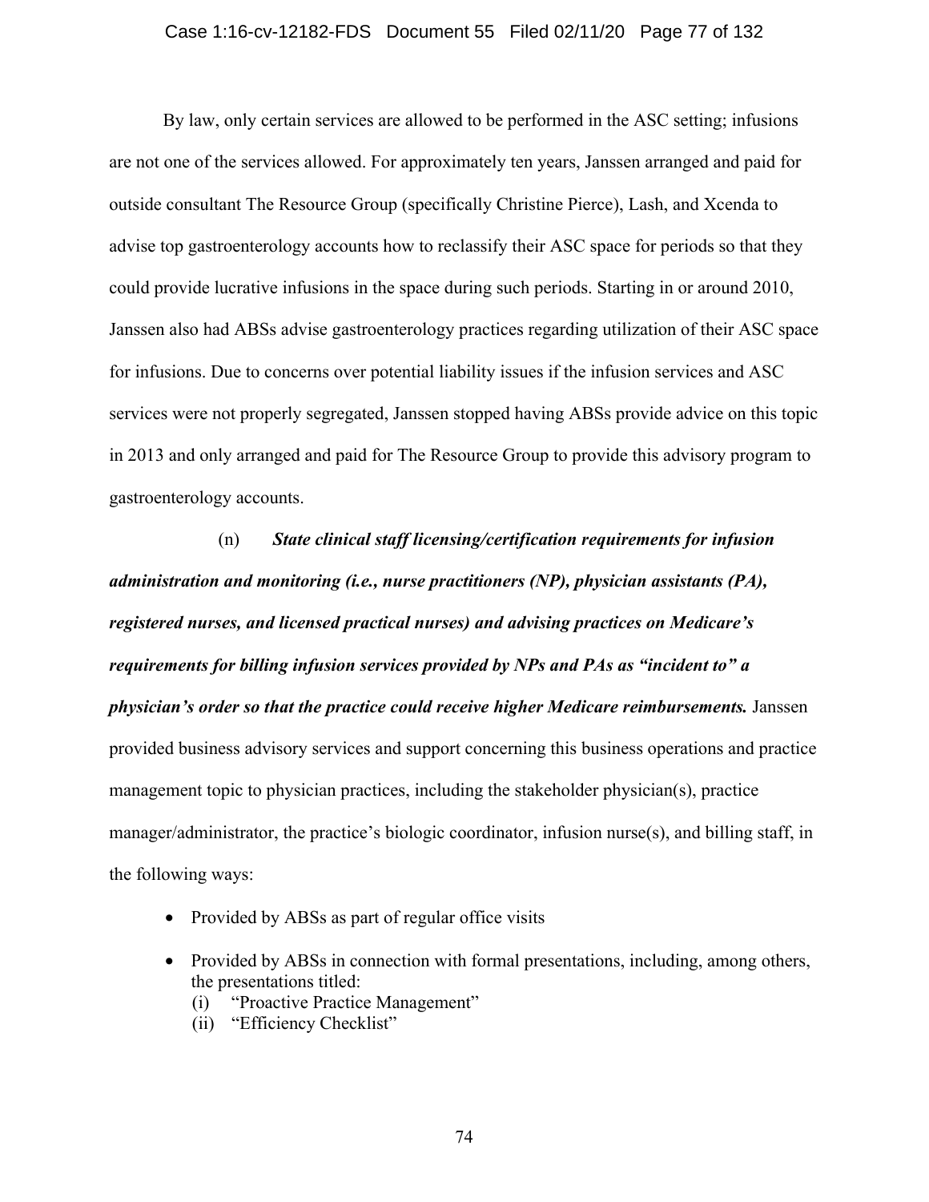By law, only certain services are allowed to be performed in the ASC setting; infusions are not one of the services allowed. For approximately ten years, Janssen arranged and paid for outside consultant The Resource Group (specifically Christine Pierce), Lash, and Xcenda to advise top gastroenterology accounts how to reclassify their ASC space for periods so that they could provide lucrative infusions in the space during such periods. Starting in or around 2010, Janssen also had ABSs advise gastroenterology practices regarding utilization of their ASC space for infusions. Due to concerns over potential liability issues if the infusion services and ASC services were not properly segregated, Janssen stopped having ABSs provide advice on this topic in 2013 and only arranged and paid for The Resource Group to provide this advisory program to gastroenterology accounts.

(n) ***State clinical staff licensing/certification requirements for infusion administration and monitoring (i.e., nurse practitioners (NP), physician assistants (PA), registered nurses, and licensed practical nurses) and advising practices on Medicare's requirements for billing infusion services provided by NPs and PAs as "incident to" a physician's order so that the practice could receive higher Medicare reimbursements.*** Janssen provided business advisory services and support concerning this business operations and practice management topic to physician practices, including the stakeholder physician(s), practice manager/administrator, the practice's biologic coordinator, infusion nurse(s), and billing staff, in the following ways:

- Provided by ABSs as part of regular office visits
- Provided by ABSs in connection with formal presentations, including, among others, the presentations titled:
  (i) "Proactive Practice Management"
  (ii) "Efficiency Checklist"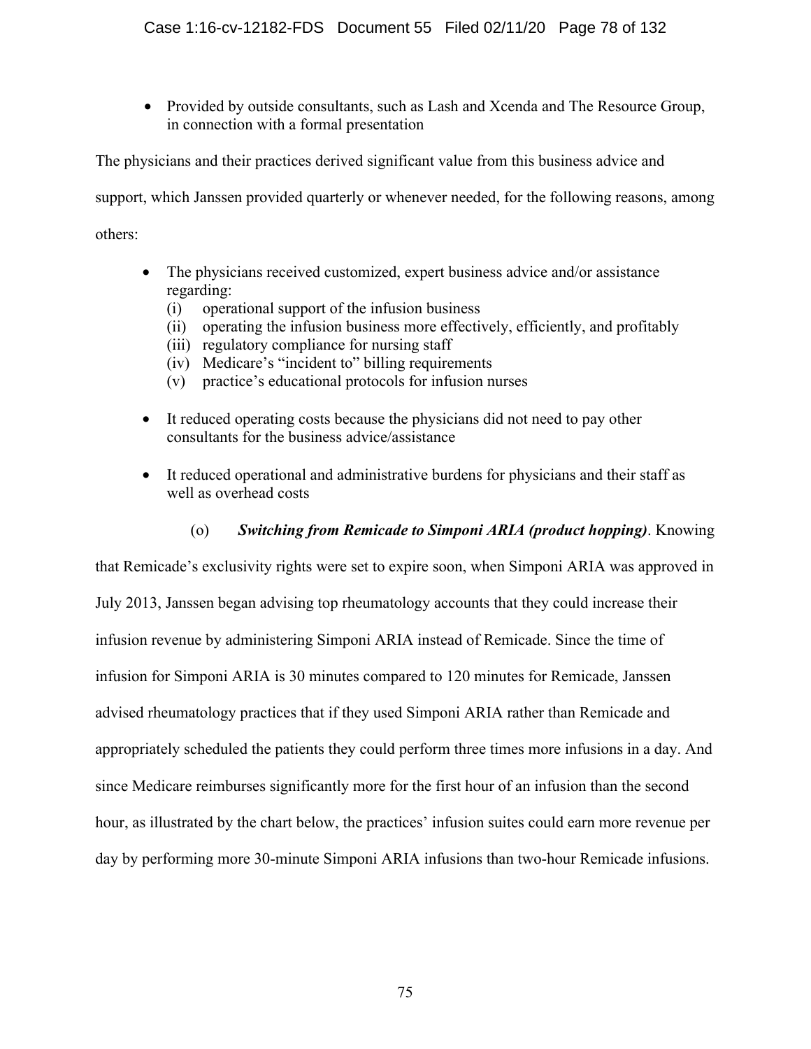- Provided by outside consultants, such as Lash and Xcenda and The Resource Group, in connection with a formal presentation

The physicians and their practices derived significant value from this business advice and support, which Janssen provided quarterly or whenever needed, for the following reasons, among others:

- The physicians received customized, expert business advice and/or assistance regarding:
  - (i) operational support of the infusion business
  - (ii) operating the infusion business more effectively, efficiently, and profitably
  - (iii) regulatory compliance for nursing staff
  - (iv) Medicare's "incident to" billing requirements
  - (v) practice's educational protocols for infusion nurses
- It reduced operating costs because the physicians did not need to pay other consultants for the business advice/assistance
- It reduced operational and administrative burdens for physicians and their staff as well as overhead costs

(o) ***Switching from Remicade to Simponi ARIA (product hopping)***. Knowing that Remicade's exclusivity rights were set to expire soon, when Simponi ARIA was approved in July 2013, Janssen began advising top rheumatology accounts that they could increase their infusion revenue by administering Simponi ARIA instead of Remicade. Since the time of infusion for Simponi ARIA is 30 minutes compared to 120 minutes for Remicade, Janssen advised rheumatology practices that if they used Simponi ARIA rather than Remicade and appropriately scheduled the patients they could perform three times more infusions in a day. And since Medicare reimburses significantly more for the first hour of an infusion than the second hour, as illustrated by the chart below, the practices' infusion suites could earn more revenue per day by performing more 30-minute Simponi ARIA infusions than two-hour Remicade infusions.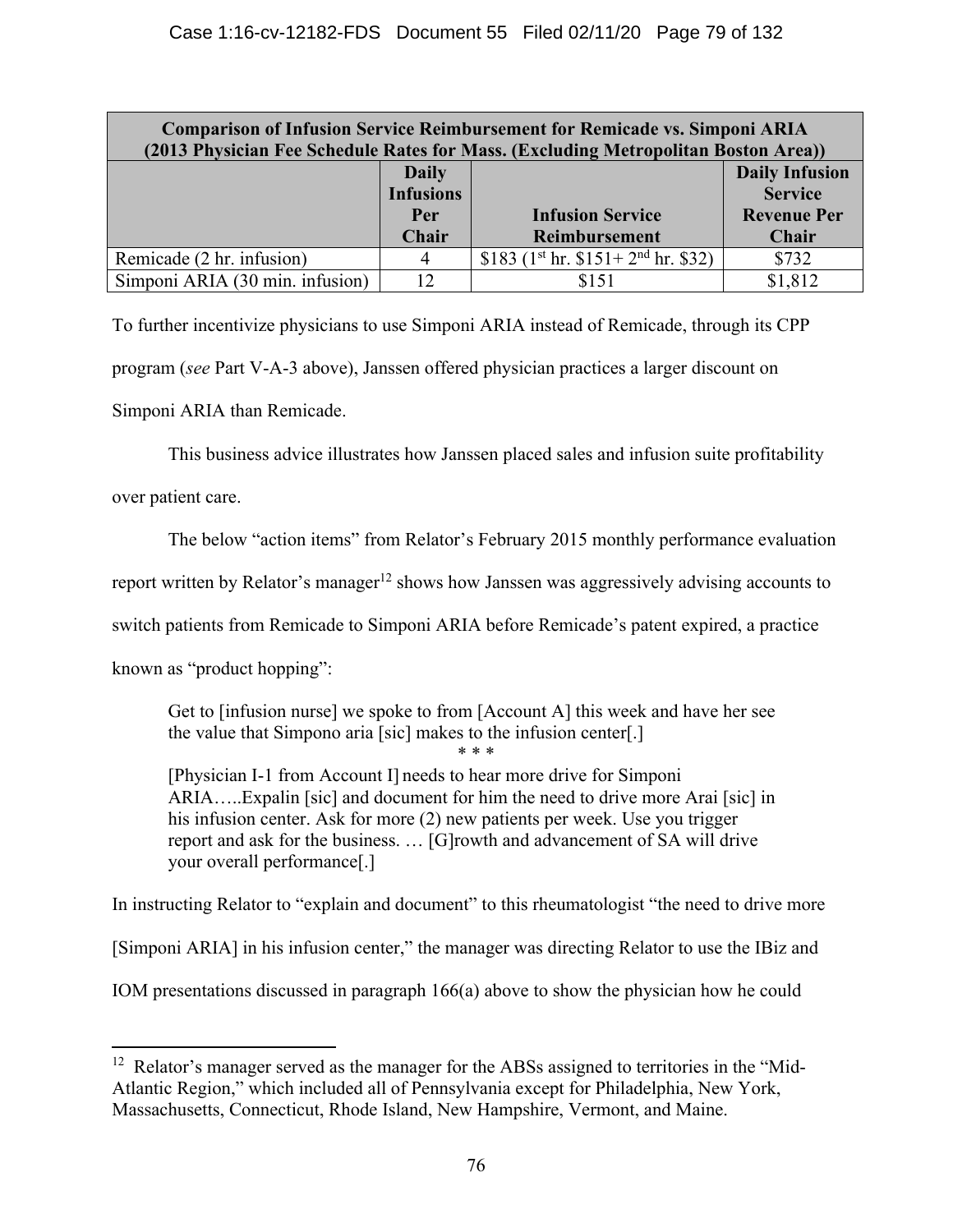| Comparison of Infusion Service Reimbursement for Remicade vs. Simponi ARIA (2013 Physician Fee Schedule Rates for Mass. (Excluding Metropolitan Boston Area)) | | | |
|---|---|---|---|
| | **Daily Infusions Per Chair** | **Infusion Service Reimbursement** | **Daily Infusion Service Revenue Per Chair** |
| Remicade (2 hr. infusion) | 4 | \$183 (1st hr. \$151+ 2nd hr. \$32) | \$732 |
| Simponi ARIA (30 min. infusion) | 12 | \$151 | \$1,812 |

To further incentivize physicians to use Simponi ARIA instead of Remicade, through its CPP program (*see* Part V-A-3 above), Janssen offered physician practices a larger discount on Simponi ARIA than Remicade.

This business advice illustrates how Janssen placed sales and infusion suite profitability over patient care.

The below "action items" from Relator's February 2015 monthly performance evaluation report written by Relator's manager[12] shows how Janssen was aggressively advising accounts to switch patients from Remicade to Simponi ARIA before Remicade's patent expired, a practice known as "product hopping":

> Get to [infusion nurse] we spoke to from [Account A] this week and have her see the value that Simpono aria [sic] makes to the infusion center[.]
>
> \* \* \*
>
> [Physician I-1 from Account I] needs to hear more drive for Simponi ARIA…..Expalin [sic] and document for him the need to drive more Arai [sic] in his infusion center. Ask for more (2) new patients per week. Use you trigger report and ask for the business. … [G]rowth and advancement of SA will drive your overall performance[.]

In instructing Relator to "explain and document" to this rheumatologist "the need to drive more [Simponi ARIA] in his infusion center," the manager was directing Relator to use the IBiz and IOM presentations discussed in paragraph 166(a) above to show the physician how he could

---

[12] Relator's manager served as the manager for the ABSs assigned to territories in the "Mid-Atlantic Region," which included all of Pennsylvania except for Philadelphia, New York, Massachusetts, Connecticut, Rhode Island, New Hampshire, Vermont, and Maine.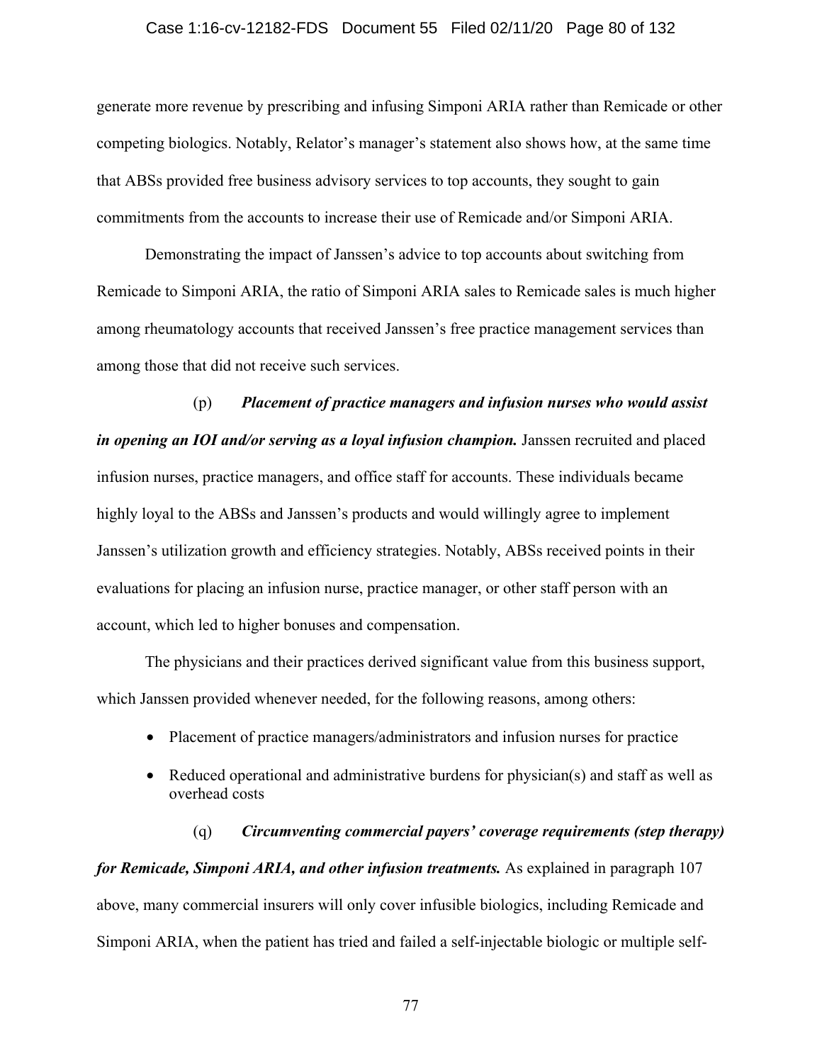generate more revenue by prescribing and infusing Simponi ARIA rather than Remicade or other competing biologics. Notably, Relator's manager's statement also shows how, at the same time that ABSs provided free business advisory services to top accounts, they sought to gain commitments from the accounts to increase their use of Remicade and/or Simponi ARIA.

Demonstrating the impact of Janssen's advice to top accounts about switching from Remicade to Simponi ARIA, the ratio of Simponi ARIA sales to Remicade sales is much higher among rheumatology accounts that received Janssen's free practice management services than among those that did not receive such services.

(p) ***Placement of practice managers and infusion nurses who would assist in opening an IOI and/or serving as a loyal infusion champion.*** Janssen recruited and placed infusion nurses, practice managers, and office staff for accounts. These individuals became highly loyal to the ABSs and Janssen's products and would willingly agree to implement Janssen's utilization growth and efficiency strategies. Notably, ABSs received points in their evaluations for placing an infusion nurse, practice manager, or other staff person with an account, which led to higher bonuses and compensation.

The physicians and their practices derived significant value from this business support, which Janssen provided whenever needed, for the following reasons, among others:

- Placement of practice managers/administrators and infusion nurses for practice
- Reduced operational and administrative burdens for physician(s) and staff as well as overhead costs

(q) ***Circumventing commercial payers' coverage requirements (step therapy) for Remicade, Simponi ARIA, and other infusion treatments.*** As explained in paragraph 107 above, many commercial insurers will only cover infusible biologics, including Remicade and Simponi ARIA, when the patient has tried and failed a self-injectable biologic or multiple self-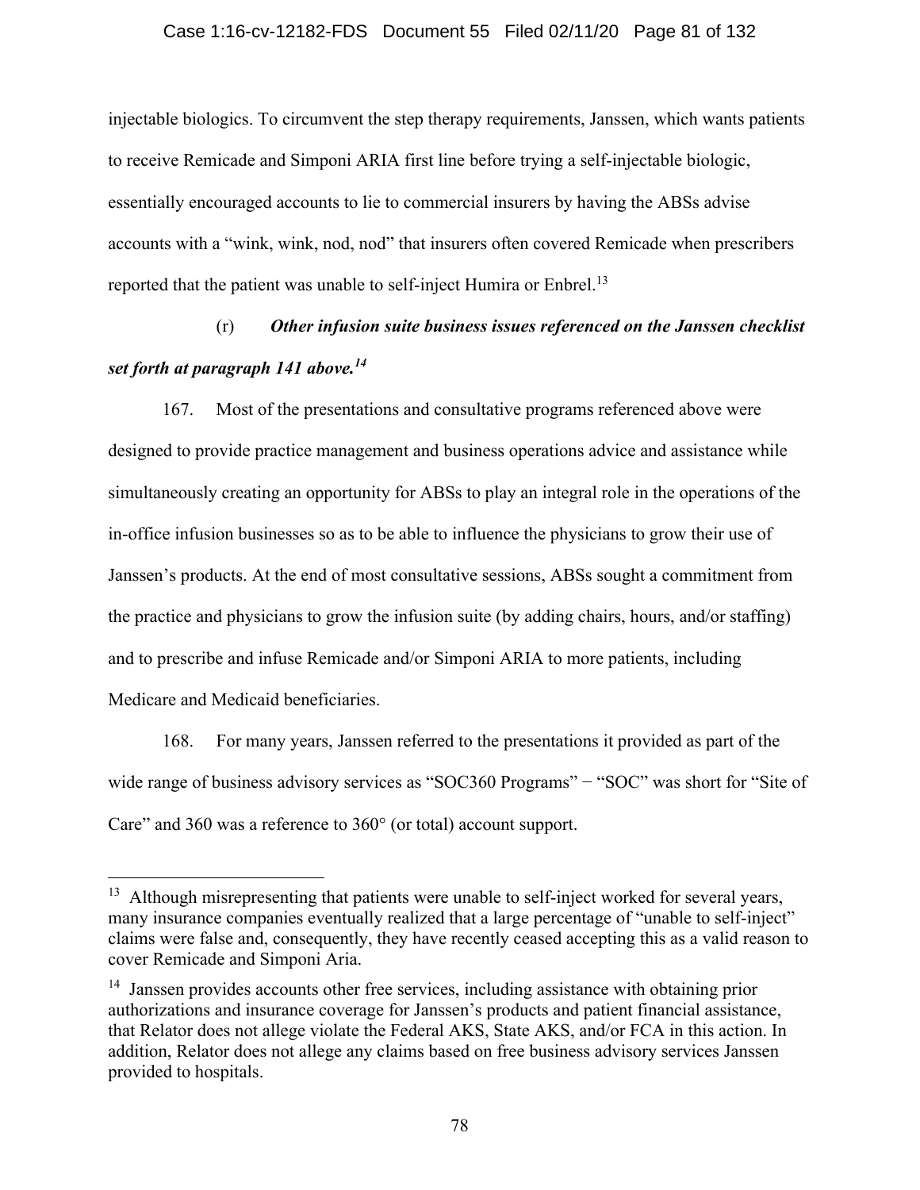injectable biologics. To circumvent the step therapy requirements, Janssen, which wants patients to receive Remicade and Simponi ARIA first line before trying a self-injectable biologic, essentially encouraged accounts to lie to commercial insurers by having the ABSs advise accounts with a "wink, wink, nod, nod" that insurers often covered Remicade when prescribers reported that the patient was unable to self-inject Humira or Enbrel.[13]

(r) ***Other infusion suite business issues referenced on the Janssen checklist set forth at paragraph 141 above.***[14]

167. Most of the presentations and consultative programs referenced above were designed to provide practice management and business operations advice and assistance while simultaneously creating an opportunity for ABSs to play an integral role in the operations of the in-office infusion businesses so as to be able to influence the physicians to grow their use of Janssen's products. At the end of most consultative sessions, ABSs sought a commitment from the practice and physicians to grow the infusion suite (by adding chairs, hours, and/or staffing) and to prescribe and infuse Remicade and/or Simponi ARIA to more patients, including Medicare and Medicaid beneficiaries.

168. For many years, Janssen referred to the presentations it provided as part of the wide range of business advisory services as "SOC360 Programs" − "SOC" was short for "Site of Care" and 360 was a reference to 360° (or total) account support.

---

[13] Although misrepresenting that patients were unable to self-inject worked for several years, many insurance companies eventually realized that a large percentage of "unable to self-inject" claims were false and, consequently, they have recently ceased accepting this as a valid reason to cover Remicade and Simponi Aria.

[14] Janssen provides accounts other free services, including assistance with obtaining prior authorizations and insurance coverage for Janssen's products and patient financial assistance, that Relator does not allege violate the Federal AKS, State AKS, and/or FCA in this action. In addition, Relator does not allege any claims based on free business advisory services Janssen provided to hospitals.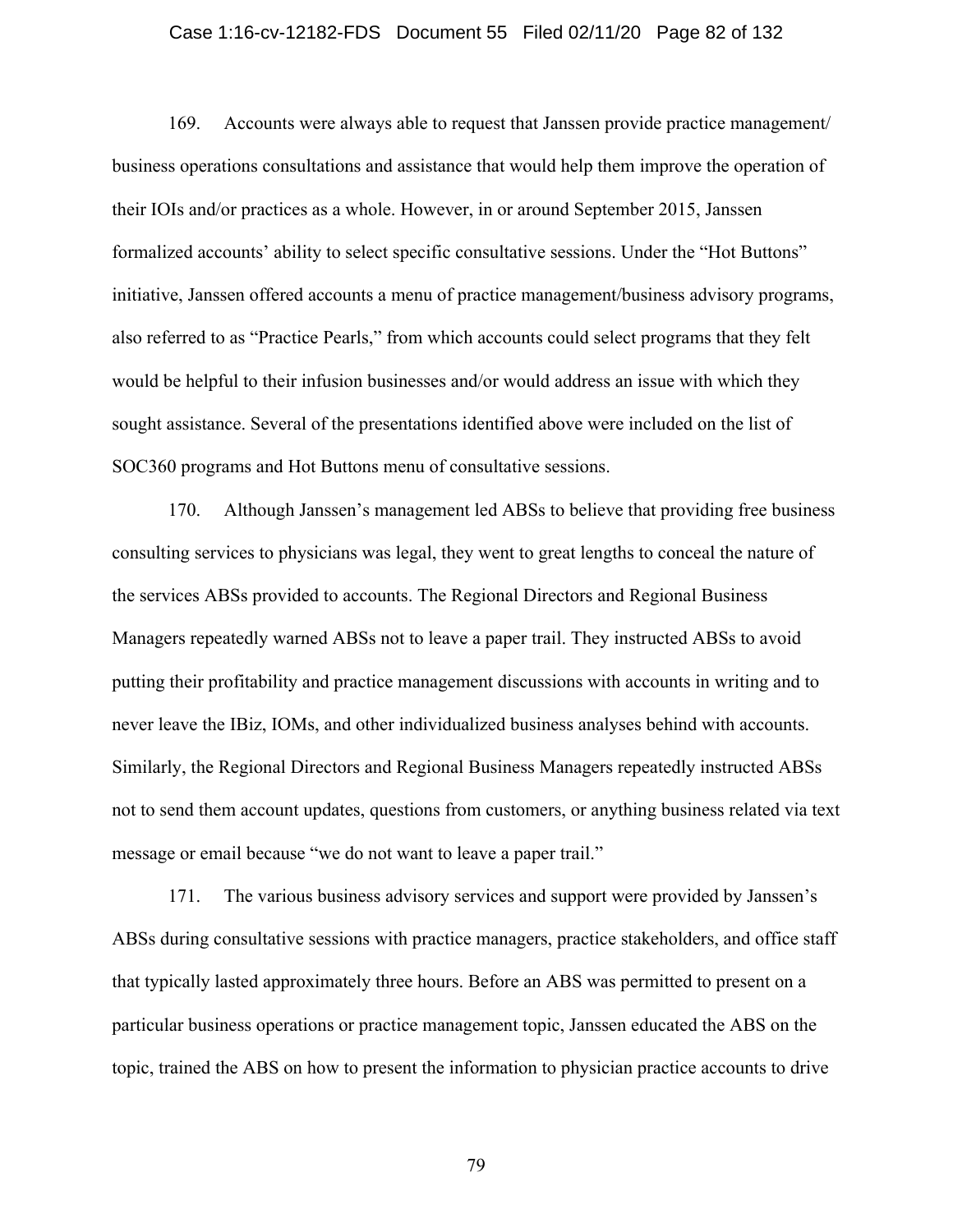169. Accounts were always able to request that Janssen provide practice management/ business operations consultations and assistance that would help them improve the operation of their IOIs and/or practices as a whole. However, in or around September 2015, Janssen formalized accounts' ability to select specific consultative sessions. Under the "Hot Buttons" initiative, Janssen offered accounts a menu of practice management/business advisory programs, also referred to as "Practice Pearls," from which accounts could select programs that they felt would be helpful to their infusion businesses and/or would address an issue with which they sought assistance. Several of the presentations identified above were included on the list of SOC360 programs and Hot Buttons menu of consultative sessions.

170. Although Janssen's management led ABSs to believe that providing free business consulting services to physicians was legal, they went to great lengths to conceal the nature of the services ABSs provided to accounts. The Regional Directors and Regional Business Managers repeatedly warned ABSs not to leave a paper trail. They instructed ABSs to avoid putting their profitability and practice management discussions with accounts in writing and to never leave the IBiz, IOMs, and other individualized business analyses behind with accounts. Similarly, the Regional Directors and Regional Business Managers repeatedly instructed ABSs not to send them account updates, questions from customers, or anything business related via text message or email because "we do not want to leave a paper trail."

171. The various business advisory services and support were provided by Janssen's ABSs during consultative sessions with practice managers, practice stakeholders, and office staff that typically lasted approximately three hours. Before an ABS was permitted to present on a particular business operations or practice management topic, Janssen educated the ABS on the topic, trained the ABS on how to present the information to physician practice accounts to drive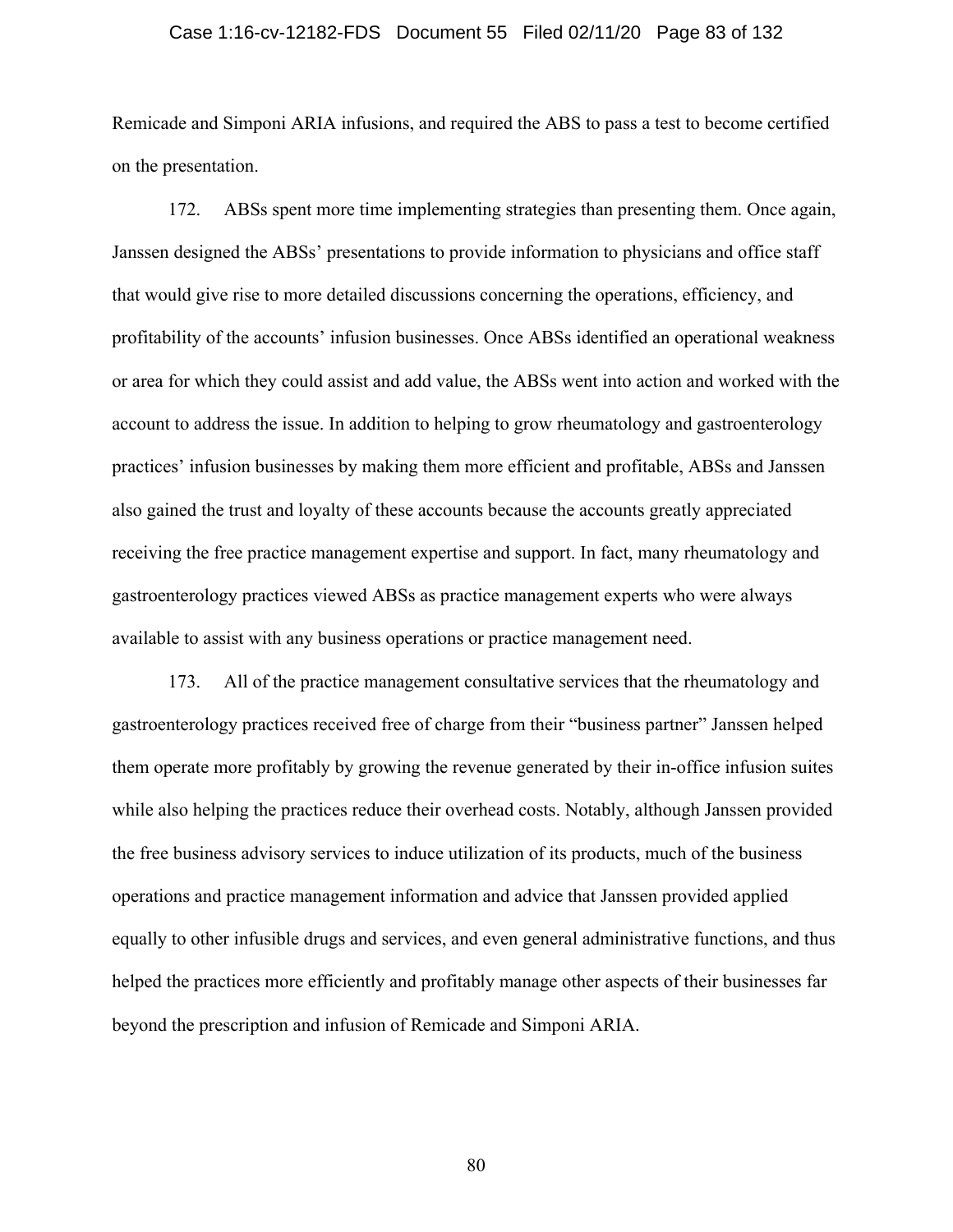Remicade and Simponi ARIA infusions, and required the ABS to pass a test to become certified on the presentation.

172. ABSs spent more time implementing strategies than presenting them. Once again, Janssen designed the ABSs' presentations to provide information to physicians and office staff that would give rise to more detailed discussions concerning the operations, efficiency, and profitability of the accounts' infusion businesses. Once ABSs identified an operational weakness or area for which they could assist and add value, the ABSs went into action and worked with the account to address the issue. In addition to helping to grow rheumatology and gastroenterology practices' infusion businesses by making them more efficient and profitable, ABSs and Janssen also gained the trust and loyalty of these accounts because the accounts greatly appreciated receiving the free practice management expertise and support. In fact, many rheumatology and gastroenterology practices viewed ABSs as practice management experts who were always available to assist with any business operations or practice management need.

173. All of the practice management consultative services that the rheumatology and gastroenterology practices received free of charge from their "business partner" Janssen helped them operate more profitably by growing the revenue generated by their in-office infusion suites while also helping the practices reduce their overhead costs. Notably, although Janssen provided the free business advisory services to induce utilization of its products, much of the business operations and practice management information and advice that Janssen provided applied equally to other infusible drugs and services, and even general administrative functions, and thus helped the practices more efficiently and profitably manage other aspects of their businesses far beyond the prescription and infusion of Remicade and Simponi ARIA.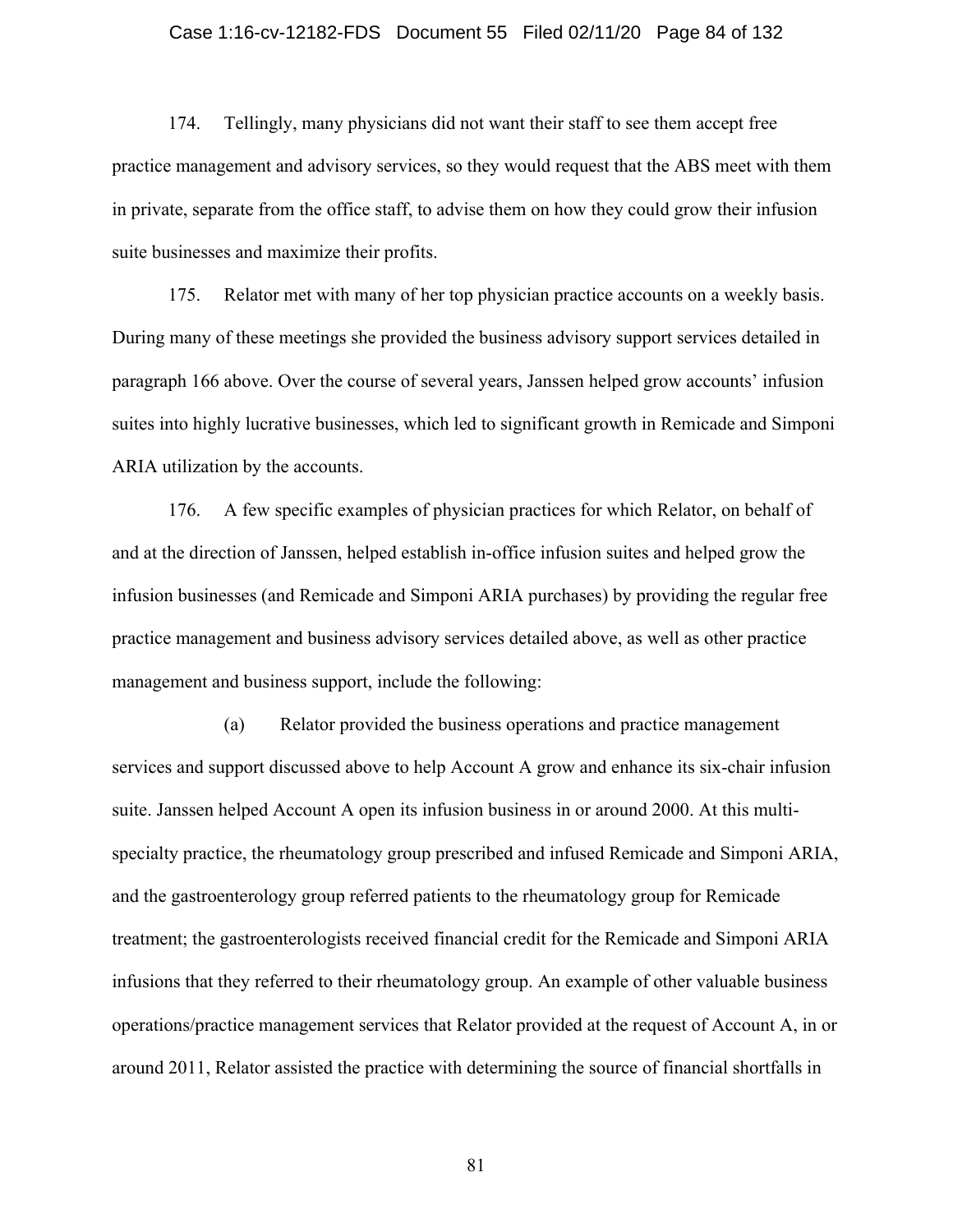174. Tellingly, many physicians did not want their staff to see them accept free practice management and advisory services, so they would request that the ABS meet with them in private, separate from the office staff, to advise them on how they could grow their infusion suite businesses and maximize their profits.

175. Relator met with many of her top physician practice accounts on a weekly basis. During many of these meetings she provided the business advisory support services detailed in paragraph 166 above. Over the course of several years, Janssen helped grow accounts' infusion suites into highly lucrative businesses, which led to significant growth in Remicade and Simponi ARIA utilization by the accounts.

176. A few specific examples of physician practices for which Relator, on behalf of and at the direction of Janssen, helped establish in-office infusion suites and helped grow the infusion businesses (and Remicade and Simponi ARIA purchases) by providing the regular free practice management and business advisory services detailed above, as well as other practice management and business support, include the following:

(a) Relator provided the business operations and practice management services and support discussed above to help Account A grow and enhance its six-chair infusion suite. Janssen helped Account A open its infusion business in or around 2000. At this multi-specialty practice, the rheumatology group prescribed and infused Remicade and Simponi ARIA, and the gastroenterology group referred patients to the rheumatology group for Remicade treatment; the gastroenterologists received financial credit for the Remicade and Simponi ARIA infusions that they referred to their rheumatology group. An example of other valuable business operations/practice management services that Relator provided at the request of Account A, in or around 2011, Relator assisted the practice with determining the source of financial shortfalls in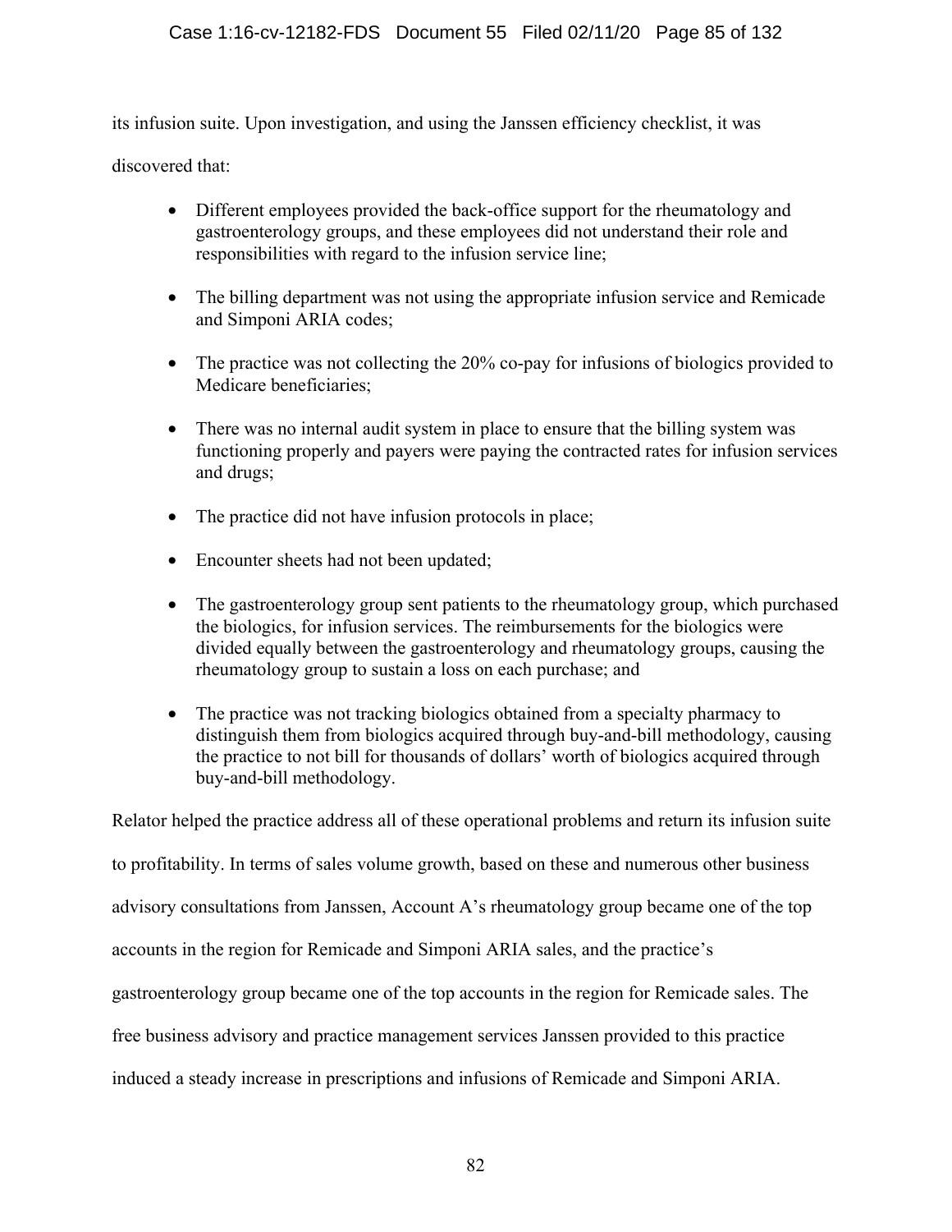its infusion suite. Upon investigation, and using the Janssen efficiency checklist, it was discovered that:

- Different employees provided the back-office support for the rheumatology and gastroenterology groups, and these employees did not understand their role and responsibilities with regard to the infusion service line;

- The billing department was not using the appropriate infusion service and Remicade and Simponi ARIA codes;

- The practice was not collecting the 20% co-pay for infusions of biologics provided to Medicare beneficiaries;

- There was no internal audit system in place to ensure that the billing system was functioning properly and payers were paying the contracted rates for infusion services and drugs;

- The practice did not have infusion protocols in place;

- Encounter sheets had not been updated;

- The gastroenterology group sent patients to the rheumatology group, which purchased the biologics, for infusion services. The reimbursements for the biologics were divided equally between the gastroenterology and rheumatology groups, causing the rheumatology group to sustain a loss on each purchase; and

- The practice was not tracking biologics obtained from a specialty pharmacy to distinguish them from biologics acquired through buy-and-bill methodology, causing the practice to not bill for thousands of dollars' worth of biologics acquired through buy-and-bill methodology.

Relator helped the practice address all of these operational problems and return its infusion suite to profitability. In terms of sales volume growth, based on these and numerous other business advisory consultations from Janssen, Account A's rheumatology group became one of the top accounts in the region for Remicade and Simponi ARIA sales, and the practice's gastroenterology group became one of the top accounts in the region for Remicade sales. The free business advisory and practice management services Janssen provided to this practice induced a steady increase in prescriptions and infusions of Remicade and Simponi ARIA.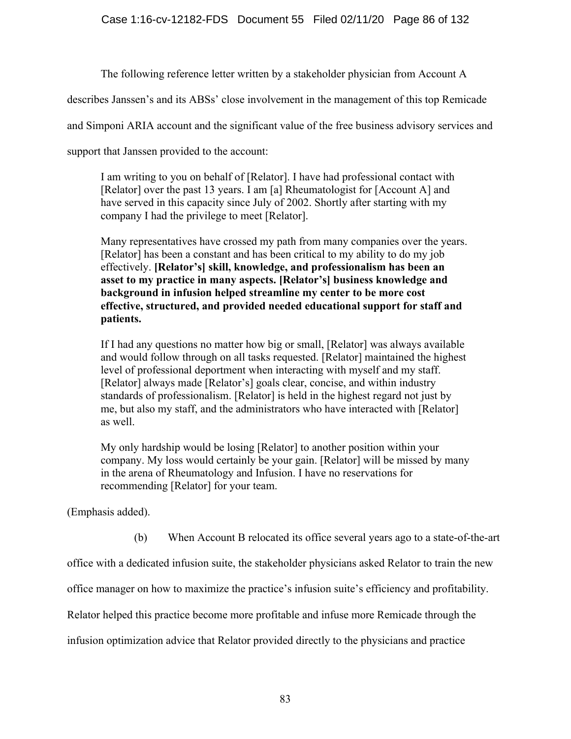The following reference letter written by a stakeholder physician from Account A describes Janssen's and its ABSs' close involvement in the management of this top Remicade and Simponi ARIA account and the significant value of the free business advisory services and support that Janssen provided to the account:

> I am writing to you on behalf of [Relator]. I have had professional contact with [Relator] over the past 13 years. I am [a] Rheumatologist for [Account A] and have served in this capacity since July of 2002. Shortly after starting with my company I had the privilege to meet [Relator].
>
> Many representatives have crossed my path from many companies over the years. [Relator] has been a constant and has been critical to my ability to do my job effectively. **[Relator's] skill, knowledge, and professionalism has been an asset to my practice in many aspects. [Relator's] business knowledge and background in infusion helped streamline my center to be more cost effective, structured, and provided needed educational support for staff and patients.**
>
> If I had any questions no matter how big or small, [Relator] was always available and would follow through on all tasks requested. [Relator] maintained the highest level of professional deportment when interacting with myself and my staff. [Relator] always made [Relator's] goals clear, concise, and within industry standards of professionalism. [Relator] is held in the highest regard not just by me, but also my staff, and the administrators who have interacted with [Relator] as well.
>
> My only hardship would be losing [Relator] to another position within your company. My loss would certainly be your gain. [Relator] will be missed by many in the arena of Rheumatology and Infusion. I have no reservations for recommending [Relator] for your team.

(Emphasis added).

(b) When Account B relocated its office several years ago to a state-of-the-art office with a dedicated infusion suite, the stakeholder physicians asked Relator to train the new office manager on how to maximize the practice's infusion suite's efficiency and profitability. Relator helped this practice become more profitable and infuse more Remicade through the infusion optimization advice that Relator provided directly to the physicians and practice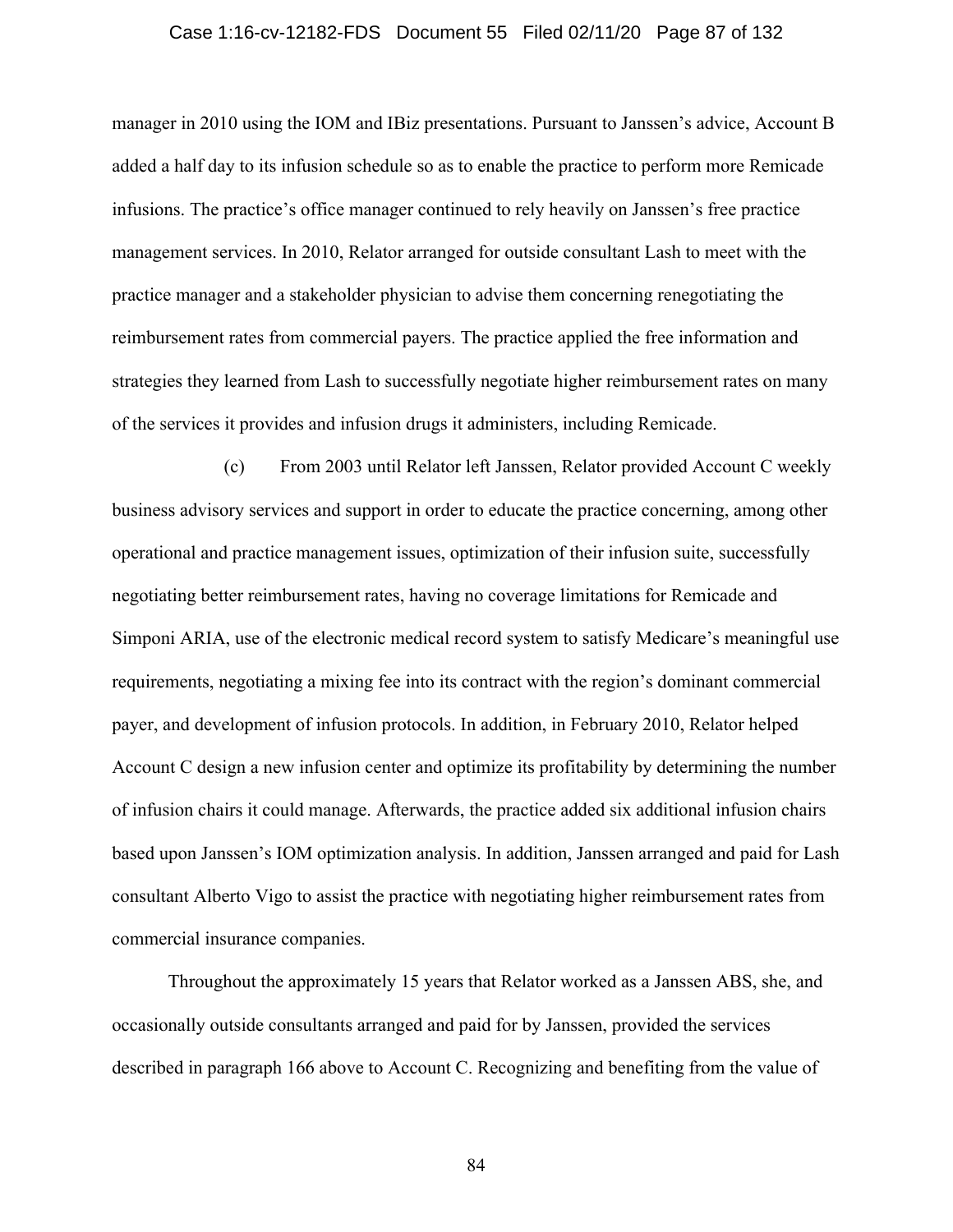manager in 2010 using the IOM and IBiz presentations. Pursuant to Janssen's advice, Account B added a half day to its infusion schedule so as to enable the practice to perform more Remicade infusions. The practice's office manager continued to rely heavily on Janssen's free practice management services. In 2010, Relator arranged for outside consultant Lash to meet with the practice manager and a stakeholder physician to advise them concerning renegotiating the reimbursement rates from commercial payers. The practice applied the free information and strategies they learned from Lash to successfully negotiate higher reimbursement rates on many of the services it provides and infusion drugs it administers, including Remicade.

(c) From 2003 until Relator left Janssen, Relator provided Account C weekly business advisory services and support in order to educate the practice concerning, among other operational and practice management issues, optimization of their infusion suite, successfully negotiating better reimbursement rates, having no coverage limitations for Remicade and Simponi ARIA, use of the electronic medical record system to satisfy Medicare's meaningful use requirements, negotiating a mixing fee into its contract with the region's dominant commercial payer, and development of infusion protocols. In addition, in February 2010, Relator helped Account C design a new infusion center and optimize its profitability by determining the number of infusion chairs it could manage. Afterwards, the practice added six additional infusion chairs based upon Janssen's IOM optimization analysis. In addition, Janssen arranged and paid for Lash consultant Alberto Vigo to assist the practice with negotiating higher reimbursement rates from commercial insurance companies.

Throughout the approximately 15 years that Relator worked as a Janssen ABS, she, and occasionally outside consultants arranged and paid for by Janssen, provided the services described in paragraph 166 above to Account C. Recognizing and benefiting from the value of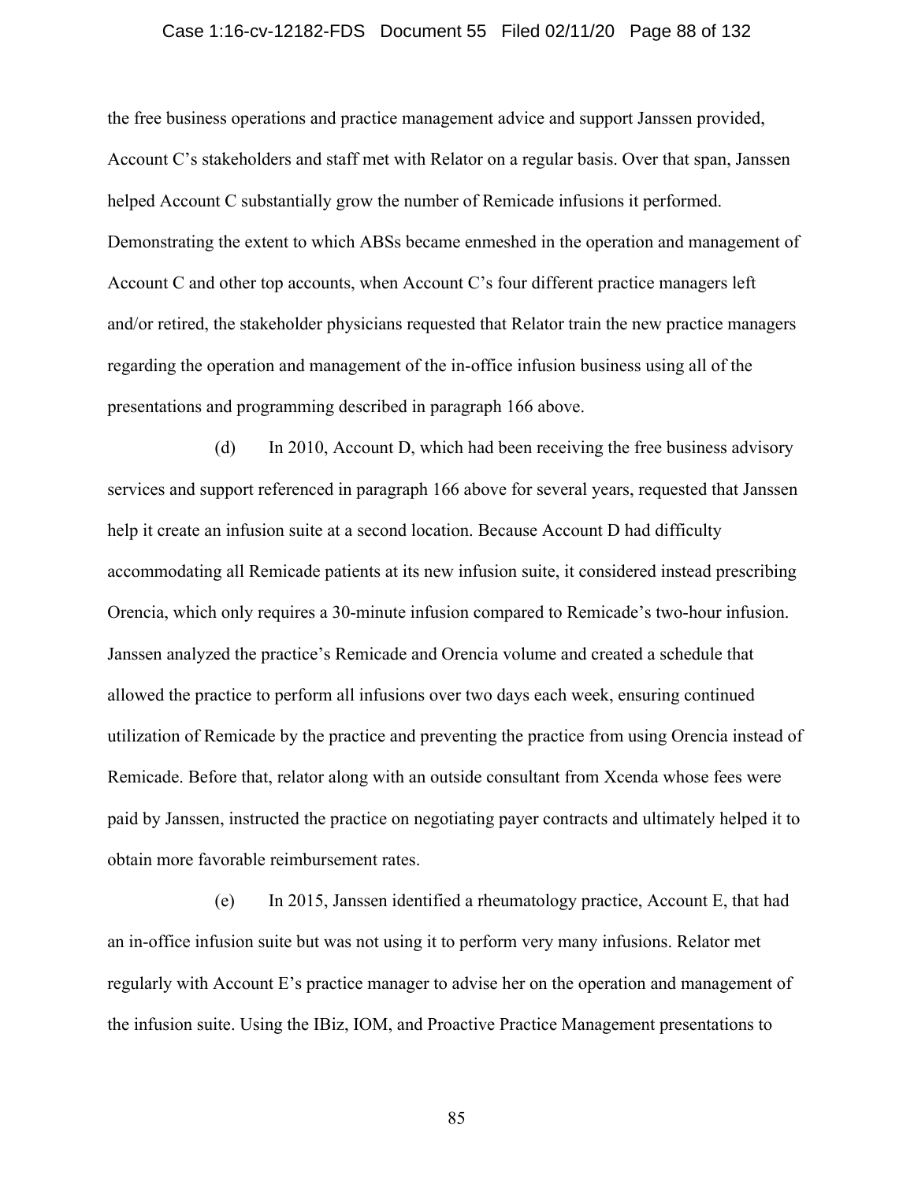the free business operations and practice management advice and support Janssen provided, Account C's stakeholders and staff met with Relator on a regular basis. Over that span, Janssen helped Account C substantially grow the number of Remicade infusions it performed. Demonstrating the extent to which ABSs became enmeshed in the operation and management of Account C and other top accounts, when Account C's four different practice managers left and/or retired, the stakeholder physicians requested that Relator train the new practice managers regarding the operation and management of the in-office infusion business using all of the presentations and programming described in paragraph 166 above.

(d) In 2010, Account D, which had been receiving the free business advisory services and support referenced in paragraph 166 above for several years, requested that Janssen help it create an infusion suite at a second location. Because Account D had difficulty accommodating all Remicade patients at its new infusion suite, it considered instead prescribing Orencia, which only requires a 30-minute infusion compared to Remicade's two-hour infusion. Janssen analyzed the practice's Remicade and Orencia volume and created a schedule that allowed the practice to perform all infusions over two days each week, ensuring continued utilization of Remicade by the practice and preventing the practice from using Orencia instead of Remicade. Before that, relator along with an outside consultant from Xcenda whose fees were paid by Janssen, instructed the practice on negotiating payer contracts and ultimately helped it to obtain more favorable reimbursement rates.

(e) In 2015, Janssen identified a rheumatology practice, Account E, that had an in-office infusion suite but was not using it to perform very many infusions. Relator met regularly with Account E's practice manager to advise her on the operation and management of the infusion suite. Using the IBiz, IOM, and Proactive Practice Management presentations to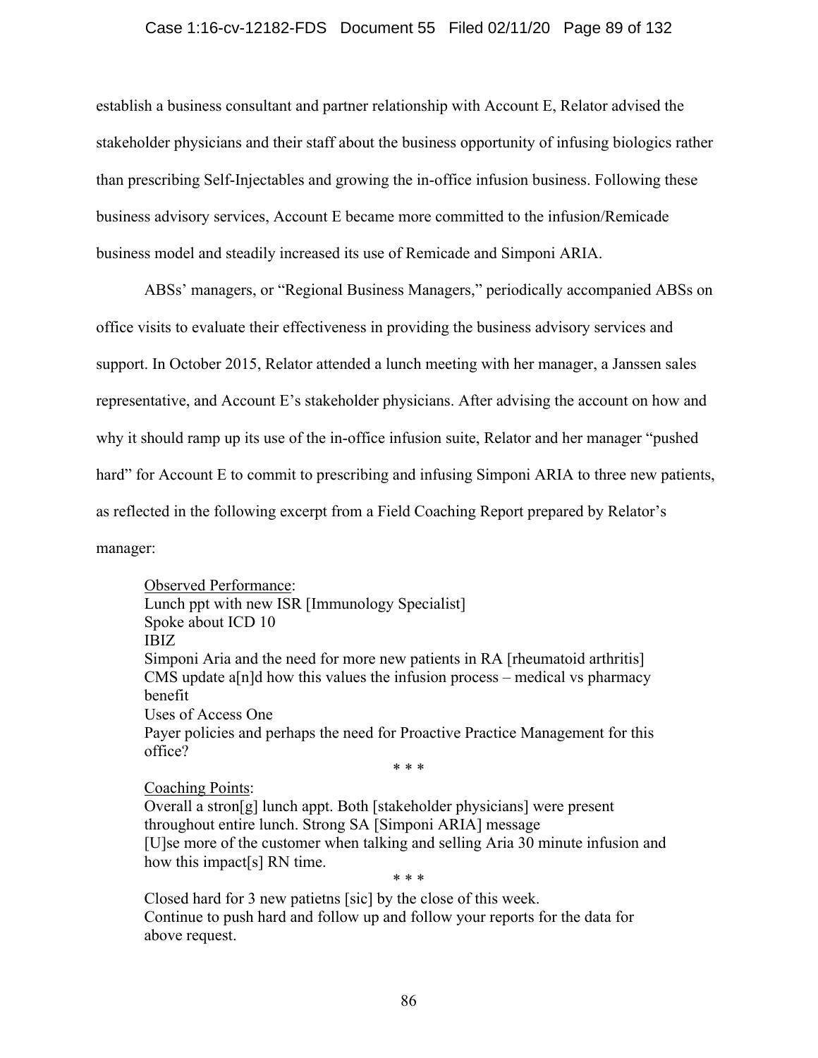establish a business consultant and partner relationship with Account E, Relator advised the stakeholder physicians and their staff about the business opportunity of infusing biologics rather than prescribing Self-Injectables and growing the in-office infusion business. Following these business advisory services, Account E became more committed to the infusion/Remicade business model and steadily increased its use of Remicade and Simponi ARIA.

ABSs' managers, or "Regional Business Managers," periodically accompanied ABSs on office visits to evaluate their effectiveness in providing the business advisory services and support. In October 2015, Relator attended a lunch meeting with her manager, a Janssen sales representative, and Account E's stakeholder physicians. After advising the account on how and why it should ramp up its use of the in-office infusion suite, Relator and her manager "pushed hard" for Account E to commit to prescribing and infusing Simponi ARIA to three new patients, as reflected in the following excerpt from a Field Coaching Report prepared by Relator's manager:

> <u>Observed Performance</u>:
> Lunch ppt with new ISR [Immunology Specialist]
> Spoke about ICD 10
> IBIZ
> Simponi Aria and the need for more new patients in RA [rheumatoid arthritis]
> CMS update a[n]d how this values the infusion process – medical vs pharmacy benefit
> Uses of Access One
> Payer policies and perhaps the need for Proactive Practice Management for this office?
>
> \* \* \*
>
> <u>Coaching Points</u>:
> Overall a stron[g] lunch appt. Both [stakeholder physicians] were present throughout entire lunch. Strong SA [Simponi ARIA] message
> [U]se more of the customer when talking and selling Aria 30 minute infusion and how this impact[s] RN time.
>
> \* \* \*
>
> Closed hard for 3 new patietns [sic] by the close of this week.
> Continue to push hard and follow up and follow your reports for the data for above request.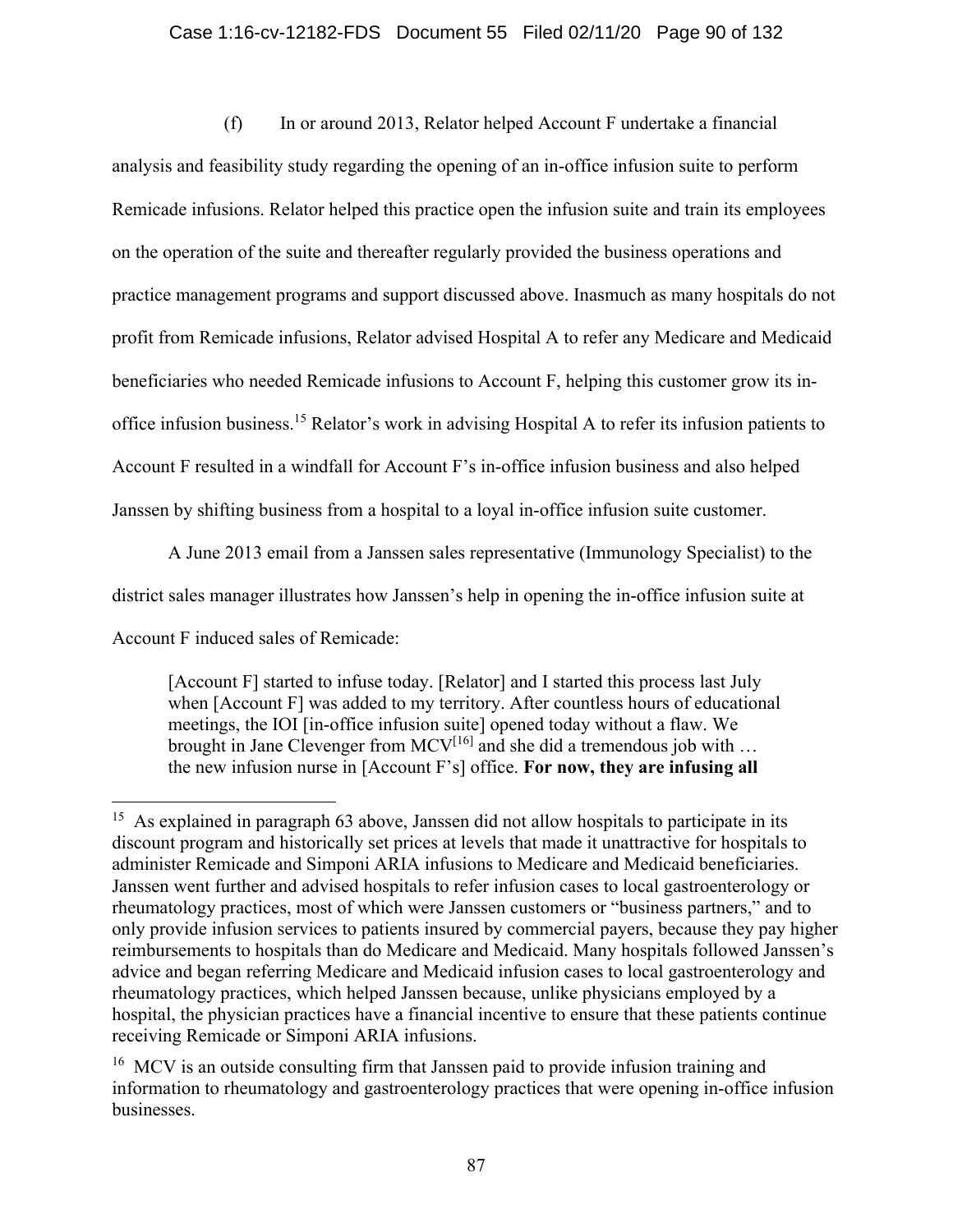(f) In or around 2013, Relator helped Account F undertake a financial analysis and feasibility study regarding the opening of an in-office infusion suite to perform Remicade infusions. Relator helped this practice open the infusion suite and train its employees on the operation of the suite and thereafter regularly provided the business operations and practice management programs and support discussed above. Inasmuch as many hospitals do not profit from Remicade infusions, Relator advised Hospital A to refer any Medicare and Medicaid beneficiaries who needed Remicade infusions to Account F, helping this customer grow its in-office infusion business.[15] Relator's work in advising Hospital A to refer its infusion patients to Account F resulted in a windfall for Account F's in-office infusion business and also helped Janssen by shifting business from a hospital to a loyal in-office infusion suite customer.

A June 2013 email from a Janssen sales representative (Immunology Specialist) to the district sales manager illustrates how Janssen's help in opening the in-office infusion suite at Account F induced sales of Remicade:

> [Account F] started to infuse today. [Relator] and I started this process last July when [Account F] was added to my territory. After countless hours of educational meetings, the IOI [in-office infusion suite] opened today without a flaw. We brought in Jane Clevenger from MCV[16] and she did a tremendous job with … the new infusion nurse in [Account F's] office. **For now, they are infusing all**

---

[15] As explained in paragraph 63 above, Janssen did not allow hospitals to participate in its discount program and historically set prices at levels that made it unattractive for hospitals to administer Remicade and Simponi ARIA infusions to Medicare and Medicaid beneficiaries. Janssen went further and advised hospitals to refer infusion cases to local gastroenterology or rheumatology practices, most of which were Janssen customers or "business partners," and to only provide infusion services to patients insured by commercial payers, because they pay higher reimbursements to hospitals than do Medicare and Medicaid. Many hospitals followed Janssen's advice and began referring Medicare and Medicaid infusion cases to local gastroenterology and rheumatology practices, which helped Janssen because, unlike physicians employed by a hospital, the physician practices have a financial incentive to ensure that these patients continue receiving Remicade or Simponi ARIA infusions.

[16] MCV is an outside consulting firm that Janssen paid to provide infusion training and information to rheumatology and gastroenterology practices that were opening in-office infusion businesses.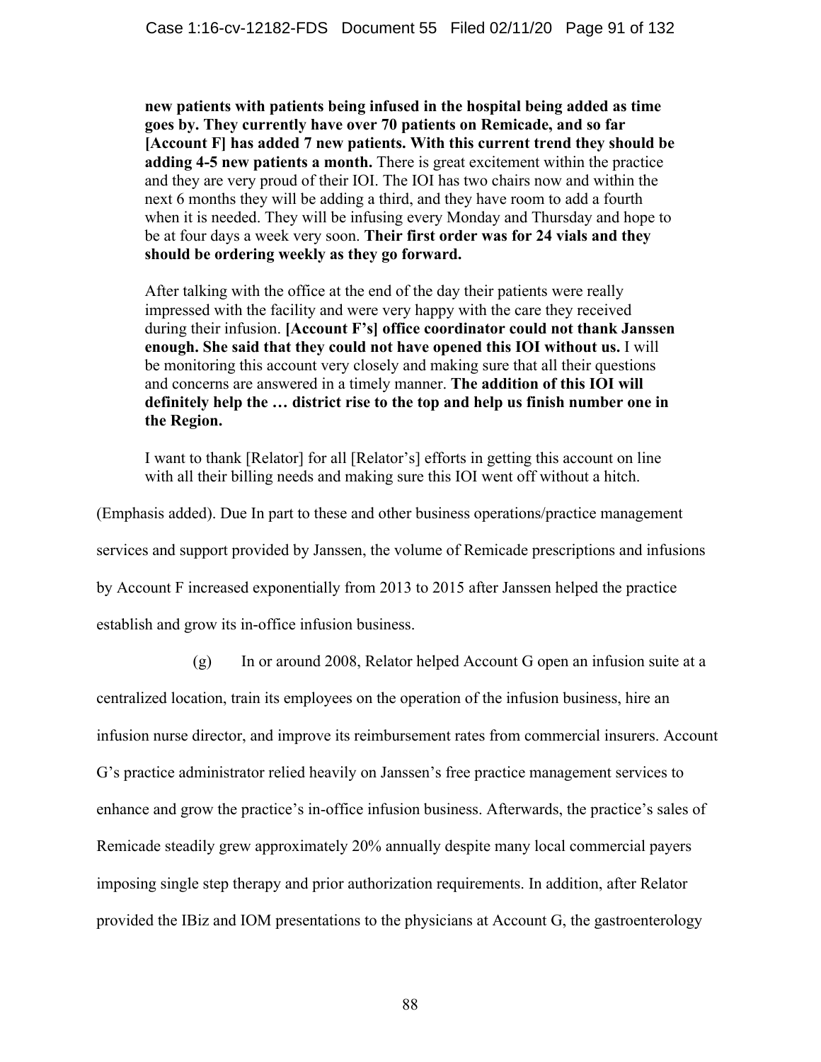> **new patients with patients being infused in the hospital being added as time goes by. They currently have over 70 patients on Remicade, and so far [Account F] has added 7 new patients. With this current trend they should be adding 4-5 new patients a month.** There is great excitement within the practice and they are very proud of their IOI. The IOI has two chairs now and within the next 6 months they will be adding a third, and they have room to add a fourth when it is needed. They will be infusing every Monday and Thursday and hope to be at four days a week very soon. **Their first order was for 24 vials and they should be ordering weekly as they go forward.**
>
> After talking with the office at the end of the day their patients were really impressed with the facility and were very happy with the care they received during their infusion. **[Account F's] office coordinator could not thank Janssen enough. She said that they could not have opened this IOI without us.** I will be monitoring this account very closely and making sure that all their questions and concerns are answered in a timely manner. **The addition of this IOI will definitely help the … district rise to the top and help us finish number one in the Region.**
>
> I want to thank [Relator] for all [Relator's] efforts in getting this account on line with all their billing needs and making sure this IOI went off without a hitch.

(Emphasis added). Due In part to these and other business operations/practice management services and support provided by Janssen, the volume of Remicade prescriptions and infusions by Account F increased exponentially from 2013 to 2015 after Janssen helped the practice establish and grow its in-office infusion business.

(g) In or around 2008, Relator helped Account G open an infusion suite at a centralized location, train its employees on the operation of the infusion business, hire an infusion nurse director, and improve its reimbursement rates from commercial insurers. Account G's practice administrator relied heavily on Janssen's free practice management services to enhance and grow the practice's in-office infusion business. Afterwards, the practice's sales of Remicade steadily grew approximately 20% annually despite many local commercial payers imposing single step therapy and prior authorization requirements. In addition, after Relator provided the IBiz and IOM presentations to the physicians at Account G, the gastroenterology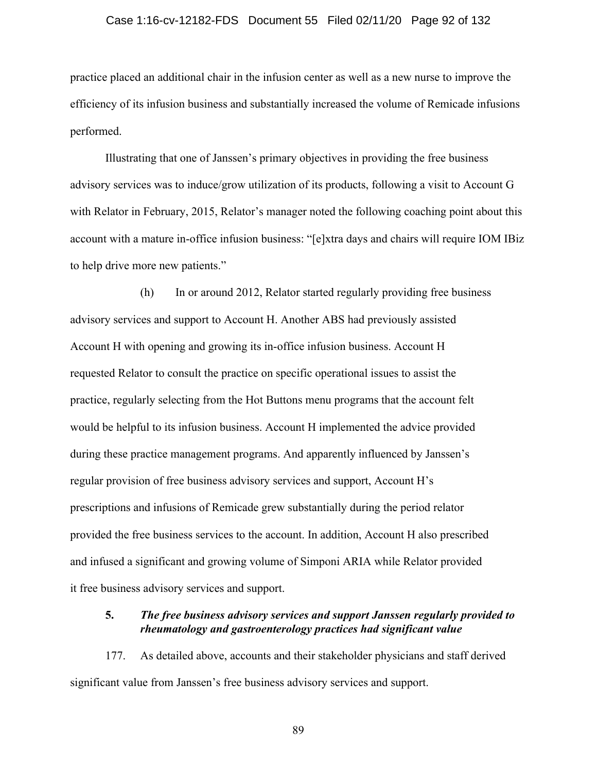practice placed an additional chair in the infusion center as well as a new nurse to improve the efficiency of its infusion business and substantially increased the volume of Remicade infusions performed.

Illustrating that one of Janssen's primary objectives in providing the free business advisory services was to induce/grow utilization of its products, following a visit to Account G with Relator in February, 2015, Relator's manager noted the following coaching point about this account with a mature in-office infusion business: "[e]xtra days and chairs will require IOM IBiz to help drive more new patients."

(h) In or around 2012, Relator started regularly providing free business advisory services and support to Account H. Another ABS had previously assisted Account H with opening and growing its in-office infusion business. Account H requested Relator to consult the practice on specific operational issues to assist the practice, regularly selecting from the Hot Buttons menu programs that the account felt would be helpful to its infusion business. Account H implemented the advice provided during these practice management programs. And apparently influenced by Janssen's regular provision of free business advisory services and support, Account H's prescriptions and infusions of Remicade grew substantially during the period relator provided the free business services to the account. In addition, Account H also prescribed and infused a significant and growing volume of Simponi ARIA while Relator provided it free business advisory services and support.

### 5. *The free business advisory services and support Janssen regularly provided to rheumatology and gastroenterology practices had significant value*

177. As detailed above, accounts and their stakeholder physicians and staff derived significant value from Janssen's free business advisory services and support.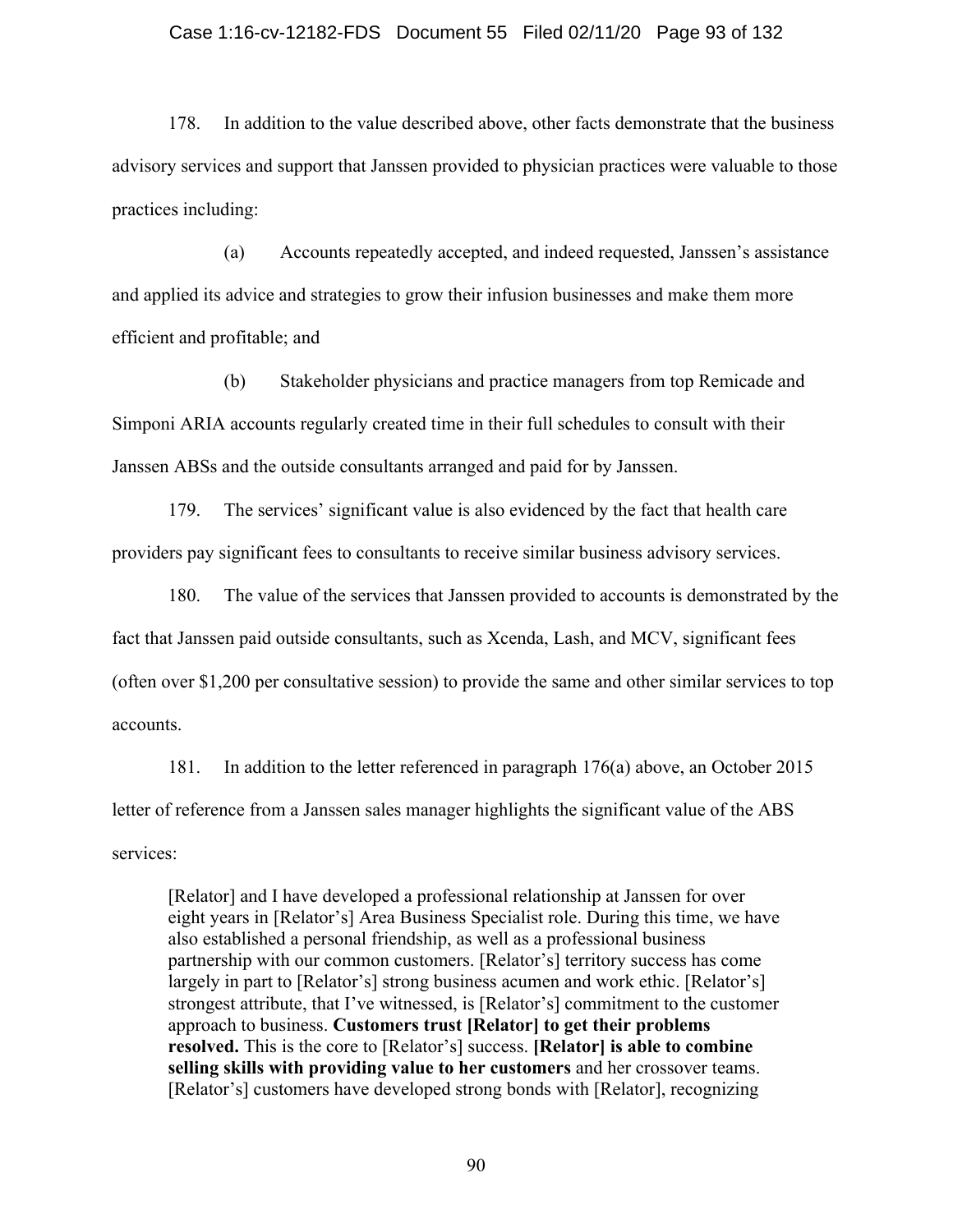178. In addition to the value described above, other facts demonstrate that the business advisory services and support that Janssen provided to physician practices were valuable to those practices including:

(a) Accounts repeatedly accepted, and indeed requested, Janssen's assistance and applied its advice and strategies to grow their infusion businesses and make them more efficient and profitable; and

(b) Stakeholder physicians and practice managers from top Remicade and Simponi ARIA accounts regularly created time in their full schedules to consult with their Janssen ABSs and the outside consultants arranged and paid for by Janssen.

179. The services' significant value is also evidenced by the fact that health care providers pay significant fees to consultants to receive similar business advisory services.

180. The value of the services that Janssen provided to accounts is demonstrated by the fact that Janssen paid outside consultants, such as Xcenda, Lash, and MCV, significant fees (often over $1,200 per consultative session) to provide the same and other similar services to top accounts.

181. In addition to the letter referenced in paragraph 176(a) above, an October 2015 letter of reference from a Janssen sales manager highlights the significant value of the ABS services:

> [Relator] and I have developed a professional relationship at Janssen for over eight years in [Relator's] Area Business Specialist role. During this time, we have also established a personal friendship, as well as a professional business partnership with our common customers. [Relator's] territory success has come largely in part to [Relator's] strong business acumen and work ethic. [Relator's] strongest attribute, that I've witnessed, is [Relator's] commitment to the customer approach to business. **Customers trust [Relator] to get their problems resolved.** This is the core to [Relator's] success. **[Relator] is able to combine selling skills with providing value to her customers** and her crossover teams. [Relator's] customers have developed strong bonds with [Relator], recognizing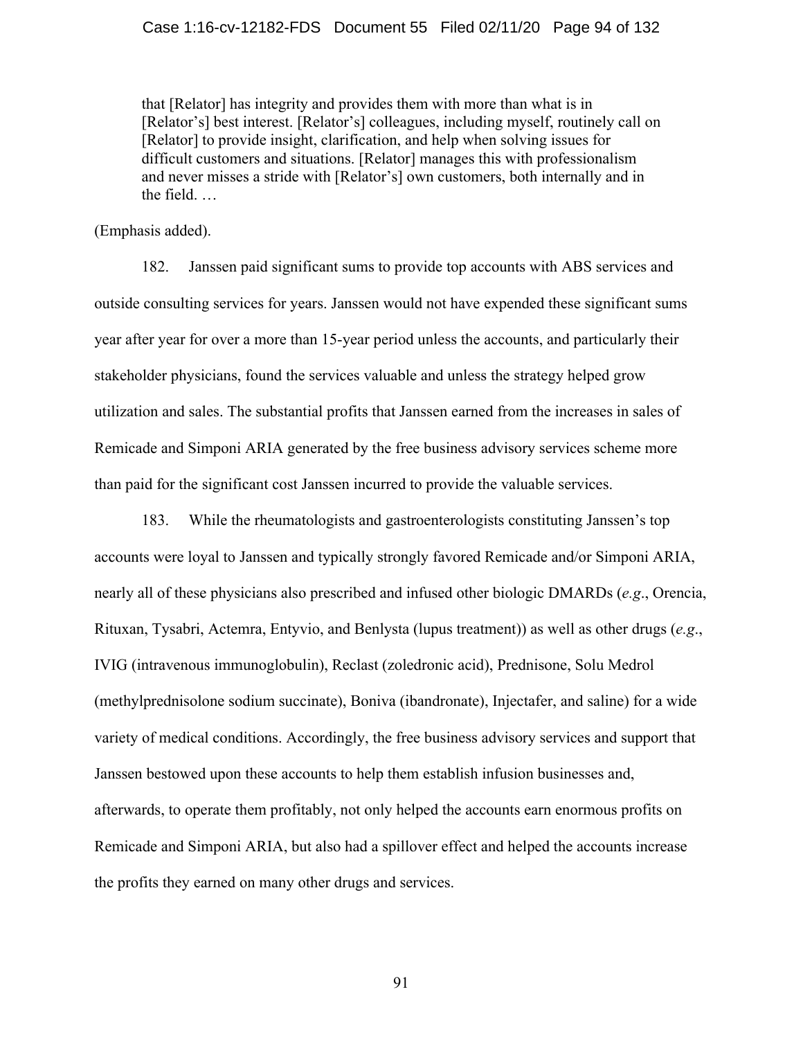> that [Relator] has integrity and provides them with more than what is in [Relator's] best interest. [Relator's] colleagues, including myself, routinely call on [Relator] to provide insight, clarification, and help when solving issues for difficult customers and situations. [Relator] manages this with professionalism and never misses a stride with [Relator's] own customers, both internally and in the field. …

(Emphasis added).

182. Janssen paid significant sums to provide top accounts with ABS services and outside consulting services for years. Janssen would not have expended these significant sums year after year for over a more than 15-year period unless the accounts, and particularly their stakeholder physicians, found the services valuable and unless the strategy helped grow utilization and sales. The substantial profits that Janssen earned from the increases in sales of Remicade and Simponi ARIA generated by the free business advisory services scheme more than paid for the significant cost Janssen incurred to provide the valuable services.

183. While the rheumatologists and gastroenterologists constituting Janssen's top accounts were loyal to Janssen and typically strongly favored Remicade and/or Simponi ARIA, nearly all of these physicians also prescribed and infused other biologic DMARDs (*e.g*., Orencia, Rituxan, Tysabri, Actemra, Entyvio, and Benlysta (lupus treatment)) as well as other drugs (*e.g*., IVIG (intravenous immunoglobulin), Reclast (zoledronic acid), Prednisone, Solu Medrol (methylprednisolone sodium succinate), Boniva (ibandronate), Injectafer, and saline) for a wide variety of medical conditions. Accordingly, the free business advisory services and support that Janssen bestowed upon these accounts to help them establish infusion businesses and, afterwards, to operate them profitably, not only helped the accounts earn enormous profits on Remicade and Simponi ARIA, but also had a spillover effect and helped the accounts increase the profits they earned on many other drugs and services.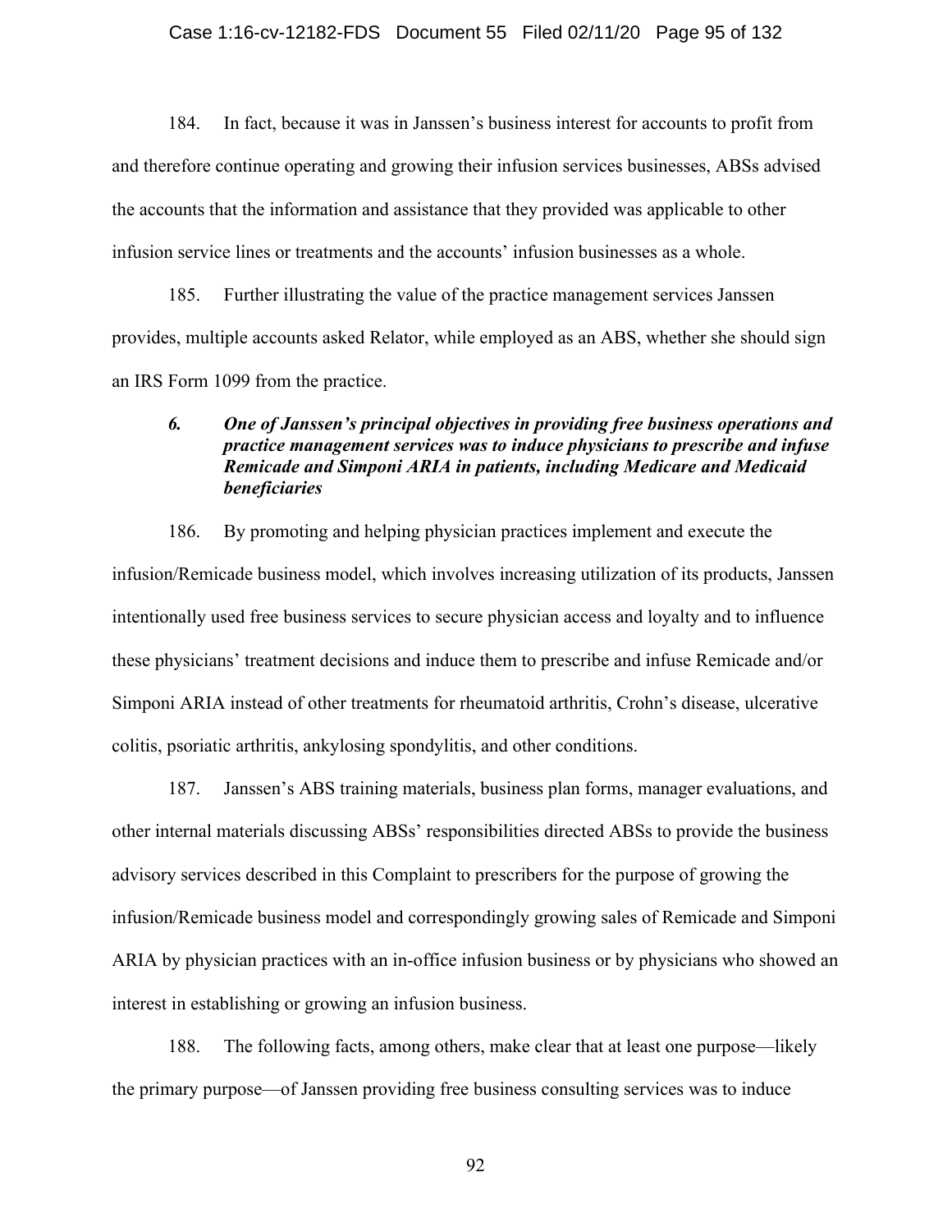184. In fact, because it was in Janssen's business interest for accounts to profit from and therefore continue operating and growing their infusion services businesses, ABSs advised the accounts that the information and assistance that they provided was applicable to other infusion service lines or treatments and the accounts' infusion businesses as a whole.

185. Further illustrating the value of the practice management services Janssen provides, multiple accounts asked Relator, while employed as an ABS, whether she should sign an IRS Form 1099 from the practice.

### *6. One of Janssen's principal objectives in providing free business operations and practice management services was to induce physicians to prescribe and infuse Remicade and Simponi ARIA in patients, including Medicare and Medicaid beneficiaries*

186. By promoting and helping physician practices implement and execute the infusion/Remicade business model, which involves increasing utilization of its products, Janssen intentionally used free business services to secure physician access and loyalty and to influence these physicians' treatment decisions and induce them to prescribe and infuse Remicade and/or Simponi ARIA instead of other treatments for rheumatoid arthritis, Crohn's disease, ulcerative colitis, psoriatic arthritis, ankylosing spondylitis, and other conditions.

187. Janssen's ABS training materials, business plan forms, manager evaluations, and other internal materials discussing ABSs' responsibilities directed ABSs to provide the business advisory services described in this Complaint to prescribers for the purpose of growing the infusion/Remicade business model and correspondingly growing sales of Remicade and Simponi ARIA by physician practices with an in-office infusion business or by physicians who showed an interest in establishing or growing an infusion business.

188. The following facts, among others, make clear that at least one purpose—likely the primary purpose—of Janssen providing free business consulting services was to induce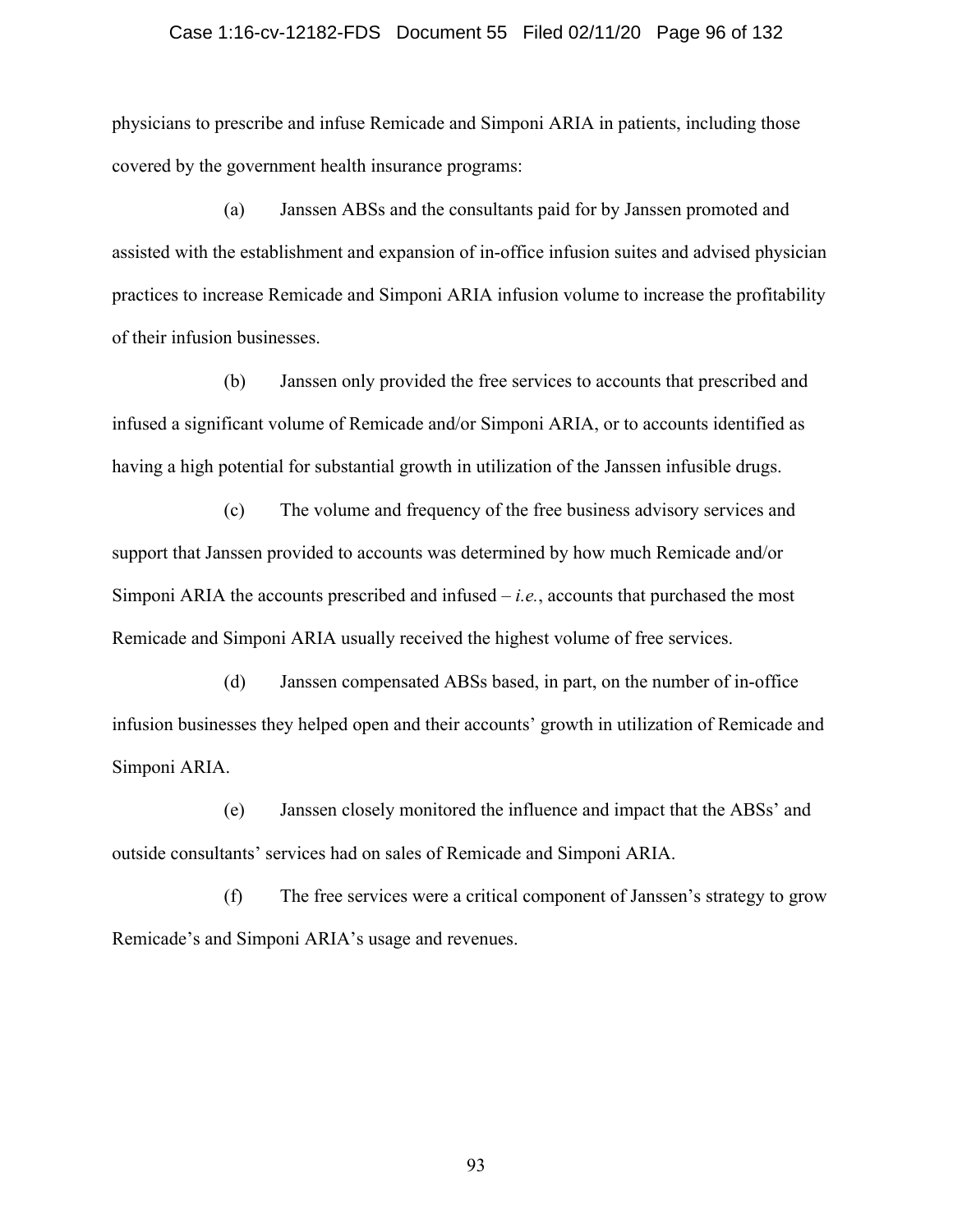physicians to prescribe and infuse Remicade and Simponi ARIA in patients, including those covered by the government health insurance programs:

(a) Janssen ABSs and the consultants paid for by Janssen promoted and assisted with the establishment and expansion of in-office infusion suites and advised physician practices to increase Remicade and Simponi ARIA infusion volume to increase the profitability of their infusion businesses.

(b) Janssen only provided the free services to accounts that prescribed and infused a significant volume of Remicade and/or Simponi ARIA, or to accounts identified as having a high potential for substantial growth in utilization of the Janssen infusible drugs.

(c) The volume and frequency of the free business advisory services and support that Janssen provided to accounts was determined by how much Remicade and/or Simponi ARIA the accounts prescribed and infused – *i.e.*, accounts that purchased the most Remicade and Simponi ARIA usually received the highest volume of free services.

(d) Janssen compensated ABSs based, in part, on the number of in-office infusion businesses they helped open and their accounts' growth in utilization of Remicade and Simponi ARIA.

(e) Janssen closely monitored the influence and impact that the ABSs' and outside consultants' services had on sales of Remicade and Simponi ARIA.

(f) The free services were a critical component of Janssen's strategy to grow Remicade's and Simponi ARIA's usage and revenues.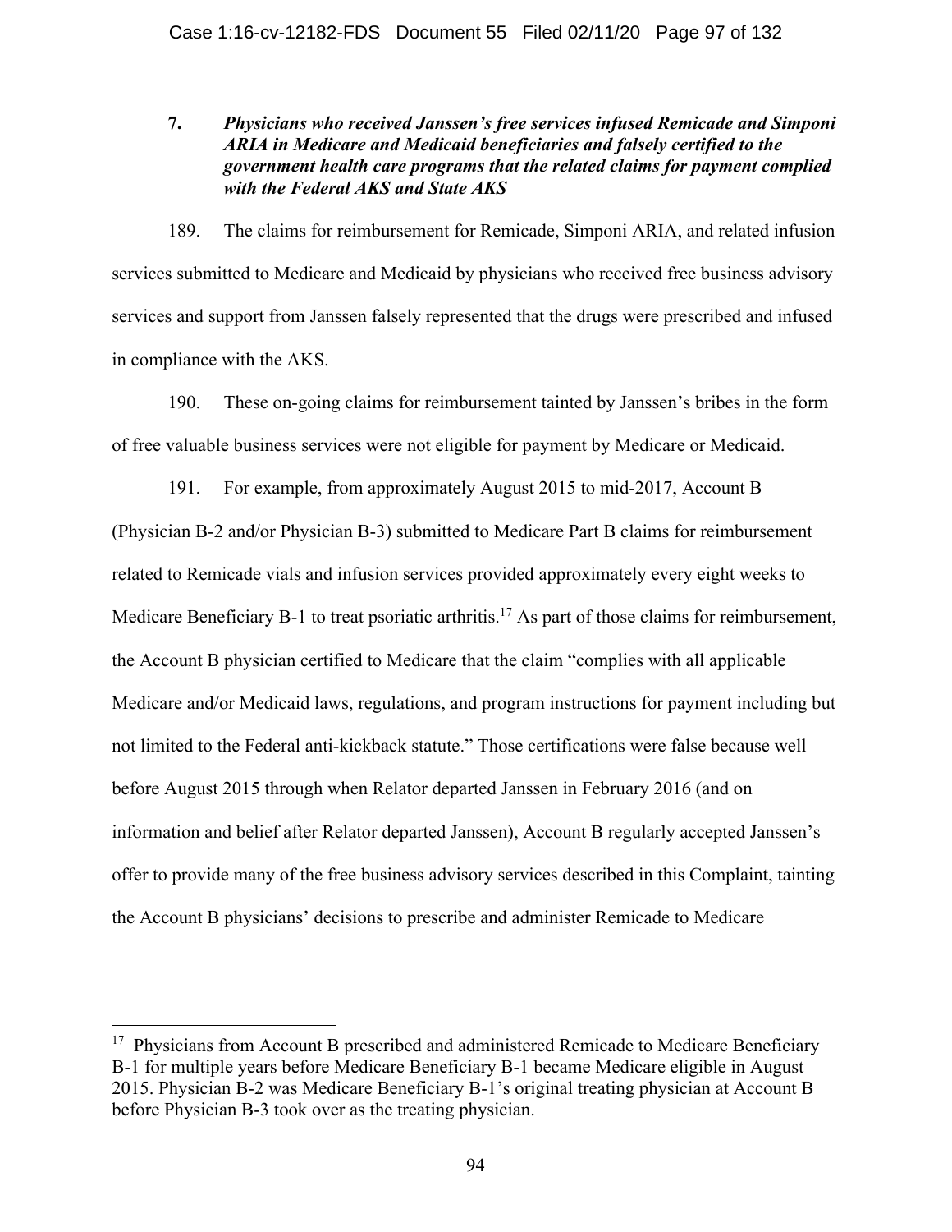**7.** ***Physicians who received Janssen's free services infused Remicade and Simponi ARIA in Medicare and Medicaid beneficiaries and falsely certified to the government health care programs that the related claims for payment complied with the Federal AKS and State AKS***

189. The claims for reimbursement for Remicade, Simponi ARIA, and related infusion services submitted to Medicare and Medicaid by physicians who received free business advisory services and support from Janssen falsely represented that the drugs were prescribed and infused in compliance with the AKS.

190. These on-going claims for reimbursement tainted by Janssen's bribes in the form of free valuable business services were not eligible for payment by Medicare or Medicaid.

191. For example, from approximately August 2015 to mid-2017, Account B (Physician B-2 and/or Physician B-3) submitted to Medicare Part B claims for reimbursement related to Remicade vials and infusion services provided approximately every eight weeks to Medicare Beneficiary B-1 to treat psoriatic arthritis.[17] As part of those claims for reimbursement, the Account B physician certified to Medicare that the claim "complies with all applicable Medicare and/or Medicaid laws, regulations, and program instructions for payment including but not limited to the Federal anti-kickback statute." Those certifications were false because well before August 2015 through when Relator departed Janssen in February 2016 (and on information and belief after Relator departed Janssen), Account B regularly accepted Janssen's offer to provide many of the free business advisory services described in this Complaint, tainting the Account B physicians' decisions to prescribe and administer Remicade to Medicare

---

[17] Physicians from Account B prescribed and administered Remicade to Medicare Beneficiary B-1 for multiple years before Medicare Beneficiary B-1 became Medicare eligible in August 2015. Physician B-2 was Medicare Beneficiary B-1's original treating physician at Account B before Physician B-3 took over as the treating physician.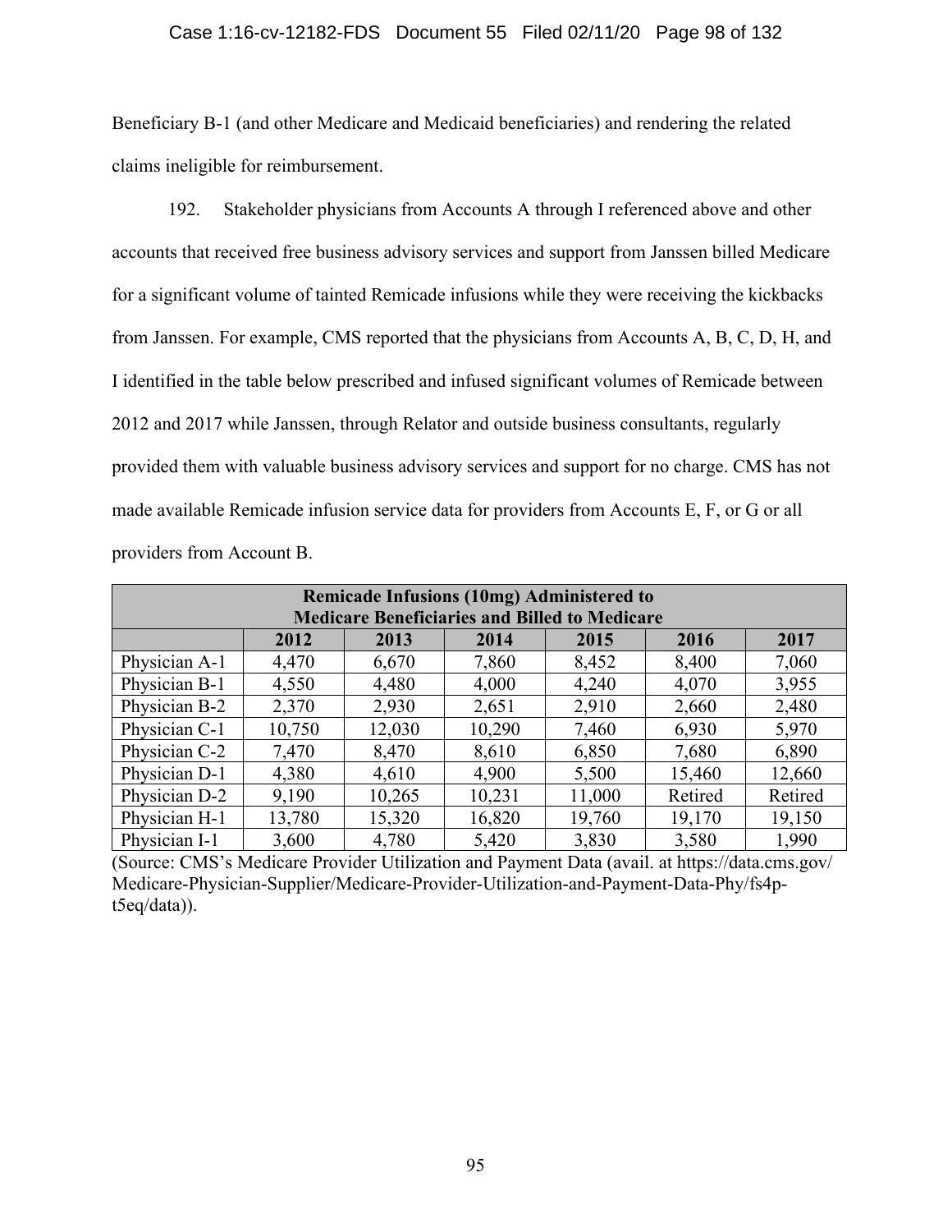Beneficiary B-1 (and other Medicare and Medicaid beneficiaries) and rendering the related claims ineligible for reimbursement.

192. Stakeholder physicians from Accounts A through I referenced above and other accounts that received free business advisory services and support from Janssen billed Medicare for a significant volume of tainted Remicade infusions while they were receiving the kickbacks from Janssen. For example, CMS reported that the physicians from Accounts A, B, C, D, H, and I identified in the table below prescribed and infused significant volumes of Remicade between 2012 and 2017 while Janssen, through Relator and outside business consultants, regularly provided them with valuable business advisory services and support for no charge. CMS has not made available Remicade infusion service data for providers from Accounts E, F, or G or all providers from Account B.

| **Remicade Infusions (10mg) Administered to Medicare Beneficiaries and Billed to Medicare** | | | | | | |
|---|---|---|---|---|---|---|
| | **2012** | **2013** | **2014** | **2015** | **2016** | **2017** |
| Physician A-1 | 4,470 | 6,670 | 7,860 | 8,452 | 8,400 | 7,060 |
| Physician B-1 | 4,550 | 4,480 | 4,000 | 4,240 | 4,070 | 3,955 |
| Physician B-2 | 2,370 | 2,930 | 2,651 | 2,910 | 2,660 | 2,480 |
| Physician C-1 | 10,750 | 12,030 | 10,290 | 7,460 | 6,930 | 5,970 |
| Physician C-2 | 7,470 | 8,470 | 8,610 | 6,850 | 7,680 | 6,890 |
| Physician D-1 | 4,380 | 4,610 | 4,900 | 5,500 | 15,460 | 12,660 |
| Physician D-2 | 9,190 | 10,265 | 10,231 | 11,000 | Retired | Retired |
| Physician H-1 | 13,780 | 15,320 | 16,820 | 19,760 | 19,170 | 19,150 |
| Physician I-1 | 3,600 | 4,780 | 5,420 | 3,830 | 3,580 | 1,990 |

(Source: CMS's Medicare Provider Utilization and Payment Data (avail. at https://data.cms.gov/Medicare-Physician-Supplier/Medicare-Provider-Utilization-and-Payment-Data-Phy/fs4p-t5eq/data)).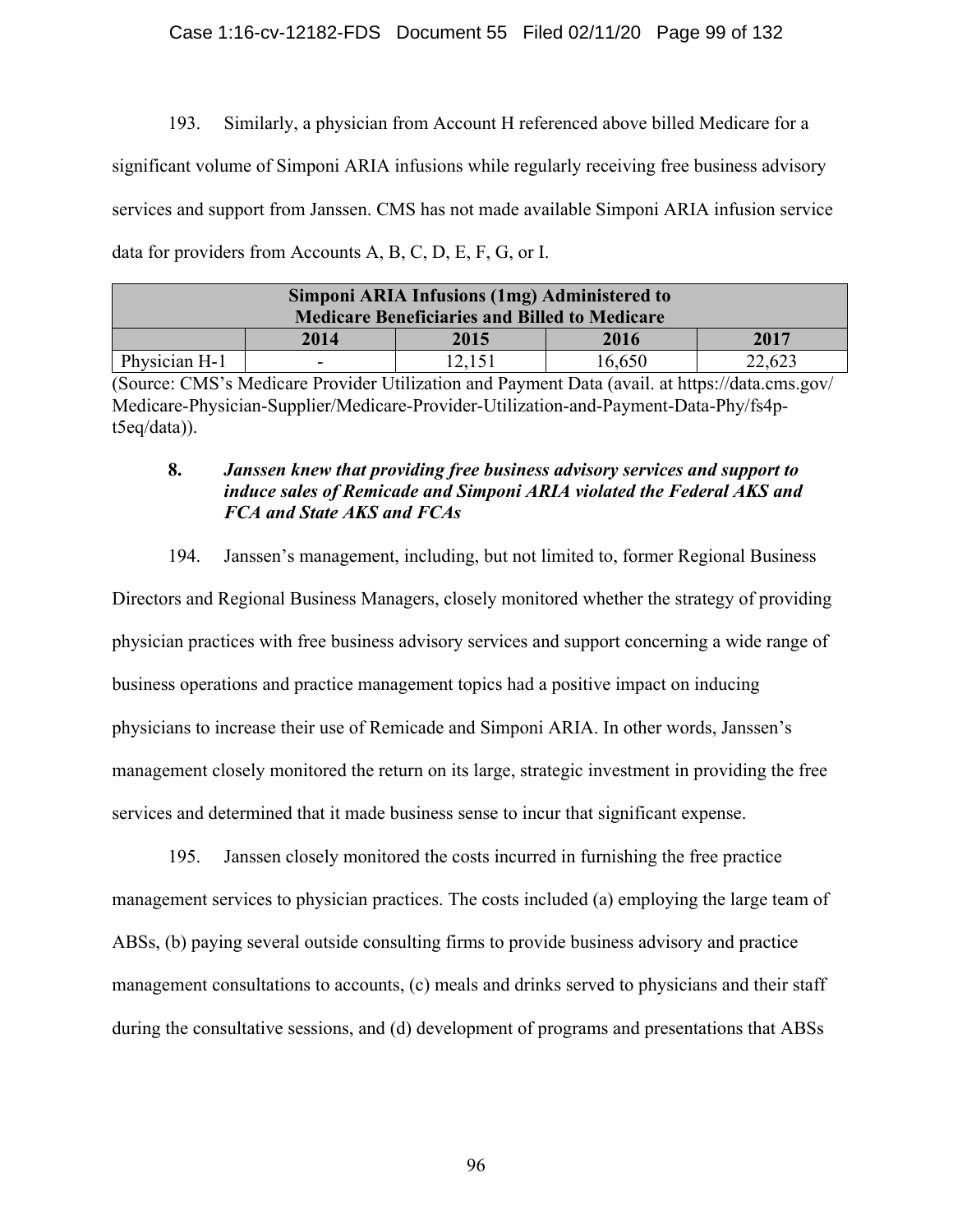193. Similarly, a physician from Account H referenced above billed Medicare for a significant volume of Simponi ARIA infusions while regularly receiving free business advisory services and support from Janssen. CMS has not made available Simponi ARIA infusion service data for providers from Accounts A, B, C, D, E, F, G, or I.

| Simponi ARIA Infusions (1mg) Administered to Medicare Beneficiaries and Billed to Medicare | | | | |
|---|---|---|---|---|
| | **2014** | **2015** | **2016** | **2017** |
| Physician H-1 | - | 12,151 | 16,650 | 22,623 |

(Source: CMS's Medicare Provider Utilization and Payment Data (avail. at https://data.cms.gov/Medicare-Physician-Supplier/Medicare-Provider-Utilization-and-Payment-Data-Phy/fs4p-t5eq/data)).

**8. *Janssen knew that providing free business advisory services and support to induce sales of Remicade and Simponi ARIA violated the Federal AKS and FCA and State AKS and FCAs***

194. Janssen's management, including, but not limited to, former Regional Business Directors and Regional Business Managers, closely monitored whether the strategy of providing physician practices with free business advisory services and support concerning a wide range of business operations and practice management topics had a positive impact on inducing physicians to increase their use of Remicade and Simponi ARIA. In other words, Janssen's management closely monitored the return on its large, strategic investment in providing the free services and determined that it made business sense to incur that significant expense.

195. Janssen closely monitored the costs incurred in furnishing the free practice management services to physician practices. The costs included (a) employing the large team of ABSs, (b) paying several outside consulting firms to provide business advisory and practice management consultations to accounts, (c) meals and drinks served to physicians and their staff during the consultative sessions, and (d) development of programs and presentations that ABSs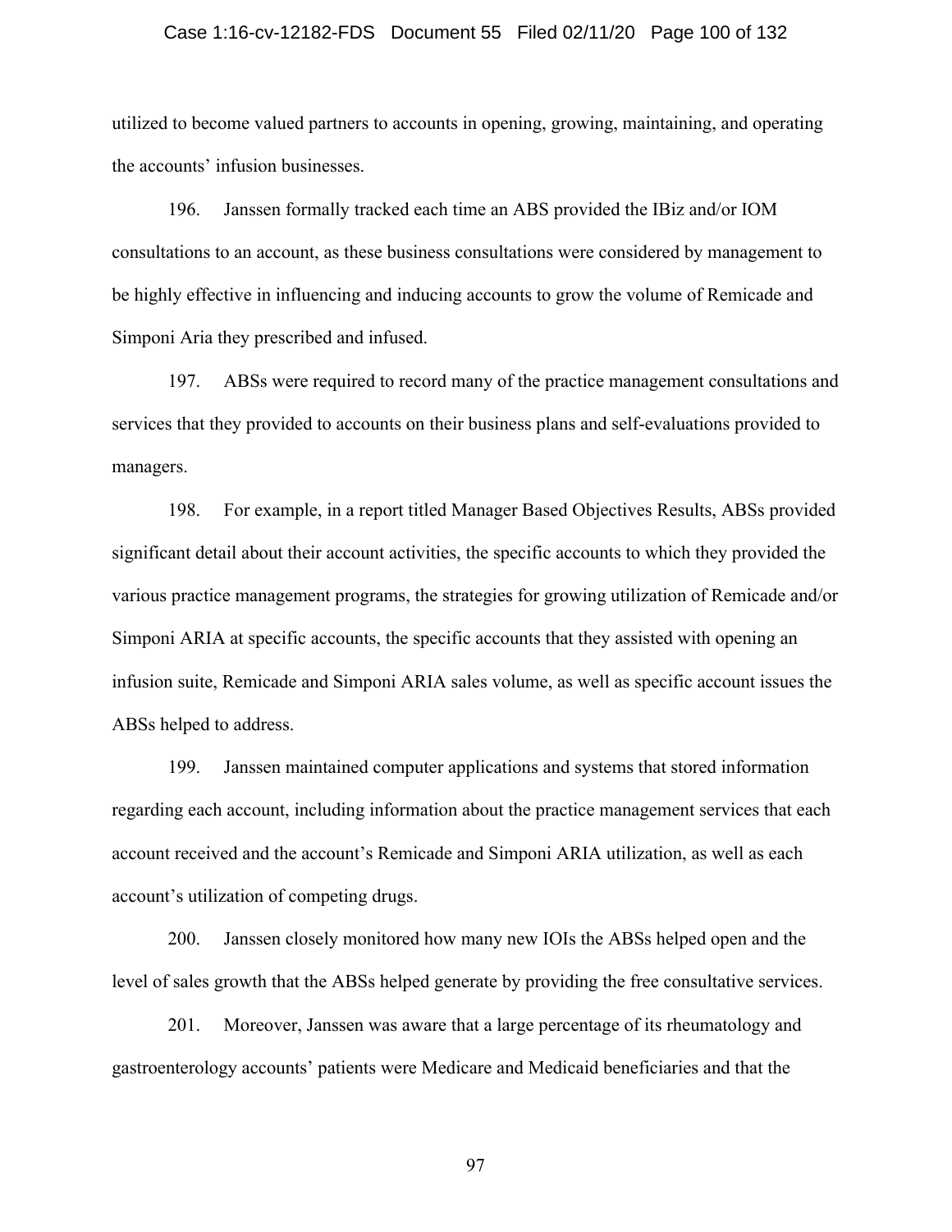utilized to become valued partners to accounts in opening, growing, maintaining, and operating the accounts' infusion businesses.

196. Janssen formally tracked each time an ABS provided the IBiz and/or IOM consultations to an account, as these business consultations were considered by management to be highly effective in influencing and inducing accounts to grow the volume of Remicade and Simponi Aria they prescribed and infused.

197. ABSs were required to record many of the practice management consultations and services that they provided to accounts on their business plans and self-evaluations provided to managers.

198. For example, in a report titled Manager Based Objectives Results, ABSs provided significant detail about their account activities, the specific accounts to which they provided the various practice management programs, the strategies for growing utilization of Remicade and/or Simponi ARIA at specific accounts, the specific accounts that they assisted with opening an infusion suite, Remicade and Simponi ARIA sales volume, as well as specific account issues the ABSs helped to address.

199. Janssen maintained computer applications and systems that stored information regarding each account, including information about the practice management services that each account received and the account's Remicade and Simponi ARIA utilization, as well as each account's utilization of competing drugs.

200. Janssen closely monitored how many new IOIs the ABSs helped open and the level of sales growth that the ABSs helped generate by providing the free consultative services.

201. Moreover, Janssen was aware that a large percentage of its rheumatology and gastroenterology accounts' patients were Medicare and Medicaid beneficiaries and that the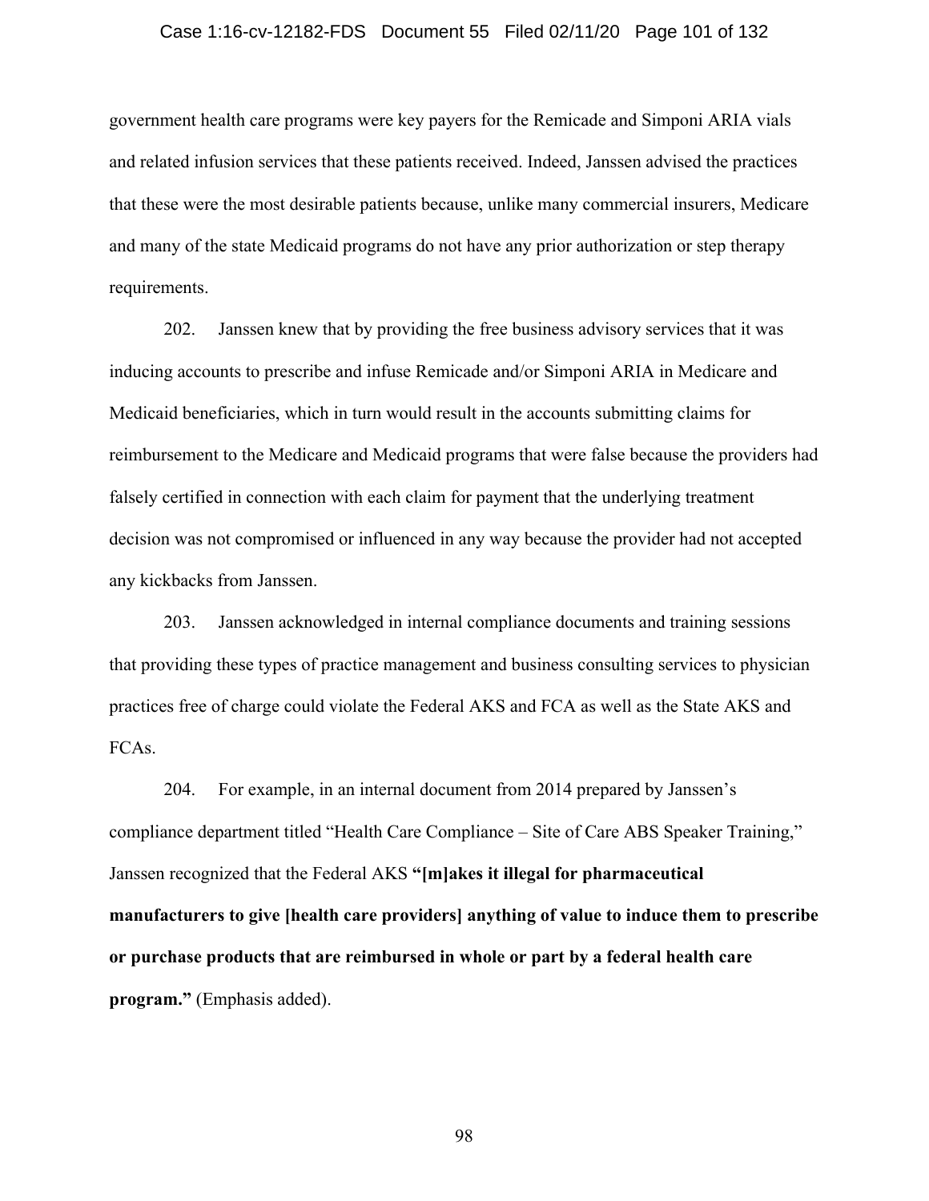government health care programs were key payers for the Remicade and Simponi ARIA vials and related infusion services that these patients received. Indeed, Janssen advised the practices that these were the most desirable patients because, unlike many commercial insurers, Medicare and many of the state Medicaid programs do not have any prior authorization or step therapy requirements.

202. Janssen knew that by providing the free business advisory services that it was inducing accounts to prescribe and infuse Remicade and/or Simponi ARIA in Medicare and Medicaid beneficiaries, which in turn would result in the accounts submitting claims for reimbursement to the Medicare and Medicaid programs that were false because the providers had falsely certified in connection with each claim for payment that the underlying treatment decision was not compromised or influenced in any way because the provider had not accepted any kickbacks from Janssen.

203. Janssen acknowledged in internal compliance documents and training sessions that providing these types of practice management and business consulting services to physician practices free of charge could violate the Federal AKS and FCA as well as the State AKS and FCAs.

204. For example, in an internal document from 2014 prepared by Janssen's compliance department titled "Health Care Compliance – Site of Care ABS Speaker Training," Janssen recognized that the Federal AKS **"[m]akes it illegal for pharmaceutical manufacturers to give [health care providers] anything of value to induce them to prescribe or purchase products that are reimbursed in whole or part by a federal health care program."** (Emphasis added).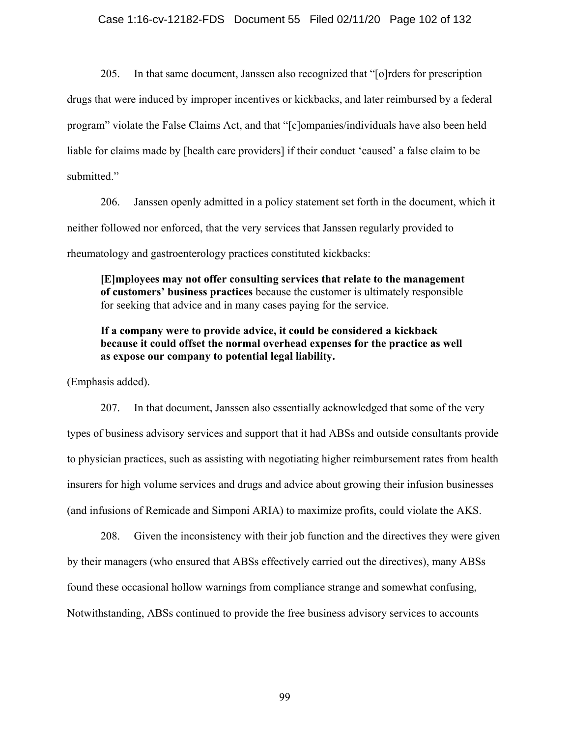205. In that same document, Janssen also recognized that "[o]rders for prescription drugs that were induced by improper incentives or kickbacks, and later reimbursed by a federal program" violate the False Claims Act, and that "[c]ompanies/individuals have also been held liable for claims made by [health care providers] if their conduct 'caused' a false claim to be submitted."

206. Janssen openly admitted in a policy statement set forth in the document, which it neither followed nor enforced, that the very services that Janssen regularly provided to rheumatology and gastroenterology practices constituted kickbacks:

> **[E]mployees may not offer consulting services that relate to the management of customers' business practices** because the customer is ultimately responsible for seeking that advice and in many cases paying for the service.
>
> **If a company were to provide advice, it could be considered a kickback because it could offset the normal overhead expenses for the practice as well as expose our company to potential legal liability.**

(Emphasis added).

207. In that document, Janssen also essentially acknowledged that some of the very types of business advisory services and support that it had ABSs and outside consultants provide to physician practices, such as assisting with negotiating higher reimbursement rates from health insurers for high volume services and drugs and advice about growing their infusion businesses (and infusions of Remicade and Simponi ARIA) to maximize profits, could violate the AKS.

208. Given the inconsistency with their job function and the directives they were given by their managers (who ensured that ABSs effectively carried out the directives), many ABSs found these occasional hollow warnings from compliance strange and somewhat confusing, Notwithstanding, ABSs continued to provide the free business advisory services to accounts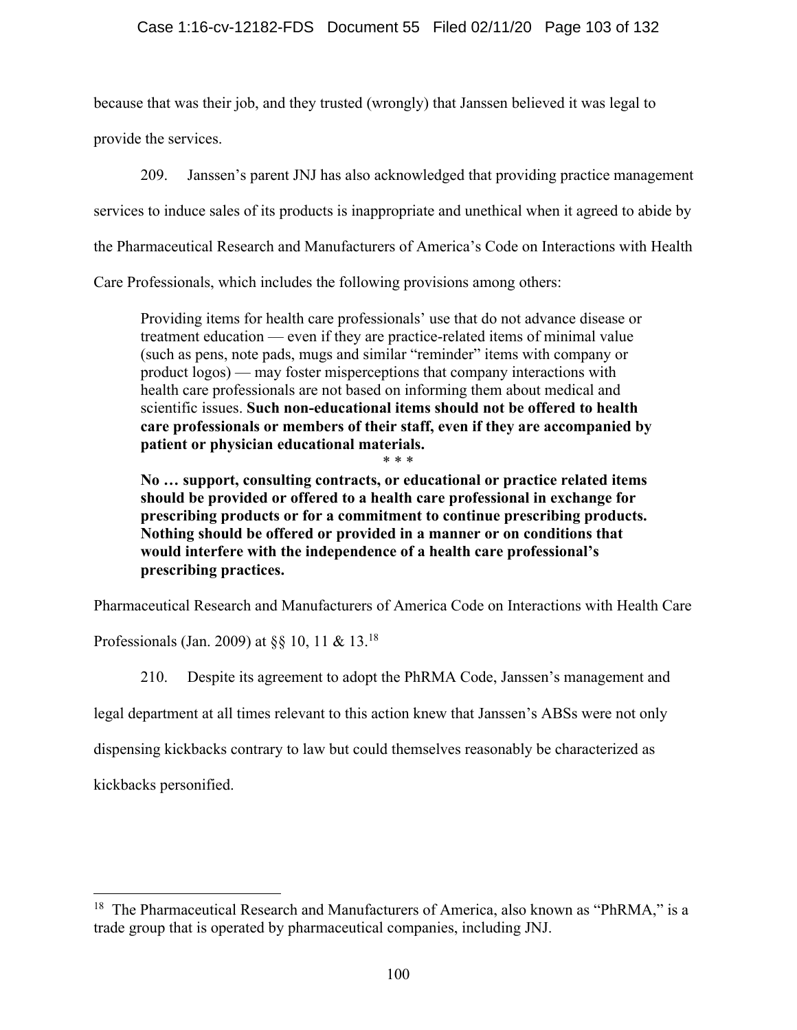because that was their job, and they trusted (wrongly) that Janssen believed it was legal to provide the services.

209. Janssen's parent JNJ has also acknowledged that providing practice management services to induce sales of its products is inappropriate and unethical when it agreed to abide by the Pharmaceutical Research and Manufacturers of America's Code on Interactions with Health Care Professionals, which includes the following provisions among others:

> Providing items for health care professionals' use that do not advance disease or treatment education — even if they are practice-related items of minimal value (such as pens, note pads, mugs and similar "reminder" items with company or product logos) — may foster misperceptions that company interactions with health care professionals are not based on informing them about medical and scientific issues. **Such non-educational items should not be offered to health care professionals or members of their staff, even if they are accompanied by patient or physician educational materials.**
>
> \* \* \*
>
> **No … support, consulting contracts, or educational or practice related items should be provided or offered to a health care professional in exchange for prescribing products or for a commitment to continue prescribing products. Nothing should be offered or provided in a manner or on conditions that would interfere with the independence of a health care professional's prescribing practices.**

Pharmaceutical Research and Manufacturers of America Code on Interactions with Health Care Professionals (Jan. 2009) at §§ 10, 11 & 13.[18]

210. Despite its agreement to adopt the PhRMA Code, Janssen's management and legal department at all times relevant to this action knew that Janssen's ABSs were not only dispensing kickbacks contrary to law but could themselves reasonably be characterized as kickbacks personified.

[18] The Pharmaceutical Research and Manufacturers of America, also known as "PhRMA," is a trade group that is operated by pharmaceutical companies, including JNJ.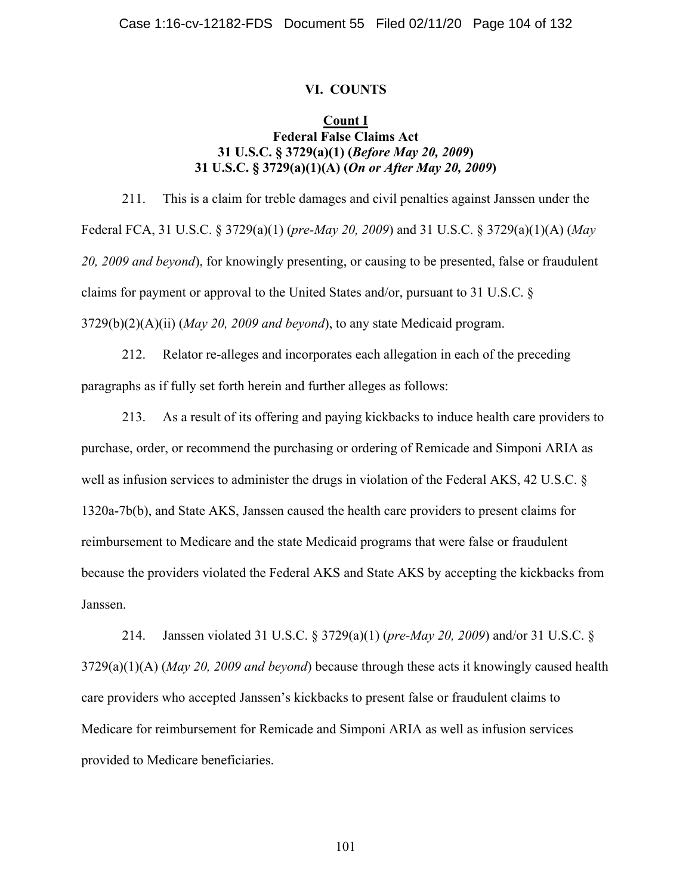## VI. COUNTS

### Count I
### Federal False Claims Act
### 31 U.S.C. § 3729(a)(1) (*Before May 20, 2009*)
### 31 U.S.C. § 3729(a)(1)(A) (*On or After May 20, 2009*)

211. This is a claim for treble damages and civil penalties against Janssen under the Federal FCA, 31 U.S.C. § 3729(a)(1) (*pre-May 20, 2009*) and 31 U.S.C. § 3729(a)(1)(A) (*May 20, 2009 and beyond*), for knowingly presenting, or causing to be presented, false or fraudulent claims for payment or approval to the United States and/or, pursuant to 31 U.S.C. § 3729(b)(2)(A)(ii) (*May 20, 2009 and beyond*), to any state Medicaid program.

212. Relator re-alleges and incorporates each allegation in each of the preceding paragraphs as if fully set forth herein and further alleges as follows:

213. As a result of its offering and paying kickbacks to induce health care providers to purchase, order, or recommend the purchasing or ordering of Remicade and Simponi ARIA as well as infusion services to administer the drugs in violation of the Federal AKS, 42 U.S.C. § 1320a-7b(b), and State AKS, Janssen caused the health care providers to present claims for reimbursement to Medicare and the state Medicaid programs that were false or fraudulent because the providers violated the Federal AKS and State AKS by accepting the kickbacks from Janssen.

214. Janssen violated 31 U.S.C. § 3729(a)(1) (*pre-May 20, 2009*) and/or 31 U.S.C. § 3729(a)(1)(A) (*May 20, 2009 and beyond*) because through these acts it knowingly caused health care providers who accepted Janssen's kickbacks to present false or fraudulent claims to Medicare for reimbursement for Remicade and Simponi ARIA as well as infusion services provided to Medicare beneficiaries.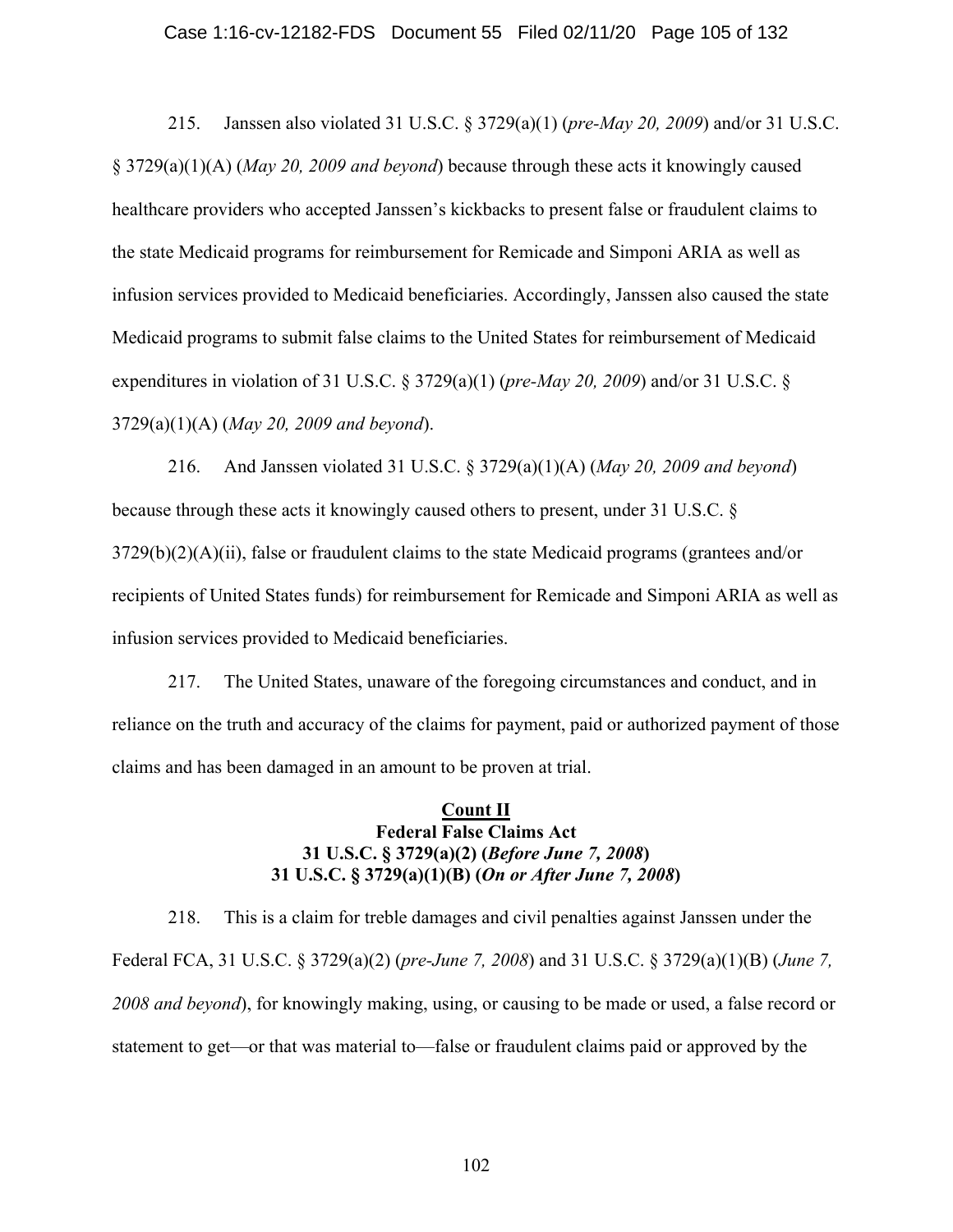215. Janssen also violated 31 U.S.C. § 3729(a)(1) (*pre-May 20, 2009*) and/or 31 U.S.C. § 3729(a)(1)(A) (*May 20, 2009 and beyond*) because through these acts it knowingly caused healthcare providers who accepted Janssen's kickbacks to present false or fraudulent claims to the state Medicaid programs for reimbursement for Remicade and Simponi ARIA as well as infusion services provided to Medicaid beneficiaries. Accordingly, Janssen also caused the state Medicaid programs to submit false claims to the United States for reimbursement of Medicaid expenditures in violation of 31 U.S.C. § 3729(a)(1) (*pre-May 20, 2009*) and/or 31 U.S.C. § 3729(a)(1)(A) (*May 20, 2009 and beyond*).

216. And Janssen violated 31 U.S.C. § 3729(a)(1)(A) (*May 20, 2009 and beyond*) because through these acts it knowingly caused others to present, under 31 U.S.C. § 3729(b)(2)(A)(ii), false or fraudulent claims to the state Medicaid programs (grantees and/or recipients of United States funds) for reimbursement for Remicade and Simponi ARIA as well as infusion services provided to Medicaid beneficiaries.

217. The United States, unaware of the foregoing circumstances and conduct, and in reliance on the truth and accuracy of the claims for payment, paid or authorized payment of those claims and has been damaged in an amount to be proven at trial.

## Count II
### Federal False Claims Act
### 31 U.S.C. § 3729(a)(2) (*Before June 7, 2008*)
### 31 U.S.C. § 3729(a)(1)(B) (*On or After June 7, 2008*)

218. This is a claim for treble damages and civil penalties against Janssen under the Federal FCA, 31 U.S.C. § 3729(a)(2) (*pre-June 7, 2008*) and 31 U.S.C. § 3729(a)(1)(B) (*June 7, 2008 and beyond*), for knowingly making, using, or causing to be made or used, a false record or statement to get—or that was material to—false or fraudulent claims paid or approved by the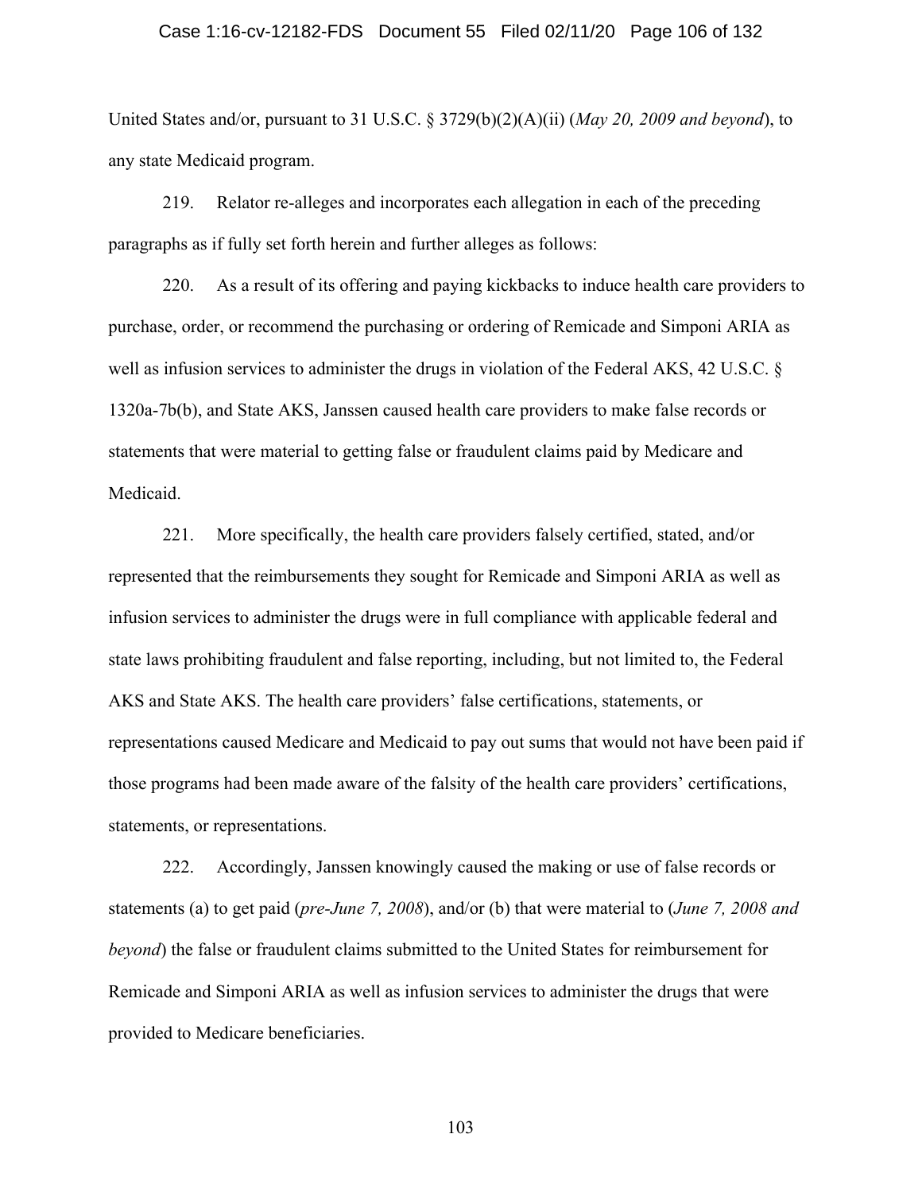United States and/or, pursuant to 31 U.S.C. § 3729(b)(2)(A)(ii) (*May 20, 2009 and beyond*), to any state Medicaid program.

219. Relator re-alleges and incorporates each allegation in each of the preceding paragraphs as if fully set forth herein and further alleges as follows:

220. As a result of its offering and paying kickbacks to induce health care providers to purchase, order, or recommend the purchasing or ordering of Remicade and Simponi ARIA as well as infusion services to administer the drugs in violation of the Federal AKS, 42 U.S.C. § 1320a-7b(b), and State AKS, Janssen caused health care providers to make false records or statements that were material to getting false or fraudulent claims paid by Medicare and Medicaid.

221. More specifically, the health care providers falsely certified, stated, and/or represented that the reimbursements they sought for Remicade and Simponi ARIA as well as infusion services to administer the drugs were in full compliance with applicable federal and state laws prohibiting fraudulent and false reporting, including, but not limited to, the Federal AKS and State AKS. The health care providers' false certifications, statements, or representations caused Medicare and Medicaid to pay out sums that would not have been paid if those programs had been made aware of the falsity of the health care providers' certifications, statements, or representations.

222. Accordingly, Janssen knowingly caused the making or use of false records or statements (a) to get paid (*pre-June 7, 2008*), and/or (b) that were material to (*June 7, 2008 and beyond*) the false or fraudulent claims submitted to the United States for reimbursement for Remicade and Simponi ARIA as well as infusion services to administer the drugs that were provided to Medicare beneficiaries.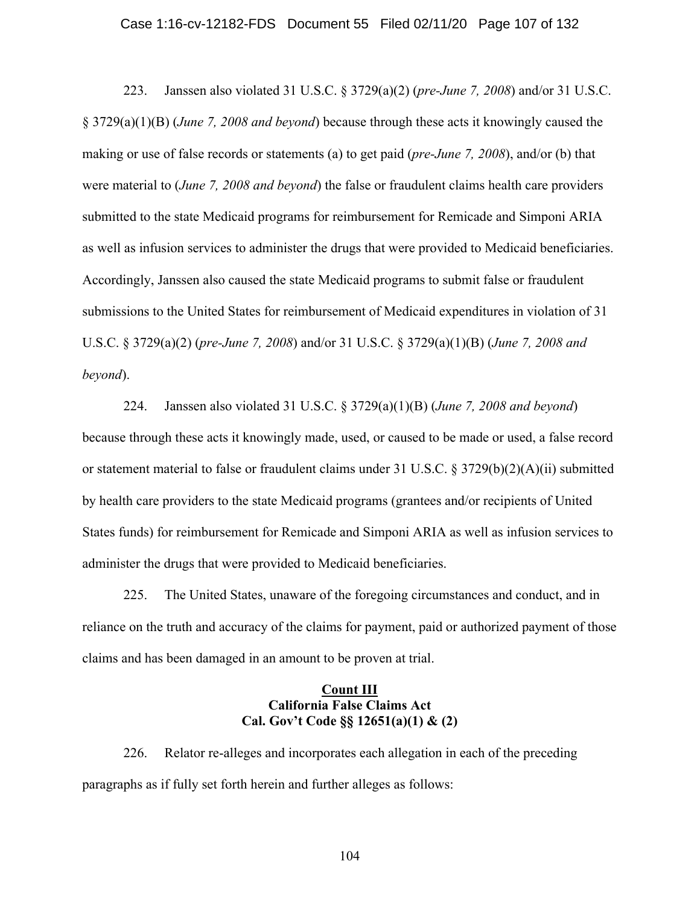223. Janssen also violated 31 U.S.C. § 3729(a)(2) (*pre-June 7, 2008*) and/or 31 U.S.C. § 3729(a)(1)(B) (*June 7, 2008 and beyond*) because through these acts it knowingly caused the making or use of false records or statements (a) to get paid (*pre-June 7, 2008*), and/or (b) that were material to (*June 7, 2008 and beyond*) the false or fraudulent claims health care providers submitted to the state Medicaid programs for reimbursement for Remicade and Simponi ARIA as well as infusion services to administer the drugs that were provided to Medicaid beneficiaries. Accordingly, Janssen also caused the state Medicaid programs to submit false or fraudulent submissions to the United States for reimbursement of Medicaid expenditures in violation of 31 U.S.C. § 3729(a)(2) (*pre-June 7, 2008*) and/or 31 U.S.C. § 3729(a)(1)(B) (*June 7, 2008 and beyond*).

224. Janssen also violated 31 U.S.C. § 3729(a)(1)(B) (*June 7, 2008 and beyond*) because through these acts it knowingly made, used, or caused to be made or used, a false record or statement material to false or fraudulent claims under 31 U.S.C. § 3729(b)(2)(A)(ii) submitted by health care providers to the state Medicaid programs (grantees and/or recipients of United States funds) for reimbursement for Remicade and Simponi ARIA as well as infusion services to administer the drugs that were provided to Medicaid beneficiaries.

225. The United States, unaware of the foregoing circumstances and conduct, and in reliance on the truth and accuracy of the claims for payment, paid or authorized payment of those claims and has been damaged in an amount to be proven at trial.

**Count III**
**California False Claims Act**
**Cal. Gov't Code §§ 12651(a)(1) & (2)**

226. Relator re-alleges and incorporates each allegation in each of the preceding paragraphs as if fully set forth herein and further alleges as follows: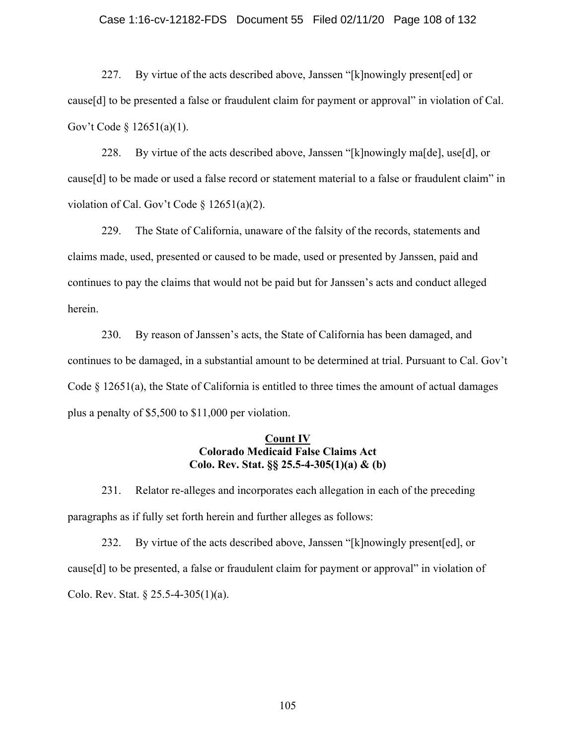227. By virtue of the acts described above, Janssen "[k]nowingly present[ed] or cause[d] to be presented a false or fraudulent claim for payment or approval" in violation of Cal. Gov't Code § 12651(a)(1).

228. By virtue of the acts described above, Janssen "[k]nowingly ma[de], use[d], or cause[d] to be made or used a false record or statement material to a false or fraudulent claim" in violation of Cal. Gov't Code § 12651(a)(2).

229. The State of California, unaware of the falsity of the records, statements and claims made, used, presented or caused to be made, used or presented by Janssen, paid and continues to pay the claims that would not be paid but for Janssen's acts and conduct alleged herein.

230. By reason of Janssen's acts, the State of California has been damaged, and continues to be damaged, in a substantial amount to be determined at trial. Pursuant to Cal. Gov't Code § 12651(a), the State of California is entitled to three times the amount of actual damages plus a penalty of $5,500 to $11,000 per violation.

**Count IV**
**Colorado Medicaid False Claims Act**
**Colo. Rev. Stat. §§ 25.5-4-305(1)(a) & (b)**

231. Relator re-alleges and incorporates each allegation in each of the preceding paragraphs as if fully set forth herein and further alleges as follows:

232. By virtue of the acts described above, Janssen "[k]nowingly present[ed], or cause[d] to be presented, a false or fraudulent claim for payment or approval" in violation of Colo. Rev. Stat. § 25.5-4-305(1)(a).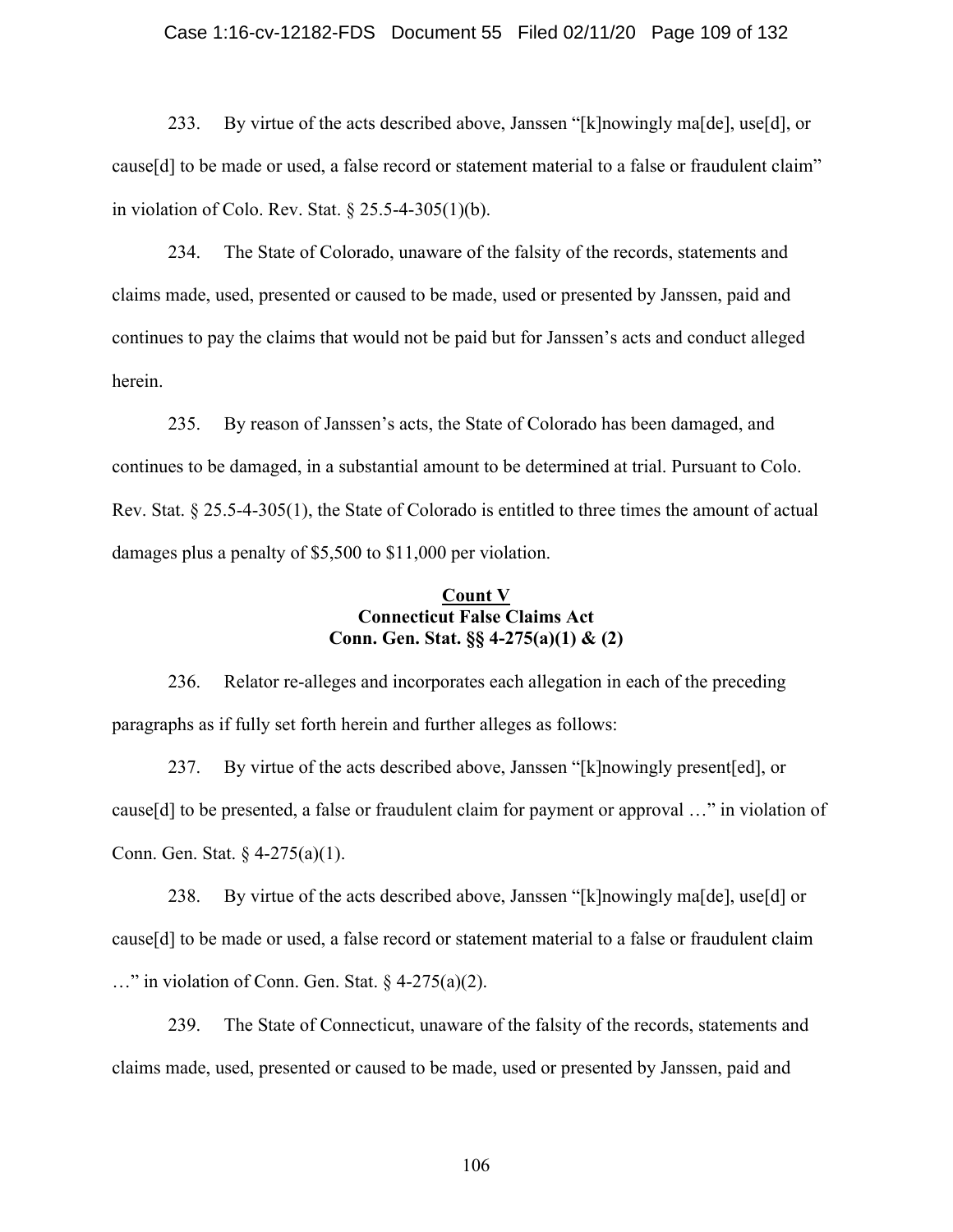233. By virtue of the acts described above, Janssen "[k]nowingly ma[de], use[d], or cause[d] to be made or used, a false record or statement material to a false or fraudulent claim" in violation of Colo. Rev. Stat. § 25.5-4-305(1)(b).

234. The State of Colorado, unaware of the falsity of the records, statements and claims made, used, presented or caused to be made, used or presented by Janssen, paid and continues to pay the claims that would not be paid but for Janssen's acts and conduct alleged herein.

235. By reason of Janssen's acts, the State of Colorado has been damaged, and continues to be damaged, in a substantial amount to be determined at trial. Pursuant to Colo. Rev. Stat. § 25.5-4-305(1), the State of Colorado is entitled to three times the amount of actual damages plus a penalty of $5,500 to $11,000 per violation.

**Count V**
**Connecticut False Claims Act**
**Conn. Gen. Stat. §§ 4-275(a)(1) & (2)**

236. Relator re-alleges and incorporates each allegation in each of the preceding paragraphs as if fully set forth herein and further alleges as follows:

237. By virtue of the acts described above, Janssen "[k]nowingly present[ed], or cause[d] to be presented, a false or fraudulent claim for payment or approval …" in violation of Conn. Gen. Stat. § 4-275(a)(1).

238. By virtue of the acts described above, Janssen "[k]nowingly ma[de], use[d] or cause[d] to be made or used, a false record or statement material to a false or fraudulent claim …" in violation of Conn. Gen. Stat. § 4-275(a)(2).

239. The State of Connecticut, unaware of the falsity of the records, statements and claims made, used, presented or caused to be made, used or presented by Janssen, paid and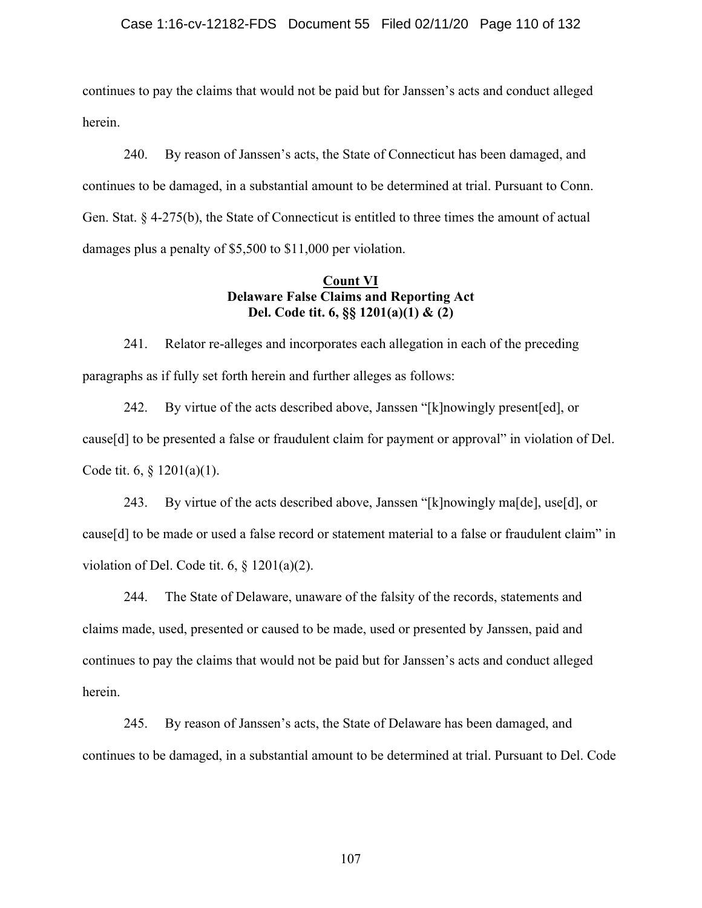continues to pay the claims that would not be paid but for Janssen's acts and conduct alleged herein.

240. By reason of Janssen's acts, the State of Connecticut has been damaged, and continues to be damaged, in a substantial amount to be determined at trial. Pursuant to Conn. Gen. Stat. § 4-275(b), the State of Connecticut is entitled to three times the amount of actual damages plus a penalty of $5,500 to $11,000 per violation.

**Count VI**
**Delaware False Claims and Reporting Act**
**Del. Code tit. 6, §§ 1201(a)(1) & (2)**

241. Relator re-alleges and incorporates each allegation in each of the preceding paragraphs as if fully set forth herein and further alleges as follows:

242. By virtue of the acts described above, Janssen "[k]nowingly present[ed], or cause[d] to be presented a false or fraudulent claim for payment or approval" in violation of Del. Code tit. 6, § 1201(a)(1).

243. By virtue of the acts described above, Janssen "[k]nowingly ma[de], use[d], or cause[d] to be made or used a false record or statement material to a false or fraudulent claim" in violation of Del. Code tit. 6, § 1201(a)(2).

244. The State of Delaware, unaware of the falsity of the records, statements and claims made, used, presented or caused to be made, used or presented by Janssen, paid and continues to pay the claims that would not be paid but for Janssen's acts and conduct alleged herein.

245. By reason of Janssen's acts, the State of Delaware has been damaged, and continues to be damaged, in a substantial amount to be determined at trial. Pursuant to Del. Code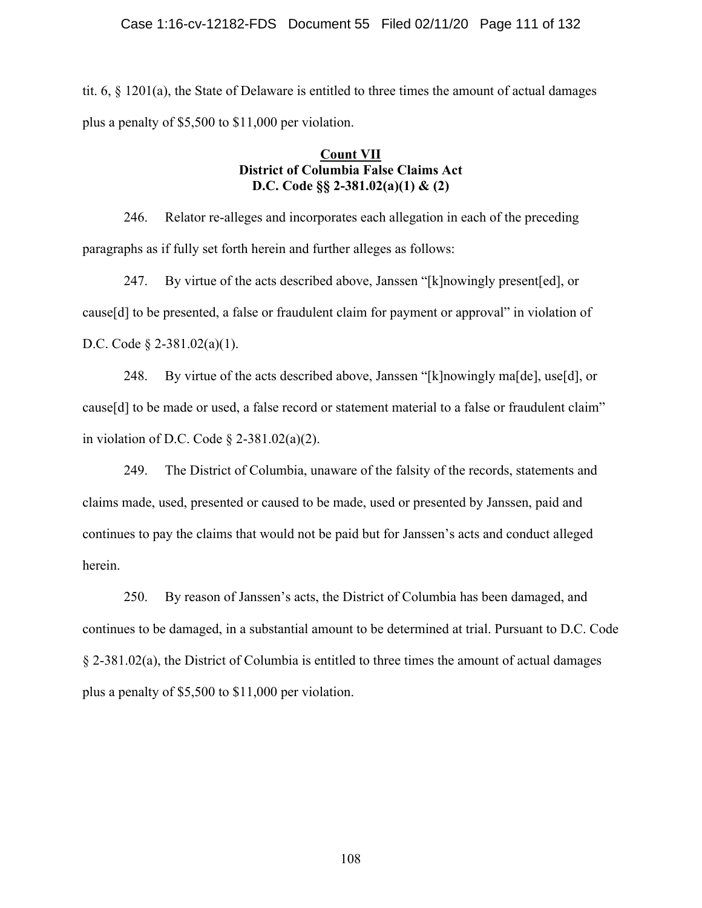tit. 6, § 1201(a), the State of Delaware is entitled to three times the amount of actual damages plus a penalty of $5,500 to $11,000 per violation.

## Count VII
## District of Columbia False Claims Act
## D.C. Code §§ 2-381.02(a)(1) & (2)

246. Relator re-alleges and incorporates each allegation in each of the preceding paragraphs as if fully set forth herein and further alleges as follows:

247. By virtue of the acts described above, Janssen "[k]nowingly present[ed], or cause[d] to be presented, a false or fraudulent claim for payment or approval" in violation of D.C. Code § 2-381.02(a)(1).

248. By virtue of the acts described above, Janssen "[k]nowingly ma[de], use[d], or cause[d] to be made or used, a false record or statement material to a false or fraudulent claim" in violation of D.C. Code § 2-381.02(a)(2).

249. The District of Columbia, unaware of the falsity of the records, statements and claims made, used, presented or caused to be made, used or presented by Janssen, paid and continues to pay the claims that would not be paid but for Janssen's acts and conduct alleged herein.

250. By reason of Janssen's acts, the District of Columbia has been damaged, and continues to be damaged, in a substantial amount to be determined at trial. Pursuant to D.C. Code § 2-381.02(a), the District of Columbia is entitled to three times the amount of actual damages plus a penalty of $5,500 to $11,000 per violation.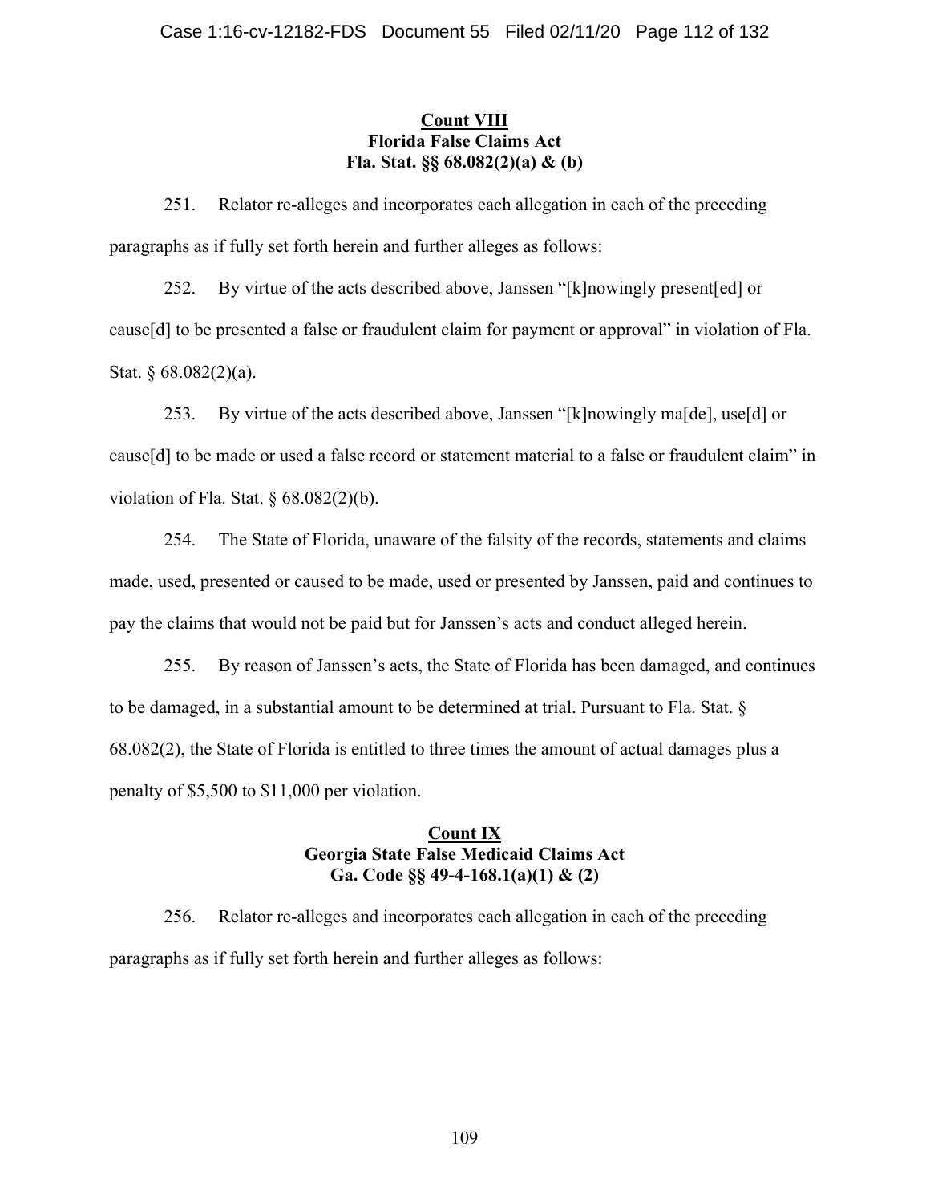**Count VIII**
**Florida False Claims Act**
**Fla. Stat. §§ 68.082(2)(a) & (b)**

251. Relator re-alleges and incorporates each allegation in each of the preceding paragraphs as if fully set forth herein and further alleges as follows:

252. By virtue of the acts described above, Janssen "[k]nowingly present[ed] or cause[d] to be presented a false or fraudulent claim for payment or approval" in violation of Fla. Stat. § 68.082(2)(a).

253. By virtue of the acts described above, Janssen "[k]nowingly ma[de], use[d] or cause[d] to be made or used a false record or statement material to a false or fraudulent claim" in violation of Fla. Stat. § 68.082(2)(b).

254. The State of Florida, unaware of the falsity of the records, statements and claims made, used, presented or caused to be made, used or presented by Janssen, paid and continues to pay the claims that would not be paid but for Janssen's acts and conduct alleged herein.

255. By reason of Janssen's acts, the State of Florida has been damaged, and continues to be damaged, in a substantial amount to be determined at trial. Pursuant to Fla. Stat. § 68.082(2), the State of Florida is entitled to three times the amount of actual damages plus a penalty of $5,500 to $11,000 per violation.

**Count IX**
**Georgia State False Medicaid Claims Act**
**Ga. Code §§ 49-4-168.1(a)(1) & (2)**

256. Relator re-alleges and incorporates each allegation in each of the preceding paragraphs as if fully set forth herein and further alleges as follows: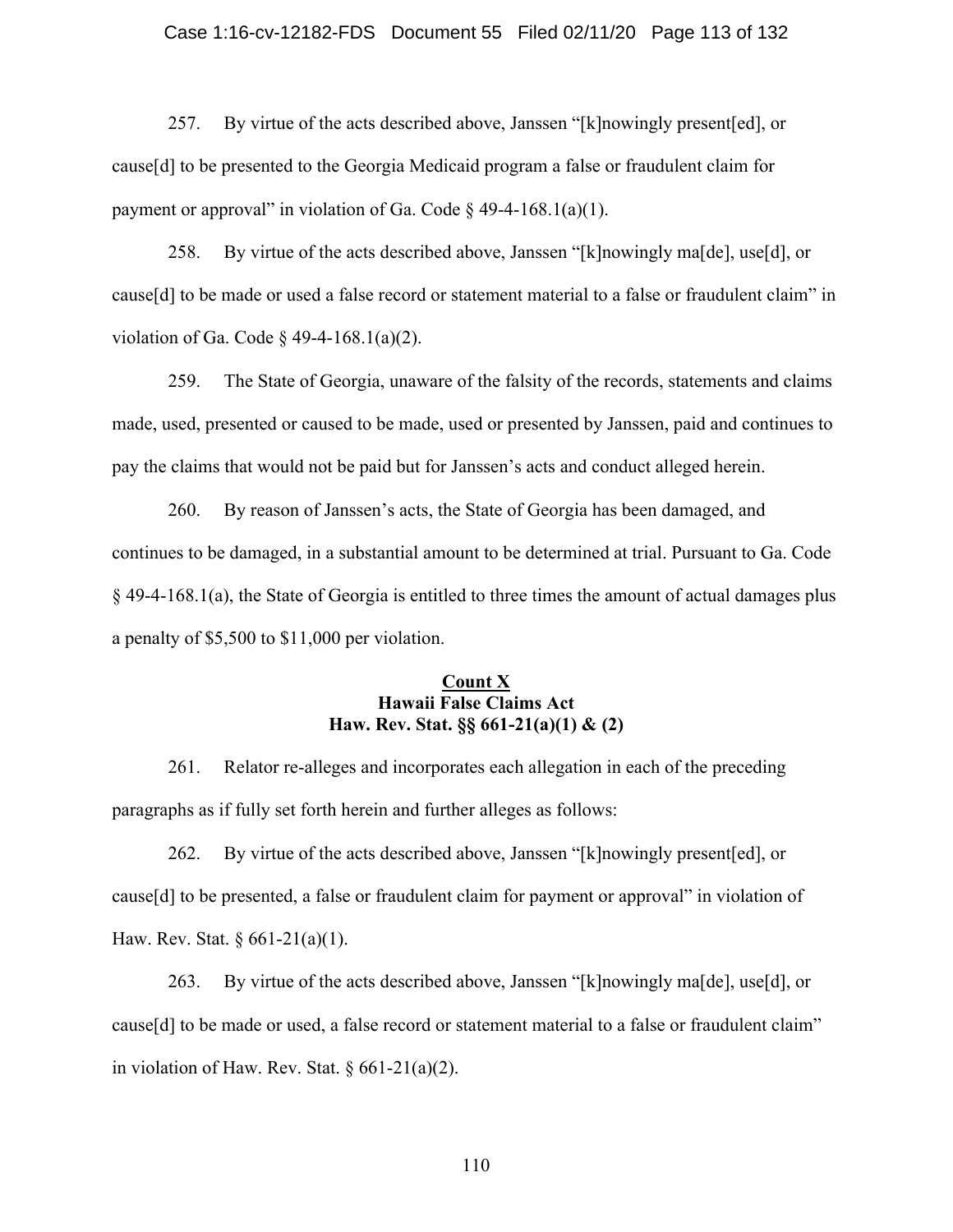257. By virtue of the acts described above, Janssen "[k]nowingly present[ed], or cause[d] to be presented to the Georgia Medicaid program a false or fraudulent claim for payment or approval" in violation of Ga. Code § 49-4-168.1(a)(1).

258. By virtue of the acts described above, Janssen "[k]nowingly ma[de], use[d], or cause[d] to be made or used a false record or statement material to a false or fraudulent claim" in violation of Ga. Code § 49-4-168.1(a)(2).

259. The State of Georgia, unaware of the falsity of the records, statements and claims made, used, presented or caused to be made, used or presented by Janssen, paid and continues to pay the claims that would not be paid but for Janssen's acts and conduct alleged herein.

260. By reason of Janssen's acts, the State of Georgia has been damaged, and continues to be damaged, in a substantial amount to be determined at trial. Pursuant to Ga. Code § 49-4-168.1(a), the State of Georgia is entitled to three times the amount of actual damages plus a penalty of $5,500 to $11,000 per violation.

## Count X
## Hawaii False Claims Act
## Haw. Rev. Stat. §§ 661-21(a)(1) & (2)

261. Relator re-alleges and incorporates each allegation in each of the preceding paragraphs as if fully set forth herein and further alleges as follows:

262. By virtue of the acts described above, Janssen "[k]nowingly present[ed], or cause[d] to be presented, a false or fraudulent claim for payment or approval" in violation of Haw. Rev. Stat. § 661-21(a)(1).

263. By virtue of the acts described above, Janssen "[k]nowingly ma[de], use[d], or cause[d] to be made or used, a false record or statement material to a false or fraudulent claim" in violation of Haw. Rev. Stat. § 661-21(a)(2).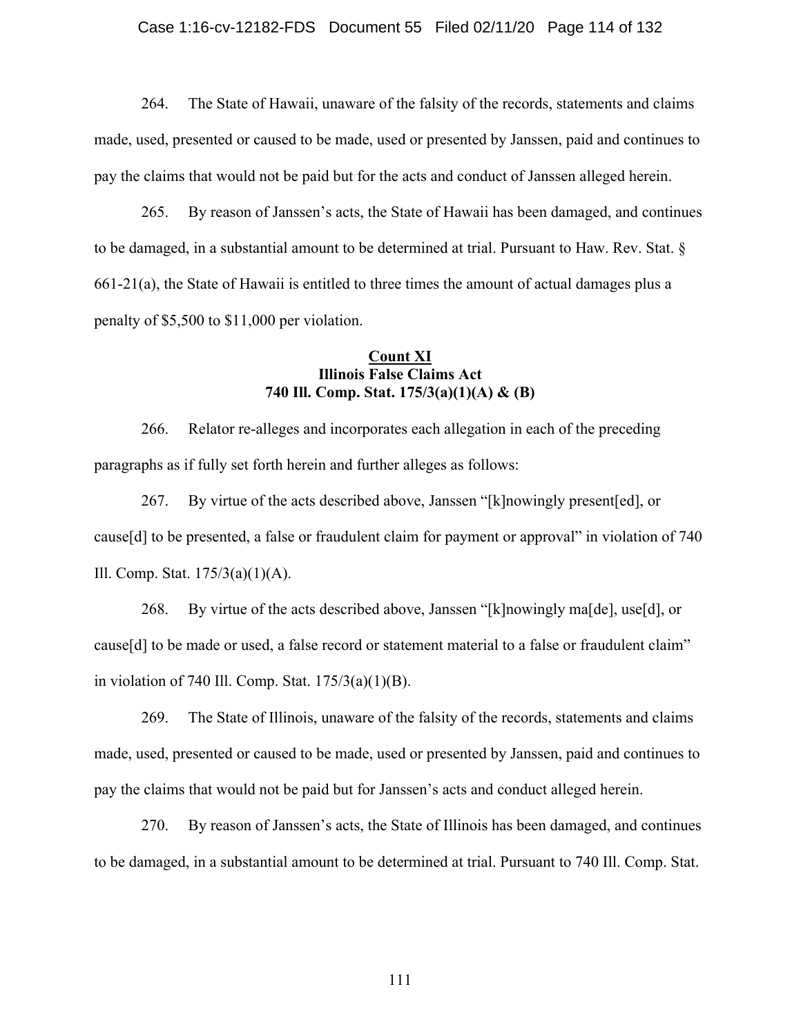264. The State of Hawaii, unaware of the falsity of the records, statements and claims made, used, presented or caused to be made, used or presented by Janssen, paid and continues to pay the claims that would not be paid but for the acts and conduct of Janssen alleged herein.

265. By reason of Janssen's acts, the State of Hawaii has been damaged, and continues to be damaged, in a substantial amount to be determined at trial. Pursuant to Haw. Rev. Stat. § 661-21(a), the State of Hawaii is entitled to three times the amount of actual damages plus a penalty of $5,500 to $11,000 per violation.

### Count XI
### Illinois False Claims Act
### 740 Ill. Comp. Stat. 175/3(a)(1)(A) & (B)

266. Relator re-alleges and incorporates each allegation in each of the preceding paragraphs as if fully set forth herein and further alleges as follows:

267. By virtue of the acts described above, Janssen "[k]nowingly present[ed], or cause[d] to be presented, a false or fraudulent claim for payment or approval" in violation of 740 Ill. Comp. Stat. 175/3(a)(1)(A).

268. By virtue of the acts described above, Janssen "[k]nowingly ma[de], use[d], or cause[d] to be made or used, a false record or statement material to a false or fraudulent claim" in violation of 740 Ill. Comp. Stat. 175/3(a)(1)(B).

269. The State of Illinois, unaware of the falsity of the records, statements and claims made, used, presented or caused to be made, used or presented by Janssen, paid and continues to pay the claims that would not be paid but for Janssen's acts and conduct alleged herein.

270. By reason of Janssen's acts, the State of Illinois has been damaged, and continues to be damaged, in a substantial amount to be determined at trial. Pursuant to 740 Ill. Comp. Stat.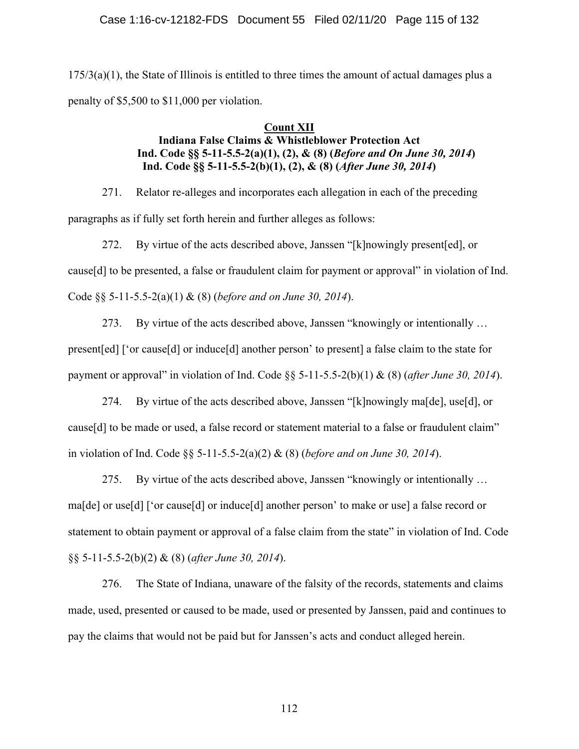175/3(a)(1), the State of Illinois is entitled to three times the amount of actual damages plus a penalty of $5,500 to $11,000 per violation.

**Count XII**
**Indiana False Claims & Whistleblower Protection Act**
**Ind. Code §§ 5-11-5.5-2(a)(1), (2), & (8) (*Before and On June 30, 2014*)**
**Ind. Code §§ 5-11-5.5-2(b)(1), (2), & (8) (*After June 30, 2014*)**

271. Relator re-alleges and incorporates each allegation in each of the preceding paragraphs as if fully set forth herein and further alleges as follows:

272. By virtue of the acts described above, Janssen "[k]nowingly present[ed], or cause[d] to be presented, a false or fraudulent claim for payment or approval" in violation of Ind. Code §§ 5-11-5.5-2(a)(1) & (8) (*before and on June 30, 2014*).

273. By virtue of the acts described above, Janssen "knowingly or intentionally … present[ed] ['or cause[d] or induce[d] another person' to present] a false claim to the state for payment or approval" in violation of Ind. Code §§ 5-11-5.5-2(b)(1) & (8) (*after June 30, 2014*).

274. By virtue of the acts described above, Janssen "[k]nowingly ma[de], use[d], or cause[d] to be made or used, a false record or statement material to a false or fraudulent claim" in violation of Ind. Code §§ 5-11-5.5-2(a)(2) & (8) (*before and on June 30, 2014*).

275. By virtue of the acts described above, Janssen "knowingly or intentionally … ma[de] or use[d] ['or cause[d] or induce[d] another person' to make or use] a false record or statement to obtain payment or approval of a false claim from the state" in violation of Ind. Code §§ 5-11-5.5-2(b)(2) & (8) (*after June 30, 2014*).

276. The State of Indiana, unaware of the falsity of the records, statements and claims made, used, presented or caused to be made, used or presented by Janssen, paid and continues to pay the claims that would not be paid but for Janssen's acts and conduct alleged herein.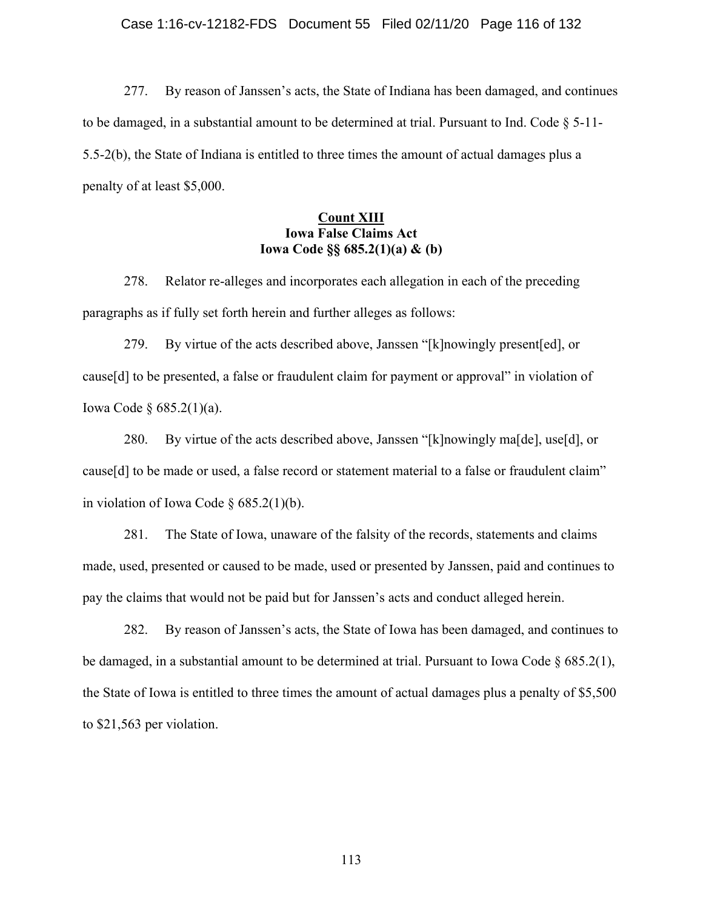277. By reason of Janssen's acts, the State of Indiana has been damaged, and continues to be damaged, in a substantial amount to be determined at trial. Pursuant to Ind. Code § 5-11-5.5-2(b), the State of Indiana is entitled to three times the amount of actual damages plus a penalty of at least $5,000.

## Count XIII
### Iowa False Claims Act
### Iowa Code §§ 685.2(1)(a) & (b)

278. Relator re-alleges and incorporates each allegation in each of the preceding paragraphs as if fully set forth herein and further alleges as follows:

279. By virtue of the acts described above, Janssen "[k]nowingly present[ed], or cause[d] to be presented, a false or fraudulent claim for payment or approval" in violation of Iowa Code § 685.2(1)(a).

280. By virtue of the acts described above, Janssen "[k]nowingly ma[de], use[d], or cause[d] to be made or used, a false record or statement material to a false or fraudulent claim" in violation of Iowa Code § 685.2(1)(b).

281. The State of Iowa, unaware of the falsity of the records, statements and claims made, used, presented or caused to be made, used or presented by Janssen, paid and continues to pay the claims that would not be paid but for Janssen's acts and conduct alleged herein.

282. By reason of Janssen's acts, the State of Iowa has been damaged, and continues to be damaged, in a substantial amount to be determined at trial. Pursuant to Iowa Code § 685.2(1), the State of Iowa is entitled to three times the amount of actual damages plus a penalty of $5,500 to $21,563 per violation.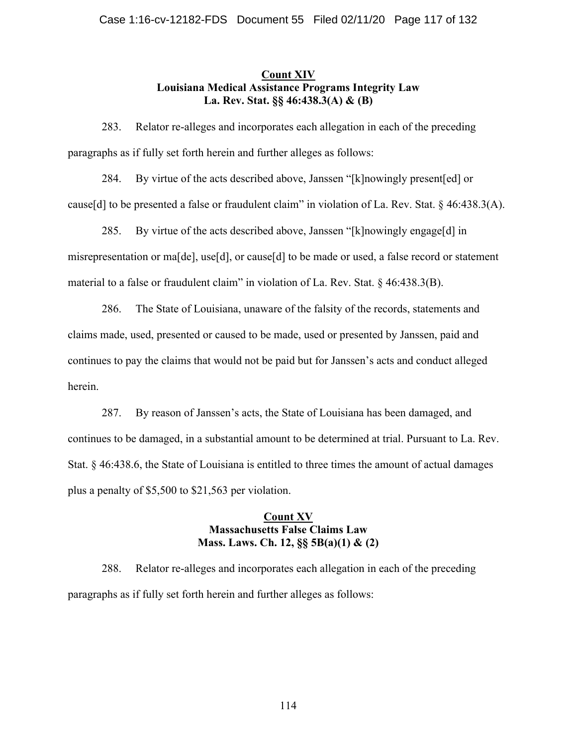**Count XIV**
**Louisiana Medical Assistance Programs Integrity Law**
**La. Rev. Stat. §§ 46:438.3(A) & (B)**

283. Relator re-alleges and incorporates each allegation in each of the preceding paragraphs as if fully set forth herein and further alleges as follows:

284. By virtue of the acts described above, Janssen "[k]nowingly present[ed] or cause[d] to be presented a false or fraudulent claim" in violation of La. Rev. Stat. § 46:438.3(A).

285. By virtue of the acts described above, Janssen "[k]nowingly engage[d] in misrepresentation or ma[de], use[d], or cause[d] to be made or used, a false record or statement material to a false or fraudulent claim" in violation of La. Rev. Stat. § 46:438.3(B).

286. The State of Louisiana, unaware of the falsity of the records, statements and claims made, used, presented or caused to be made, used or presented by Janssen, paid and continues to pay the claims that would not be paid but for Janssen's acts and conduct alleged herein.

287. By reason of Janssen's acts, the State of Louisiana has been damaged, and continues to be damaged, in a substantial amount to be determined at trial. Pursuant to La. Rev. Stat. § 46:438.6, the State of Louisiana is entitled to three times the amount of actual damages plus a penalty of $5,500 to $21,563 per violation.

**Count XV**
**Massachusetts False Claims Law**
**Mass. Laws. Ch. 12, §§ 5B(a)(1) & (2)**

288. Relator re-alleges and incorporates each allegation in each of the preceding paragraphs as if fully set forth herein and further alleges as follows: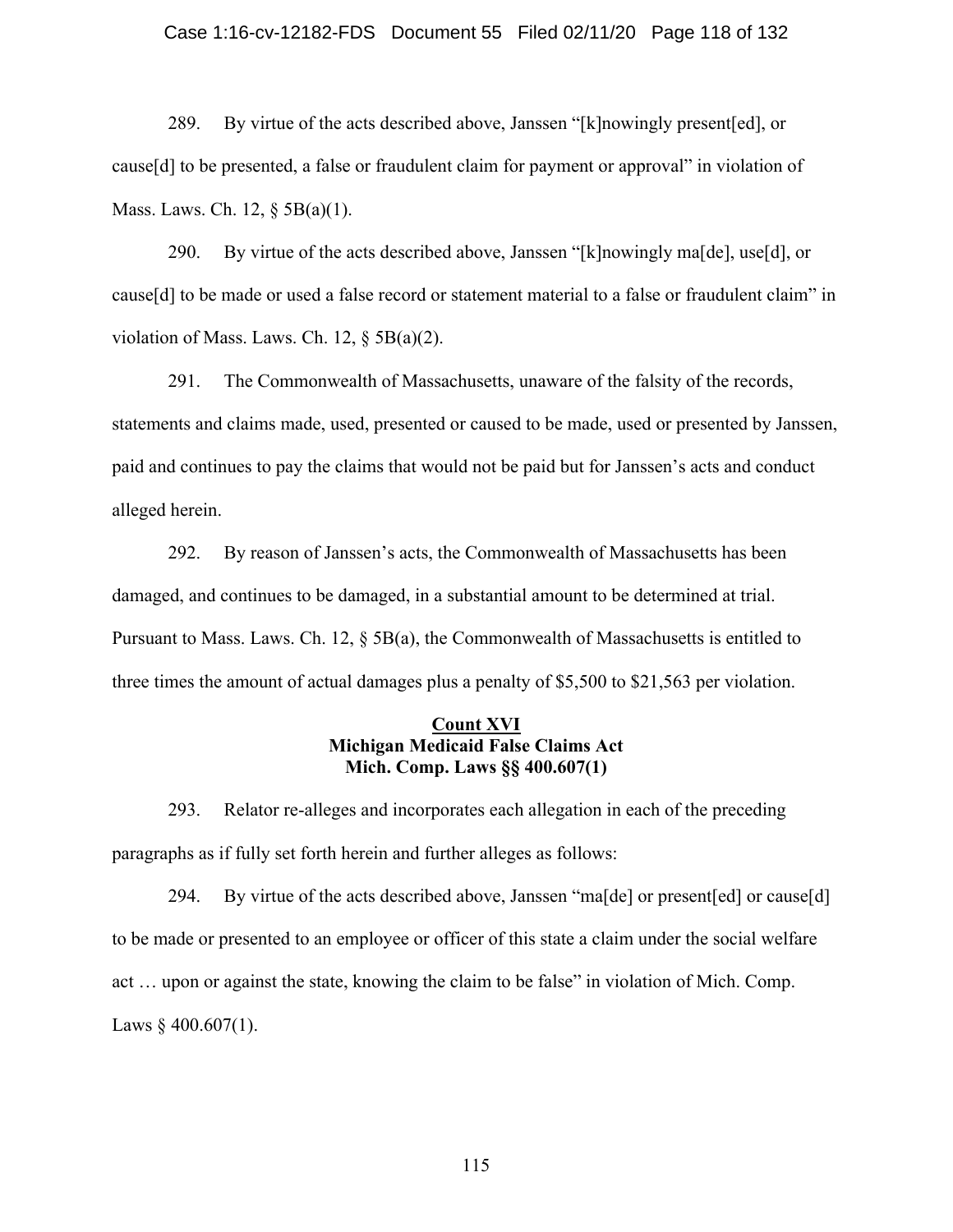289. By virtue of the acts described above, Janssen "[k]nowingly present[ed], or cause[d] to be presented, a false or fraudulent claim for payment or approval" in violation of Mass. Laws. Ch. 12, § 5B(a)(1).

290. By virtue of the acts described above, Janssen "[k]nowingly ma[de], use[d], or cause[d] to be made or used a false record or statement material to a false or fraudulent claim" in violation of Mass. Laws. Ch. 12, § 5B(a)(2).

291. The Commonwealth of Massachusetts, unaware of the falsity of the records, statements and claims made, used, presented or caused to be made, used or presented by Janssen, paid and continues to pay the claims that would not be paid but for Janssen's acts and conduct alleged herein.

292. By reason of Janssen's acts, the Commonwealth of Massachusetts has been damaged, and continues to be damaged, in a substantial amount to be determined at trial. Pursuant to Mass. Laws. Ch. 12, § 5B(a), the Commonwealth of Massachusetts is entitled to three times the amount of actual damages plus a penalty of $5,500 to $21,563 per violation.

**Count XVI**
**Michigan Medicaid False Claims Act**
**Mich. Comp. Laws §§ 400.607(1)**

293. Relator re-alleges and incorporates each allegation in each of the preceding paragraphs as if fully set forth herein and further alleges as follows:

294. By virtue of the acts described above, Janssen "ma[de] or present[ed] or cause[d] to be made or presented to an employee or officer of this state a claim under the social welfare act … upon or against the state, knowing the claim to be false" in violation of Mich. Comp. Laws § 400.607(1).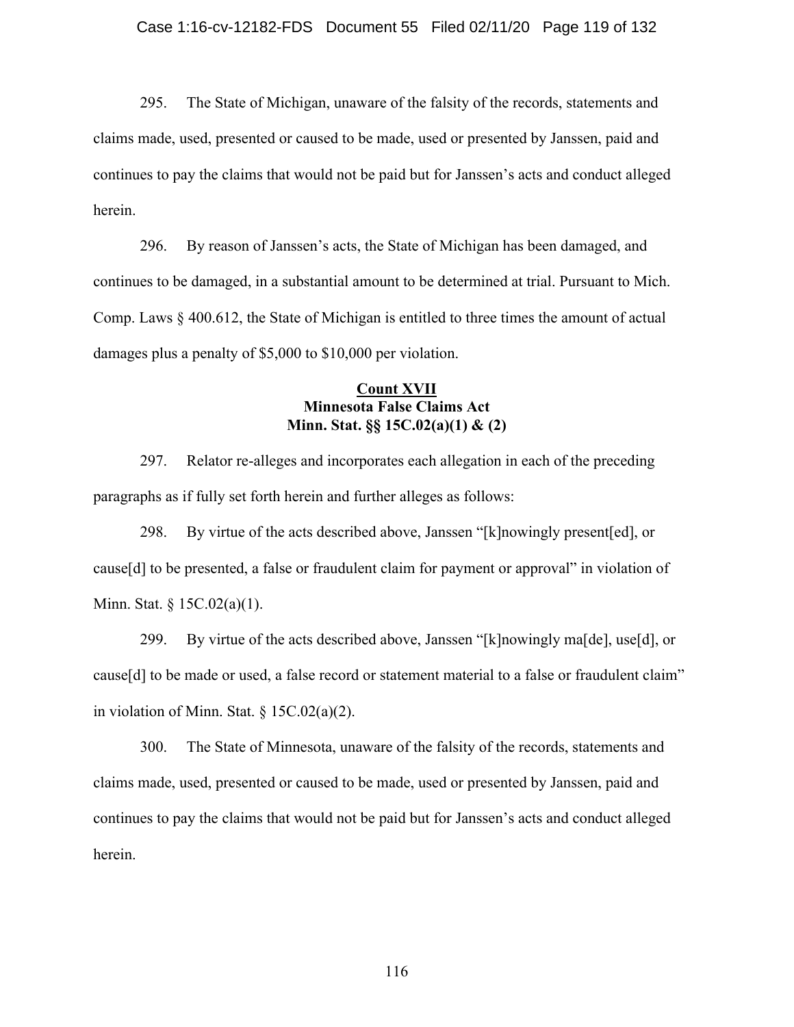295. The State of Michigan, unaware of the falsity of the records, statements and claims made, used, presented or caused to be made, used or presented by Janssen, paid and continues to pay the claims that would not be paid but for Janssen's acts and conduct alleged herein.

296. By reason of Janssen's acts, the State of Michigan has been damaged, and continues to be damaged, in a substantial amount to be determined at trial. Pursuant to Mich. Comp. Laws § 400.612, the State of Michigan is entitled to three times the amount of actual damages plus a penalty of $5,000 to $10,000 per violation.

**Count XVII**
**Minnesota False Claims Act**
**Minn. Stat. §§ 15C.02(a)(1) & (2)**

297. Relator re-alleges and incorporates each allegation in each of the preceding paragraphs as if fully set forth herein and further alleges as follows:

298. By virtue of the acts described above, Janssen "[k]nowingly present[ed], or cause[d] to be presented, a false or fraudulent claim for payment or approval" in violation of Minn. Stat. § 15C.02(a)(1).

299. By virtue of the acts described above, Janssen "[k]nowingly ma[de], use[d], or cause[d] to be made or used, a false record or statement material to a false or fraudulent claim" in violation of Minn. Stat. § 15C.02(a)(2).

300. The State of Minnesota, unaware of the falsity of the records, statements and claims made, used, presented or caused to be made, used or presented by Janssen, paid and continues to pay the claims that would not be paid but for Janssen's acts and conduct alleged herein.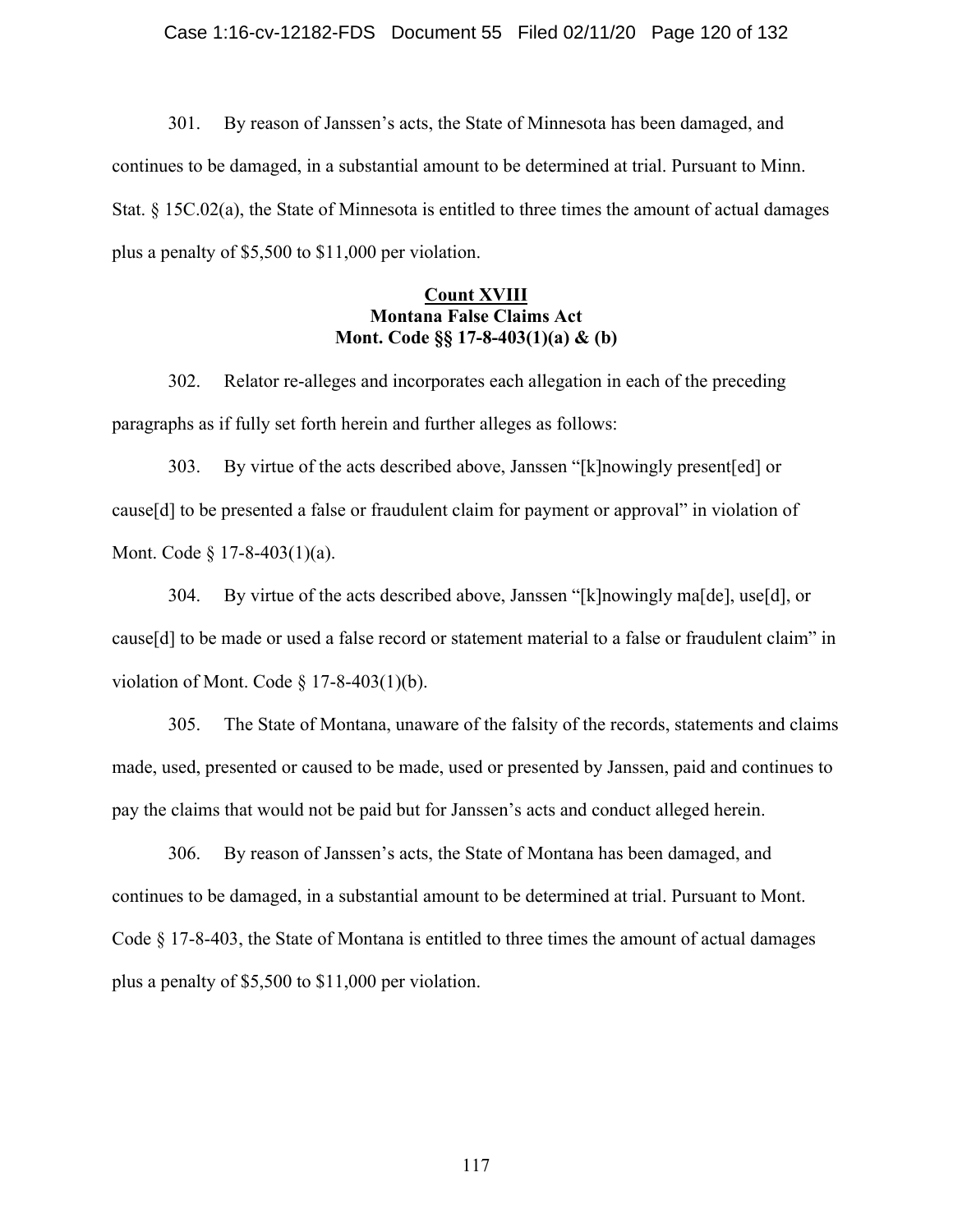301. By reason of Janssen's acts, the State of Minnesota has been damaged, and continues to be damaged, in a substantial amount to be determined at trial. Pursuant to Minn. Stat. § 15C.02(a), the State of Minnesota is entitled to three times the amount of actual damages plus a penalty of $5,500 to $11,000 per violation.

**Count XVIII**
**Montana False Claims Act**
**Mont. Code §§ 17-8-403(1)(a) & (b)**

302. Relator re-alleges and incorporates each allegation in each of the preceding paragraphs as if fully set forth herein and further alleges as follows:

303. By virtue of the acts described above, Janssen "[k]nowingly present[ed] or cause[d] to be presented a false or fraudulent claim for payment or approval" in violation of Mont. Code § 17-8-403(1)(a).

304. By virtue of the acts described above, Janssen "[k]nowingly ma[de], use[d], or cause[d] to be made or used a false record or statement material to a false or fraudulent claim" in violation of Mont. Code § 17-8-403(1)(b).

305. The State of Montana, unaware of the falsity of the records, statements and claims made, used, presented or caused to be made, used or presented by Janssen, paid and continues to pay the claims that would not be paid but for Janssen's acts and conduct alleged herein.

306. By reason of Janssen's acts, the State of Montana has been damaged, and continues to be damaged, in a substantial amount to be determined at trial. Pursuant to Mont. Code § 17-8-403, the State of Montana is entitled to three times the amount of actual damages plus a penalty of $5,500 to $11,000 per violation.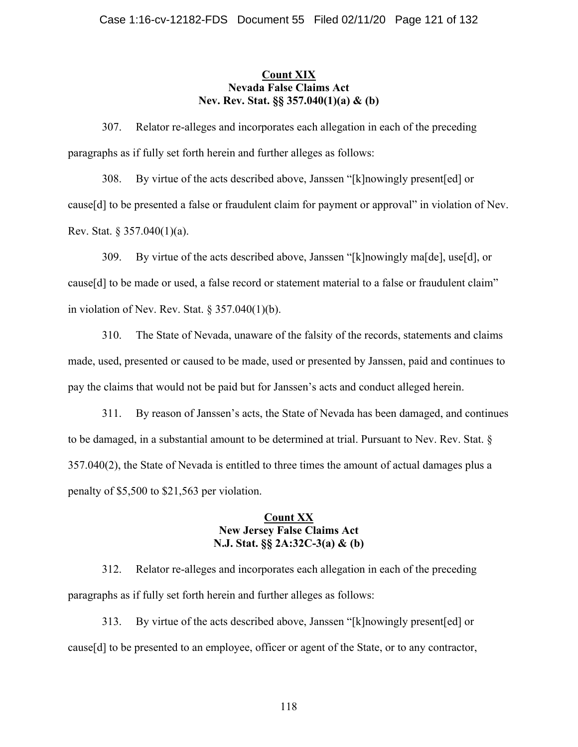**Count XIX**
**Nevada False Claims Act**
**Nev. Rev. Stat. §§ 357.040(1)(a) & (b)**

307. Relator re-alleges and incorporates each allegation in each of the preceding paragraphs as if fully set forth herein and further alleges as follows:

308. By virtue of the acts described above, Janssen "[k]nowingly present[ed] or cause[d] to be presented a false or fraudulent claim for payment or approval" in violation of Nev. Rev. Stat. § 357.040(1)(a).

309. By virtue of the acts described above, Janssen "[k]nowingly ma[de], use[d], or cause[d] to be made or used, a false record or statement material to a false or fraudulent claim" in violation of Nev. Rev. Stat. § 357.040(1)(b).

310. The State of Nevada, unaware of the falsity of the records, statements and claims made, used, presented or caused to be made, used or presented by Janssen, paid and continues to pay the claims that would not be paid but for Janssen's acts and conduct alleged herein.

311. By reason of Janssen's acts, the State of Nevada has been damaged, and continues to be damaged, in a substantial amount to be determined at trial. Pursuant to Nev. Rev. Stat. § 357.040(2), the State of Nevada is entitled to three times the amount of actual damages plus a penalty of $5,500 to $21,563 per violation.

**Count XX**
**New Jersey False Claims Act**
**N.J. Stat. §§ 2A:32C-3(a) & (b)**

312. Relator re-alleges and incorporates each allegation in each of the preceding paragraphs as if fully set forth herein and further alleges as follows:

313. By virtue of the acts described above, Janssen "[k]nowingly present[ed] or cause[d] to be presented to an employee, officer or agent of the State, or to any contractor,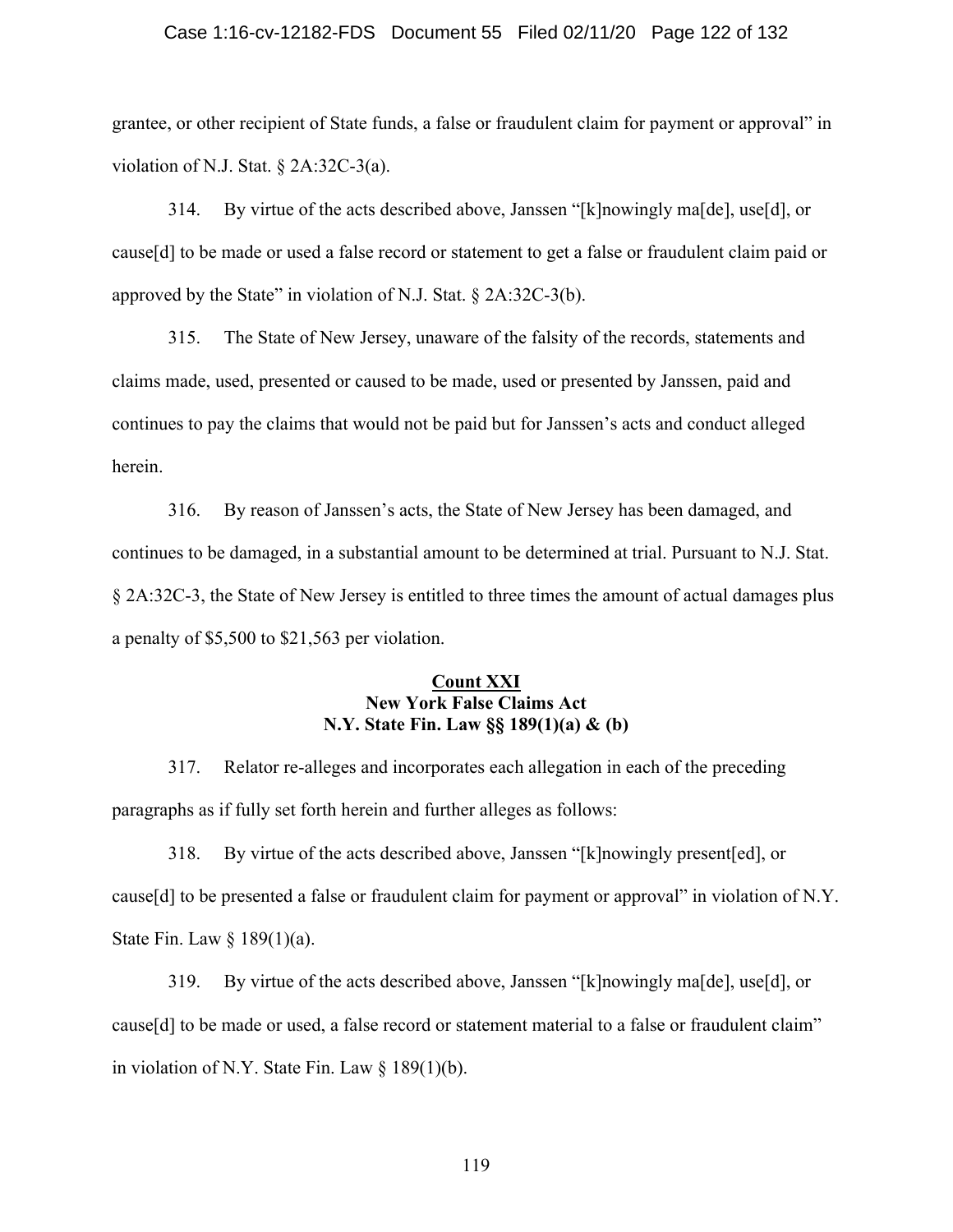grantee, or other recipient of State funds, a false or fraudulent claim for payment or approval" in violation of N.J. Stat. § 2A:32C-3(a).

314. By virtue of the acts described above, Janssen "[k]nowingly ma[de], use[d], or cause[d] to be made or used a false record or statement to get a false or fraudulent claim paid or approved by the State" in violation of N.J. Stat. § 2A:32C-3(b).

315. The State of New Jersey, unaware of the falsity of the records, statements and claims made, used, presented or caused to be made, used or presented by Janssen, paid and continues to pay the claims that would not be paid but for Janssen's acts and conduct alleged herein.

316. By reason of Janssen's acts, the State of New Jersey has been damaged, and continues to be damaged, in a substantial amount to be determined at trial. Pursuant to N.J. Stat. § 2A:32C-3, the State of New Jersey is entitled to three times the amount of actual damages plus a penalty of $5,500 to $21,563 per violation.

## Count XXI
## New York False Claims Act
## N.Y. State Fin. Law §§ 189(1)(a) & (b)

317. Relator re-alleges and incorporates each allegation in each of the preceding paragraphs as if fully set forth herein and further alleges as follows:

318. By virtue of the acts described above, Janssen "[k]nowingly present[ed], or cause[d] to be presented a false or fraudulent claim for payment or approval" in violation of N.Y. State Fin. Law § 189(1)(a).

319. By virtue of the acts described above, Janssen "[k]nowingly ma[de], use[d], or cause[d] to be made or used, a false record or statement material to a false or fraudulent claim" in violation of N.Y. State Fin. Law § 189(1)(b).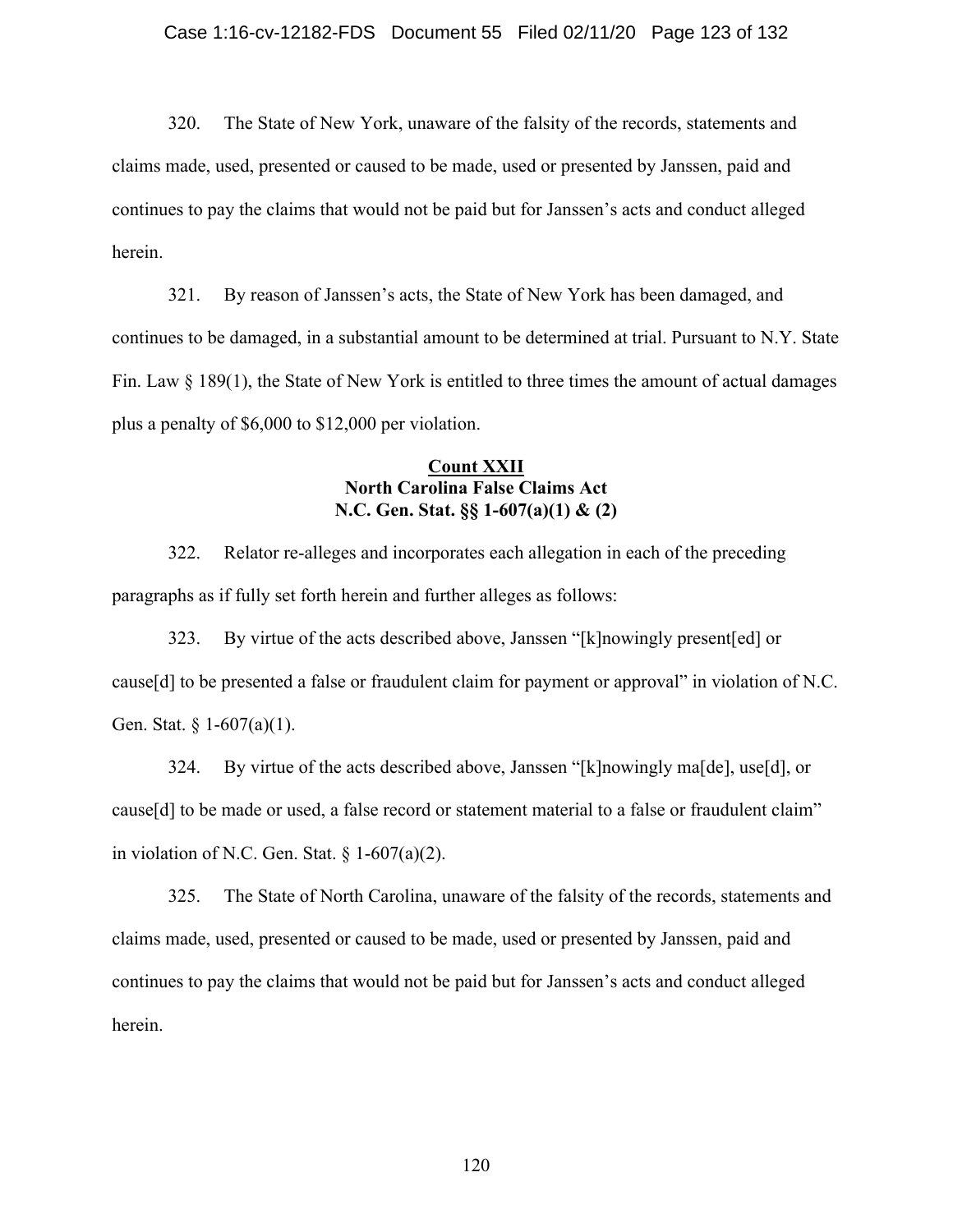320. The State of New York, unaware of the falsity of the records, statements and claims made, used, presented or caused to be made, used or presented by Janssen, paid and continues to pay the claims that would not be paid but for Janssen's acts and conduct alleged herein.

321. By reason of Janssen's acts, the State of New York has been damaged, and continues to be damaged, in a substantial amount to be determined at trial. Pursuant to N.Y. State Fin. Law § 189(1), the State of New York is entitled to three times the amount of actual damages plus a penalty of $6,000 to $12,000 per violation.

**Count XXII**
**North Carolina False Claims Act**
**N.C. Gen. Stat. §§ 1-607(a)(1) & (2)**

322. Relator re-alleges and incorporates each allegation in each of the preceding paragraphs as if fully set forth herein and further alleges as follows:

323. By virtue of the acts described above, Janssen "[k]nowingly present[ed] or cause[d] to be presented a false or fraudulent claim for payment or approval" in violation of N.C. Gen. Stat. § 1-607(a)(1).

324. By virtue of the acts described above, Janssen "[k]nowingly ma[de], use[d], or cause[d] to be made or used, a false record or statement material to a false or fraudulent claim" in violation of N.C. Gen. Stat. § 1-607(a)(2).

325. The State of North Carolina, unaware of the falsity of the records, statements and claims made, used, presented or caused to be made, used or presented by Janssen, paid and continues to pay the claims that would not be paid but for Janssen's acts and conduct alleged herein.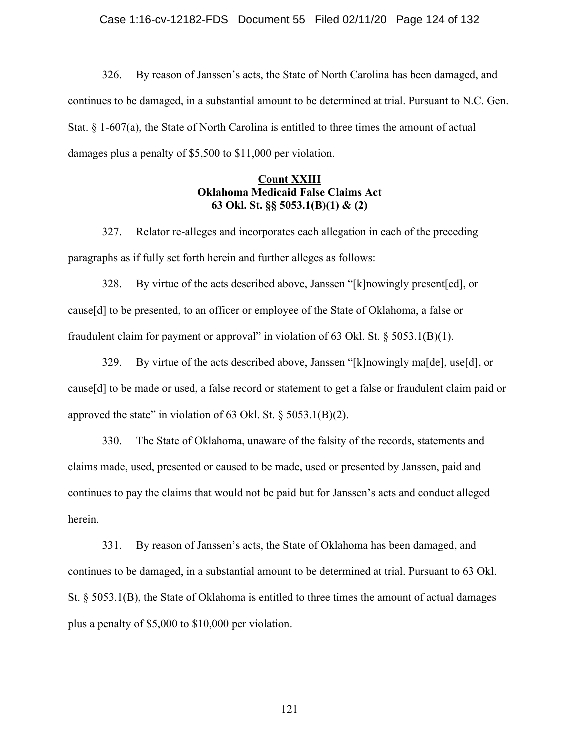326. By reason of Janssen's acts, the State of North Carolina has been damaged, and continues to be damaged, in a substantial amount to be determined at trial. Pursuant to N.C. Gen. Stat. § 1-607(a), the State of North Carolina is entitled to three times the amount of actual damages plus a penalty of $5,500 to $11,000 per violation.

**Count XXIII**
**Oklahoma Medicaid False Claims Act**
**63 Okl. St. §§ 5053.1(B)(1) & (2)**

327. Relator re-alleges and incorporates each allegation in each of the preceding paragraphs as if fully set forth herein and further alleges as follows:

328. By virtue of the acts described above, Janssen "[k]nowingly present[ed], or cause[d] to be presented, to an officer or employee of the State of Oklahoma, a false or fraudulent claim for payment or approval" in violation of 63 Okl. St. § 5053.1(B)(1).

329. By virtue of the acts described above, Janssen "[k]nowingly ma[de], use[d], or cause[d] to be made or used, a false record or statement to get a false or fraudulent claim paid or approved the state" in violation of 63 Okl. St. § 5053.1(B)(2).

330. The State of Oklahoma, unaware of the falsity of the records, statements and claims made, used, presented or caused to be made, used or presented by Janssen, paid and continues to pay the claims that would not be paid but for Janssen's acts and conduct alleged herein.

331. By reason of Janssen's acts, the State of Oklahoma has been damaged, and continues to be damaged, in a substantial amount to be determined at trial. Pursuant to 63 Okl. St. § 5053.1(B), the State of Oklahoma is entitled to three times the amount of actual damages plus a penalty of $5,000 to $10,000 per violation.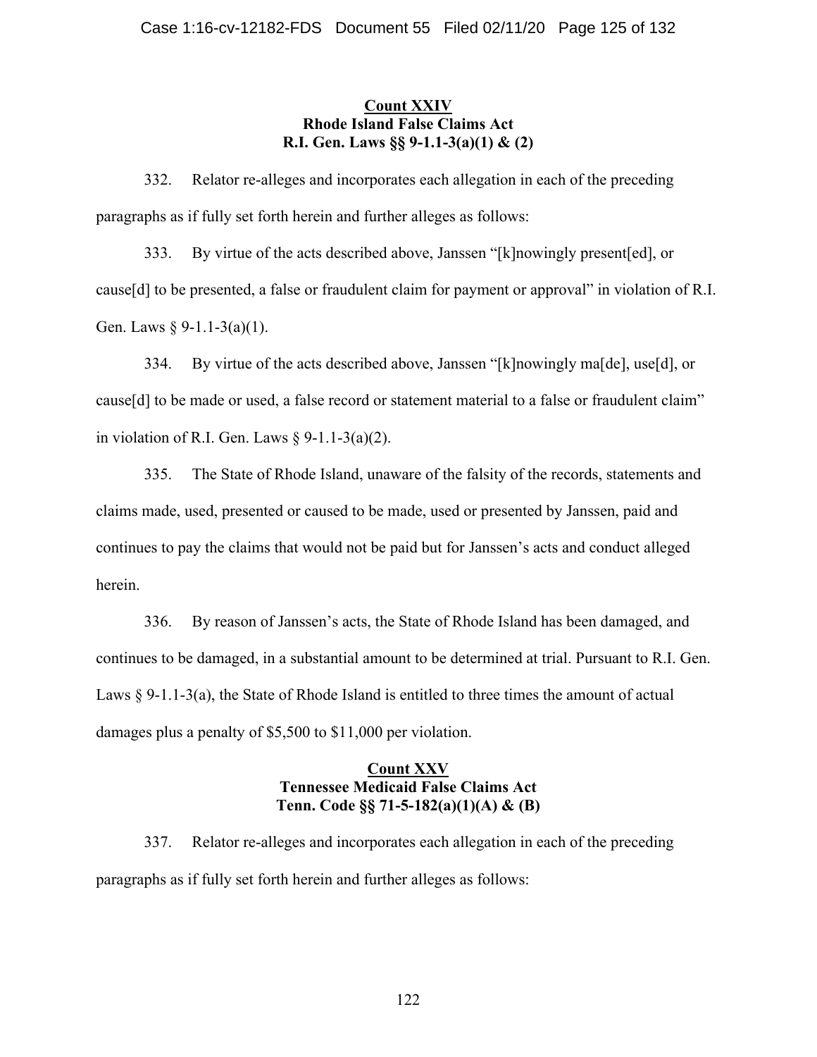**Count XXIV**
**Rhode Island False Claims Act**
**R.I. Gen. Laws §§ 9-1.1-3(a)(1) & (2)**

332. Relator re-alleges and incorporates each allegation in each of the preceding paragraphs as if fully set forth herein and further alleges as follows:

333. By virtue of the acts described above, Janssen "[k]nowingly present[ed], or cause[d] to be presented, a false or fraudulent claim for payment or approval" in violation of R.I. Gen. Laws § 9-1.1-3(a)(1).

334. By virtue of the acts described above, Janssen "[k]nowingly ma[de], use[d], or cause[d] to be made or used, a false record or statement material to a false or fraudulent claim" in violation of R.I. Gen. Laws § 9-1.1-3(a)(2).

335. The State of Rhode Island, unaware of the falsity of the records, statements and claims made, used, presented or caused to be made, used or presented by Janssen, paid and continues to pay the claims that would not be paid but for Janssen's acts and conduct alleged herein.

336. By reason of Janssen's acts, the State of Rhode Island has been damaged, and continues to be damaged, in a substantial amount to be determined at trial. Pursuant to R.I. Gen. Laws § 9-1.1-3(a), the State of Rhode Island is entitled to three times the amount of actual damages plus a penalty of $5,500 to $11,000 per violation.

**Count XXV**
**Tennessee Medicaid False Claims Act**
**Tenn. Code §§ 71-5-182(a)(1)(A) & (B)**

337. Relator re-alleges and incorporates each allegation in each of the preceding paragraphs as if fully set forth herein and further alleges as follows: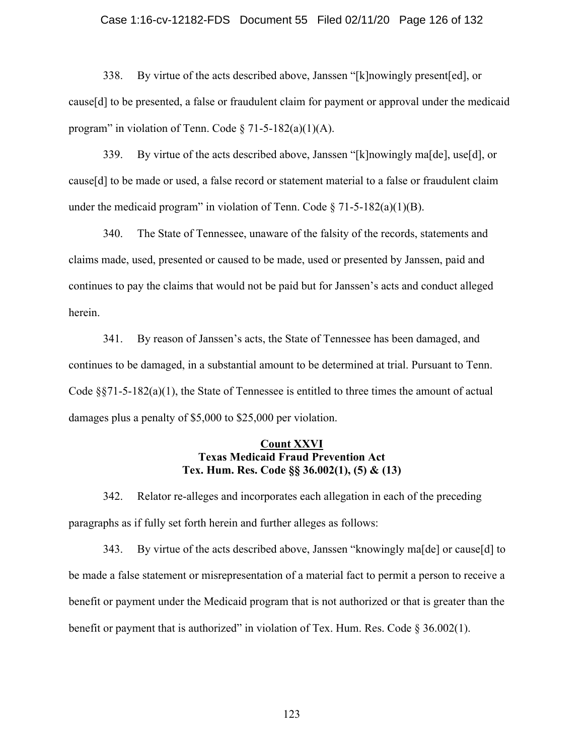338. By virtue of the acts described above, Janssen "[k]nowingly present[ed], or cause[d] to be presented, a false or fraudulent claim for payment or approval under the medicaid program" in violation of Tenn. Code § 71-5-182(a)(1)(A).

339. By virtue of the acts described above, Janssen "[k]nowingly ma[de], use[d], or cause[d] to be made or used, a false record or statement material to a false or fraudulent claim under the medicaid program" in violation of Tenn. Code § 71-5-182(a)(1)(B).

340. The State of Tennessee, unaware of the falsity of the records, statements and claims made, used, presented or caused to be made, used or presented by Janssen, paid and continues to pay the claims that would not be paid but for Janssen's acts and conduct alleged herein.

341. By reason of Janssen's acts, the State of Tennessee has been damaged, and continues to be damaged, in a substantial amount to be determined at trial. Pursuant to Tenn. Code §§71-5-182(a)(1), the State of Tennessee is entitled to three times the amount of actual damages plus a penalty of $5,000 to $25,000 per violation.

**Count XXVI**
**Texas Medicaid Fraud Prevention Act**
**Tex. Hum. Res. Code §§ 36.002(1), (5) & (13)**

342. Relator re-alleges and incorporates each allegation in each of the preceding paragraphs as if fully set forth herein and further alleges as follows:

343. By virtue of the acts described above, Janssen "knowingly ma[de] or cause[d] to be made a false statement or misrepresentation of a material fact to permit a person to receive a benefit or payment under the Medicaid program that is not authorized or that is greater than the benefit or payment that is authorized" in violation of Tex. Hum. Res. Code § 36.002(1).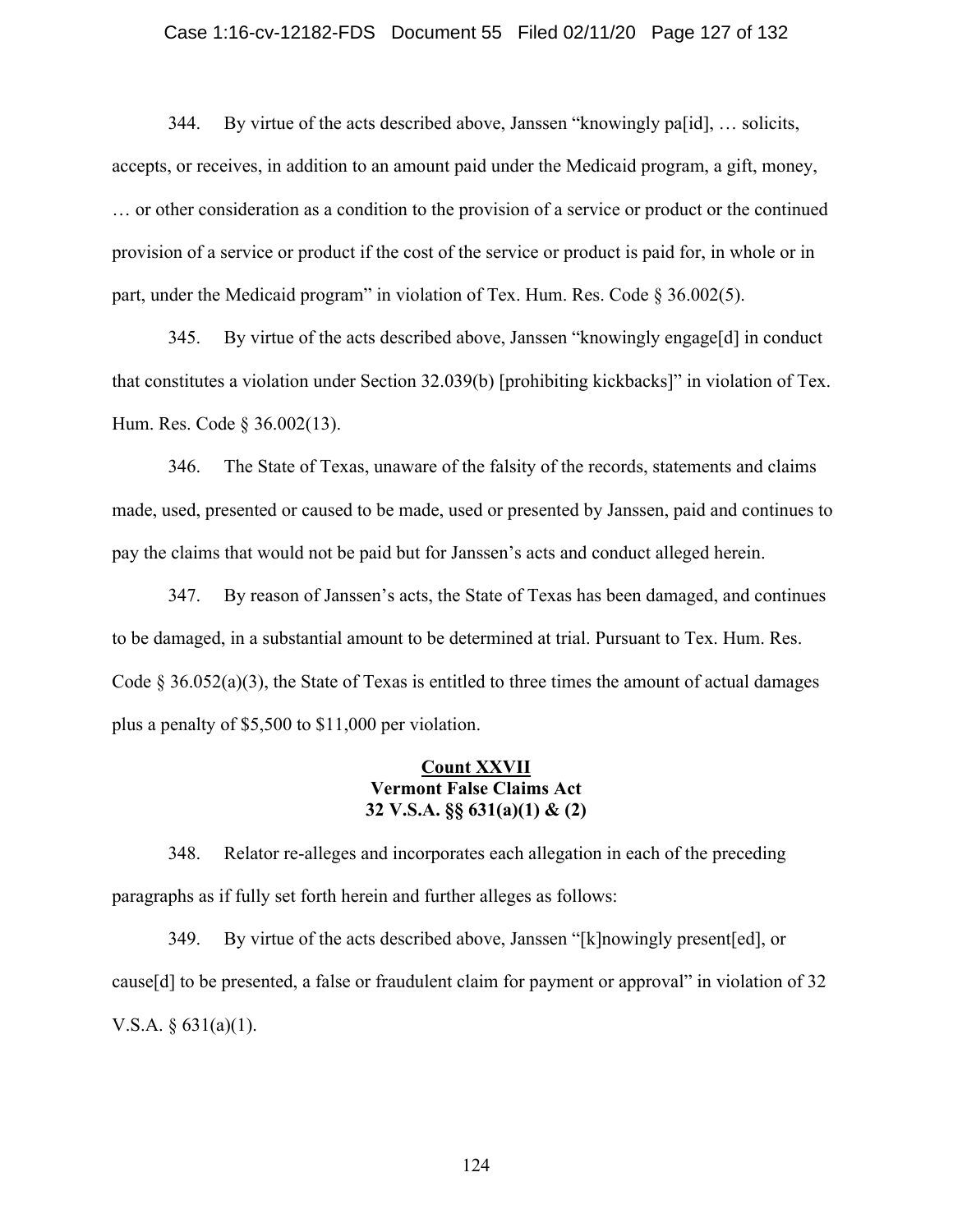344. By virtue of the acts described above, Janssen "knowingly pa[id], … solicits, accepts, or receives, in addition to an amount paid under the Medicaid program, a gift, money, … or other consideration as a condition to the provision of a service or product or the continued provision of a service or product if the cost of the service or product is paid for, in whole or in part, under the Medicaid program" in violation of Tex. Hum. Res. Code § 36.002(5).

345. By virtue of the acts described above, Janssen "knowingly engage[d] in conduct that constitutes a violation under Section 32.039(b) [prohibiting kickbacks]" in violation of Tex. Hum. Res. Code § 36.002(13).

346. The State of Texas, unaware of the falsity of the records, statements and claims made, used, presented or caused to be made, used or presented by Janssen, paid and continues to pay the claims that would not be paid but for Janssen's acts and conduct alleged herein.

347. By reason of Janssen's acts, the State of Texas has been damaged, and continues to be damaged, in a substantial amount to be determined at trial. Pursuant to Tex. Hum. Res. Code § 36.052(a)(3), the State of Texas is entitled to three times the amount of actual damages plus a penalty of $5,500 to $11,000 per violation.

**Count XXVII**
**Vermont False Claims Act**
**32 V.S.A. §§ 631(a)(1) & (2)**

348. Relator re-alleges and incorporates each allegation in each of the preceding paragraphs as if fully set forth herein and further alleges as follows:

349. By virtue of the acts described above, Janssen "[k]nowingly present[ed], or cause[d] to be presented, a false or fraudulent claim for payment or approval" in violation of 32 V.S.A. § 631(a)(1).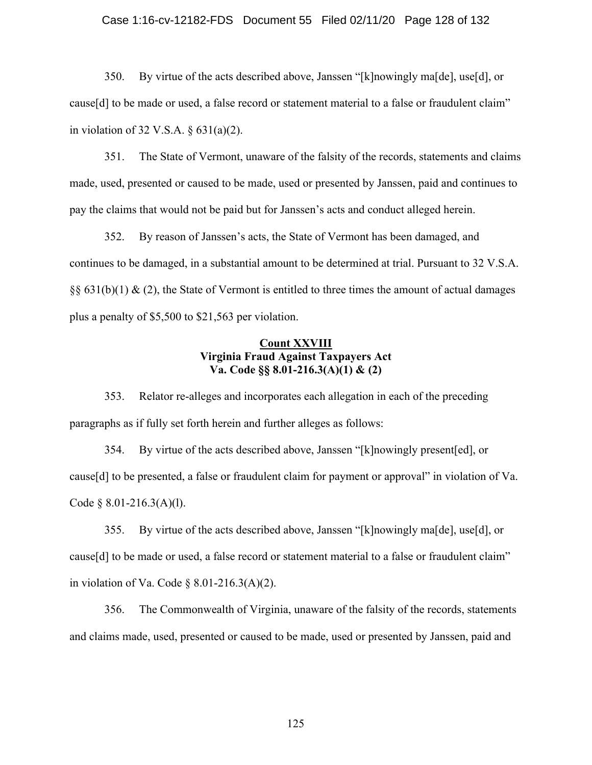350. By virtue of the acts described above, Janssen "[k]nowingly ma[de], use[d], or cause[d] to be made or used, a false record or statement material to a false or fraudulent claim" in violation of 32 V.S.A. § 631(a)(2).

351. The State of Vermont, unaware of the falsity of the records, statements and claims made, used, presented or caused to be made, used or presented by Janssen, paid and continues to pay the claims that would not be paid but for Janssen's acts and conduct alleged herein.

352. By reason of Janssen's acts, the State of Vermont has been damaged, and continues to be damaged, in a substantial amount to be determined at trial. Pursuant to 32 V.S.A. §§ 631(b)(1) & (2), the State of Vermont is entitled to three times the amount of actual damages plus a penalty of $5,500 to $21,563 per violation.

**Count XXVIII**
**Virginia Fraud Against Taxpayers Act**
**Va. Code §§ 8.01-216.3(A)(1) & (2)**

353. Relator re-alleges and incorporates each allegation in each of the preceding paragraphs as if fully set forth herein and further alleges as follows:

354. By virtue of the acts described above, Janssen "[k]nowingly present[ed], or cause[d] to be presented, a false or fraudulent claim for payment or approval" in violation of Va. Code § 8.01-216.3(A)(l).

355. By virtue of the acts described above, Janssen "[k]nowingly ma[de], use[d], or cause[d] to be made or used, a false record or statement material to a false or fraudulent claim" in violation of Va. Code § 8.01-216.3(A)(2).

356. The Commonwealth of Virginia, unaware of the falsity of the records, statements and claims made, used, presented or caused to be made, used or presented by Janssen, paid and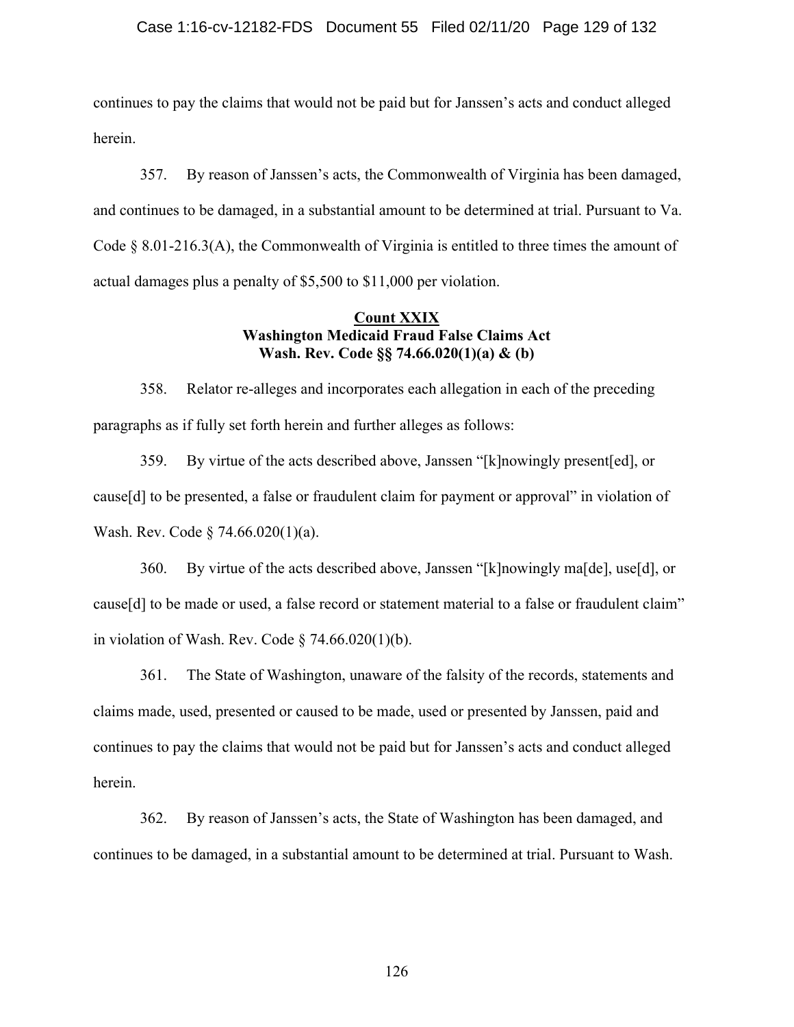continues to pay the claims that would not be paid but for Janssen's acts and conduct alleged herein.

357. By reason of Janssen's acts, the Commonwealth of Virginia has been damaged, and continues to be damaged, in a substantial amount to be determined at trial. Pursuant to Va. Code § 8.01-216.3(A), the Commonwealth of Virginia is entitled to three times the amount of actual damages plus a penalty of $5,500 to $11,000 per violation.

**<u>Count XXIX</u>**
**Washington Medicaid Fraud False Claims Act**
**Wash. Rev. Code §§ 74.66.020(1)(a) & (b)**

358. Relator re-alleges and incorporates each allegation in each of the preceding paragraphs as if fully set forth herein and further alleges as follows:

359. By virtue of the acts described above, Janssen "[k]nowingly present[ed], or cause[d] to be presented, a false or fraudulent claim for payment or approval" in violation of Wash. Rev. Code § 74.66.020(1)(a).

360. By virtue of the acts described above, Janssen "[k]nowingly ma[de], use[d], or cause[d] to be made or used, a false record or statement material to a false or fraudulent claim" in violation of Wash. Rev. Code § 74.66.020(1)(b).

361. The State of Washington, unaware of the falsity of the records, statements and claims made, used, presented or caused to be made, used or presented by Janssen, paid and continues to pay the claims that would not be paid but for Janssen's acts and conduct alleged herein.

362. By reason of Janssen's acts, the State of Washington has been damaged, and continues to be damaged, in a substantial amount to be determined at trial. Pursuant to Wash.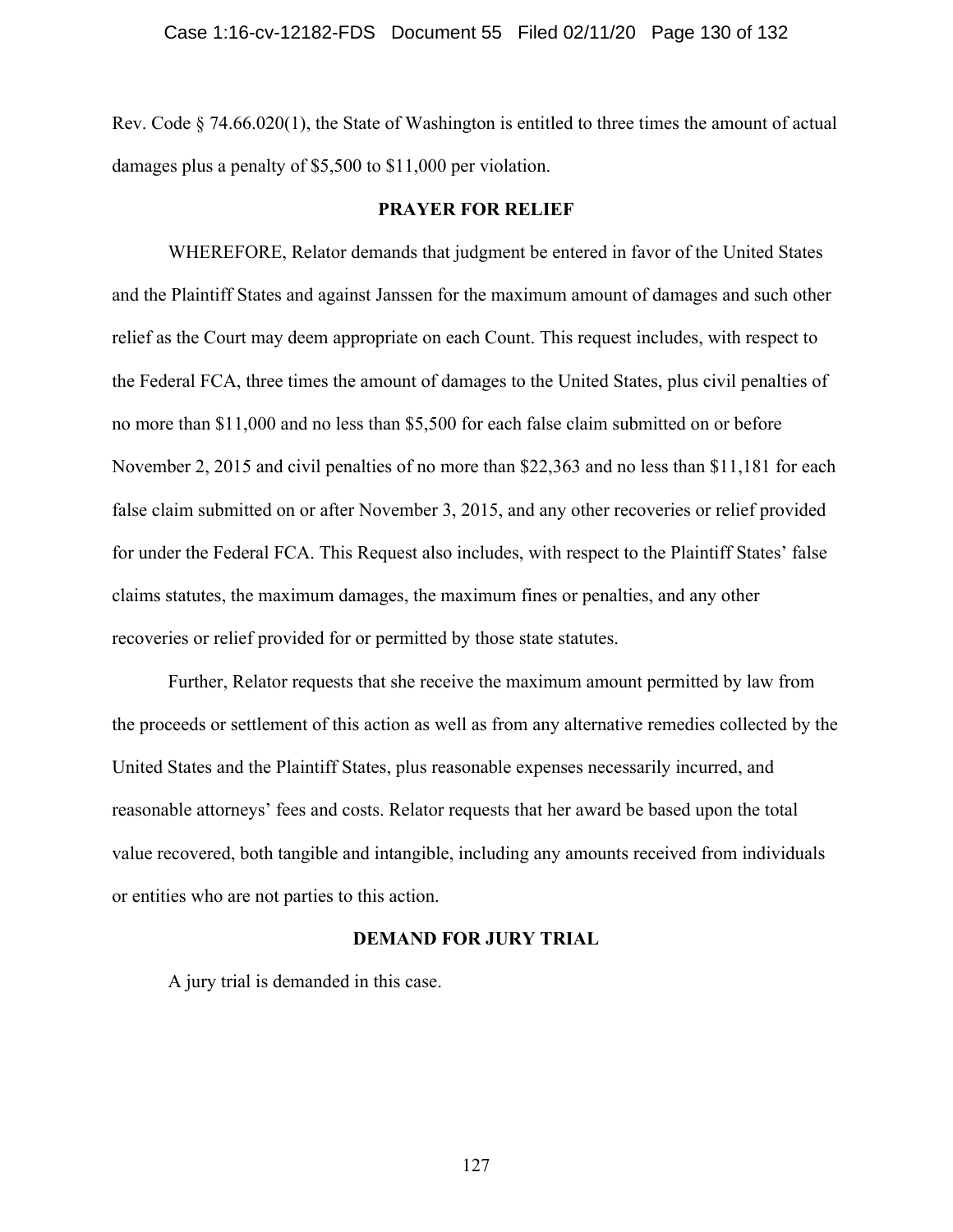Rev. Code § 74.66.020(1), the State of Washington is entitled to three times the amount of actual damages plus a penalty of $5,500 to $11,000 per violation.

## PRAYER FOR RELIEF

WHEREFORE, Relator demands that judgment be entered in favor of the United States and the Plaintiff States and against Janssen for the maximum amount of damages and such other relief as the Court may deem appropriate on each Count. This request includes, with respect to the Federal FCA, three times the amount of damages to the United States, plus civil penalties of no more than $11,000 and no less than $5,500 for each false claim submitted on or before November 2, 2015 and civil penalties of no more than $22,363 and no less than $11,181 for each false claim submitted on or after November 3, 2015, and any other recoveries or relief provided for under the Federal FCA. This Request also includes, with respect to the Plaintiff States' false claims statutes, the maximum damages, the maximum fines or penalties, and any other recoveries or relief provided for or permitted by those state statutes.

Further, Relator requests that she receive the maximum amount permitted by law from the proceeds or settlement of this action as well as from any alternative remedies collected by the United States and the Plaintiff States, plus reasonable expenses necessarily incurred, and reasonable attorneys' fees and costs. Relator requests that her award be based upon the total value recovered, both tangible and intangible, including any amounts received from individuals or entities who are not parties to this action.

## DEMAND FOR JURY TRIAL

A jury trial is demanded in this case.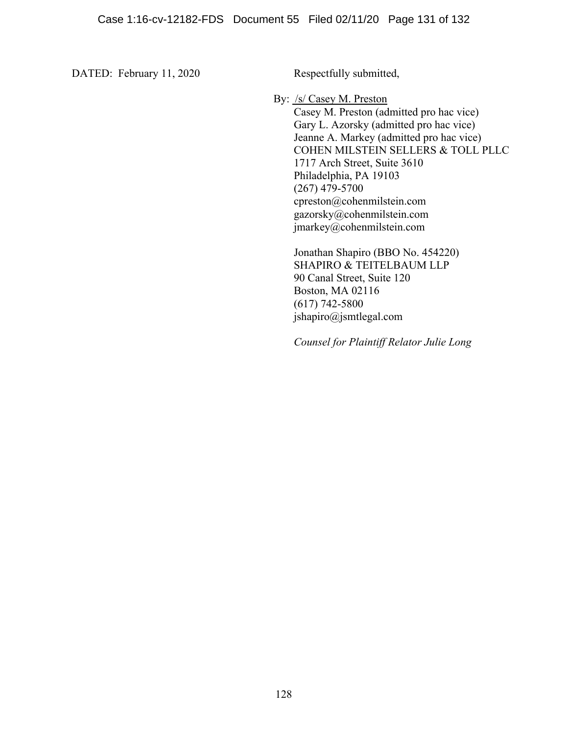DATED: February 11, 2020

Respectfully submitted,

By: /s/ Casey M. Preston
Casey M. Preston (admitted pro hac vice)
Gary L. Azorsky (admitted pro hac vice)
Jeanne A. Markey (admitted pro hac vice)
COHEN MILSTEIN SELLERS & TOLL PLLC
1717 Arch Street, Suite 3610
Philadelphia, PA 19103
(267) 479-5700
cpreston@cohenmilstein.com
gazorsky@cohenmilstein.com
jmarkey@cohenmilstein.com

Jonathan Shapiro (BBO No. 454220)
SHAPIRO & TEITELBAUM LLP
90 Canal Street, Suite 120
Boston, MA 02116
(617) 742-5800
jshapiro@jsmtlegal.com

*Counsel for Plaintiff Relator Julie Long*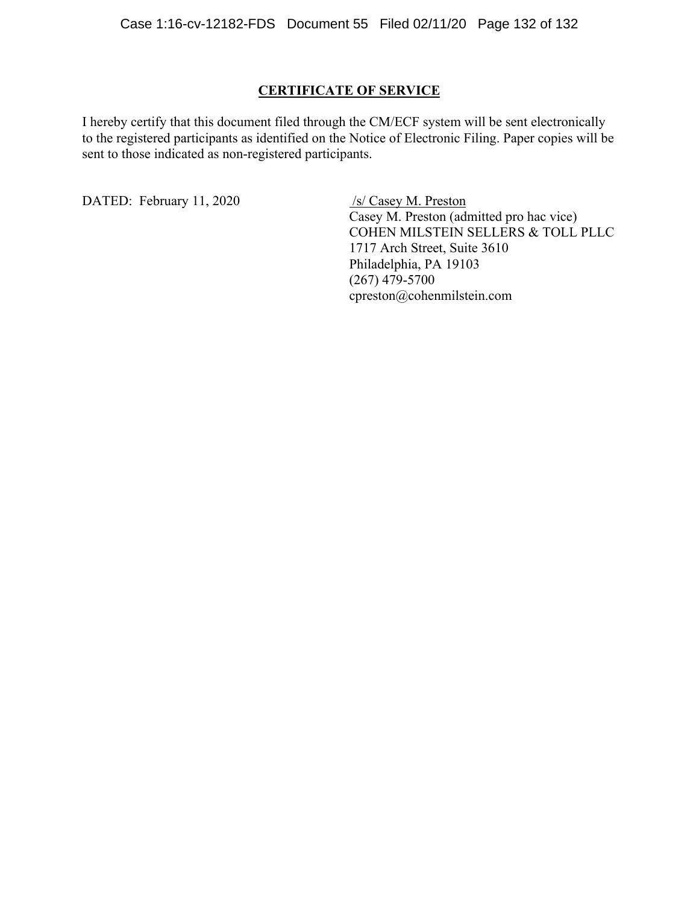## CERTIFICATE OF SERVICE

I hereby certify that this document filed through the CM/ECF system will be sent electronically to the registered participants as identified on the Notice of Electronic Filing. Paper copies will be sent to those indicated as non-registered participants.

DATED: February 11, 2020

/s/ Casey M. Preston
Casey M. Preston (admitted pro hac vice)
COHEN MILSTEIN SELLERS & TOLL PLLC
1717 Arch Street, Suite 3610
Philadelphia, PA 19103
(267) 479-5700
cpreston@cohenmilstein.com